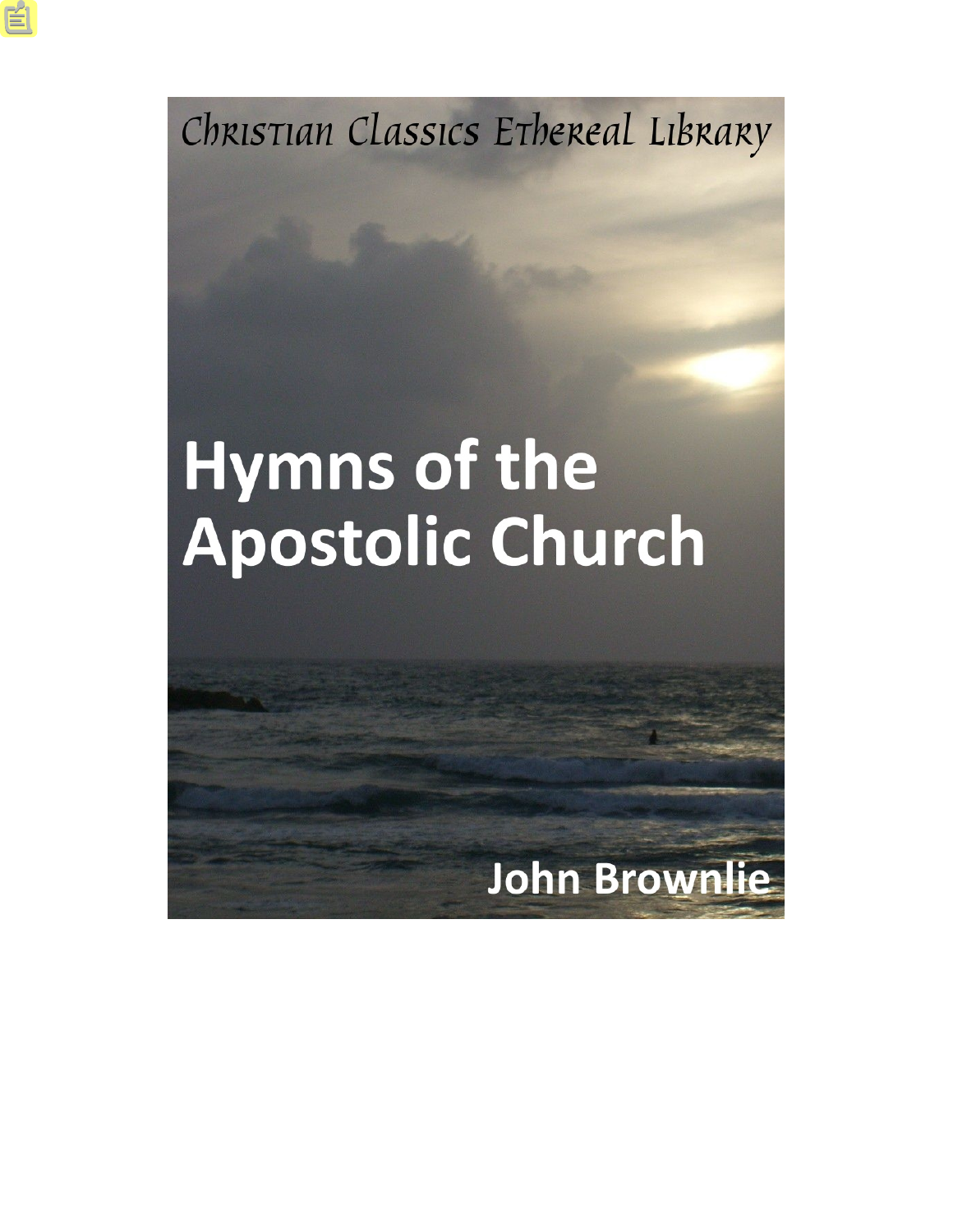Christian Classics Ethereal Library

# Hymns of the Apostolic Church

John Brownlie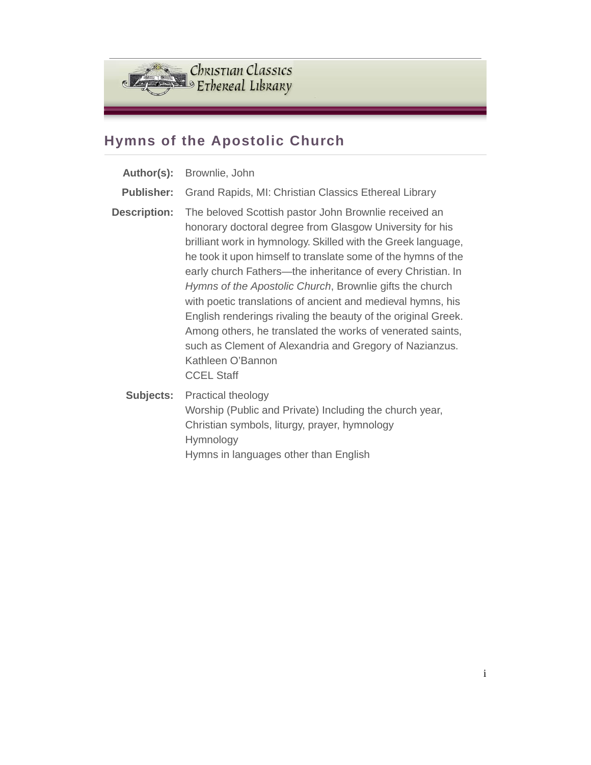# Hymns of the Apostolic Church

**Author(s):** Brownlie, John

**Publisher:** Grand Rapids, MI: Christian Classics Ethereal Library

**Description:** The beloved Scottish pastor John Brownlie received an honorary doctoral degree from Glasgow University for his brilliant work in hymnology. Skilled with the Greek language, he took it upon himself to translate some of the hymns of the early church Fathers—the inheritance of every Christian. In *Hymns of the Apostolic Church*, Brownlie gifts the church with poetic translations of ancient and medieval hymns, his English renderings rivaling the beauty of the original Greek. Among others, he translated the works of venerated saints, such as Clement of Alexandria and Gregory of Nazianzus.
Kathleen O'Bannon
CCEL Staff

**Subjects:** Practical theology
Worship (Public and Private) Including the church year, Christian symbols, liturgy, prayer, hymnology
Hymnology
Hymns in languages other than English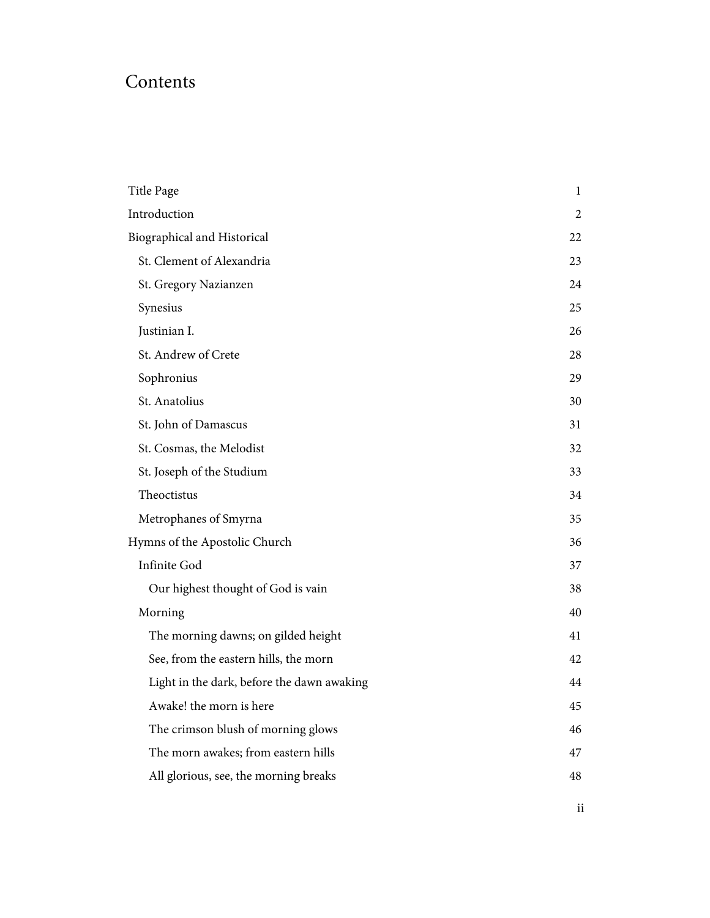# Contents

| | |
|---|---|
| Title Page | 1 |
| Introduction | 2 |
| Biographical and Historical | 22 |
| St. Clement of Alexandria | 23 |
| St. Gregory Nazianzen | 24 |
| Synesius | 25 |
| Justinian I. | 26 |
| St. Andrew of Crete | 28 |
| Sophronius | 29 |
| St. Anatolius | 30 |
| St. John of Damascus | 31 |
| St. Cosmas, the Melodist | 32 |
| St. Joseph of the Studium | 33 |
| Theoctistus | 34 |
| Metrophanes of Smyrna | 35 |
| Hymns of the Apostolic Church | 36 |
| Infinite God | 37 |
| Our highest thought of God is vain | 38 |
| Morning | 40 |
| The morning dawns; on gilded height | 41 |
| See, from the eastern hills, the morn | 42 |
| Light in the dark, before the dawn awaking | 44 |
| Awake! the morn is here | 45 |
| The crimson blush of morning glows | 46 |
| The morn awakes; from eastern hills | 47 |
| All glorious, see, the morning breaks | 48 |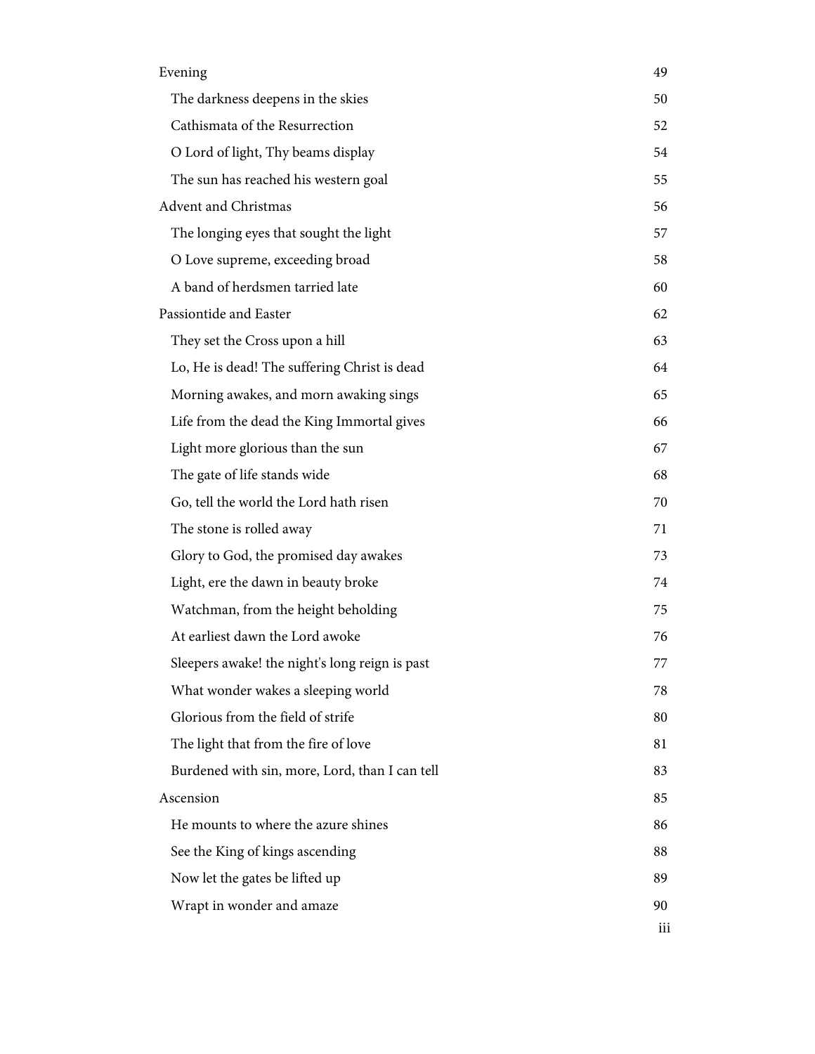| | |
|---|---|
| Evening | 49 |
| The darkness deepens in the skies | 50 |
| Cathismata of the Resurrection | 52 |
| O Lord of light, Thy beams display | 54 |
| The sun has reached his western goal | 55 |
| Advent and Christmas | 56 |
| The longing eyes that sought the light | 57 |
| O Love supreme, exceeding broad | 58 |
| A band of herdsmen tarried late | 60 |
| Passiontide and Easter | 62 |
| They set the Cross upon a hill | 63 |
| Lo, He is dead! The suffering Christ is dead | 64 |
| Morning awakes, and morn awaking sings | 65 |
| Life from the dead the King Immortal gives | 66 |
| Light more glorious than the sun | 67 |
| The gate of life stands wide | 68 |
| Go, tell the world the Lord hath risen | 70 |
| The stone is rolled away | 71 |
| Glory to God, the promised day awakes | 73 |
| Light, ere the dawn in beauty broke | 74 |
| Watchman, from the height beholding | 75 |
| At earliest dawn the Lord awoke | 76 |
| Sleepers awake! the night's long reign is past | 77 |
| What wonder wakes a sleeping world | 78 |
| Glorious from the field of strife | 80 |
| The light that from the fire of love | 81 |
| Burdened with sin, more, Lord, than I can tell | 83 |
| Ascension | 85 |
| He mounts to where the azure shines | 86 |
| See the King of kings ascending | 88 |
| Now let the gates be lifted up | 89 |
| Wrapt in wonder and amaze | 90 |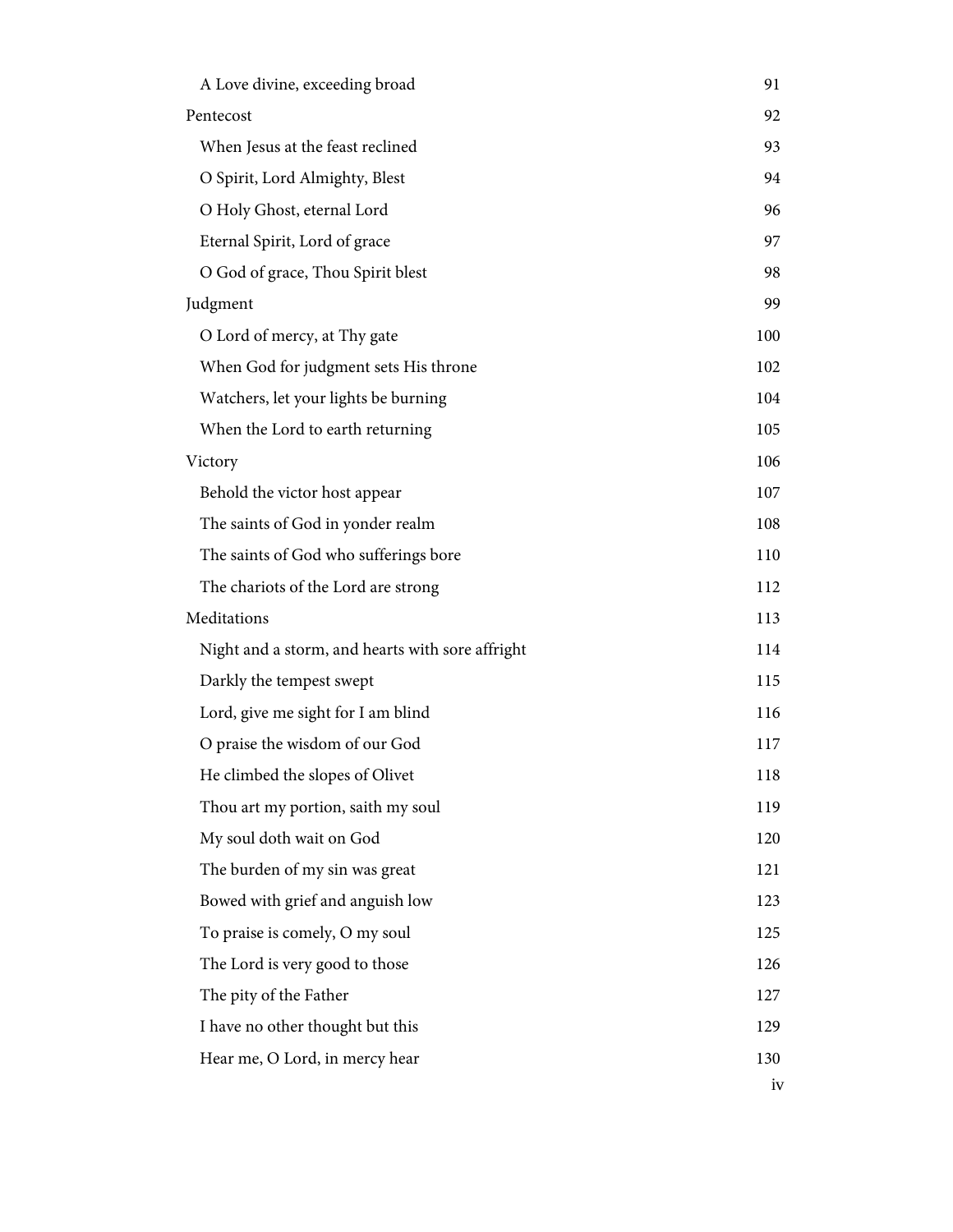- A Love divine, exceeding broad 91

Pentecost 92

- When Jesus at the feast reclined 93
- O Spirit, Lord Almighty, Blest 94
- O Holy Ghost, eternal Lord 96
- Eternal Spirit, Lord of grace 97
- O God of grace, Thou Spirit blest 98

Judgment 99

- O Lord of mercy, at Thy gate 100
- When God for judgment sets His throne 102
- Watchers, let your lights be burning 104
- When the Lord to earth returning 105

Victory 106

- Behold the victor host appear 107
- The saints of God in yonder realm 108
- The saints of God who sufferings bore 110
- The chariots of the Lord are strong 112

Meditations 113

- Night and a storm, and hearts with sore affright 114
- Darkly the tempest swept 115
- Lord, give me sight for I am blind 116
- O praise the wisdom of our God 117
- He climbed the slopes of Olivet 118
- Thou art my portion, saith my soul 119
- My soul doth wait on God 120
- The burden of my sin was great 121
- Bowed with grief and anguish low 123
- To praise is comely, O my soul 125
- The Lord is very good to those 126
- The pity of the Father 127
- I have no other thought but this 129
- Hear me, O Lord, in mercy hear 130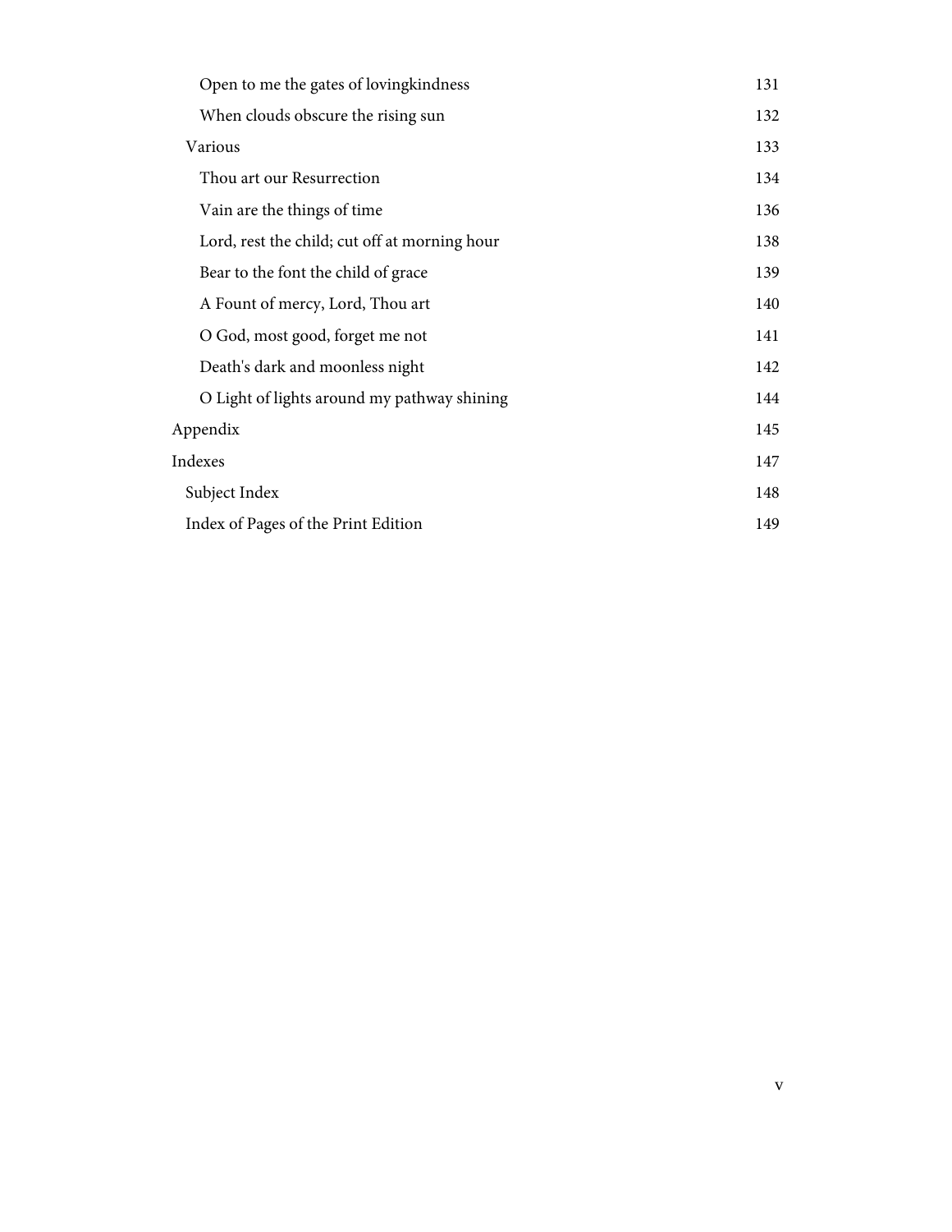- Open to me the gates of lovingkindness 131
- When clouds obscure the rising sun 132

Various 133

- Thou art our Resurrection 134
- Vain are the things of time 136
- Lord, rest the child; cut off at morning hour 138
- Bear to the font the child of grace 139
- A Fount of mercy, Lord, Thou art 140
- O God, most good, forget me not 141
- Death's dark and moonless night 142
- O Light of lights around my pathway shining 144

Appendix 145

Indexes 147

- Subject Index 148
- Index of Pages of the Print Edition 149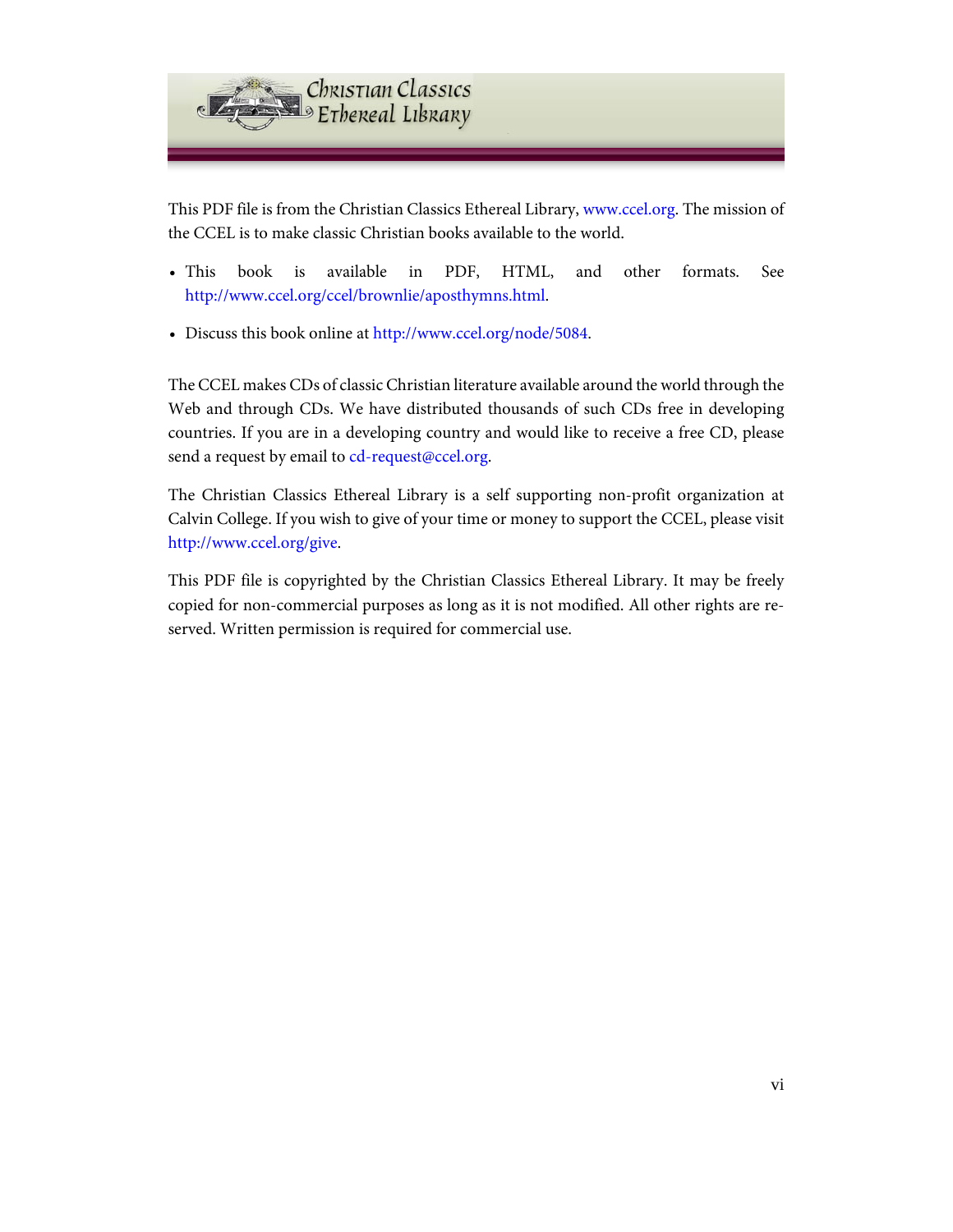This PDF file is from the Christian Classics Ethereal Library, www.ccel.org. The mission of the CCEL is to make classic Christian books available to the world.

- This book is available in PDF, HTML, and other formats. See http://www.ccel.org/ccel/brownlie/aposthymns.html.
- Discuss this book online at http://www.ccel.org/node/5084.

The CCEL makes CDs of classic Christian literature available around the world through the Web and through CDs. We have distributed thousands of such CDs free in developing countries. If you are in a developing country and would like to receive a free CD, please send a request by email to cd-request@ccel.org.

The Christian Classics Ethereal Library is a self supporting non-profit organization at Calvin College. If you wish to give of your time or money to support the CCEL, please visit http://www.ccel.org/give.

This PDF file is copyrighted by the Christian Classics Ethereal Library. It may be freely copied for non-commercial purposes as long as it is not modified. All other rights are reserved. Written permission is required for commercial use.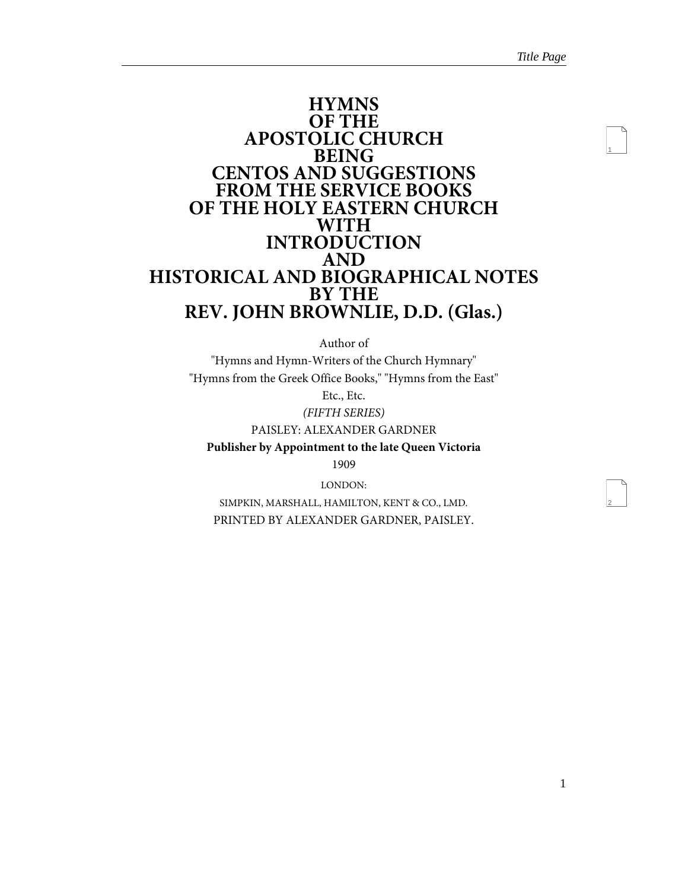# HYMNS OF THE APOSTOLIC CHURCH BEING CENTOS AND SUGGESTIONS FROM THE SERVICE BOOKS OF THE HOLY EASTERN CHURCH WITH INTRODUCTION AND HISTORICAL AND BIOGRAPHICAL NOTES BY THE REV. JOHN BROWNLIE, D.D. (Glas.)

Author of

"Hymns and Hymn-Writers of the Church Hymnary"

"Hymns from the Greek Office Books," "Hymns from the East"

Etc., Etc.

*(FIFTH SERIES)*

PAISLEY: ALEXANDER GARDNER

**Publisher by Appointment to the late Queen Victoria**

1909

LONDON:

SIMPKIN, MARSHALL, HAMILTON, KENT & CO., LMD.

PRINTED BY ALEXANDER GARDNER, PAISLEY.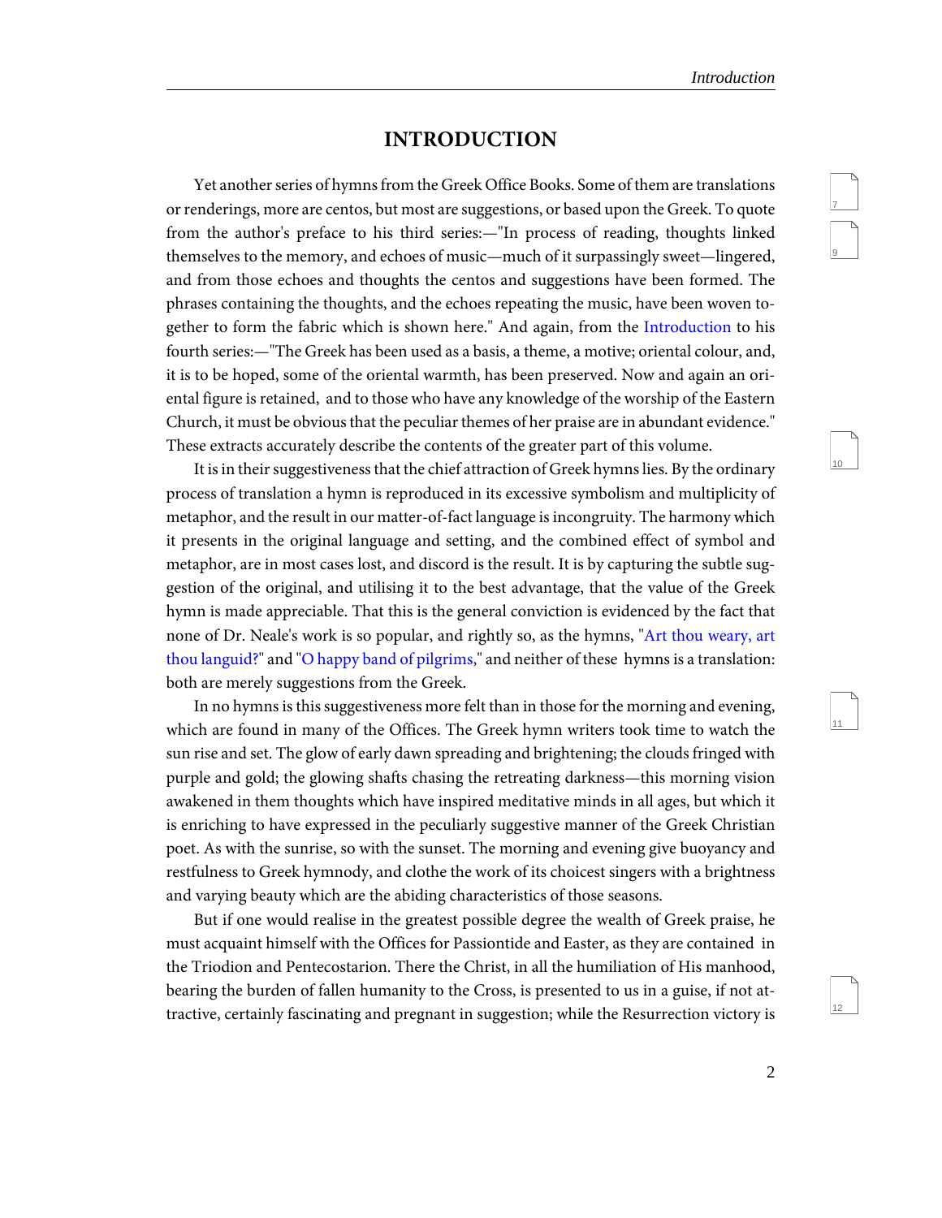# INTRODUCTION

Yet another series of hymns from the Greek Office Books. Some of them are translations or renderings, more are centos, but most are suggestions, or based upon the Greek. To quote from the author's preface to his third series:—"In process of reading, thoughts linked themselves to the memory, and echoes of music—much of it surpassingly sweet—lingered, and from those echoes and thoughts the centos and suggestions have been formed. The phrases containing the thoughts, and the echoes repeating the music, have been woven together to form the fabric which is shown here." And again, from the Introduction to his fourth series:—"The Greek has been used as a basis, a theme, a motive; oriental colour, and, it is to be hoped, some of the oriental warmth, has been preserved. Now and again an oriental figure is retained, and to those who have any knowledge of the worship of the Eastern Church, it must be obvious that the peculiar themes of her praise are in abundant evidence." These extracts accurately describe the contents of the greater part of this volume.

It is in their suggestiveness that the chief attraction of Greek hymns lies. By the ordinary process of translation a hymn is reproduced in its excessive symbolism and multiplicity of metaphor, and the result in our matter-of-fact language is incongruity. The harmony which it presents in the original language and setting, and the combined effect of symbol and metaphor, are in most cases lost, and discord is the result. It is by capturing the subtle suggestion of the original, and utilising it to the best advantage, that the value of the Greek hymn is made appreciable. That this is the general conviction is evidenced by the fact that none of Dr. Neale's work is so popular, and rightly so, as the hymns, "Art thou weary, art thou languid?" and "O happy band of pilgrims," and neither of these hymns is a translation: both are merely suggestions from the Greek.

In no hymns is this suggestiveness more felt than in those for the morning and evening, which are found in many of the Offices. The Greek hymn writers took time to watch the sun rise and set. The glow of early dawn spreading and brightening; the clouds fringed with purple and gold; the glowing shafts chasing the retreating darkness—this morning vision awakened in them thoughts which have inspired meditative minds in all ages, but which it is enriching to have expressed in the peculiarly suggestive manner of the Greek Christian poet. As with the sunrise, so with the sunset. The morning and evening give buoyancy and restfulness to Greek hymnody, and clothe the work of its choicest singers with a brightness and varying beauty which are the abiding characteristics of those seasons.

But if one would realise in the greatest possible degree the wealth of Greek praise, he must acquaint himself with the Offices for Passiontide and Easter, as they are contained in the Triodion and Pentecostarion. There the Christ, in all the humiliation of His manhood, bearing the burden of fallen humanity to the Cross, is presented to us in a guise, if not attractive, certainly fascinating and pregnant in suggestion; while the Resurrection victory is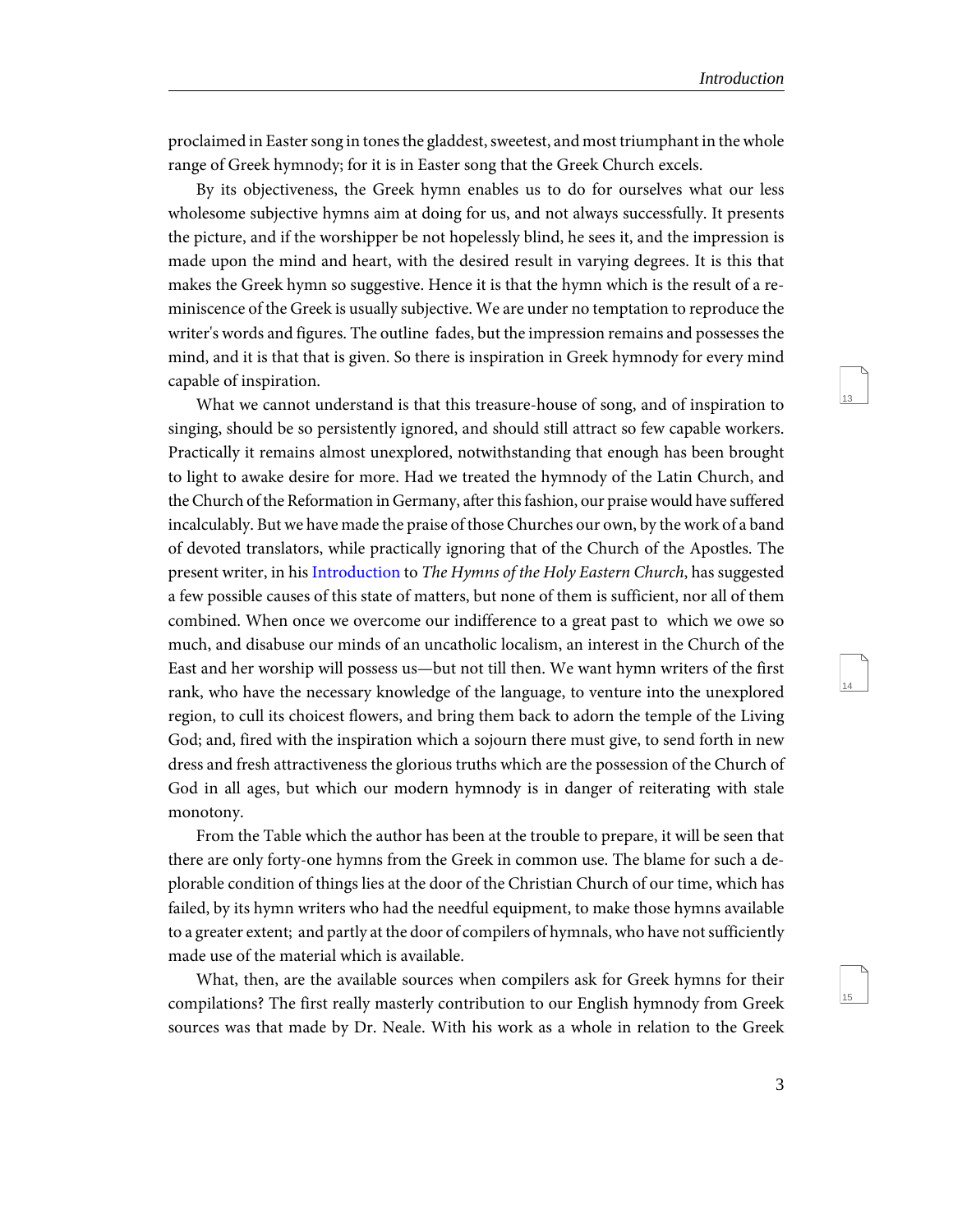proclaimed in Easter song in tones the gladdest, sweetest, and most triumphant in the whole range of Greek hymnody; for it is in Easter song that the Greek Church excels.

By its objectiveness, the Greek hymn enables us to do for ourselves what our less wholesome subjective hymns aim at doing for us, and not always successfully. It presents the picture, and if the worshipper be not hopelessly blind, he sees it, and the impression is made upon the mind and heart, with the desired result in varying degrees. It is this that makes the Greek hymn so suggestive. Hence it is that the hymn which is the result of a reminiscence of the Greek is usually subjective. We are under no temptation to reproduce the writer's words and figures. The outline fades, but the impression remains and possesses the mind, and it is that that is given. So there is inspiration in Greek hymnody for every mind capable of inspiration.

What we cannot understand is that this treasure-house of song, and of inspiration to singing, should be so persistently ignored, and should still attract so few capable workers. Practically it remains almost unexplored, notwithstanding that enough has been brought to light to awake desire for more. Had we treated the hymnody of the Latin Church, and the Church of the Reformation in Germany, after this fashion, our praise would have suffered incalculably. But we have made the praise of those Churches our own, by the work of a band of devoted translators, while practically ignoring that of the Church of the Apostles. The present writer, in his Introduction to *The Hymns of the Holy Eastern Church*, has suggested a few possible causes of this state of matters, but none of them is sufficient, nor all of them combined. When once we overcome our indifference to a great past to which we owe so much, and disabuse our minds of an uncatholic localism, an interest in the Church of the East and her worship will possess us—but not till then. We want hymn writers of the first rank, who have the necessary knowledge of the language, to venture into the unexplored region, to cull its choicest flowers, and bring them back to adorn the temple of the Living God; and, fired with the inspiration which a sojourn there must give, to send forth in new dress and fresh attractiveness the glorious truths which are the possession of the Church of God in all ages, but which our modern hymnody is in danger of reiterating with stale monotony.

From the Table which the author has been at the trouble to prepare, it will be seen that there are only forty-one hymns from the Greek in common use. The blame for such a deplorable condition of things lies at the door of the Christian Church of our time, which has failed, by its hymn writers who had the needful equipment, to make those hymns available to a greater extent; and partly at the door of compilers of hymnals, who have not sufficiently made use of the material which is available.

What, then, are the available sources when compilers ask for Greek hymns for their compilations? The first really masterly contribution to our English hymnody from Greek sources was that made by Dr. Neale. With his work as a whole in relation to the Greek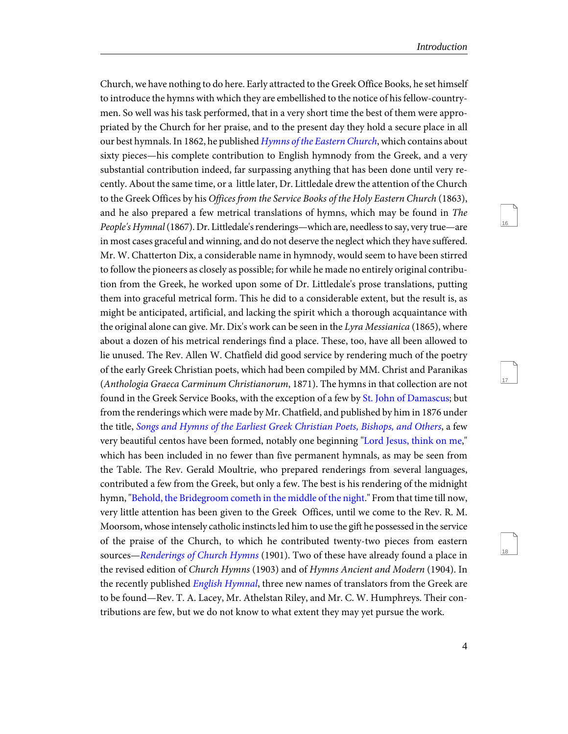Church, we have nothing to do here. Early attracted to the Greek Office Books, he set himself to introduce the hymns with which they are embellished to the notice of his fellow-countrymen. So well was his task performed, that in a very short time the best of them were appropriated by the Church for her praise, and to the present day they hold a secure place in all our best hymnals. In 1862, he published *Hymns of the Eastern Church*, which contains about sixty pieces—his complete contribution to English hymnody from the Greek, and a very substantial contribution indeed, far surpassing anything that has been done until very recently. About the same time, or a little later, Dr. Littledale drew the attention of the Church to the Greek Offices by his *Offices from the Service Books of the Holy Eastern Church* (1863), and he also prepared a few metrical translations of hymns, which may be found in *The People's Hymnal* (1867). Dr. Littledale's renderings—which are, needless to say, very true—are in most cases graceful and winning, and do not deserve the neglect which they have suffered. Mr. W. Chatterton Dix, a considerable name in hymnody, would seem to have been stirred to follow the pioneers as closely as possible; for while he made no entirely original contribution from the Greek, he worked upon some of Dr. Littledale's prose translations, putting them into graceful metrical form. This he did to a considerable extent, but the result is, as might be anticipated, artificial, and lacking the spirit which a thorough acquaintance with the original alone can give. Mr. Dix's work can be seen in the *Lyra Messianica* (1865), where about a dozen of his metrical renderings find a place. These, too, have all been allowed to lie unused. The Rev. Allen W. Chatfield did good service by rendering much of the poetry of the early Greek Christian poets, which had been compiled by MM. Christ and Paranikas (*Anthologia Graeca Carminum Christianorum*, 1871). The hymns in that collection are not found in the Greek Service Books, with the exception of a few by St. John of Damascus; but from the renderings which were made by Mr. Chatfield, and published by him in 1876 under the title, *Songs and Hymns of the Earliest Greek Christian Poets, Bishops, and Others*, a few very beautiful centos have been formed, notably one beginning "Lord Jesus, think on me," which has been included in no fewer than five permanent hymnals, as may be seen from the Table. The Rev. Gerald Moultrie, who prepared renderings from several languages, contributed a few from the Greek, but only a few. The best is his rendering of the midnight hymn, "Behold, the Bridegroom cometh in the middle of the night." From that time till now, very little attention has been given to the Greek Offices, until we come to the Rev. R. M. Moorsom, whose intensely catholic instincts led him to use the gift he possessed in the service of the praise of the Church, to which he contributed twenty-two pieces from eastern sources—*Renderings of Church Hymns* (1901). Two of these have already found a place in the revised edition of *Church Hymns* (1903) and of *Hymns Ancient and Modern* (1904). In the recently published *English Hymnal*, three new names of translators from the Greek are to be found—Rev. T. A. Lacey, Mr. Athelstan Riley, and Mr. C. W. Humphreys. Their contributions are few, but we do not know to what extent they may yet pursue the work.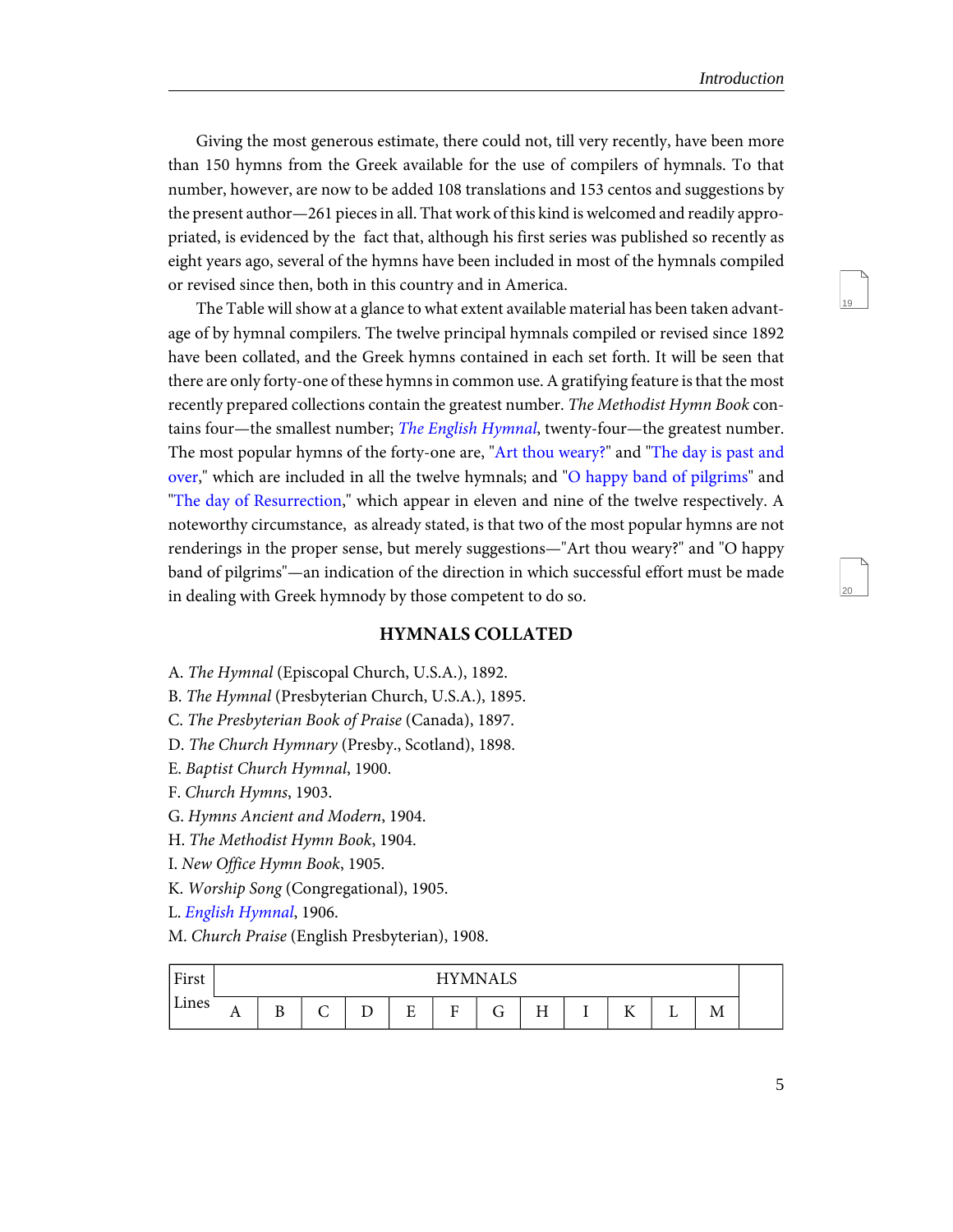Giving the most generous estimate, there could not, till very recently, have been more than 150 hymns from the Greek available for the use of compilers of hymnals. To that number, however, are now to be added 108 translations and 153 centos and suggestions by the present author—261 pieces in all. That work of this kind is welcomed and readily appropriated, is evidenced by the fact that, although his first series was published so recently as eight years ago, several of the hymns have been included in most of the hymnals compiled or revised since then, both in this country and in America.

The Table will show at a glance to what extent available material has been taken advantage of by hymnal compilers. The twelve principal hymnals compiled or revised since 1892 have been collated, and the Greek hymns contained in each set forth. It will be seen that there are only forty-one of these hymns in common use. A gratifying feature is that the most recently prepared collections contain the greatest number. *The Methodist Hymn Book* contains four—the smallest number; *The English Hymnal*, twenty-four—the greatest number. The most popular hymns of the forty-one are, "Art thou weary?" and "The day is past and over," which are included in all the twelve hymnals; and "O happy band of pilgrims" and "The day of Resurrection," which appear in eleven and nine of the twelve respectively. A noteworthy circumstance, as already stated, is that two of the most popular hymns are not renderings in the proper sense, but merely suggestions—"Art thou weary?" and "O happy band of pilgrims"—an indication of the direction in which successful effort must be made in dealing with Greek hymnody by those competent to do so.

### HYMNALS COLLATED

A. *The Hymnal* (Episcopal Church, U.S.A.), 1892.
B. *The Hymnal* (Presbyterian Church, U.S.A.), 1895.
C. *The Presbyterian Book of Praise* (Canada), 1897.
D. *The Church Hymnary* (Presby., Scotland), 1898.
E. *Baptist Church Hymnal*, 1900.
F. *Church Hymns*, 1903.
G. *Hymns Ancient and Modern*, 1904.
H. *The Methodist Hymn Book*, 1904.
I. *New Office Hymn Book*, 1905.
K. *Worship Song* (Congregational), 1905.
L. *English Hymnal*, 1906.
M. *Church Praise* (English Presbyterian), 1908.

| First Lines | HYMNALS | | | | | | | | | | | | |
|---|---|---|---|---|---|---|---|---|---|---|---|---|---|
| | A | B | C | D | E | F | G | H | I | K | L | M | |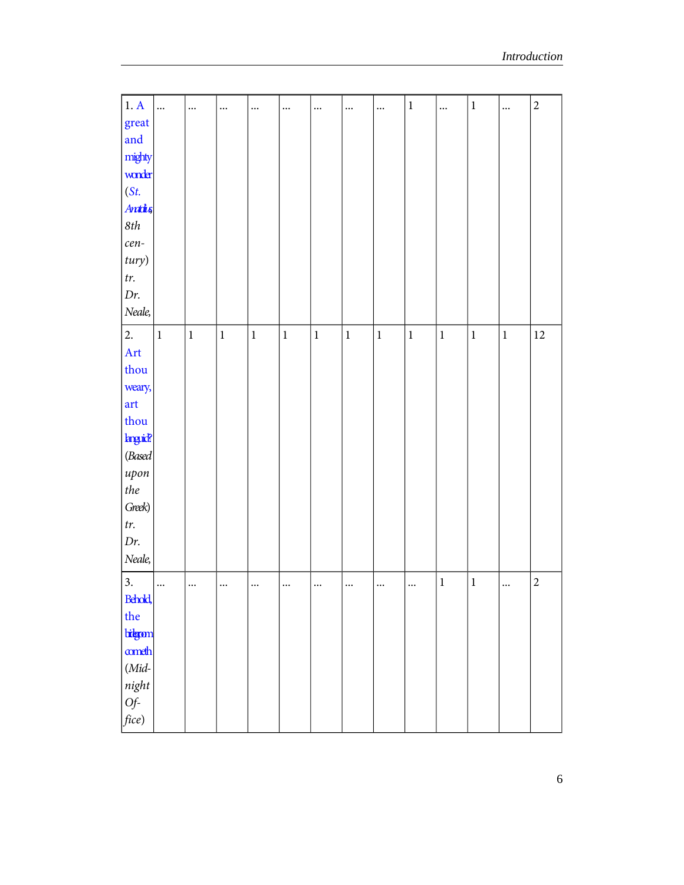| | | | | | | | | | | | | | |
|---|---|---|---|---|---|---|---|---|---|---|---|---|---|
| 1. A great and mighty wonder (*St. Anatolius, 8th century*) *tr. Dr. Neale,* | ... | ... | ... | ... | ... | ... | ... | ... | 1 | ... | 1 | ... | 2 |
| 2. Art thou weary, art thou languid? (*Based upon the Greek*) *tr. Dr. Neale,* | 1 | 1 | 1 | 1 | 1 | 1 | 1 | 1 | 1 | 1 | 1 | 1 | 12 |
| 3. Behold, the bridegroom cometh (*Midnight Office*) | ... | ... | ... | ... | ... | ... | ... | ... | ... | 1 | 1 | ... | 2 |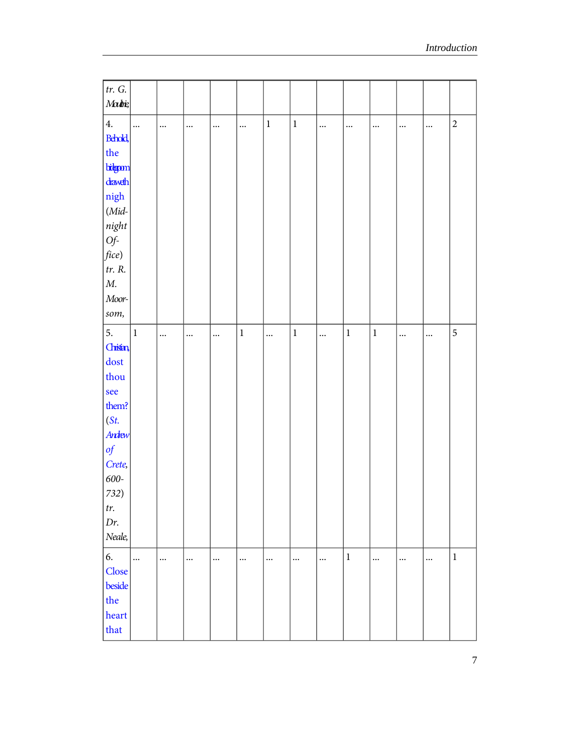| | | | | | | | | | | | | | |
|---|---|---|---|---|---|---|---|---|---|---|---|---|---|
| *tr. G. Moultrie,* | | | | | | | | | | | | | |
| 4. Behold, the bridegroom draweth nigh (*Midnight Office*) *tr. R. M. Moorsom,* | ... | ... | ... | ... | ... | 1 | 1 | ... | ... | ... | ... | ... | 2 |
| 5. Christian, dost thou see them? (*St. Andrew of Crete, 600-732*) *tr. Dr. Neale,* | 1 | ... | ... | ... | 1 | ... | 1 | ... | 1 | 1 | ... | ... | 5 |
| 6. Close beside the heart that | ... | ... | ... | ... | ... | ... | ... | ... | 1 | ... | ... | ... | 1 |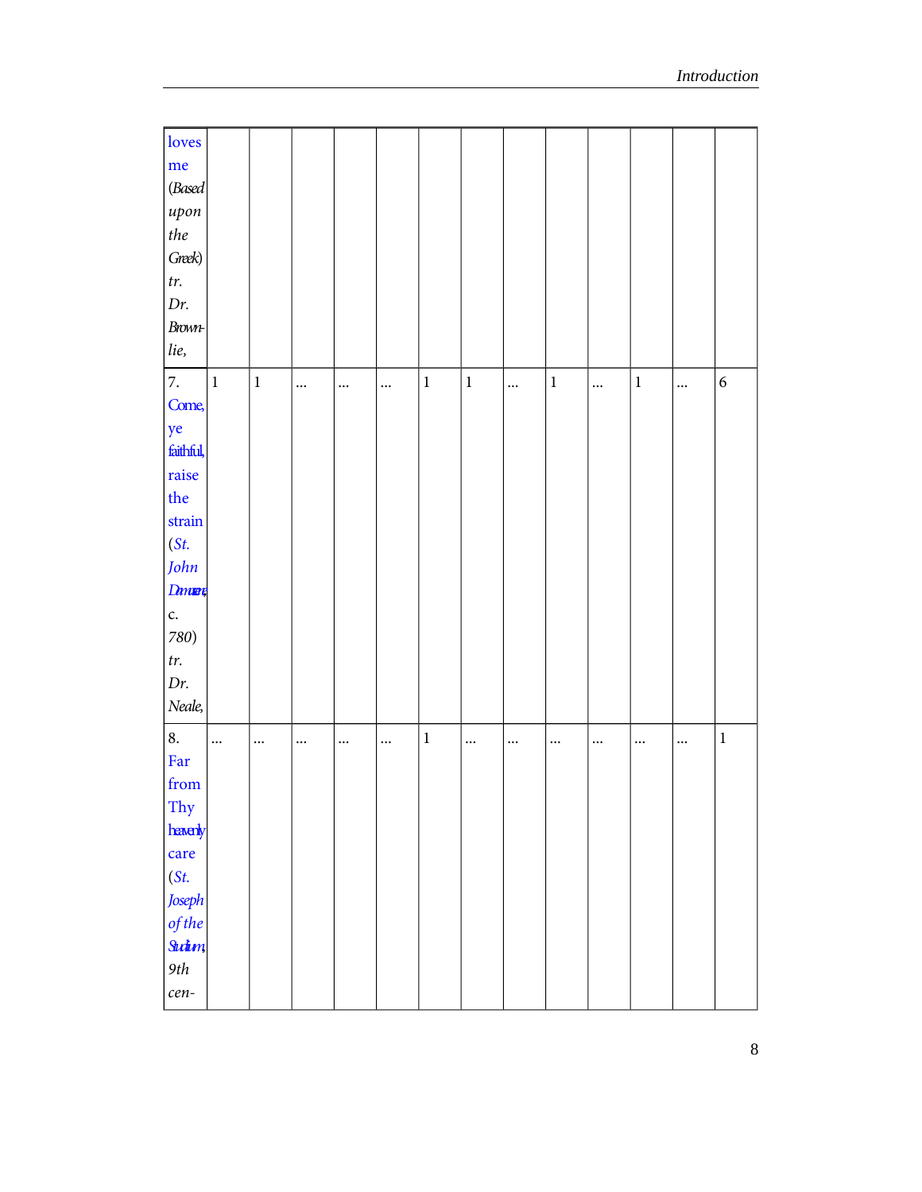| | | | | | | | | | | | | | |
|---|---|---|---|---|---|---|---|---|---|---|---|---|---|
| loves me (*Based upon the Greek*) *tr. Dr. Brownlie,* | | | | | | | | | | | | | |
| 7. Come, ye faithful, raise the strain (*St. John Damascene,* c. *780*) *tr. Dr. Neale,* | 1 | 1 | ... | ... | ... | 1 | 1 | ... | 1 | ... | 1 | ... | 6 |
| 8. Far from Thy heavenly care (*St. Joseph of the Studium, 9th cen-* | ... | ... | ... | ... | ... | 1 | ... | ... | ... | ... | ... | ... | 1 |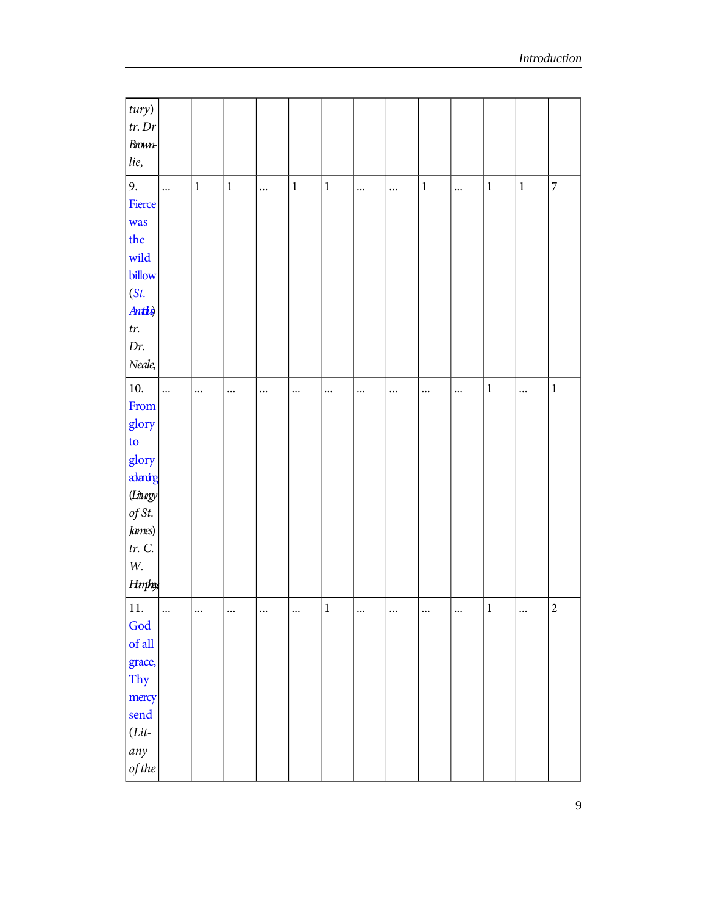| | | | | | | | | | | | | | |
|---|---|---|---|---|---|---|---|---|---|---|---|---|---|
| *tury)* *tr. Dr Brownlie,* | | | | | | | | | | | | | |
| 9. Fierce was the wild billow (*St. Anatolius*) *tr. Dr. Neale,* | ... | 1 | 1 | ... | 1 | 1 | ... | ... | 1 | ... | 1 | 1 | 7 |
| 10. From glory to glory advancing (*Liturgy of St. James*) *tr. C. W. Humphreys* | ... | ... | ... | ... | ... | ... | ... | ... | ... | ... | 1 | ... | 1 |
| 11. God of all grace, Thy mercy send (*Litany of the* | ... | ... | ... | ... | ... | 1 | ... | ... | ... | ... | 1 | ... | 2 |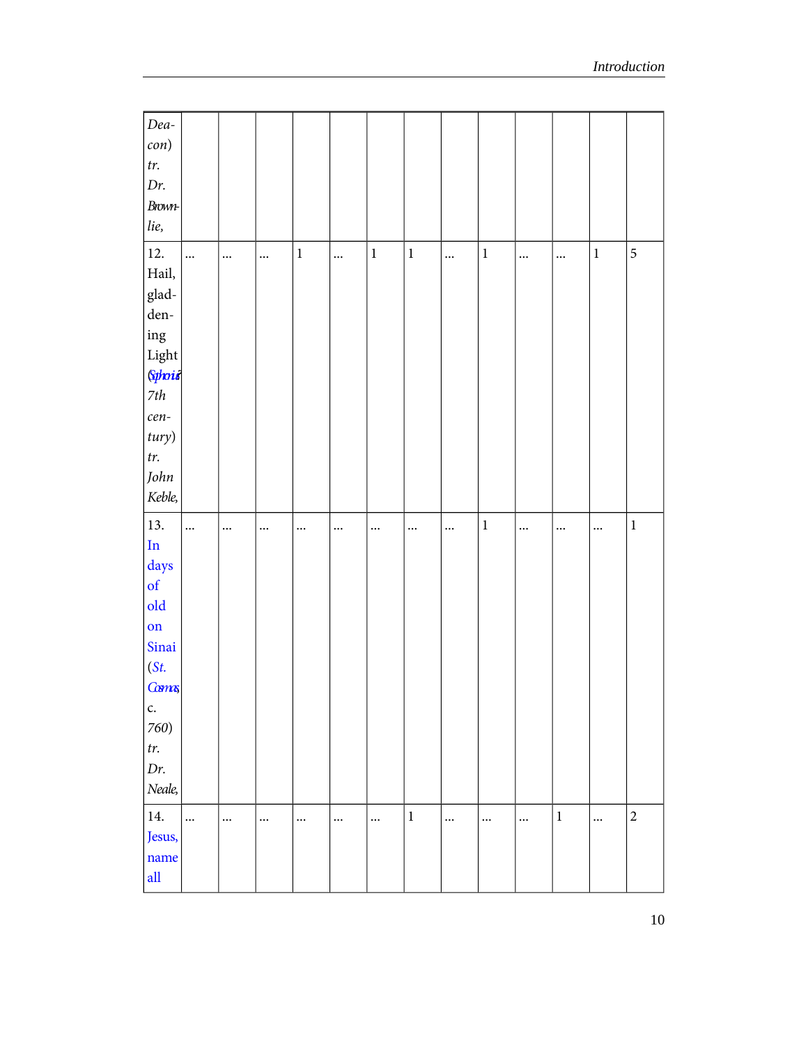| *Deacon) tr. Dr. Brownlie,* | | | | | | | | | | | | | |
|---|---|---|---|---|---|---|---|---|---|---|---|---|---|
| 12. Hail, gladdening Light (*Sophronius? 7th century) tr. John Keble,* | ... | ... | ... | 1 | ... | 1 | 1 | ... | 1 | ... | ... | 1 | 5 |
| 13. In days of old on Sinai (*St. Cosmas, c. 760) tr. Dr. Neale,* | ... | ... | ... | ... | ... | ... | ... | ... | 1 | ... | ... | ... | 1 |
| 14. Jesus, name all | ... | ... | ... | ... | ... | ... | 1 | ... | ... | ... | 1 | ... | 2 |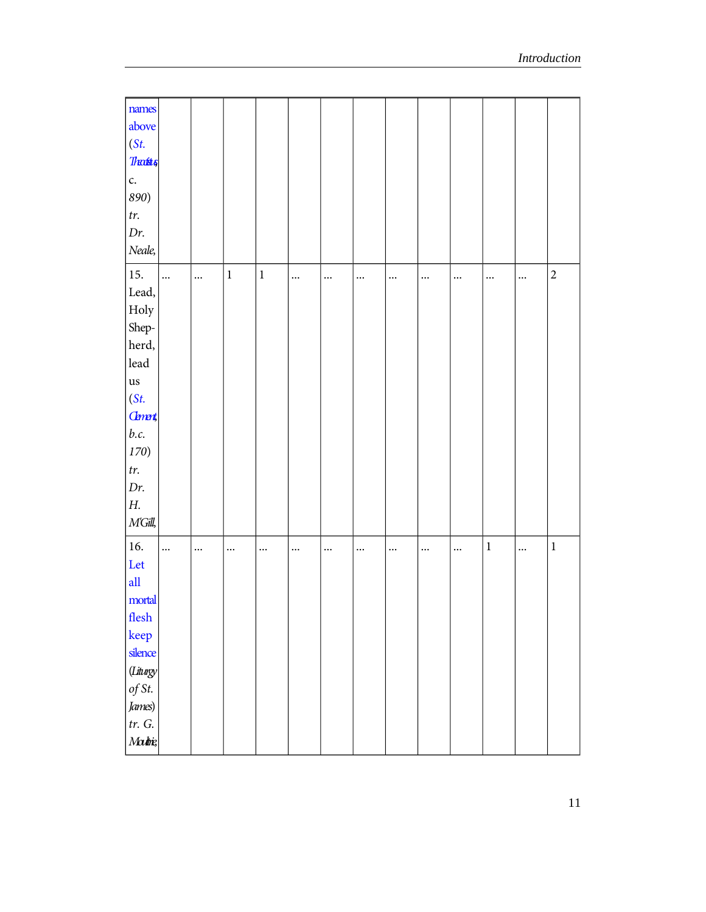| | | | | | | | | | | | | | |
|---|---|---|---|---|---|---|---|---|---|---|---|---|---|
| names above (*St. Theoctistus, c. 890*) *tr. Dr. Neale,* | | | | | | | | | | | | | |
| 15. Lead, Holy Shep-herd, lead us (*St. Clement, b.c. 170*) *tr. Dr. H. M'Gill,* | ... | ... | 1 | 1 | ... | ... | ... | ... | ... | ... | ... | ... | 2 |
| 16. Let all mortal flesh keep silence (*Liturgy of St. James*) *tr. G. Moultrie,* | ... | ... | ... | ... | ... | ... | ... | ... | ... | ... | 1 | ... | 1 |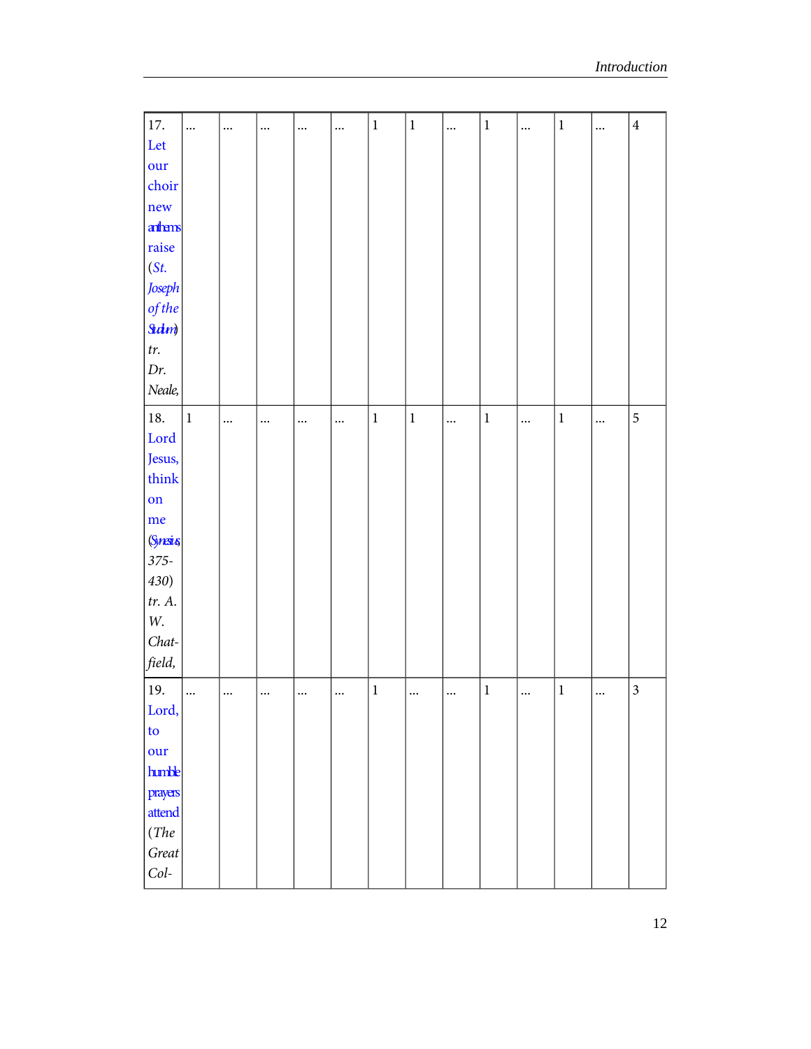| | | | | | | | | | | | | | |
|---|---|---|---|---|---|---|---|---|---|---|---|---|---|
| 17. Let our choir new anthems raise (*St. Joseph of the Studium*) *tr. Dr. Neale,* | ... | ... | ... | ... | ... | 1 | 1 | ... | 1 | ... | 1 | ... | 4 |
| 18. Lord Jesus, think on me (*Synesius, 375-430*) *tr. A. W. Chatfield,* | 1 | ... | ... | ... | ... | 1 | 1 | ... | 1 | ... | 1 | ... | 5 |
| 19. Lord, to our humble prayers attend (*The Great Col-* | ... | ... | ... | ... | ... | 1 | ... | ... | 1 | ... | 1 | ... | 3 |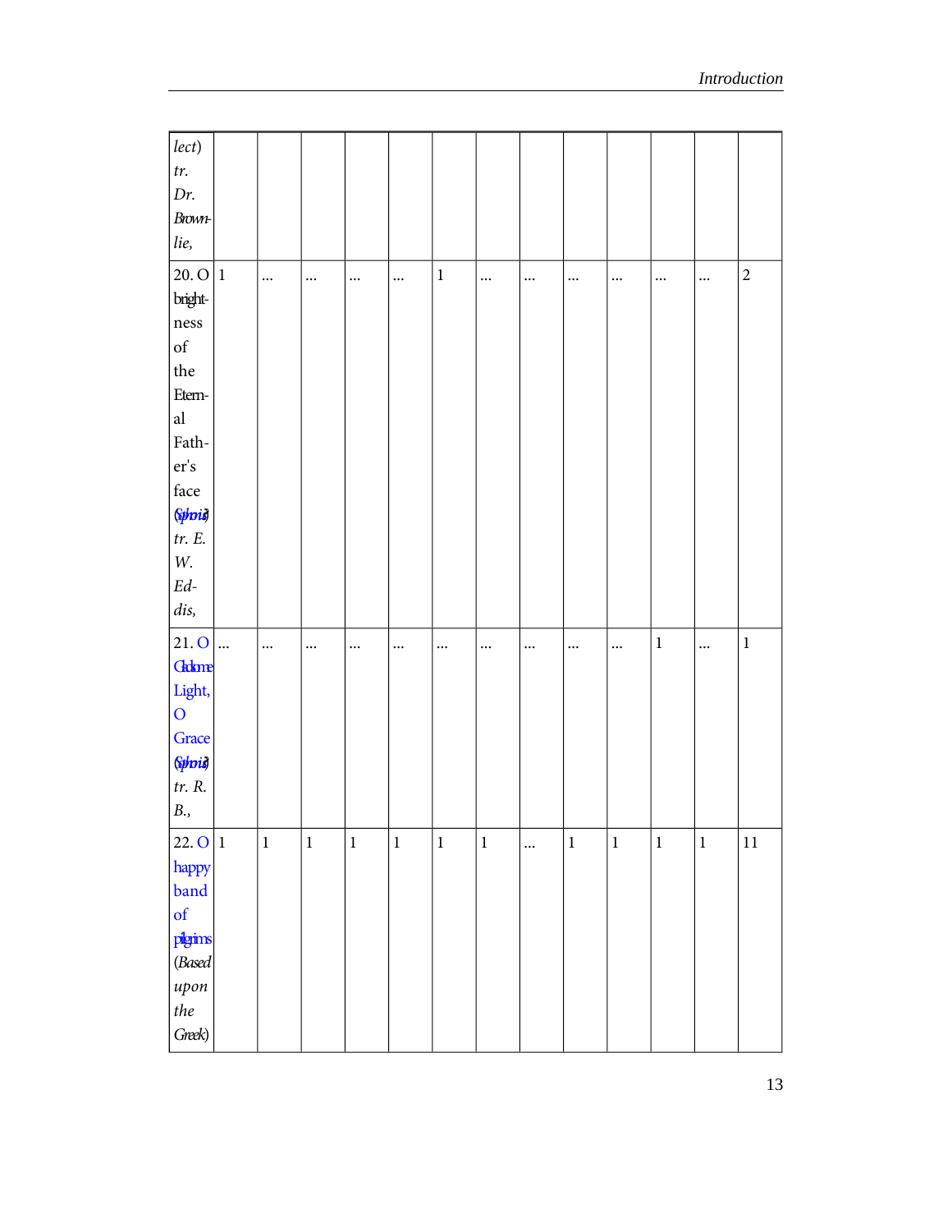| | | | | | | | | | | | | | |
|---|---|---|---|---|---|---|---|---|---|---|---|---|---|
| *lect) tr. Dr. Brownlie,* | | | | | | | | | | | | | |
| 20. O brightness of the Eternal Father's face (*Sylvius*) *tr. E. W. Eddis,* | 1 | ... | ... | ... | ... | 1 | ... | ... | ... | ... | ... | ... | 2 |
| 21. O Gladsome Light, O Grace (*Sylvius*) *tr. R. B.,* | ... | ... | ... | ... | ... | ... | ... | ... | ... | ... | 1 | ... | 1 |
| 22. O happy band of pilgrims (*Based upon the Greek*) | 1 | 1 | 1 | 1 | 1 | 1 | 1 | ... | 1 | 1 | 1 | 1 | 11 |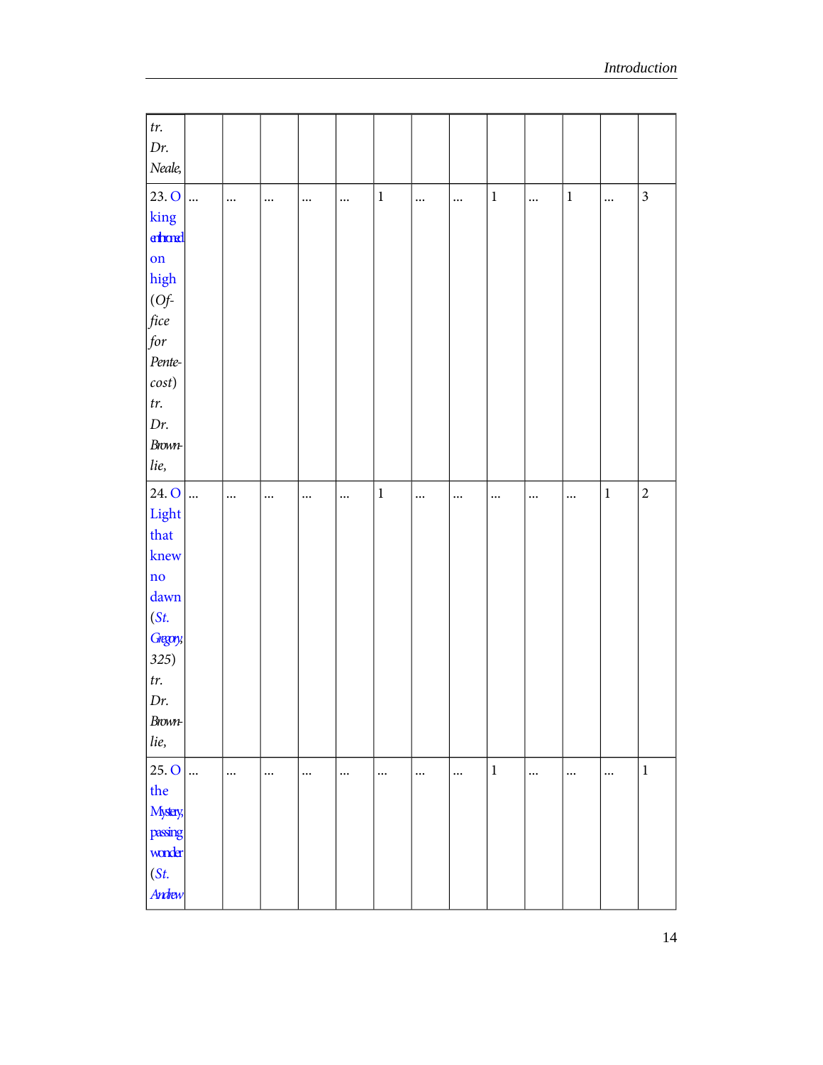| | | | | | | | | | | | | | |
|---|---|---|---|---|---|---|---|---|---|---|---|---|---|
| *tr. Dr. Neale,* | | | | | | | | | | | | | |
| 23. O king enthroned on high (*Office for Pentecost*) *tr. Dr. Brownlie,* | ... | ... | ... | ... | ... | 1 | ... | ... | 1 | ... | 1 | ... | 3 |
| 24. O Light that knew no dawn (*St. Gregory, 325*) *tr. Dr. Brownlie,* | ... | ... | ... | ... | ... | 1 | ... | ... | ... | ... | ... | 1 | 2 |
| 25. O the Mystery, passing wonder (*St. Andrew* | ... | ... | ... | ... | ... | ... | ... | ... | 1 | ... | ... | ... | 1 |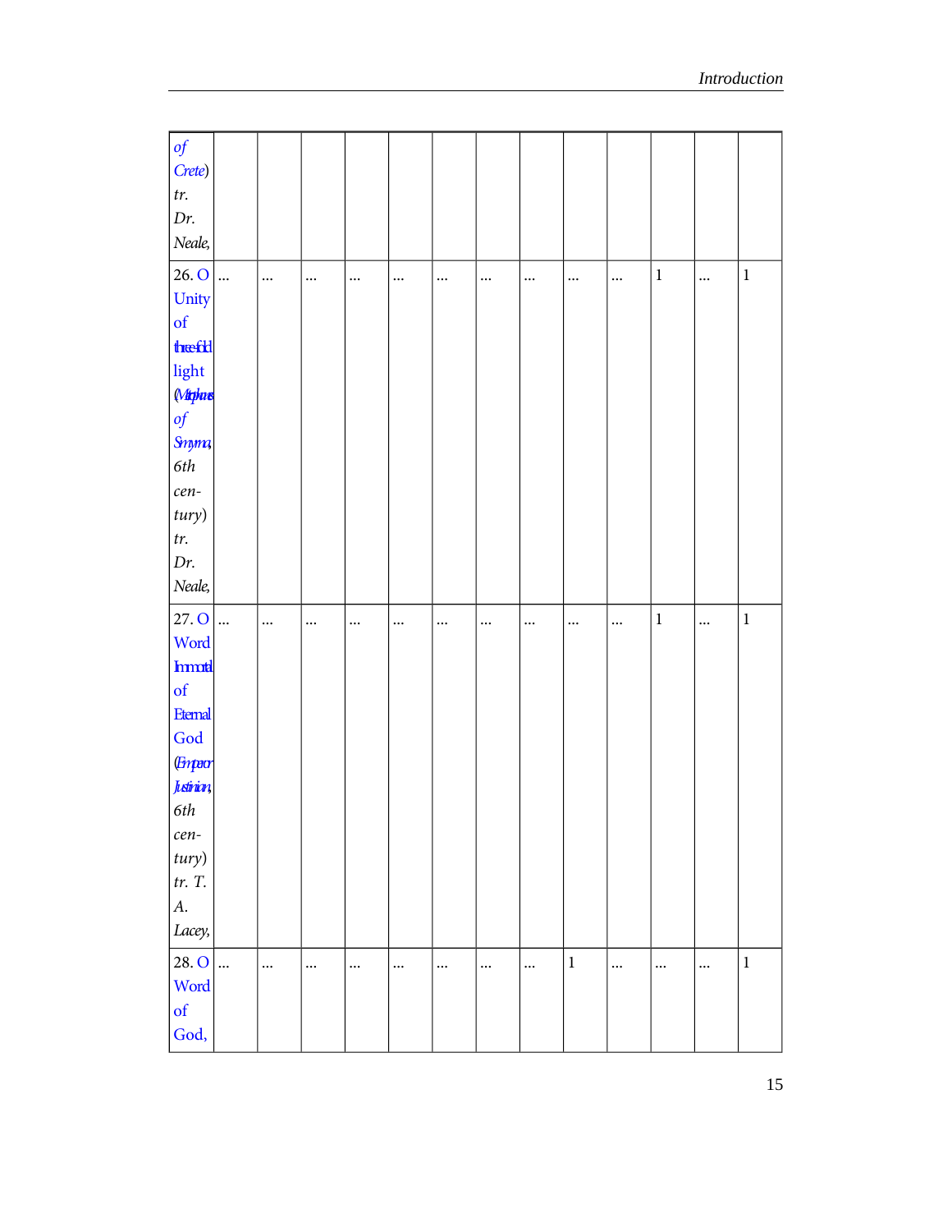| | | | | | | | | | | | | | |
|---|---|---|---|---|---|---|---|---|---|---|---|---|---|
| *of Crete*) *tr. Dr. Neale,* | | | | | | | | | | | | | |
| 26. O Unity of threefold light (*Metrophanes of Smyrna, 6th century*) *tr. Dr. Neale,* | ... | ... | ... | ... | ... | ... | ... | ... | ... | ... | 1 | ... | 1 |
| 27. O Word Immortal of Eternal God (*Emperor Justinian, 6th century*) *tr. T. A. Lacey,* | ... | ... | ... | ... | ... | ... | ... | ... | ... | ... | 1 | ... | 1 |
| 28. O Word of God, | ... | ... | ... | ... | ... | ... | ... | ... | 1 | ... | ... | ... | 1 |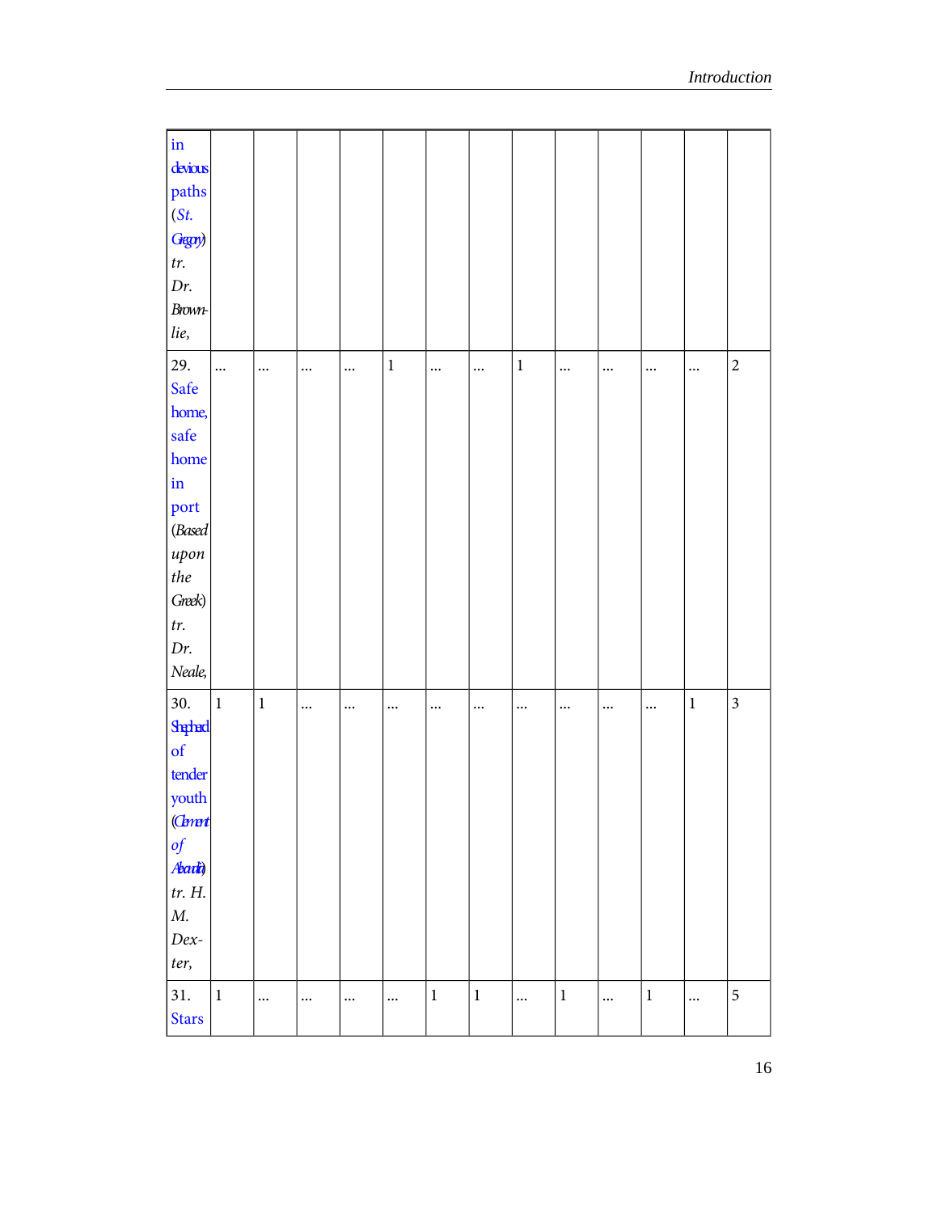| | | | | | | | | | | | | | |
|---|---|---|---|---|---|---|---|---|---|---|---|---|---|
| in devious paths (*St. Gregory*) *tr. Dr. Brownlie*, | | | | | | | | | | | | | |
| 29. Safe home, safe home in port (*Based upon the Greek*) *tr. Dr. Neale*, | ... | ... | ... | ... | 1 | ... | ... | 1 | ... | ... | ... | ... | 2 |
| 30. Shepherd of tender youth (*Clement of Alexandria*) *tr. H. M. Dexter*, | 1 | 1 | ... | ... | ... | ... | ... | ... | ... | ... | ... | 1 | 3 |
| 31. Stars | 1 | ... | ... | ... | ... | 1 | 1 | ... | 1 | ... | 1 | ... | 5 |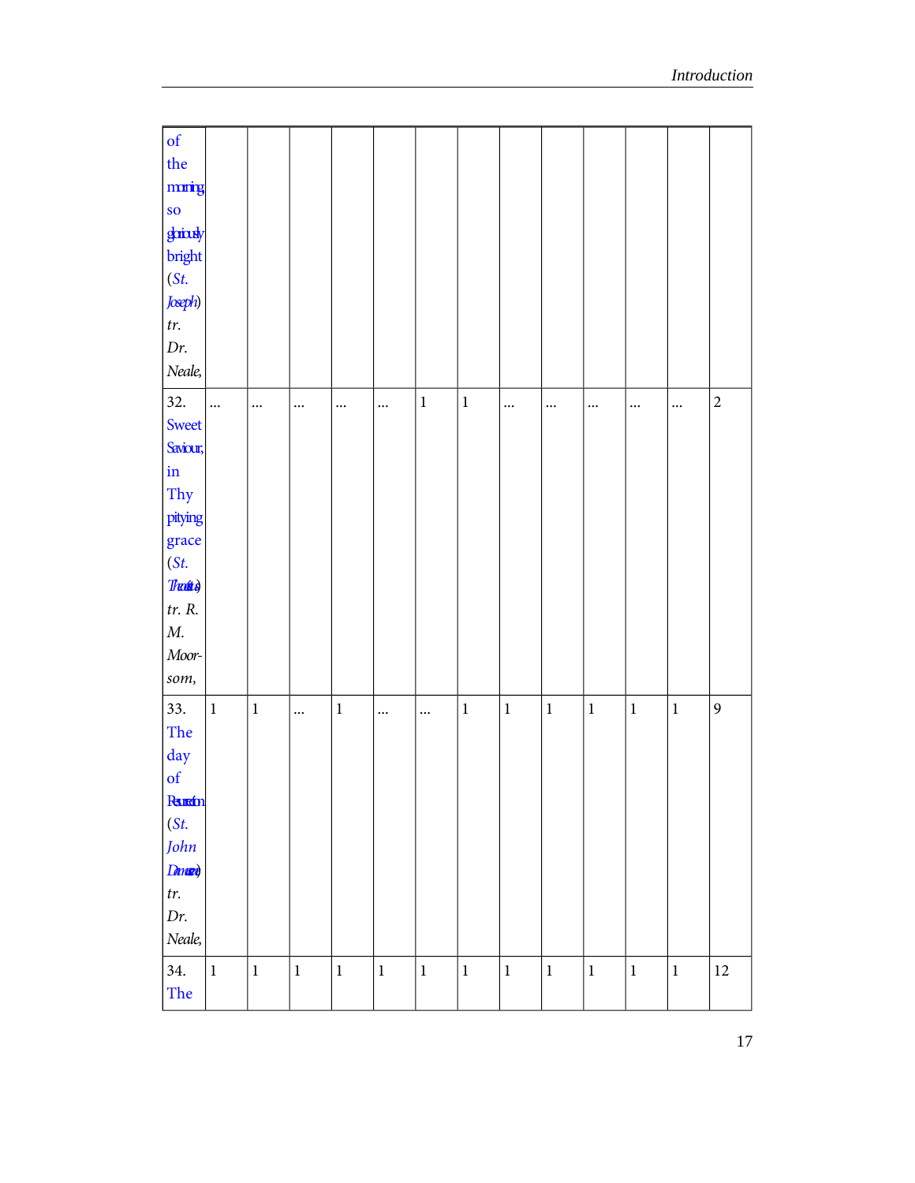| | | | | | | | | | | | | | |
|---|---|---|---|---|---|---|---|---|---|---|---|---|---|
| of the morning so gloriously bright (*St. Joseph*) *tr. Dr. Neale,* | | | | | | | | | | | | | |
| 32. Sweet Saviour, in Thy pitying grace (*St. Theoctistus*) *tr. R. M. Moorsom,* | ... | ... | ... | ... | ... | 1 | 1 | ... | ... | ... | ... | ... | 2 |
| 33. The day of Resurrection (*St. John Damascene*) *tr. Dr. Neale,* | 1 | 1 | ... | 1 | ... | ... | 1 | 1 | 1 | 1 | 1 | 1 | 9 |
| 34. The | 1 | 1 | 1 | 1 | 1 | 1 | 1 | 1 | 1 | 1 | 1 | 1 | 12 |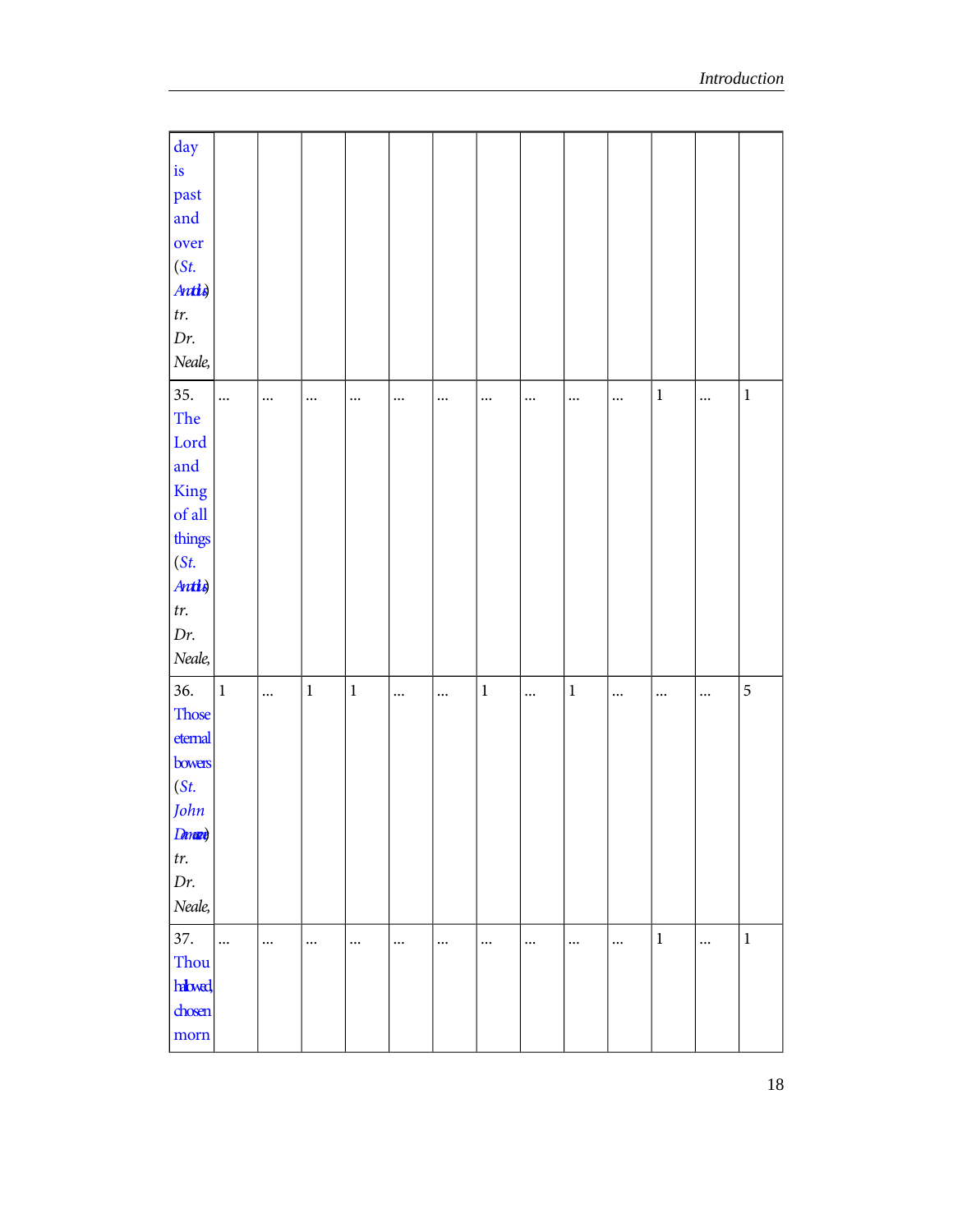| | | | | | | | | | | | | | |
|---|---|---|---|---|---|---|---|---|---|---|---|---|---|
| day is past and over (*St. Anatolius*) *tr. Dr. Neale,* | | | | | | | | | | | | | |
| 35. The Lord and King of all things (*St. Anatolius*) *tr. Dr. Neale,* | ... | ... | ... | ... | ... | ... | ... | ... | ... | ... | 1 | ... | 1 |
| 36. Those eternal bowers (*St. John Damascene*) *tr. Dr. Neale,* | 1 | ... | 1 | 1 | ... | ... | 1 | ... | 1 | ... | ... | ... | 5 |
| 37. Thou hallowed, chosen morn | ... | ... | ... | ... | ... | ... | ... | ... | ... | ... | 1 | ... | 1 |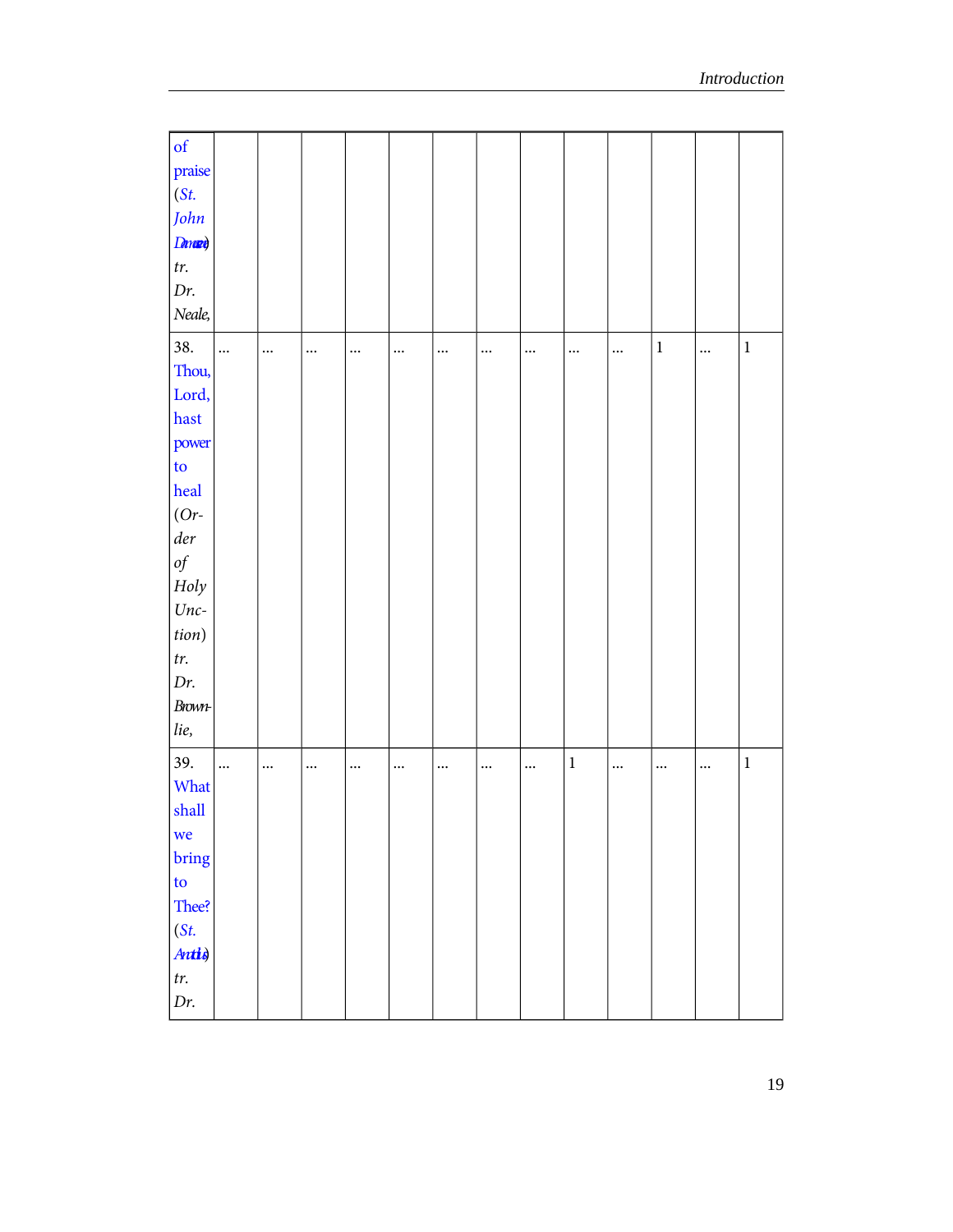| | | | | | | | | | | | | | |
|---|---|---|---|---|---|---|---|---|---|---|---|---|---|
| of praise (*St. John Damascene*) *tr. Dr. Neale,* | | | | | | | | | | | | | |
| 38. Thou, Lord, hast power to heal (*Order of Holy Unction*) *tr. Dr. Brownlie,* | ... | ... | ... | ... | ... | ... | ... | ... | ... | ... | 1 | ... | 1 |
| 39. What shall we bring to Thee? (*St. Anatolius*) *tr. Dr.* | ... | ... | ... | ... | ... | ... | ... | ... | 1 | ... | ... | ... | 1 |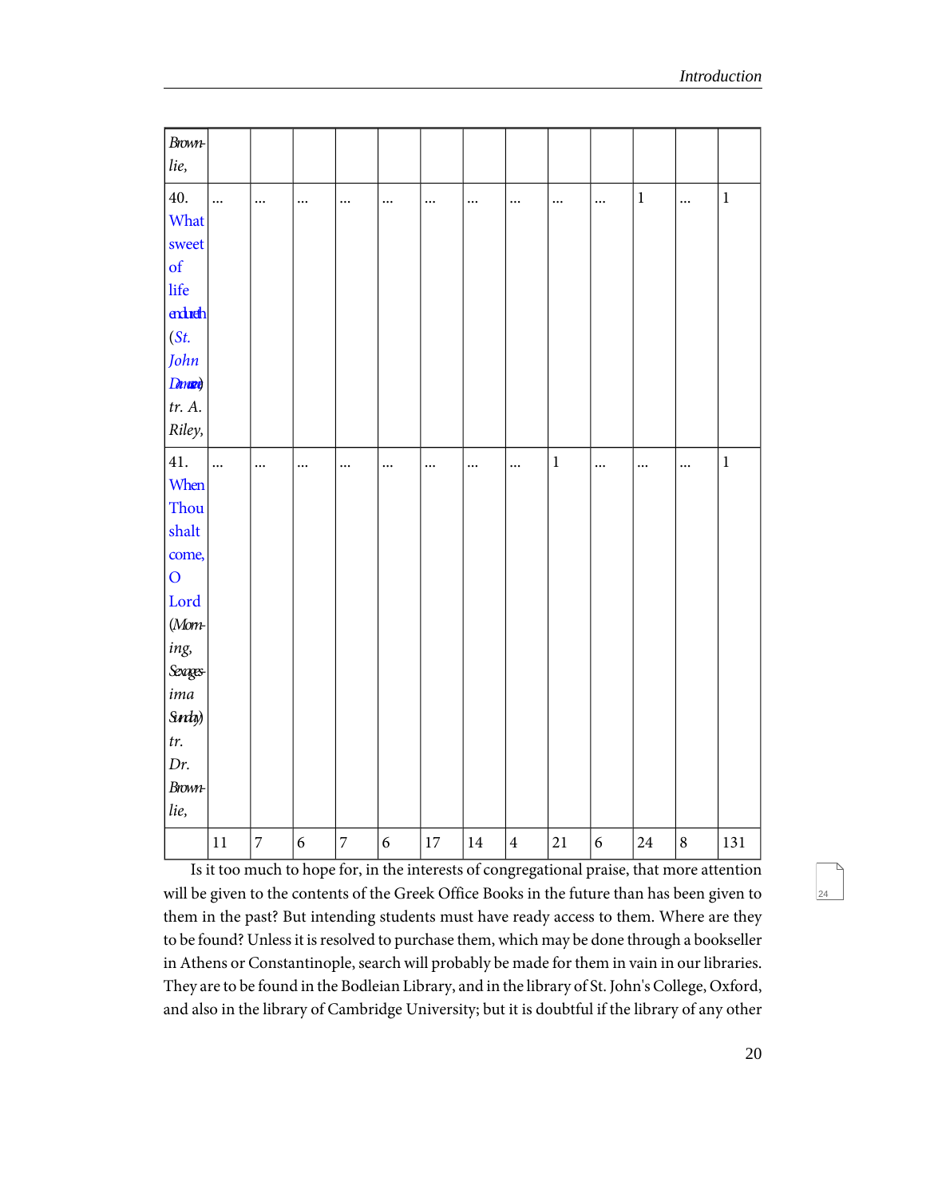| | | | | | | | | | | | | | |
|---|---|---|---|---|---|---|---|---|---|---|---|---|---|
| *Brownlie,* | | | | | | | | | | | | | |
| 40. What sweet of life endureth (*St. John Damascene*) *tr. A. Riley,* | ... | ... | ... | ... | ... | ... | ... | ... | ... | ... | 1 | ... | 1 |
| 41. When Thou shalt come, O Lord (*Morning, Sexagesima Sunday*) *tr. Dr. Brownlie,* | ... | ... | ... | ... | ... | ... | ... | ... | 1 | ... | ... | ... | 1 |
| | 11 | 7 | 6 | 7 | 6 | 17 | 14 | 4 | 21 | 6 | 24 | 8 | 131 |

Is it too much to hope for, in the interests of congregational praise, that more attention will be given to the contents of the Greek Office Books in the future than has been given to them in the past? But intending students must have ready access to them. Where are they to be found? Unless it is resolved to purchase them, which may be done through a bookseller in Athens or Constantinople, search will probably be made for them in vain in our libraries. They are to be found in the Bodleian Library, and in the library of St. John's College, Oxford, and also in the library of Cambridge University; but it is doubtful if the library of any other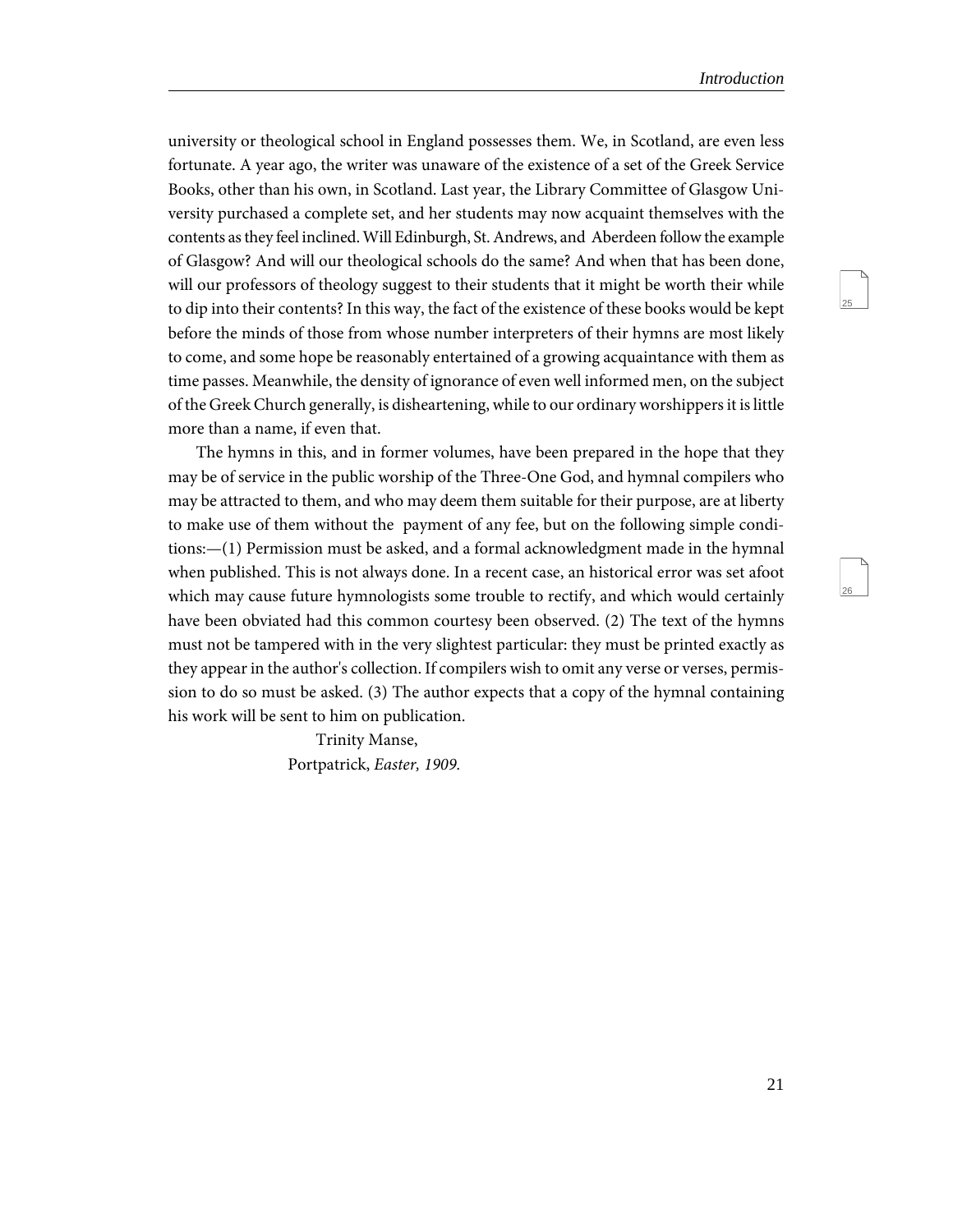university or theological school in England possesses them. We, in Scotland, are even less fortunate. A year ago, the writer was unaware of the existence of a set of the Greek Service Books, other than his own, in Scotland. Last year, the Library Committee of Glasgow University purchased a complete set, and her students may now acquaint themselves with the contents as they feel inclined. Will Edinburgh, St. Andrews, and Aberdeen follow the example of Glasgow? And will our theological schools do the same? And when that has been done, will our professors of theology suggest to their students that it might be worth their while to dip into their contents? In this way, the fact of the existence of these books would be kept before the minds of those from whose number interpreters of their hymns are most likely to come, and some hope be reasonably entertained of a growing acquaintance with them as time passes. Meanwhile, the density of ignorance of even well informed men, on the subject of the Greek Church generally, is disheartening, while to our ordinary worshippers it is little more than a name, if even that.

The hymns in this, and in former volumes, have been prepared in the hope that they may be of service in the public worship of the Three-One God, and hymnal compilers who may be attracted to them, and who may deem them suitable for their purpose, are at liberty to make use of them without the payment of any fee, but on the following simple conditions:—(1) Permission must be asked, and a formal acknowledgment made in the hymnal when published. This is not always done. In a recent case, an historical error was set afoot which may cause future hymnologists some trouble to rectify, and which would certainly have been obviated had this common courtesy been observed. (2) The text of the hymns must not be tampered with in the very slightest particular: they must be printed exactly as they appear in the author's collection. If compilers wish to omit any verse or verses, permission to do so must be asked. (3) The author expects that a copy of the hymnal containing his work will be sent to him on publication.

Trinity Manse,
Portpatrick, *Easter, 1909.*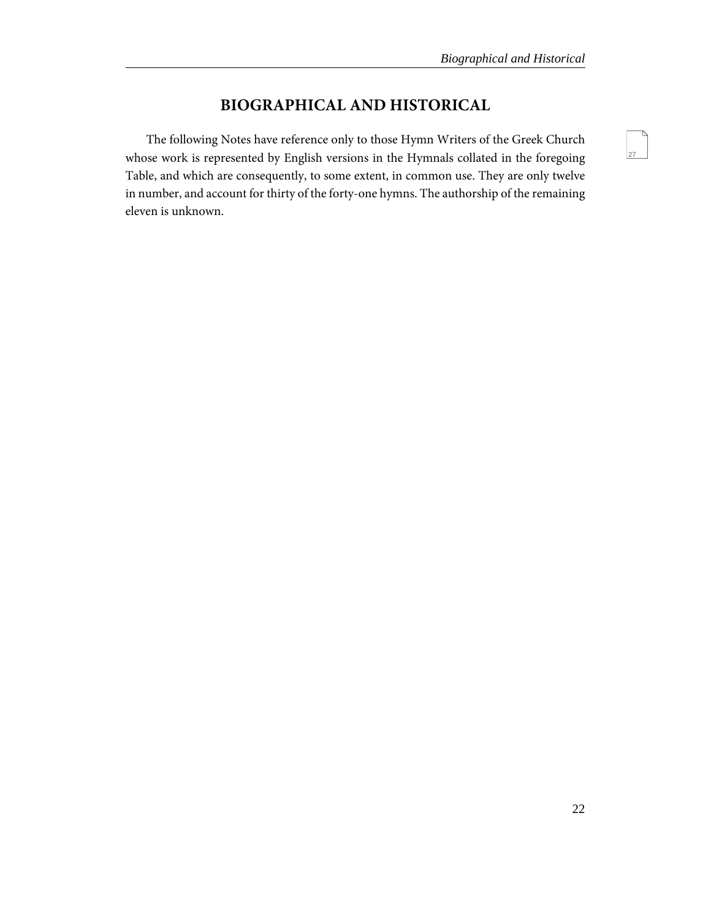# BIOGRAPHICAL AND HISTORICAL

The following Notes have reference only to those Hymn Writers of the Greek Church whose work is represented by English versions in the Hymnals collated in the foregoing Table, and which are consequently, to some extent, in common use. They are only twelve in number, and account for thirty of the forty-one hymns. The authorship of the remaining eleven is unknown.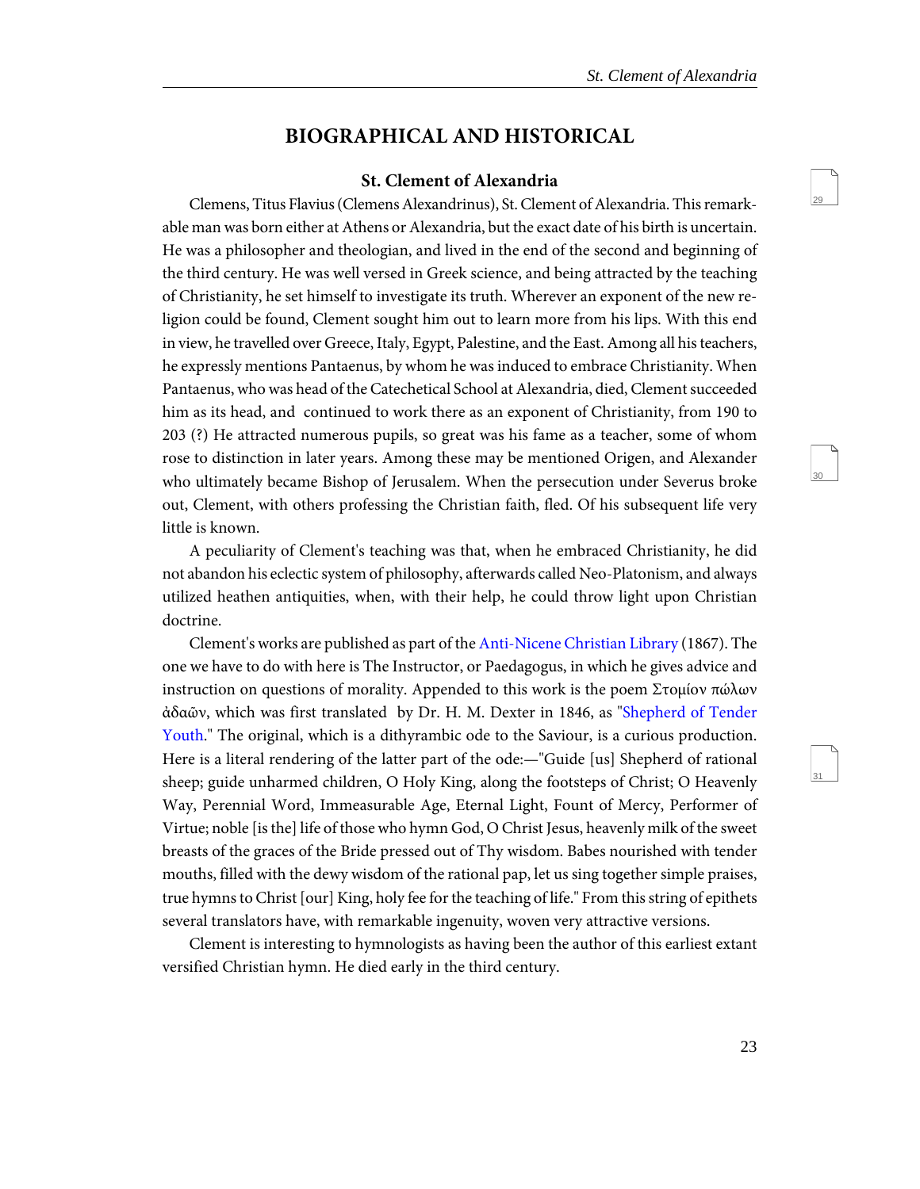# BIOGRAPHICAL AND HISTORICAL

## St. Clement of Alexandria

Clemens, Titus Flavius (Clemens Alexandrinus), St. Clement of Alexandria. This remarkable man was born either at Athens or Alexandria, but the exact date of his birth is uncertain. He was a philosopher and theologian, and lived in the end of the second and beginning of the third century. He was well versed in Greek science, and being attracted by the teaching of Christianity, he set himself to investigate its truth. Wherever an exponent of the new religion could be found, Clement sought him out to learn more from his lips. With this end in view, he travelled over Greece, Italy, Egypt, Palestine, and the East. Among all his teachers, he expressly mentions Pantaenus, by whom he was induced to embrace Christianity. When Pantaenus, who was head of the Catechetical School at Alexandria, died, Clement succeeded him as its head, and continued to work there as an exponent of Christianity, from 190 to 203 (?) He attracted numerous pupils, so great was his fame as a teacher, some of whom rose to distinction in later years. Among these may be mentioned Origen, and Alexander who ultimately became Bishop of Jerusalem. When the persecution under Severus broke out, Clement, with others professing the Christian faith, fled. Of his subsequent life very little is known.

A peculiarity of Clement's teaching was that, when he embraced Christianity, he did not abandon his eclectic system of philosophy, afterwards called Neo-Platonism, and always utilized heathen antiquities, when, with their help, he could throw light upon Christian doctrine.

Clement's works are published as part of the Anti-Nicene Christian Library (1867). The one we have to do with here is The Instructor, or Paedagogus, in which he gives advice and instruction on questions of morality. Appended to this work is the poem Στομίον πώλων ἀδαῶν, which was first translated by Dr. H. M. Dexter in 1846, as "Shepherd of Tender Youth." The original, which is a dithyrambic ode to the Saviour, is a curious production. Here is a literal rendering of the latter part of the ode:—"Guide [us] Shepherd of rational sheep; guide unharmed children, O Holy King, along the footsteps of Christ; O Heavenly Way, Perennial Word, Immeasurable Age, Eternal Light, Fount of Mercy, Performer of Virtue; noble [is the] life of those who hymn God, O Christ Jesus, heavenly milk of the sweet breasts of the graces of the Bride pressed out of Thy wisdom. Babes nourished with tender mouths, filled with the dewy wisdom of the rational pap, let us sing together simple praises, true hymns to Christ [our] King, holy fee for the teaching of life." From this string of epithets several translators have, with remarkable ingenuity, woven very attractive versions.

Clement is interesting to hymnologists as having been the author of this earliest extant versified Christian hymn. He died early in the third century.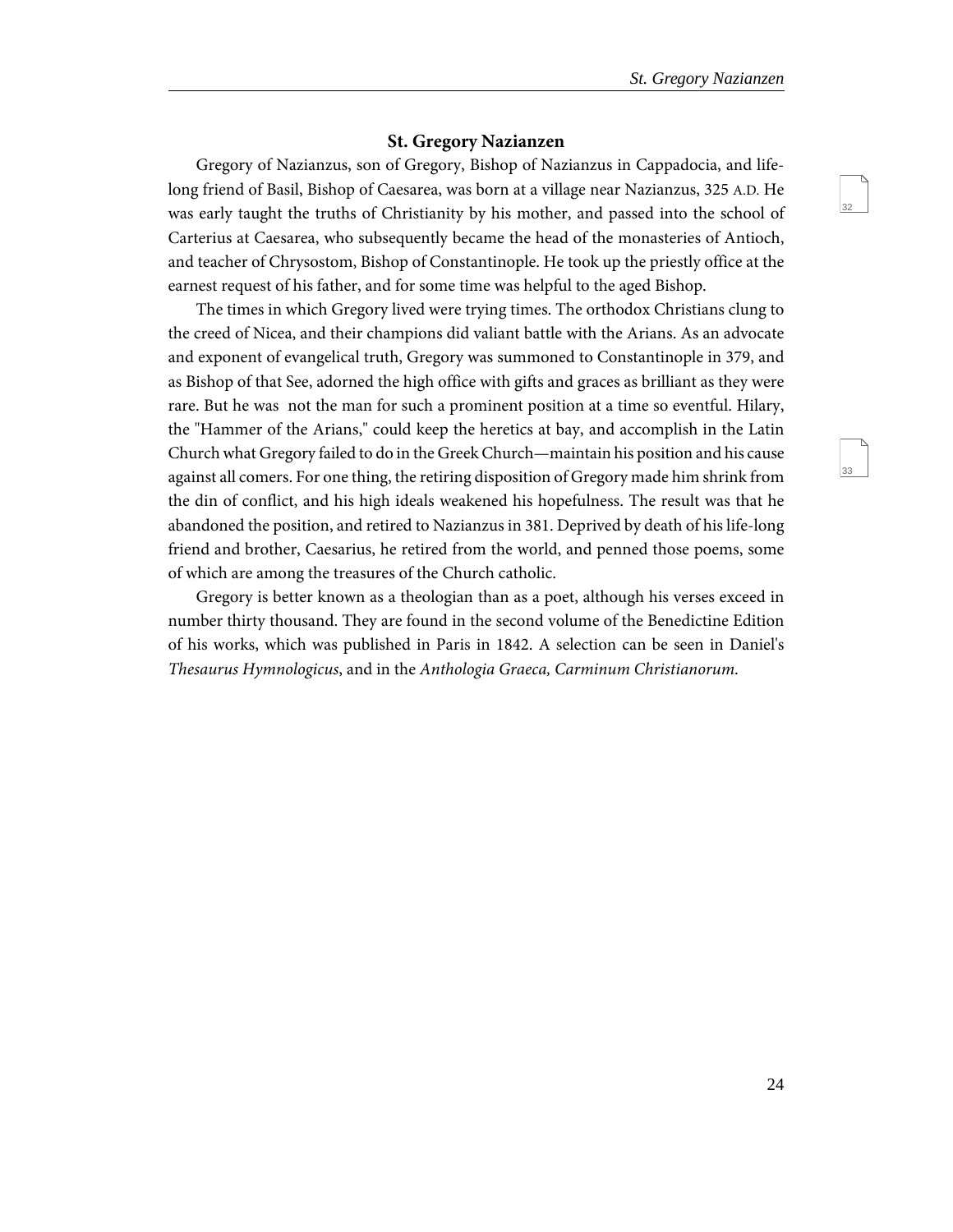## St. Gregory Nazianzen

Gregory of Nazianzus, son of Gregory, Bishop of Nazianzus in Cappadocia, and life-long friend of Basil, Bishop of Caesarea, was born at a village near Nazianzus, 325 A.D. He was early taught the truths of Christianity by his mother, and passed into the school of Carterius at Caesarea, who subsequently became the head of the monasteries of Antioch, and teacher of Chrysostom, Bishop of Constantinople. He took up the priestly office at the earnest request of his father, and for some time was helpful to the aged Bishop.

The times in which Gregory lived were trying times. The orthodox Christians clung to the creed of Nicea, and their champions did valiant battle with the Arians. As an advocate and exponent of evangelical truth, Gregory was summoned to Constantinople in 379, and as Bishop of that See, adorned the high office with gifts and graces as brilliant as they were rare. But he was not the man for such a prominent position at a time so eventful. Hilary, the "Hammer of the Arians," could keep the heretics at bay, and accomplish in the Latin Church what Gregory failed to do in the Greek Church—maintain his position and his cause against all comers. For one thing, the retiring disposition of Gregory made him shrink from the din of conflict, and his high ideals weakened his hopefulness. The result was that he abandoned the position, and retired to Nazianzus in 381. Deprived by death of his life-long friend and brother, Caesarius, he retired from the world, and penned those poems, some of which are among the treasures of the Church catholic.

Gregory is better known as a theologian than as a poet, although his verses exceed in number thirty thousand. They are found in the second volume of the Benedictine Edition of his works, which was published in Paris in 1842. A selection can be seen in Daniel's *Thesaurus Hymnologicus*, and in the *Anthologia Graeca, Carminum Christianorum*.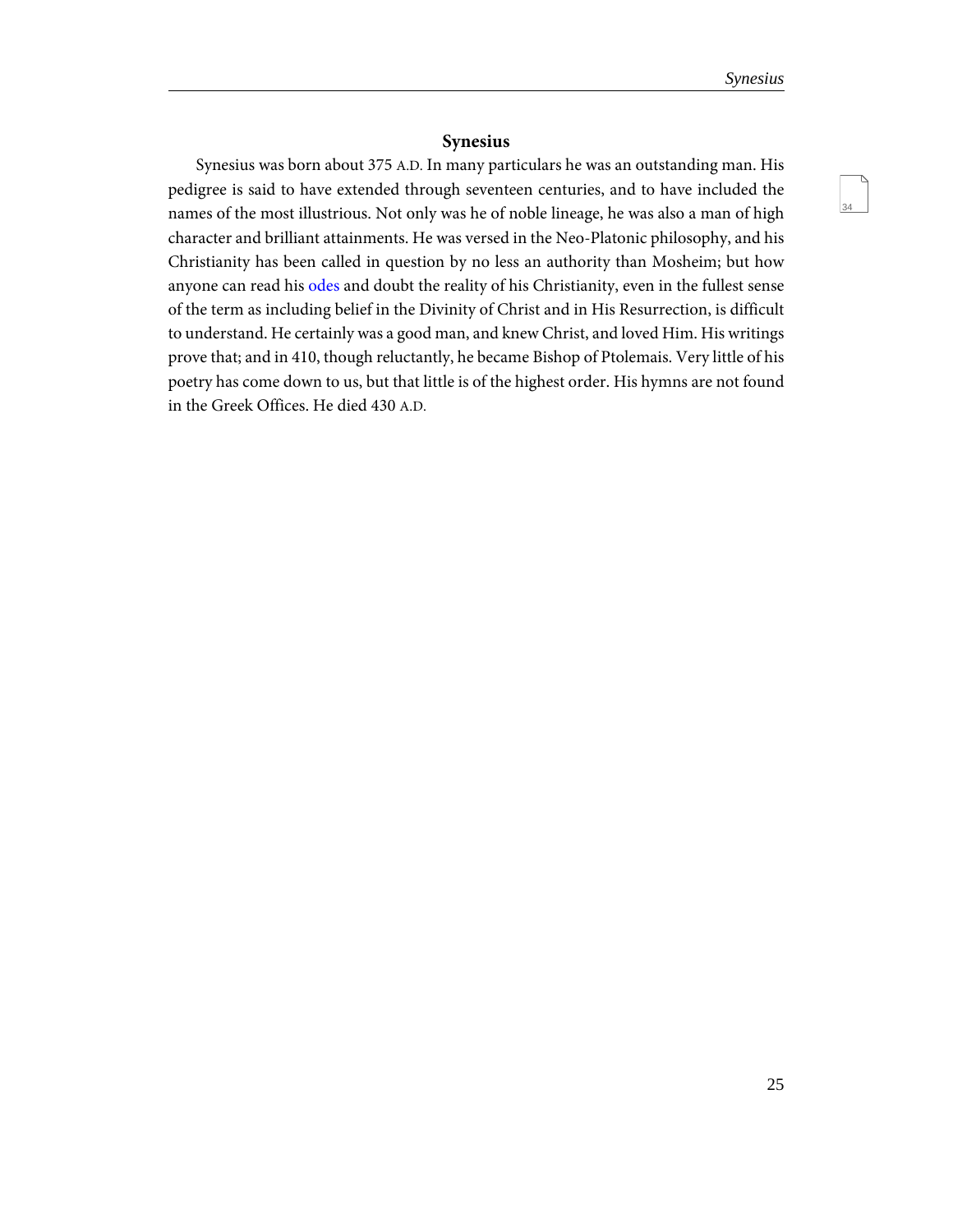## Synesius

Synesius was born about 375 A.D. In many particulars he was an outstanding man. His pedigree is said to have extended through seventeen centuries, and to have included the names of the most illustrious. Not only was he of noble lineage, he was also a man of high character and brilliant attainments. He was versed in the Neo-Platonic philosophy, and his Christianity has been called in question by no less an authority than Mosheim; but how anyone can read his odes and doubt the reality of his Christianity, even in the fullest sense of the term as including belief in the Divinity of Christ and in His Resurrection, is difficult to understand. He certainly was a good man, and knew Christ, and loved Him. His writings prove that; and in 410, though reluctantly, he became Bishop of Ptolemais. Very little of his poetry has come down to us, but that little is of the highest order. His hymns are not found in the Greek Offices. He died 430 A.D.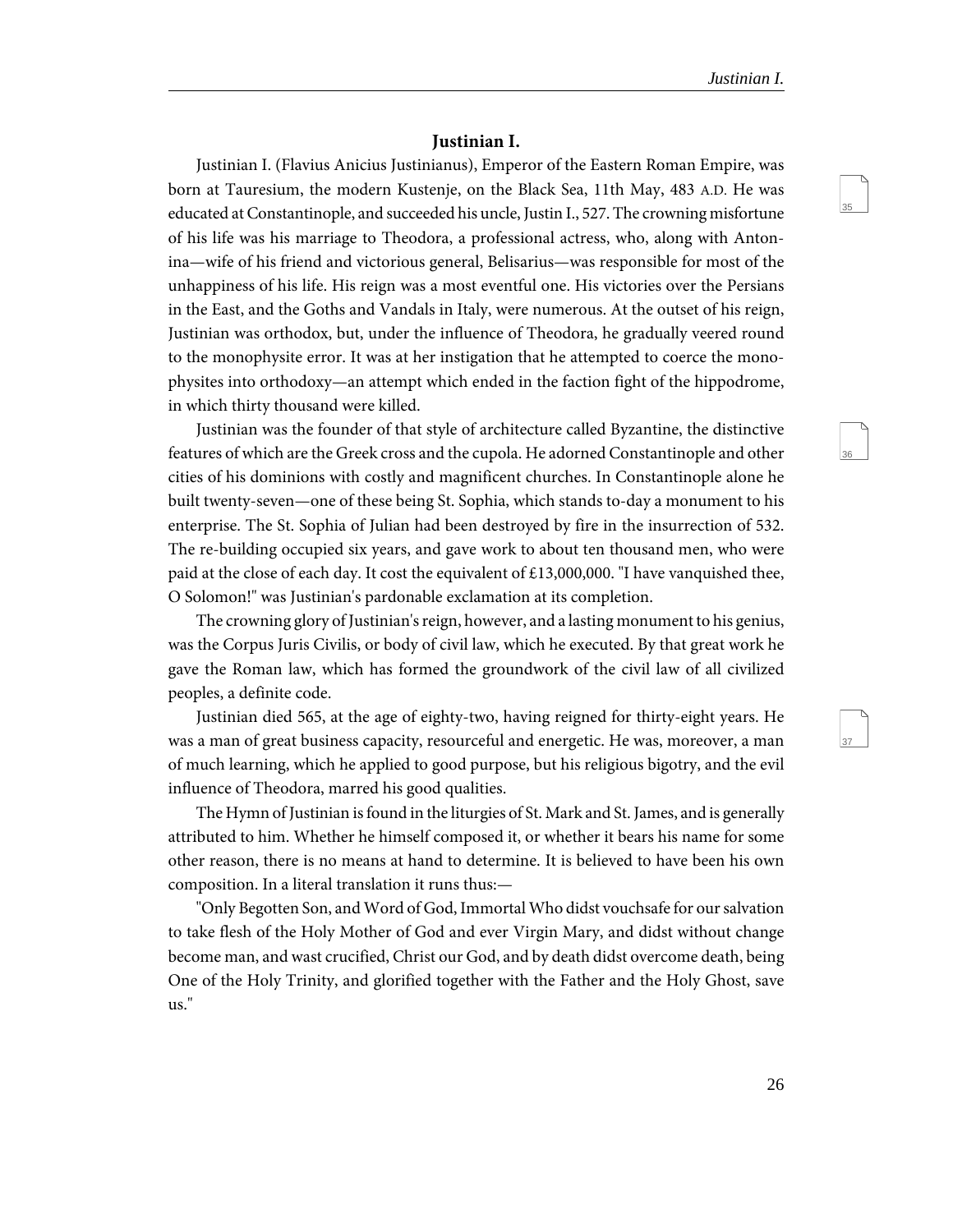## Justinian I.

Justinian I. (Flavius Anicius Justinianus), Emperor of the Eastern Roman Empire, was born at Tauresium, the modern Kustenje, on the Black Sea, 11th May, 483 A.D. He was educated at Constantinople, and succeeded his uncle, Justin I., 527. The crowning misfortune of his life was his marriage to Theodora, a professional actress, who, along with Antonina—wife of his friend and victorious general, Belisarius—was responsible for most of the unhappiness of his life. His reign was a most eventful one. His victories over the Persians in the East, and the Goths and Vandals in Italy, were numerous. At the outset of his reign, Justinian was orthodox, but, under the influence of Theodora, he gradually veered round to the monophysite error. It was at her instigation that he attempted to coerce the monophysites into orthodoxy—an attempt which ended in the faction fight of the hippodrome, in which thirty thousand were killed.

Justinian was the founder of that style of architecture called Byzantine, the distinctive features of which are the Greek cross and the cupola. He adorned Constantinople and other cities of his dominions with costly and magnificent churches. In Constantinople alone he built twenty-seven—one of these being St. Sophia, which stands to-day a monument to his enterprise. The St. Sophia of Julian had been destroyed by fire in the insurrection of 532. The re-building occupied six years, and gave work to about ten thousand men, who were paid at the close of each day. It cost the equivalent of £13,000,000. "I have vanquished thee, O Solomon!" was Justinian's pardonable exclamation at its completion.

The crowning glory of Justinian's reign, however, and a lasting monument to his genius, was the Corpus Juris Civilis, or body of civil law, which he executed. By that great work he gave the Roman law, which has formed the groundwork of the civil law of all civilized peoples, a definite code.

Justinian died 565, at the age of eighty-two, having reigned for thirty-eight years. He was a man of great business capacity, resourceful and energetic. He was, moreover, a man of much learning, which he applied to good purpose, but his religious bigotry, and the evil influence of Theodora, marred his good qualities.

The Hymn of Justinian is found in the liturgies of St. Mark and St. James, and is generally attributed to him. Whether he himself composed it, or whether it bears his name for some other reason, there is no means at hand to determine. It is believed to have been his own composition. In a literal translation it runs thus:—

"Only Begotten Son, and Word of God, Immortal Who didst vouchsafe for our salvation to take flesh of the Holy Mother of God and ever Virgin Mary, and didst without change become man, and wast crucified, Christ our God, and by death didst overcome death, being One of the Holy Trinity, and glorified together with the Father and the Holy Ghost, save us."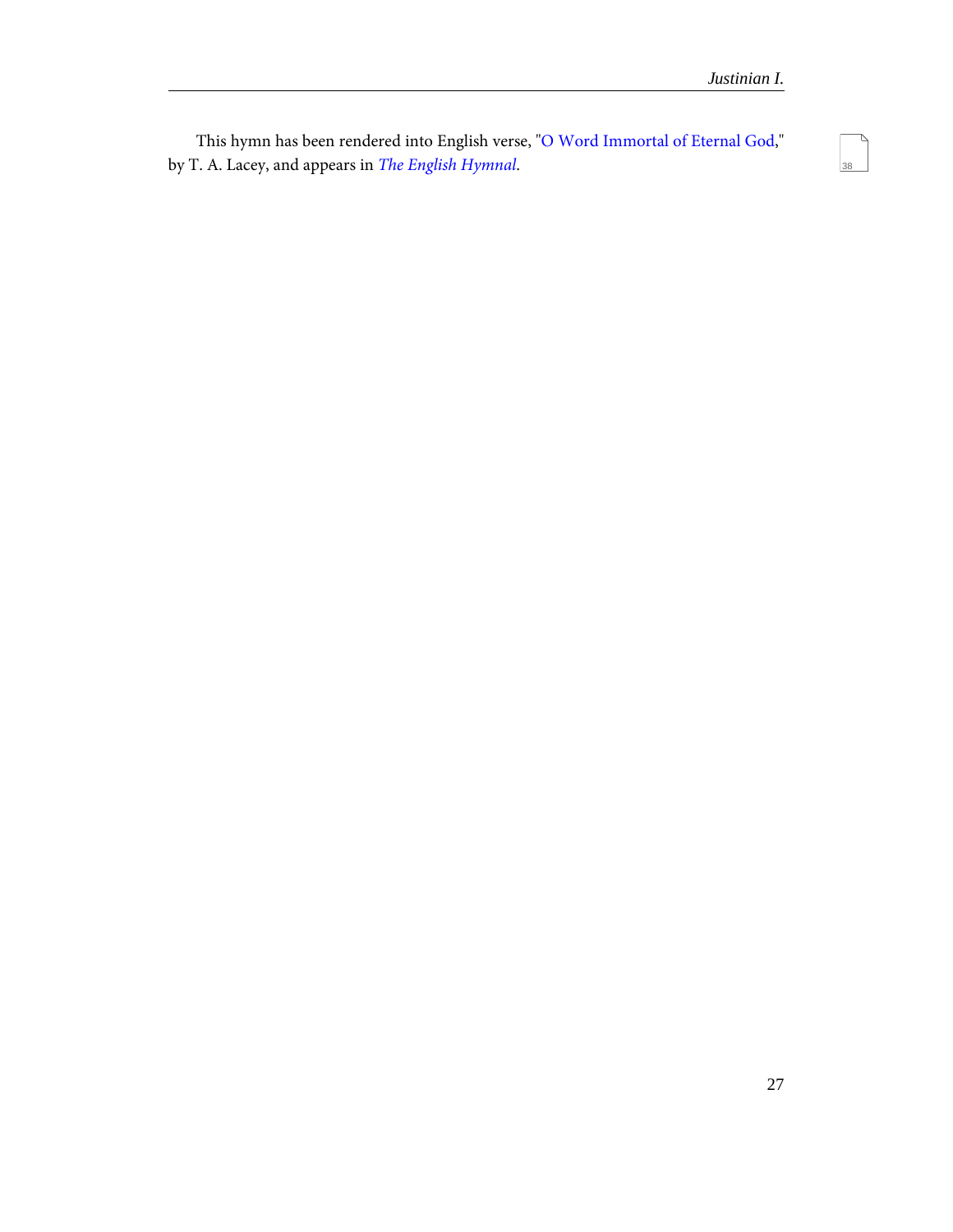This hymn has been rendered into English verse, "O Word Immortal of Eternal God," by T. A. Lacey, and appears in *The English Hymnal*.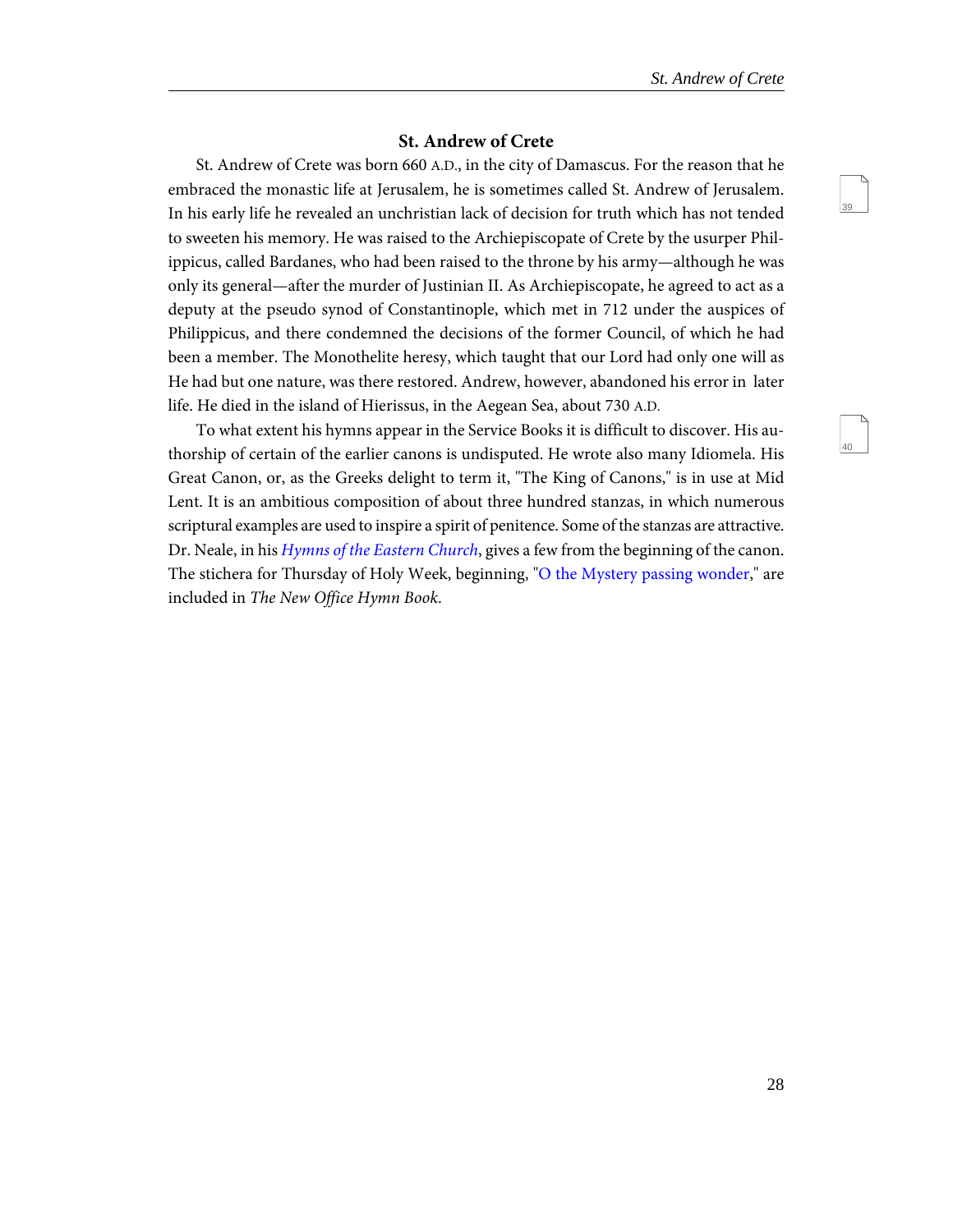## St. Andrew of Crete

St. Andrew of Crete was born 660 A.D., in the city of Damascus. For the reason that he embraced the monastic life at Jerusalem, he is sometimes called St. Andrew of Jerusalem. In his early life he revealed an unchristian lack of decision for truth which has not tended to sweeten his memory. He was raised to the Archiepiscopate of Crete by the usurper Philippicus, called Bardanes, who had been raised to the throne by his army—although he was only its general—after the murder of Justinian II. As Archiepiscopate, he agreed to act as a deputy at the pseudo synod of Constantinople, which met in 712 under the auspices of Philippicus, and there condemned the decisions of the former Council, of which he had been a member. The Monothelite heresy, which taught that our Lord had only one will as He had but one nature, was there restored. Andrew, however, abandoned his error in later life. He died in the island of Hierissus, in the Aegean Sea, about 730 A.D.

To what extent his hymns appear in the Service Books it is difficult to discover. His authorship of certain of the earlier canons is undisputed. He wrote also many Idiomela. His Great Canon, or, as the Greeks delight to term it, "The King of Canons," is in use at Mid Lent. It is an ambitious composition of about three hundred stanzas, in which numerous scriptural examples are used to inspire a spirit of penitence. Some of the stanzas are attractive. Dr. Neale, in his *Hymns of the Eastern Church*, gives a few from the beginning of the canon. The stichera for Thursday of Holy Week, beginning, "O the Mystery passing wonder," are included in *The New Office Hymn Book*.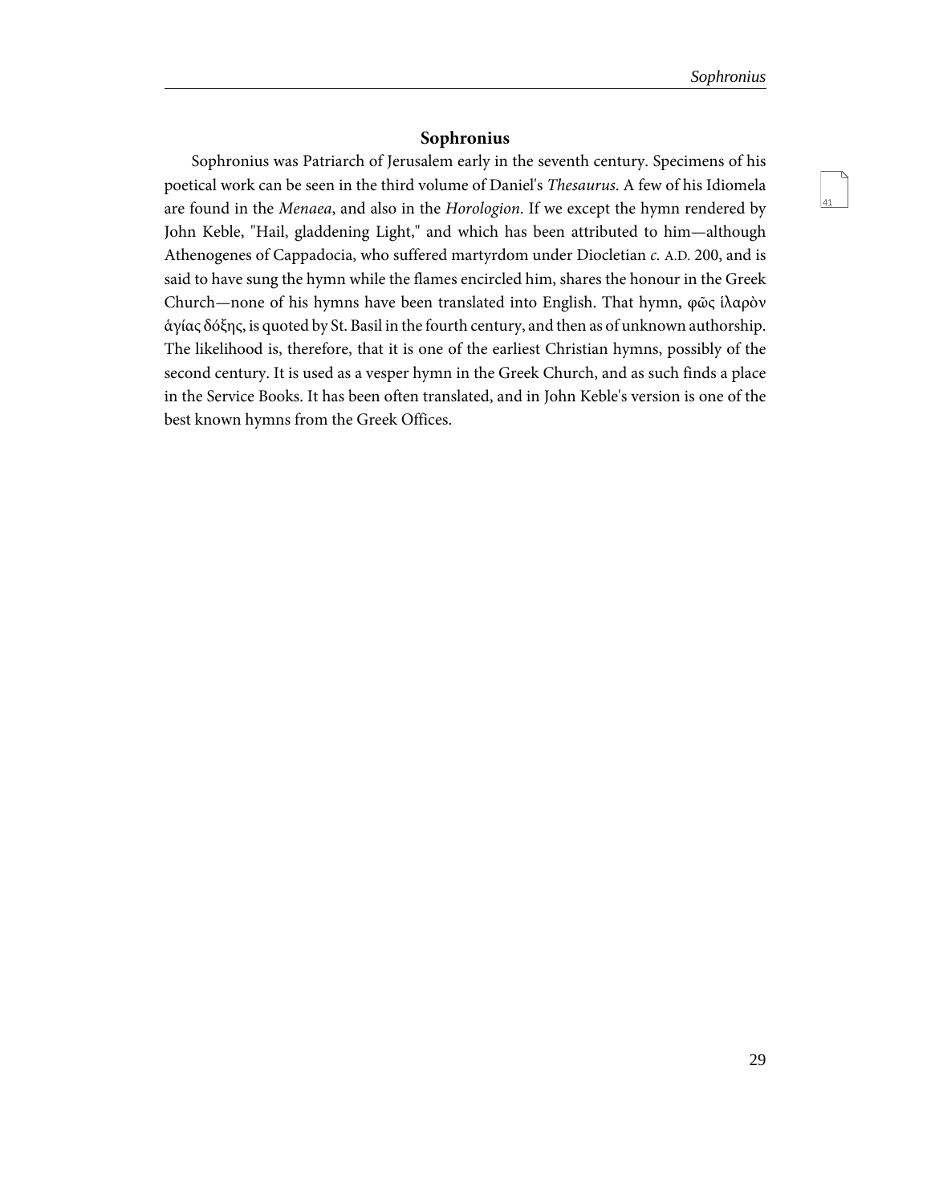## Sophronius

Sophronius was Patriarch of Jerusalem early in the seventh century. Specimens of his poetical work can be seen in the third volume of Daniel's *Thesaurus*. A few of his Idiomela are found in the *Menaea*, and also in the *Horologion*. If we except the hymn rendered by John Keble, "Hail, gladdening Light," and which has been attributed to him—although Athenogenes of Cappadocia, who suffered martyrdom under Diocletian *c.* A.D. 200, and is said to have sung the hymn while the flames encircled him, shares the honour in the Greek Church—none of his hymns have been translated into English. That hymn, φῶς ἱλαρὸν ἁγίας δόξης, is quoted by St. Basil in the fourth century, and then as of unknown authorship. The likelihood is, therefore, that it is one of the earliest Christian hymns, possibly of the second century. It is used as a vesper hymn in the Greek Church, and as such finds a place in the Service Books. It has been often translated, and in John Keble's version is one of the best known hymns from the Greek Offices.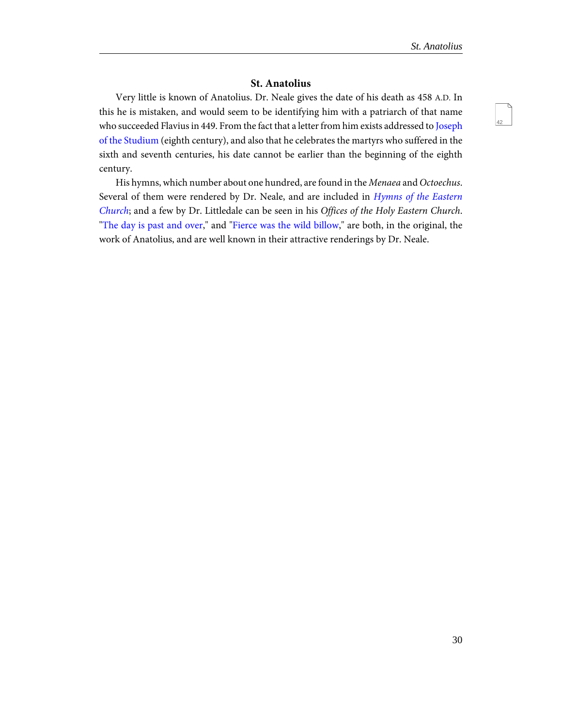## St. Anatolius

Very little is known of Anatolius. Dr. Neale gives the date of his death as 458 A.D. In this he is mistaken, and would seem to be identifying him with a patriarch of that name who succeeded Flavius in 449. From the fact that a letter from him exists addressed to Joseph of the Studium (eighth century), and also that he celebrates the martyrs who suffered in the sixth and seventh centuries, his date cannot be earlier than the beginning of the eighth century.

His hymns, which number about one hundred, are found in the *Menaea* and *Octoechus*. Several of them were rendered by Dr. Neale, and are included in *Hymns of the Eastern Church*; and a few by Dr. Littledale can be seen in his *Offices of the Holy Eastern Church*. "The day is past and over," and "Fierce was the wild billow," are both, in the original, the work of Anatolius, and are well known in their attractive renderings by Dr. Neale.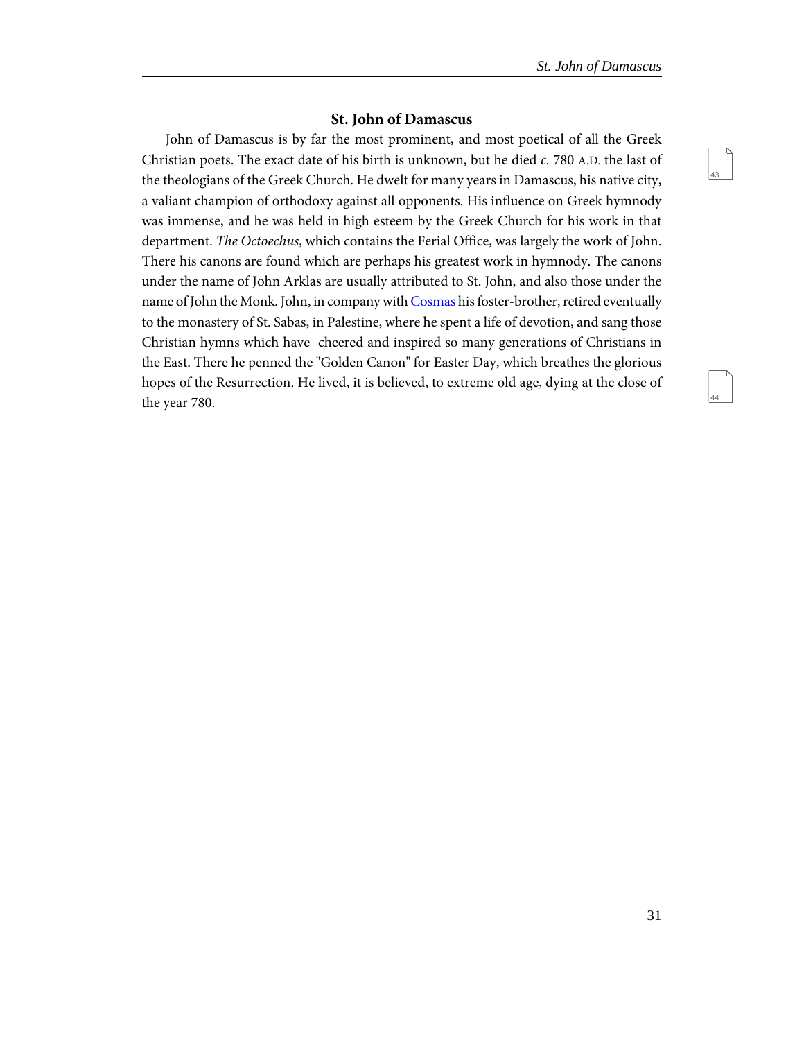## St. John of Damascus

John of Damascus is by far the most prominent, and most poetical of all the Greek Christian poets. The exact date of his birth is unknown, but he died *c.* 780 A.D. the last of the theologians of the Greek Church. He dwelt for many years in Damascus, his native city, a valiant champion of orthodoxy against all opponents. His influence on Greek hymnody was immense, and he was held in high esteem by the Greek Church for his work in that department. *The Octoechus*, which contains the Ferial Office, was largely the work of John. There his canons are found which are perhaps his greatest work in hymnody. The canons under the name of John Arklas are usually attributed to St. John, and also those under the name of John the Monk. John, in company with Cosmas his foster-brother, retired eventually to the monastery of St. Sabas, in Palestine, where he spent a life of devotion, and sang those Christian hymns which have cheered and inspired so many generations of Christians in the East. There he penned the "Golden Canon" for Easter Day, which breathes the glorious hopes of the Resurrection. He lived, it is believed, to extreme old age, dying at the close of the year 780.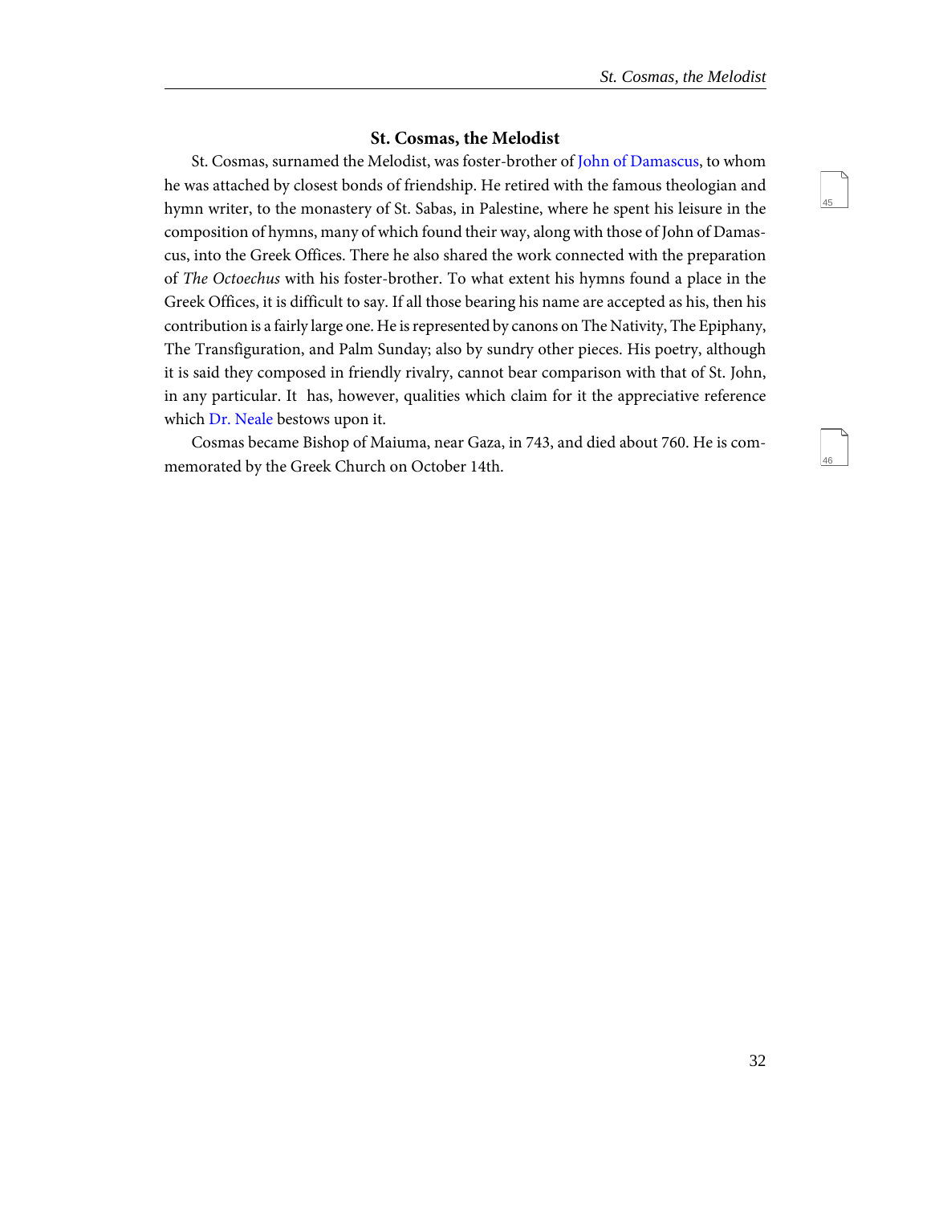## St. Cosmas, the Melodist

St. Cosmas, surnamed the Melodist, was foster-brother of John of Damascus, to whom he was attached by closest bonds of friendship. He retired with the famous theologian and hymn writer, to the monastery of St. Sabas, in Palestine, where he spent his leisure in the composition of hymns, many of which found their way, along with those of John of Damascus, into the Greek Offices. There he also shared the work connected with the preparation of *The Octoechus* with his foster-brother. To what extent his hymns found a place in the Greek Offices, it is difficult to say. If all those bearing his name are accepted as his, then his contribution is a fairly large one. He is represented by canons on The Nativity, The Epiphany, The Transfiguration, and Palm Sunday; also by sundry other pieces. His poetry, although it is said they composed in friendly rivalry, cannot bear comparison with that of St. John, in any particular. It has, however, qualities which claim for it the appreciative reference which Dr. Neale bestows upon it.

Cosmas became Bishop of Maiuma, near Gaza, in 743, and died about 760. He is commemorated by the Greek Church on October 14th.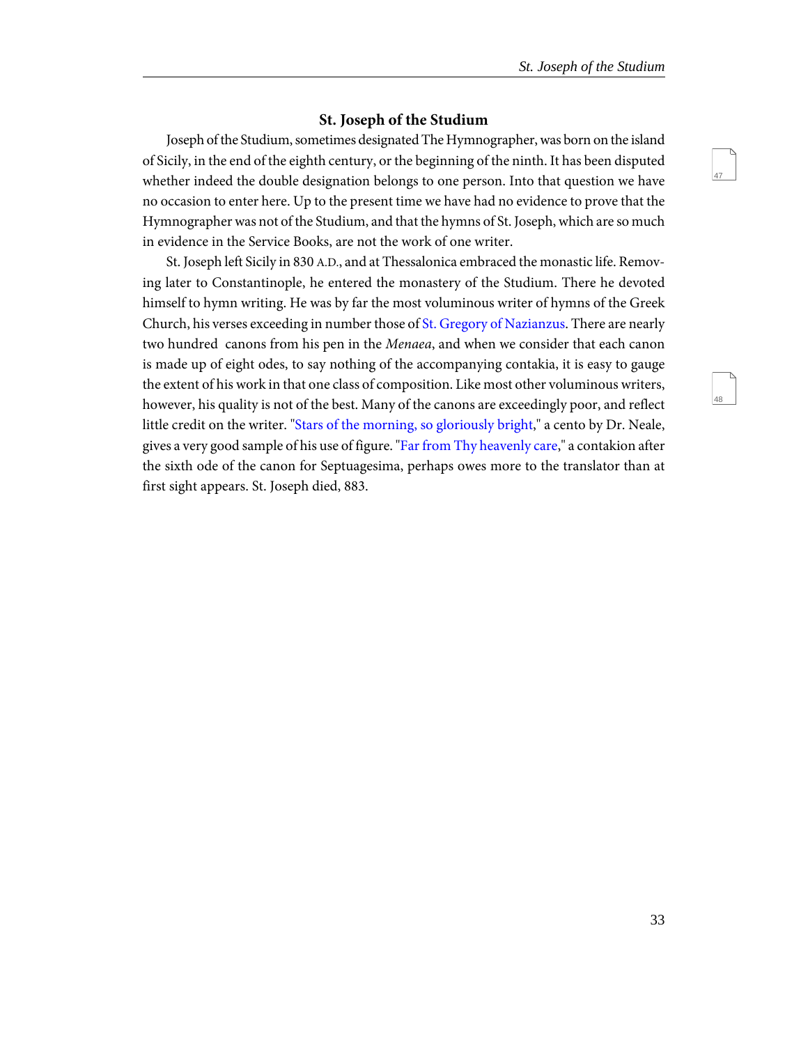## St. Joseph of the Studium

Joseph of the Studium, sometimes designated The Hymnographer, was born on the island of Sicily, in the end of the eighth century, or the beginning of the ninth. It has been disputed whether indeed the double designation belongs to one person. Into that question we have no occasion to enter here. Up to the present time we have had no evidence to prove that the Hymnographer was not of the Studium, and that the hymns of St. Joseph, which are so much in evidence in the Service Books, are not the work of one writer.

St. Joseph left Sicily in 830 A.D., and at Thessalonica embraced the monastic life. Removing later to Constantinople, he entered the monastery of the Studium. There he devoted himself to hymn writing. He was by far the most voluminous writer of hymns of the Greek Church, his verses exceeding in number those of St. Gregory of Nazianzus. There are nearly two hundred canons from his pen in the *Menaea*, and when we consider that each canon is made up of eight odes, to say nothing of the accompanying contakia, it is easy to gauge the extent of his work in that one class of composition. Like most other voluminous writers, however, his quality is not of the best. Many of the canons are exceedingly poor, and reflect little credit on the writer. "Stars of the morning, so gloriously bright," a cento by Dr. Neale, gives a very good sample of his use of figure. "Far from Thy heavenly care," a contakion after the sixth ode of the canon for Septuagesima, perhaps owes more to the translator than at first sight appears. St. Joseph died, 883.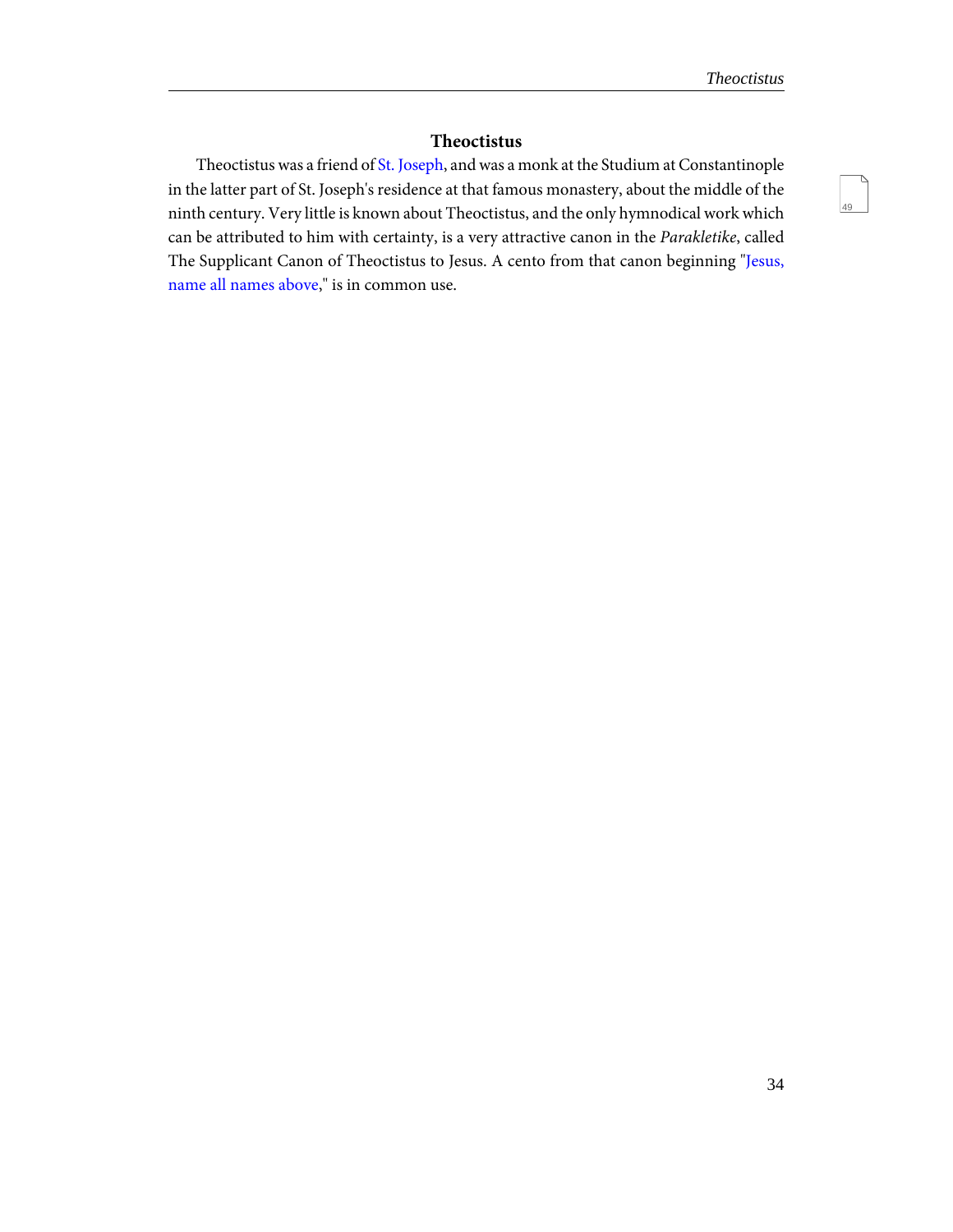## Theoctistus

Theoctistus was a friend of St. Joseph, and was a monk at the Studium at Constantinople in the latter part of St. Joseph's residence at that famous monastery, about the middle of the ninth century. Very little is known about Theoctistus, and the only hymnodical work which can be attributed to him with certainty, is a very attractive canon in the *Parakletike*, called The Supplicant Canon of Theoctistus to Jesus. A cento from that canon beginning "Jesus, name all names above," is in common use.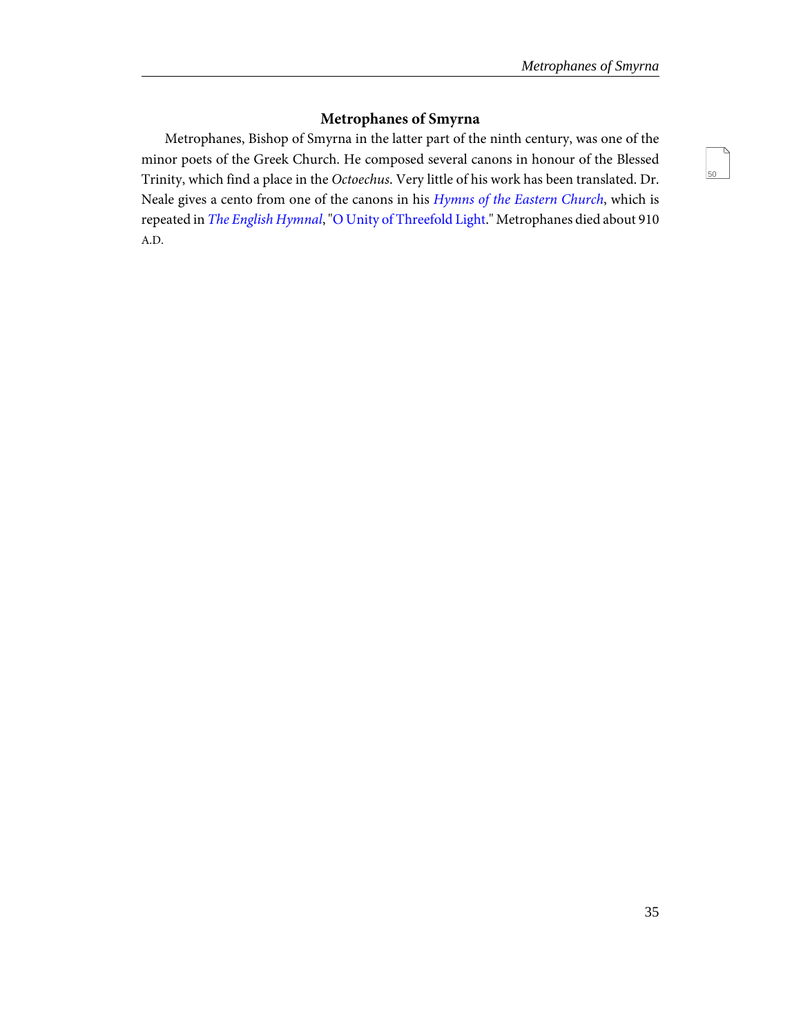## Metrophanes of Smyrna

Metrophanes, Bishop of Smyrna in the latter part of the ninth century, was one of the minor poets of the Greek Church. He composed several canons in honour of the Blessed Trinity, which find a place in the *Octoechus*. Very little of his work has been translated. Dr. Neale gives a cento from one of the canons in his *Hymns of the Eastern Church*, which is repeated in *The English Hymnal*, "O Unity of Threefold Light." Metrophanes died about 910 A.D.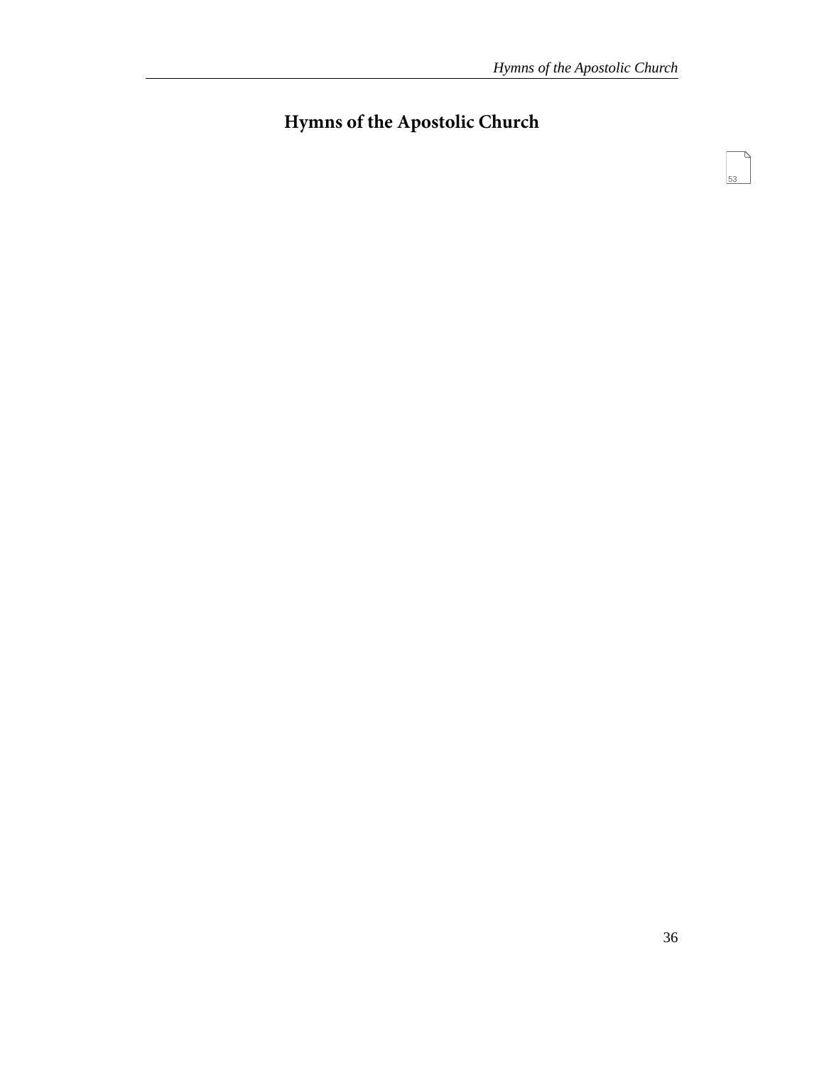# Hymns of the Apostolic Church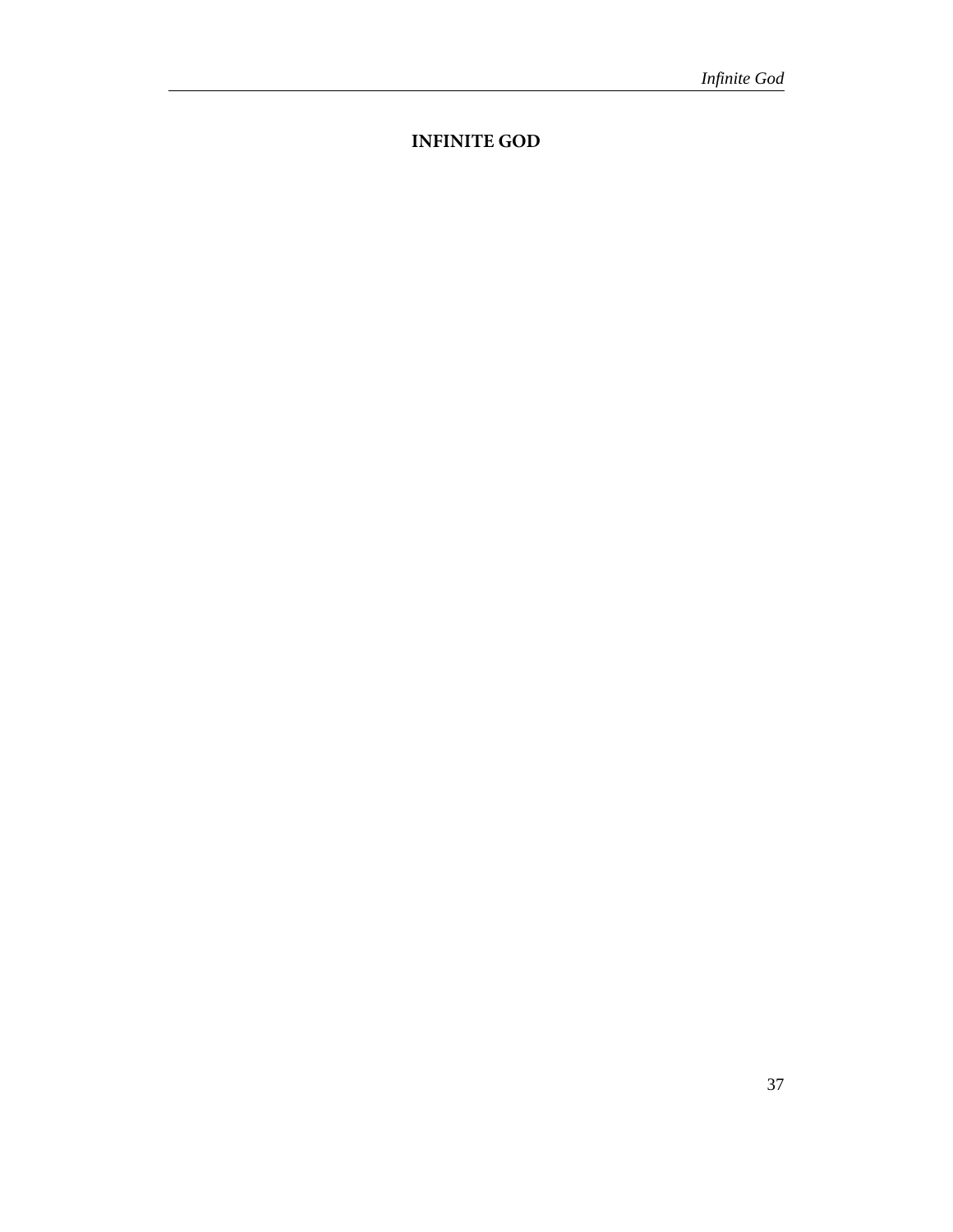# INFINITE GOD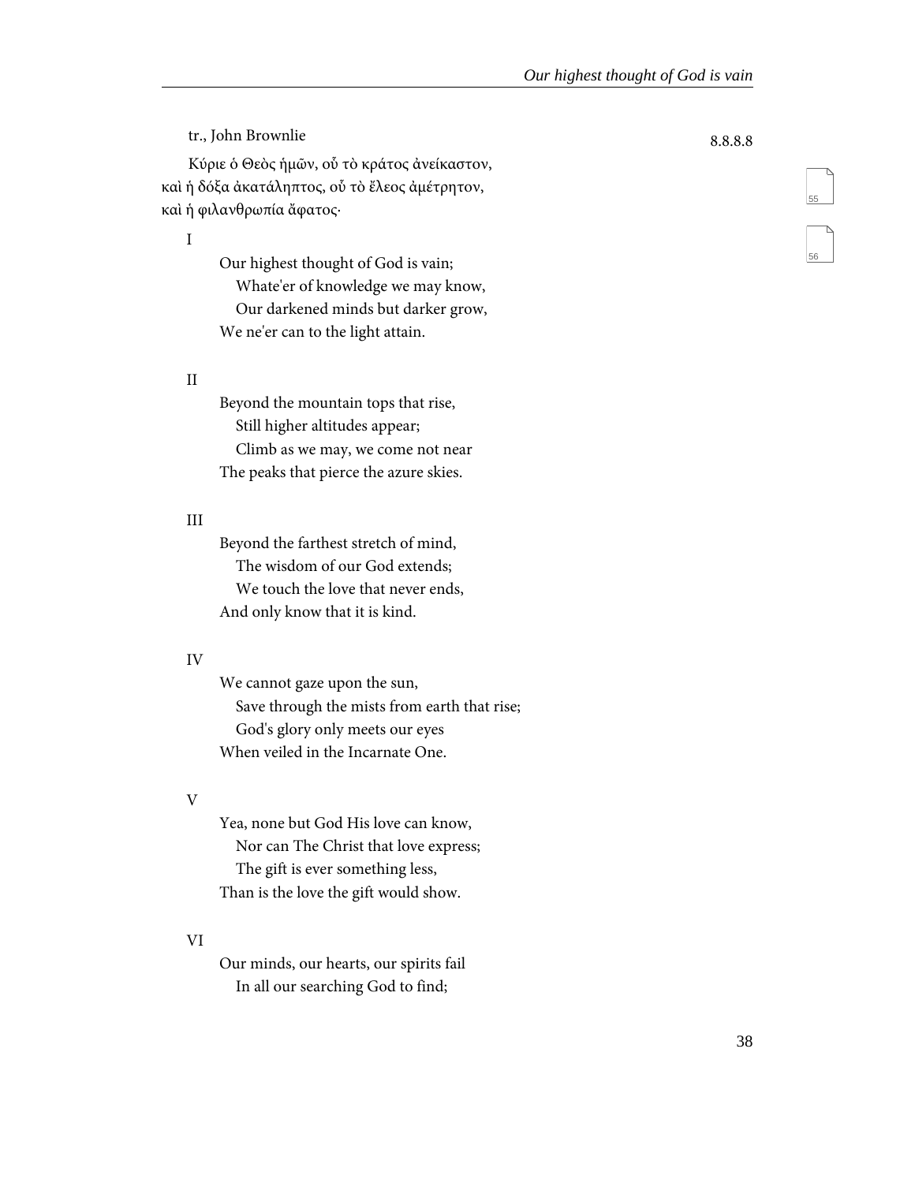tr., John Brownlie

8.8.8.8

Κύριε ὁ Θεὸς ἡμῶν, οὗ τὸ κράτος ἀνείκαστον, καὶ ἡ δόξα ἀκατάληπτος, οὗ τὸ ἔλεος ἀμέτρητον, καὶ ἡ φιλανθρωπία ἄφατος·

I

Our highest thought of God is vain;  
Whate'er of knowledge we may know,  
Our darkened minds but darker grow,  
We ne'er can to the light attain.

II

Beyond the mountain tops that rise,  
Still higher altitudes appear;  
Climb as we may, we come not near  
The peaks that pierce the azure skies.

III

Beyond the farthest stretch of mind,  
The wisdom of our God extends;  
We touch the love that never ends,  
And only know that it is kind.

IV

We cannot gaze upon the sun,  
Save through the mists from earth that rise;  
God's glory only meets our eyes  
When veiled in the Incarnate One.

V

Yea, none but God His love can know,  
Nor can The Christ that love express;  
The gift is ever something less,  
Than is the love the gift would show.

VI

Our minds, our hearts, our spirits fail  
In all our searching God to find;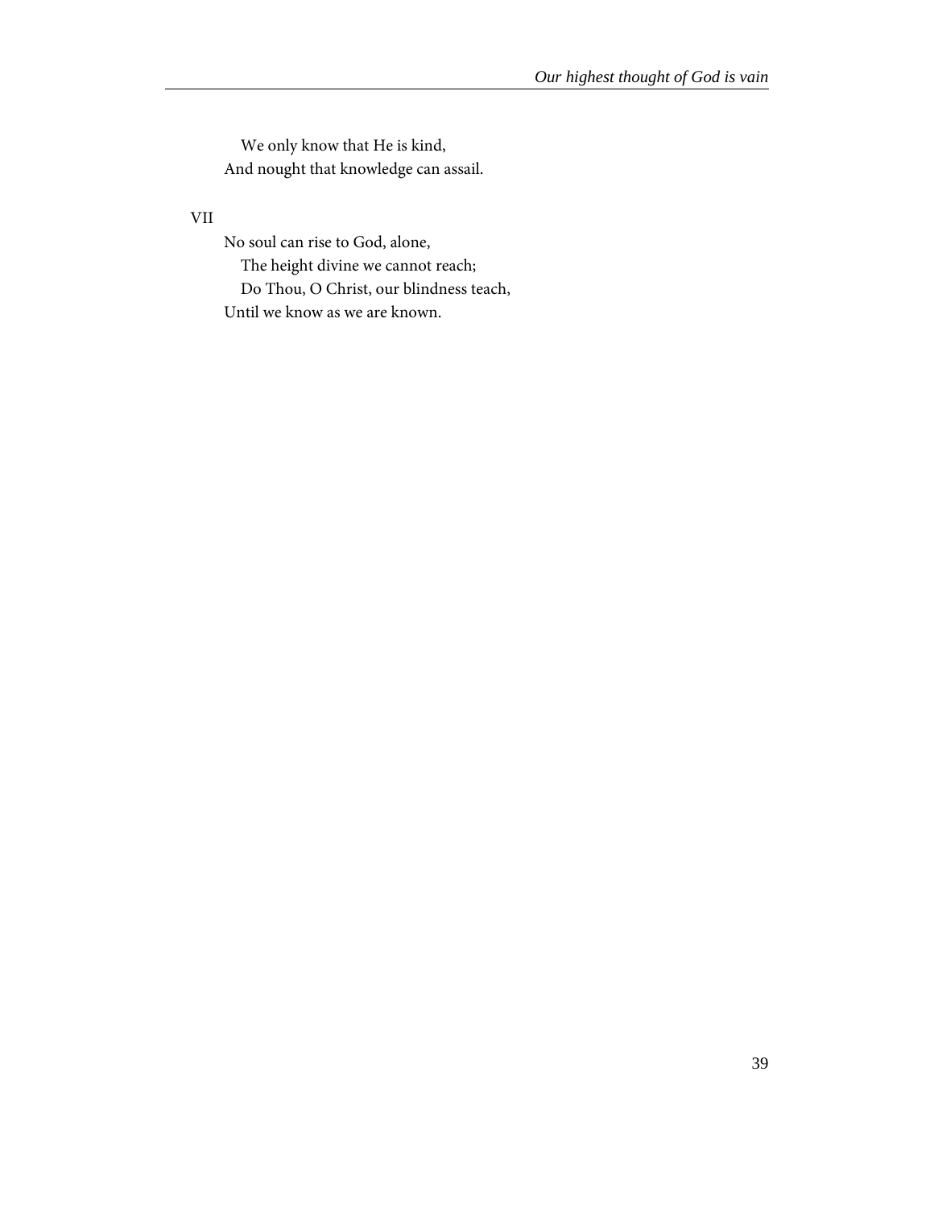We only know that He is kind,  
And nought that knowledge can assail.

VII

No soul can rise to God, alone,  
The height divine we cannot reach;  
Do Thou, O Christ, our blindness teach,  
Until we know as we are known.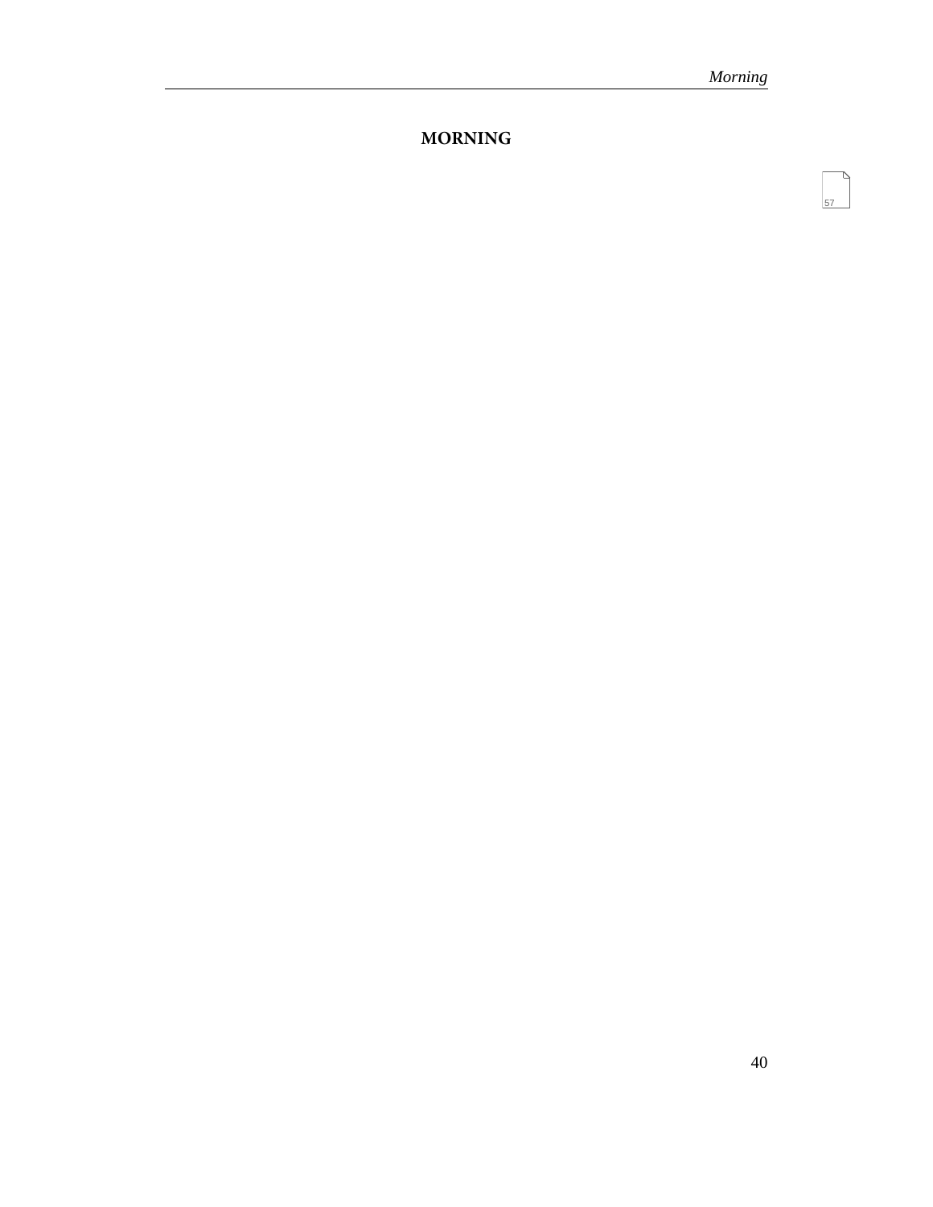## MORNING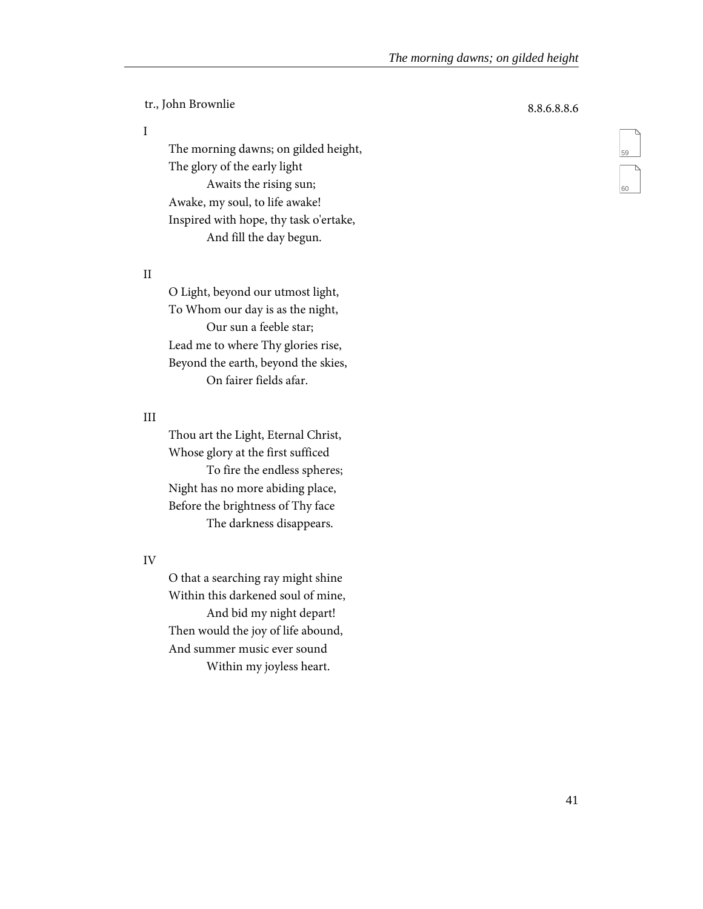tr., John Brownlie

8.8.6.8.8.6

I

The morning dawns; on gilded height,  
The glory of the early light  
  Awaits the rising sun;  
Awake, my soul, to life awake!  
Inspired with hope, thy task o'ertake,  
  And fill the day begun.

II

O Light, beyond our utmost light,  
To Whom our day is as the night,  
  Our sun a feeble star;  
Lead me to where Thy glories rise,  
Beyond the earth, beyond the skies,  
  On fairer fields afar.

III

Thou art the Light, Eternal Christ,  
Whose glory at the first sufficed  
  To fire the endless spheres;  
Night has no more abiding place,  
Before the brightness of Thy face  
  The darkness disappears.

IV

O that a searching ray might shine  
Within this darkened soul of mine,  
  And bid my night depart!  
Then would the joy of life abound,  
And summer music ever sound  
  Within my joyless heart.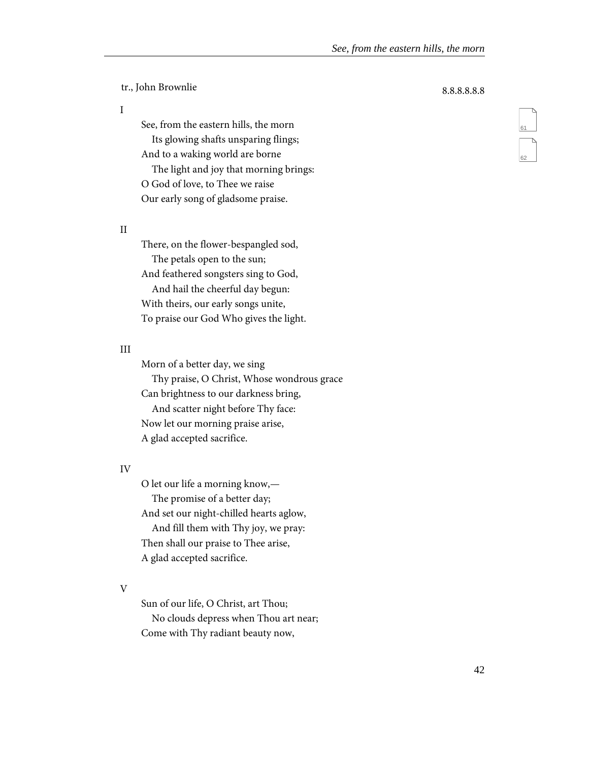tr., John Brownlie

8.8.8.8.8.8

I

See, from the eastern hills, the morn
  Its glowing shafts unsparing flings;
And to a waking world are borne
  The light and joy that morning brings:
O God of love, to Thee we raise
Our early song of gladsome praise.

II

There, on the flower-bespangled sod,
  The petals open to the sun;
And feathered songsters sing to God,
  And hail the cheerful day begun:
With theirs, our early songs unite,
To praise our God Who gives the light.

III

Morn of a better day, we sing
  Thy praise, O Christ, Whose wondrous grace
Can brightness to our darkness bring,
  And scatter night before Thy face:
Now let our morning praise arise,
A glad accepted sacrifice.

IV

O let our life a morning know,—
  The promise of a better day;
And set our night-chilled hearts aglow,
  And fill them with Thy joy, we pray:
Then shall our praise to Thee arise,
A glad accepted sacrifice.

V

Sun of our life, O Christ, art Thou;
  No clouds depress when Thou art near;
Come with Thy radiant beauty now,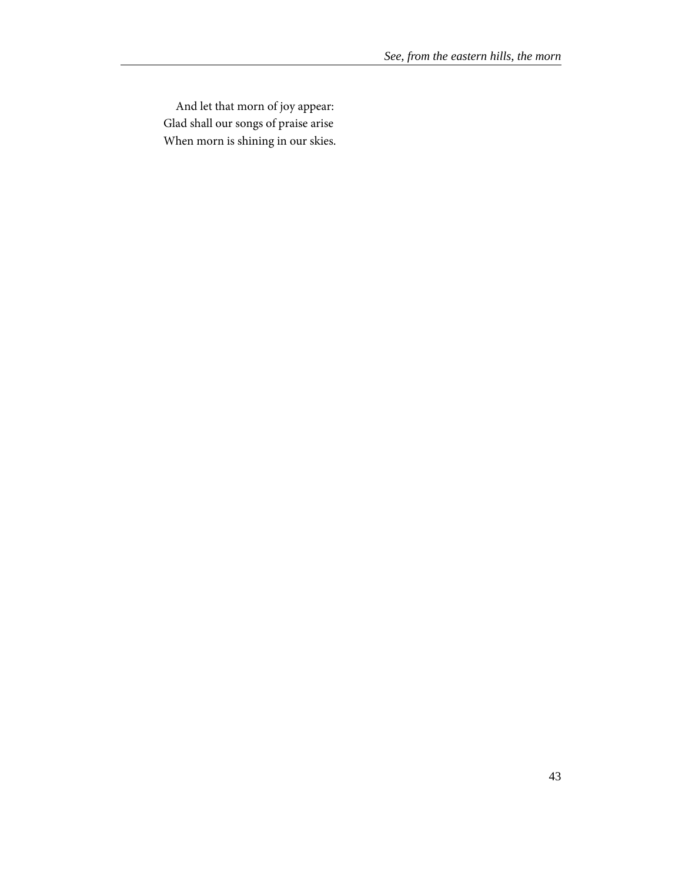And let that morn of joy appear:  
Glad shall our songs of praise arise  
When morn is shining in our skies.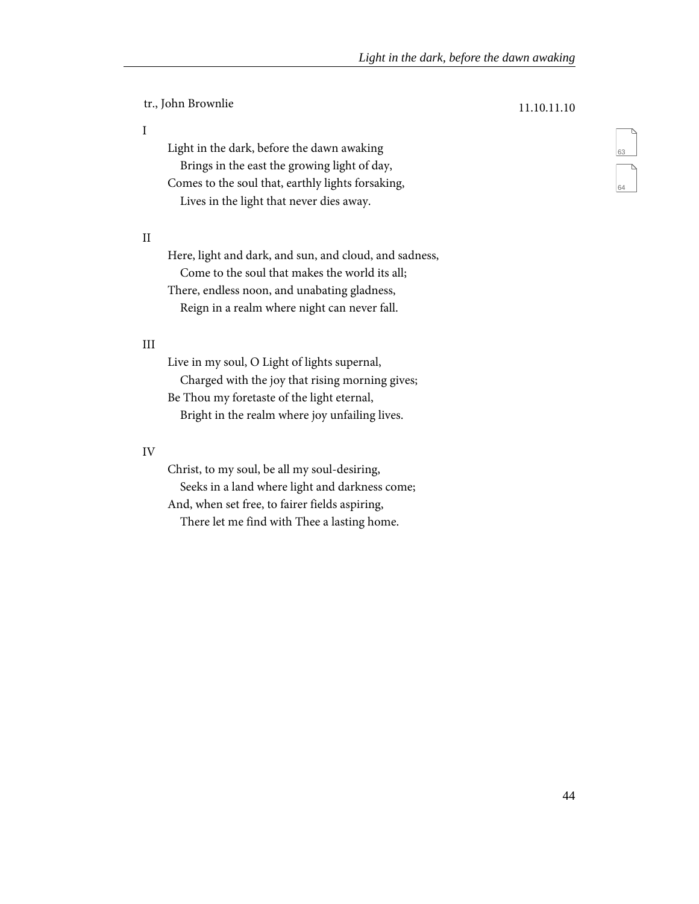tr., John Brownlie

11.10.11.10

I

Light in the dark, before the dawn awaking
   Brings in the east the growing light of day,
Comes to the soul that, earthly lights forsaking,
   Lives in the light that never dies away.

II

Here, light and dark, and sun, and cloud, and sadness,
   Come to the soul that makes the world its all;
There, endless noon, and unabating gladness,
   Reign in a realm where night can never fall.

III

Live in my soul, O Light of lights supernal,
   Charged with the joy that rising morning gives;
Be Thou my foretaste of the light eternal,
   Bright in the realm where joy unfailing lives.

IV

Christ, to my soul, be all my soul-desiring,
   Seeks in a land where light and darkness come;
And, when set free, to fairer fields aspiring,
   There let me find with Thee a lasting home.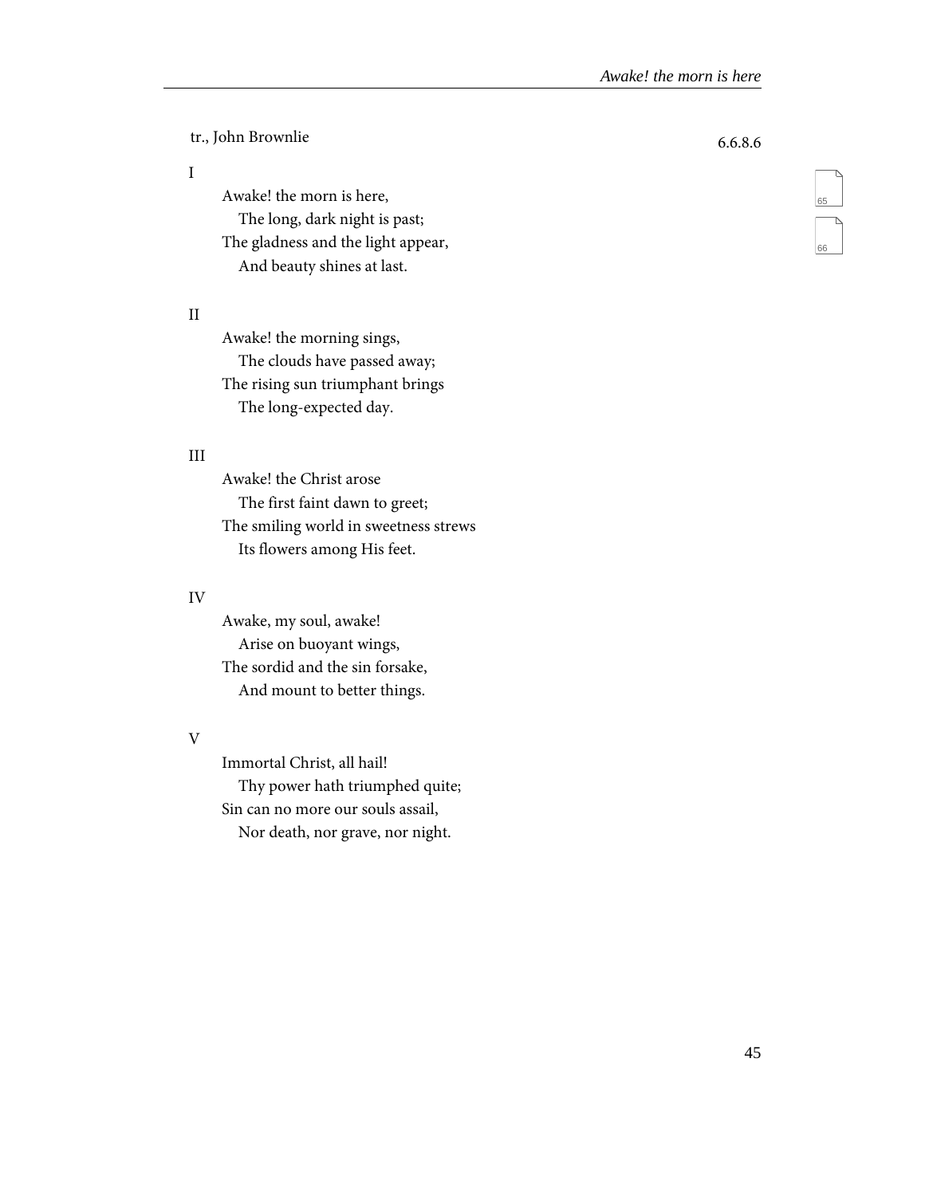tr., John Brownlie

6.6.8.6

I

Awake! the morn is here,  
The long, dark night is past;  
The gladness and the light appear,  
And beauty shines at last.

II

Awake! the morning sings,  
The clouds have passed away;  
The rising sun triumphant brings  
The long-expected day.

III

Awake! the Christ arose  
The first faint dawn to greet;  
The smiling world in sweetness strews  
Its flowers among His feet.

IV

Awake, my soul, awake!  
Arise on buoyant wings,  
The sordid and the sin forsake,  
And mount to better things.

V

Immortal Christ, all hail!  
Thy power hath triumphed quite;  
Sin can no more our souls assail,  
Nor death, nor grave, nor night.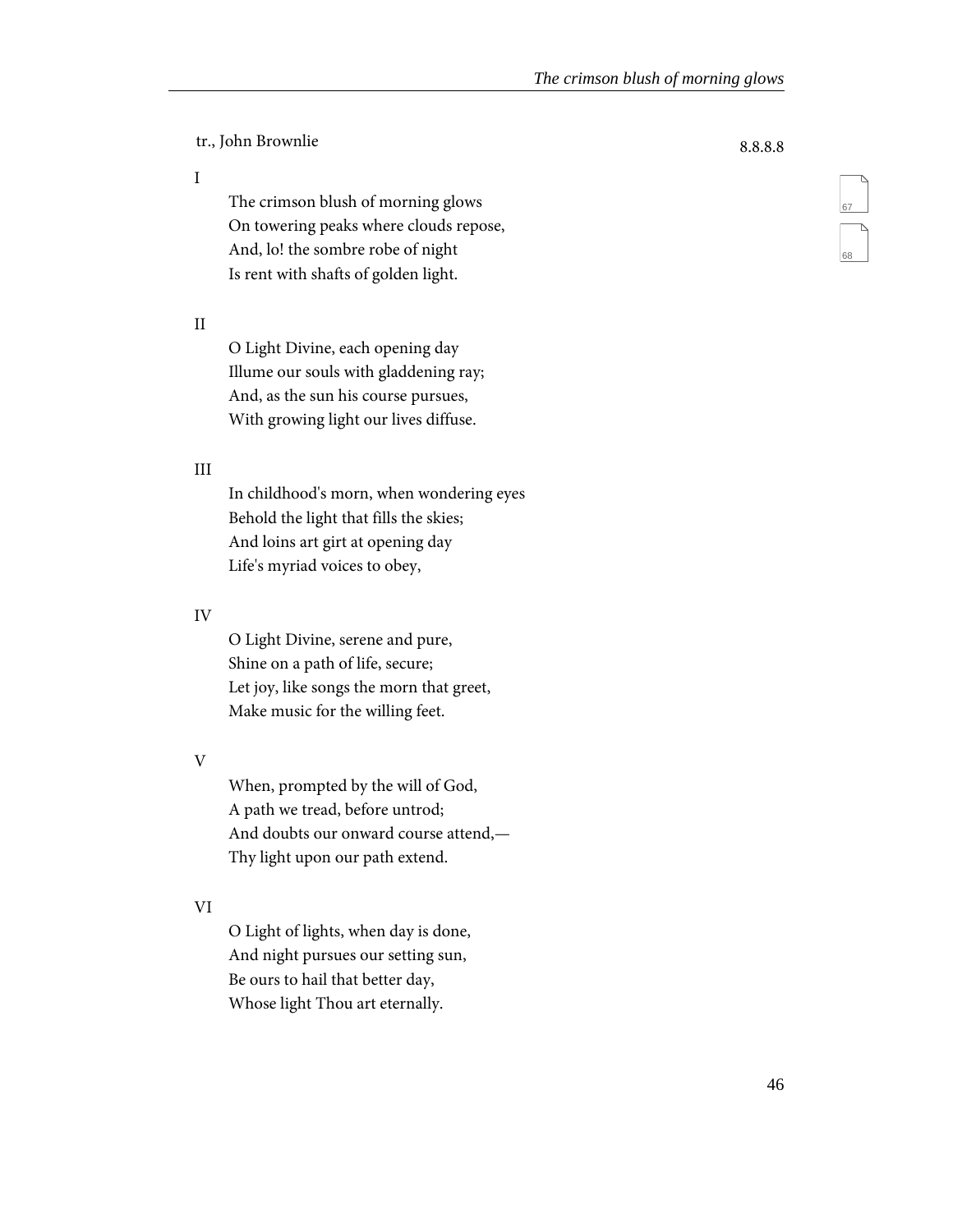tr., John Brownlie

8.8.8.8

I

The crimson blush of morning glows  
On towering peaks where clouds repose,  
And, lo! the sombre robe of night  
Is rent with shafts of golden light.

II

O Light Divine, each opening day  
Illume our souls with gladdening ray;  
And, as the sun his course pursues,  
With growing light our lives diffuse.

III

In childhood's morn, when wondering eyes  
Behold the light that fills the skies;  
And loins art girt at opening day  
Life's myriad voices to obey,

IV

O Light Divine, serene and pure,  
Shine on a path of life, secure;  
Let joy, like songs the morn that greet,  
Make music for the willing feet.

V

When, prompted by the will of God,  
A path we tread, before untrod;  
And doubts our onward course attend,—  
Thy light upon our path extend.

VI

O Light of lights, when day is done,  
And night pursues our setting sun,  
Be ours to hail that better day,  
Whose light Thou art eternally.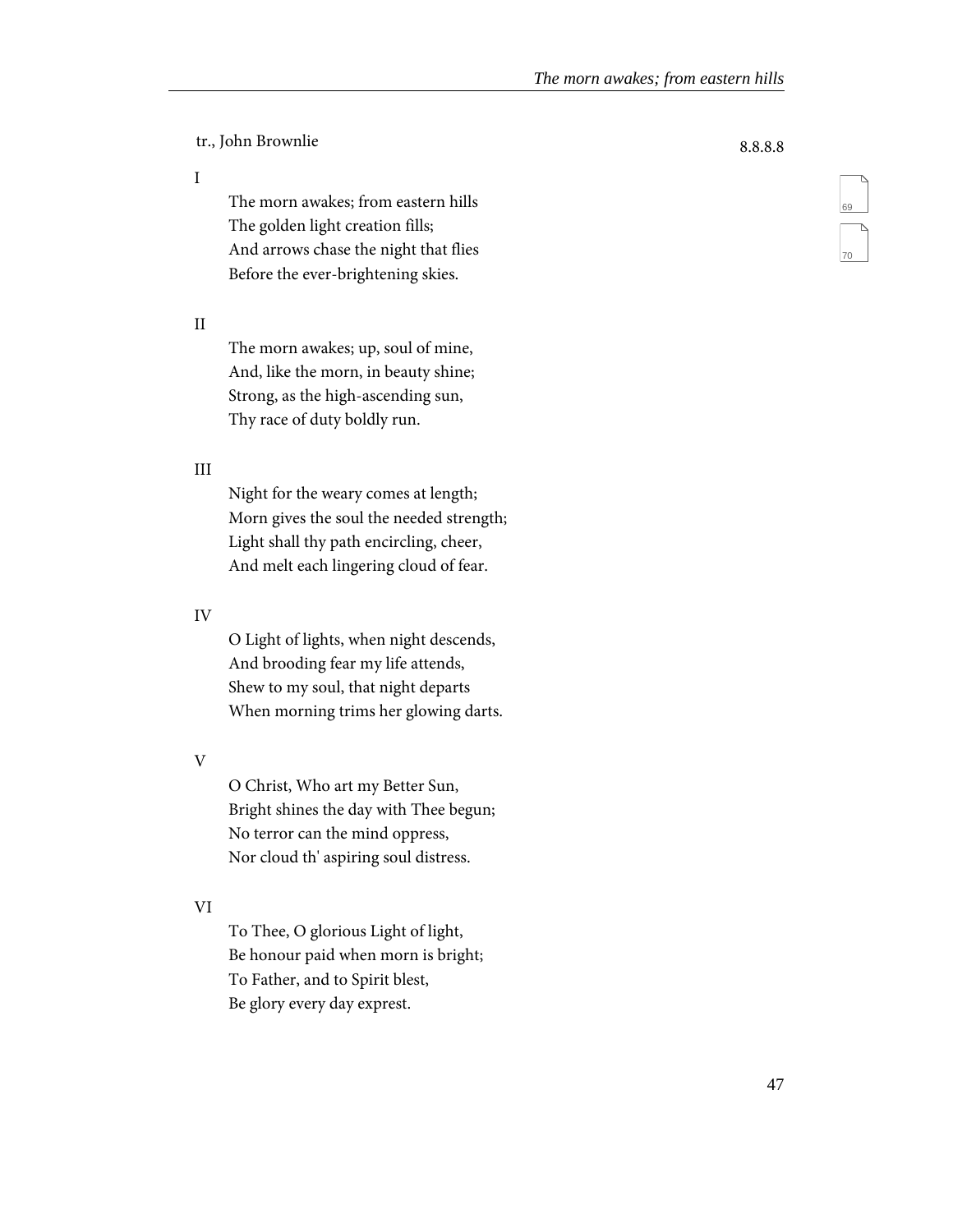tr., John Brownlie

8.8.8.8

I

The morn awakes; from eastern hills
The golden light creation fills;
And arrows chase the night that flies
Before the ever-brightening skies.

II

The morn awakes; up, soul of mine,
And, like the morn, in beauty shine;
Strong, as the high-ascending sun,
Thy race of duty boldly run.

III

Night for the weary comes at length;
Morn gives the soul the needed strength;
Light shall thy path encircling, cheer,
And melt each lingering cloud of fear.

IV

O Light of lights, when night descends,
And brooding fear my life attends,
Shew to my soul, that night departs
When morning trims her glowing darts.

V

O Christ, Who art my Better Sun,
Bright shines the day with Thee begun;
No terror can the mind oppress,
Nor cloud th' aspiring soul distress.

VI

To Thee, O glorious Light of light,
Be honour paid when morn is bright;
To Father, and to Spirit blest,
Be glory every day exprest.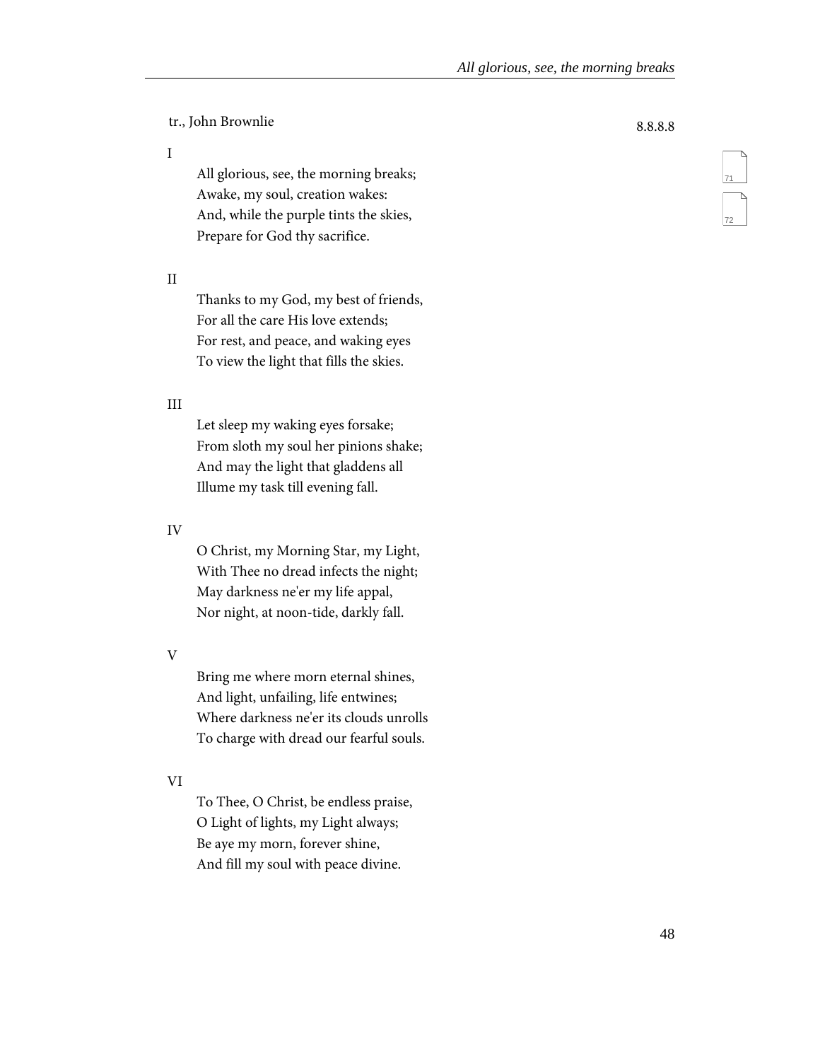tr., John Brownlie

8.8.8.8

I

All glorious, see, the morning breaks;  
Awake, my soul, creation wakes:  
And, while the purple tints the skies,  
Prepare for God thy sacrifice.

II

Thanks to my God, my best of friends,  
For all the care His love extends;  
For rest, and peace, and waking eyes  
To view the light that fills the skies.

III

Let sleep my waking eyes forsake;  
From sloth my soul her pinions shake;  
And may the light that gladdens all  
Illume my task till evening fall.

IV

O Christ, my Morning Star, my Light,  
With Thee no dread infects the night;  
May darkness ne'er my life appal,  
Nor night, at noon-tide, darkly fall.

V

Bring me where morn eternal shines,  
And light, unfailing, life entwines;  
Where darkness ne'er its clouds unrolls  
To charge with dread our fearful souls.

VI

To Thee, O Christ, be endless praise,  
O Light of lights, my Light always;  
Be aye my morn, forever shine,  
And fill my soul with peace divine.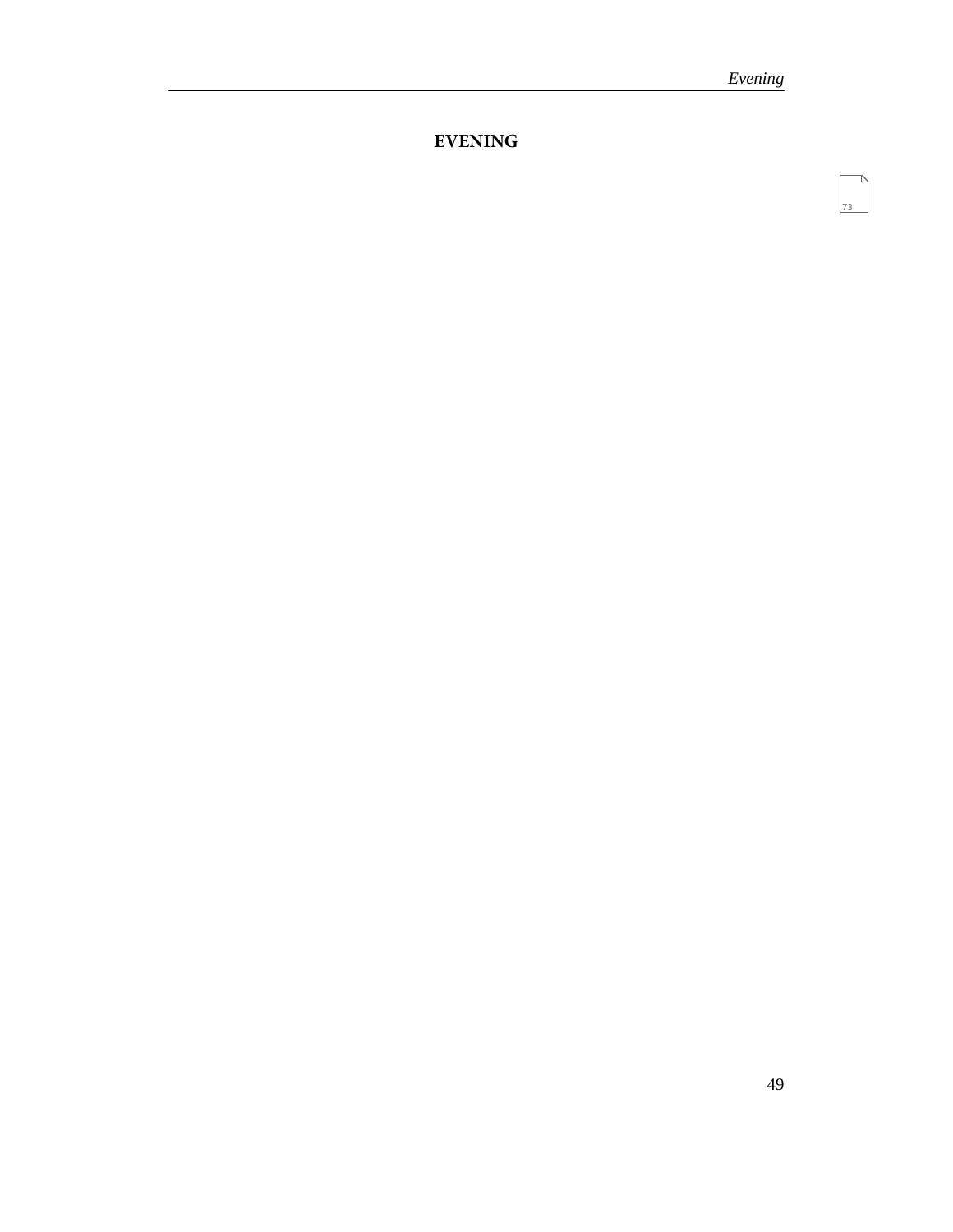# EVENING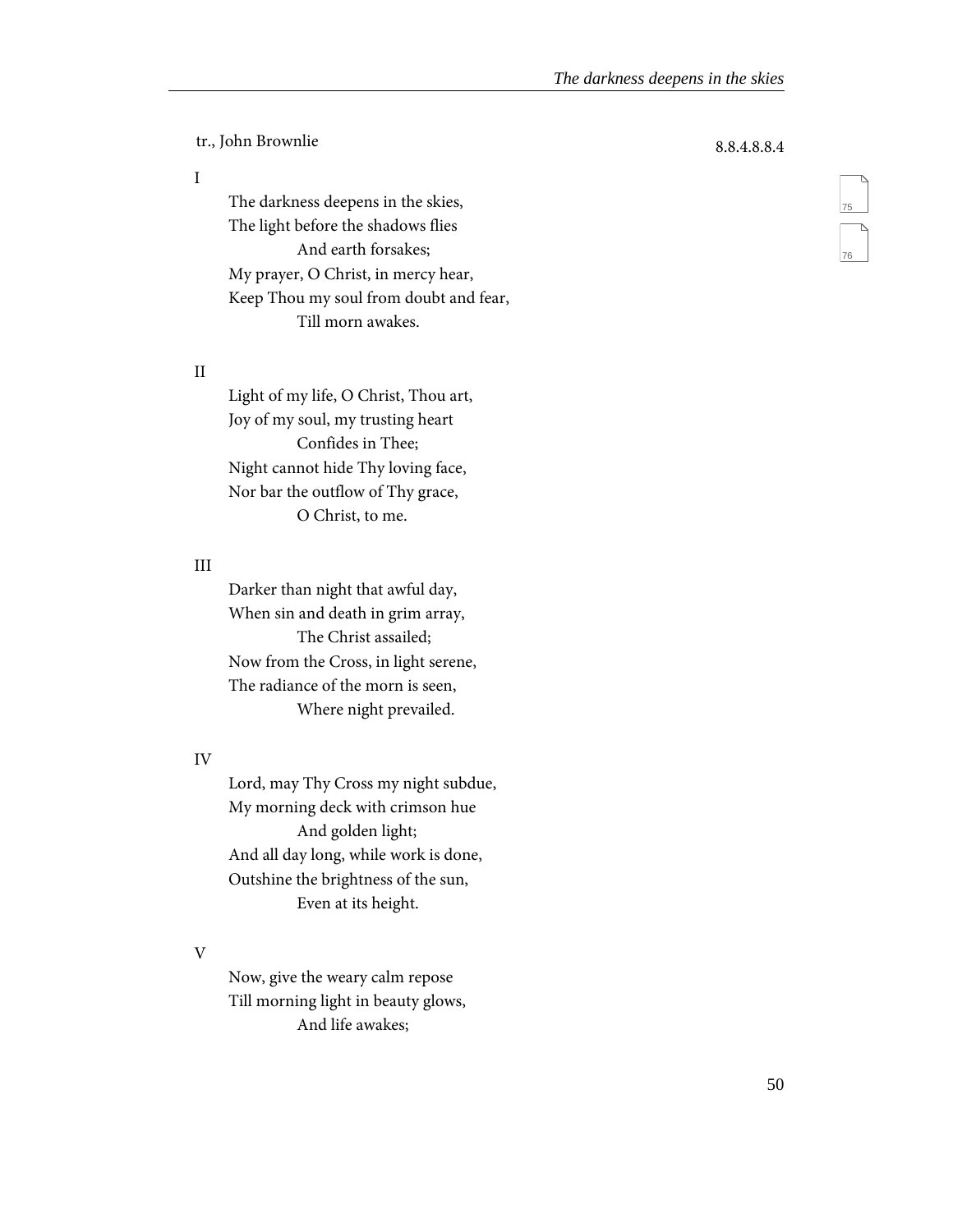tr., John Brownlie

8.8.4.8.8.4

I

The darkness deepens in the skies,  
The light before the shadows flies  
  And earth forsakes;  
My prayer, O Christ, in mercy hear,  
Keep Thou my soul from doubt and fear,  
  Till morn awakes.

II

Light of my life, O Christ, Thou art,  
Joy of my soul, my trusting heart  
  Confides in Thee;  
Night cannot hide Thy loving face,  
Nor bar the outflow of Thy grace,  
  O Christ, to me.

III

Darker than night that awful day,  
When sin and death in grim array,  
  The Christ assailed;  
Now from the Cross, in light serene,  
The radiance of the morn is seen,  
  Where night prevailed.

IV

Lord, may Thy Cross my night subdue,  
My morning deck with crimson hue  
  And golden light;  
And all day long, while work is done,  
Outshine the brightness of the sun,  
  Even at its height.

V

Now, give the weary calm repose  
Till morning light in beauty glows,  
  And life awakes;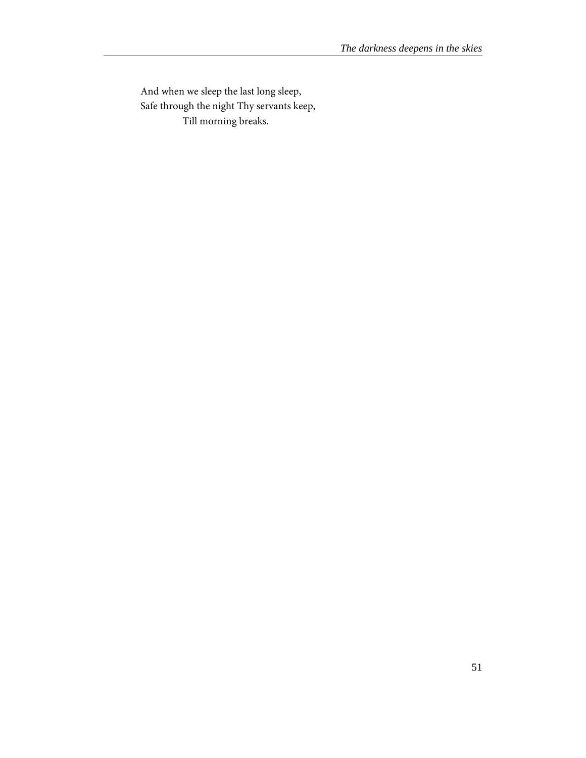And when we sleep the last long sleep,  
Safe through the night Thy servants keep,  
&nbsp;&nbsp;&nbsp;&nbsp;&nbsp;&nbsp;&nbsp;&nbsp;Till morning breaks.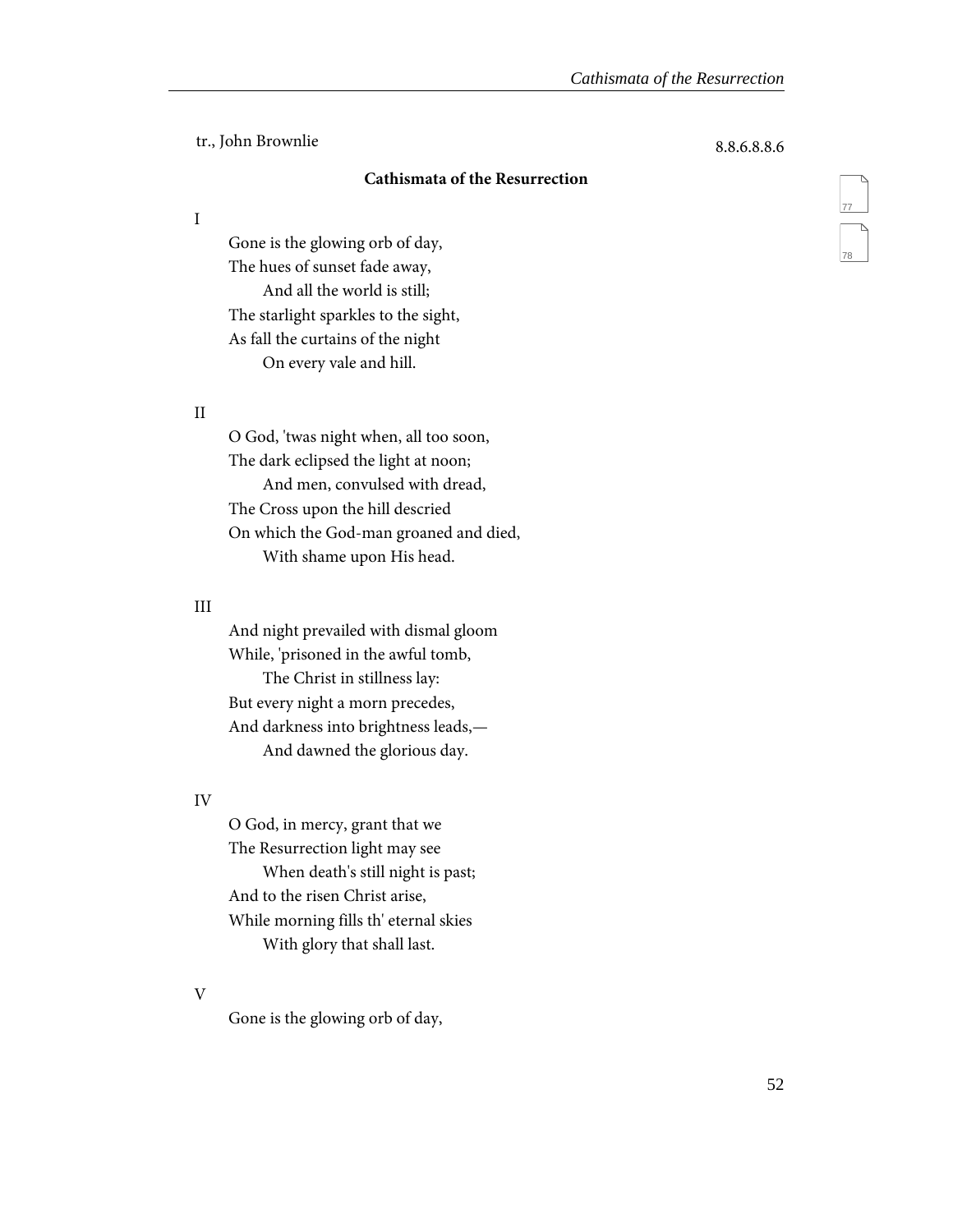tr., John Brownlie

8.8.6.8.8.6

### Cathismata of the Resurrection

I

Gone is the glowing orb of day,
The hues of sunset fade away,
  And all the world is still;
The starlight sparkles to the sight,
As fall the curtains of the night
  On every vale and hill.

II

O God, 'twas night when, all too soon,
The dark eclipsed the light at noon;
  And men, convulsed with dread,
The Cross upon the hill descried
On which the God-man groaned and died,
  With shame upon His head.

III

And night prevailed with dismal gloom
While, 'prisoned in the awful tomb,
  The Christ in stillness lay:
But every night a morn precedes,
And darkness into brightness leads,—
  And dawned the glorious day.

IV

O God, in mercy, grant that we
The Resurrection light may see
  When death's still night is past;
And to the risen Christ arise,
While morning fills th' eternal skies
  With glory that shall last.

V

Gone is the glowing orb of day,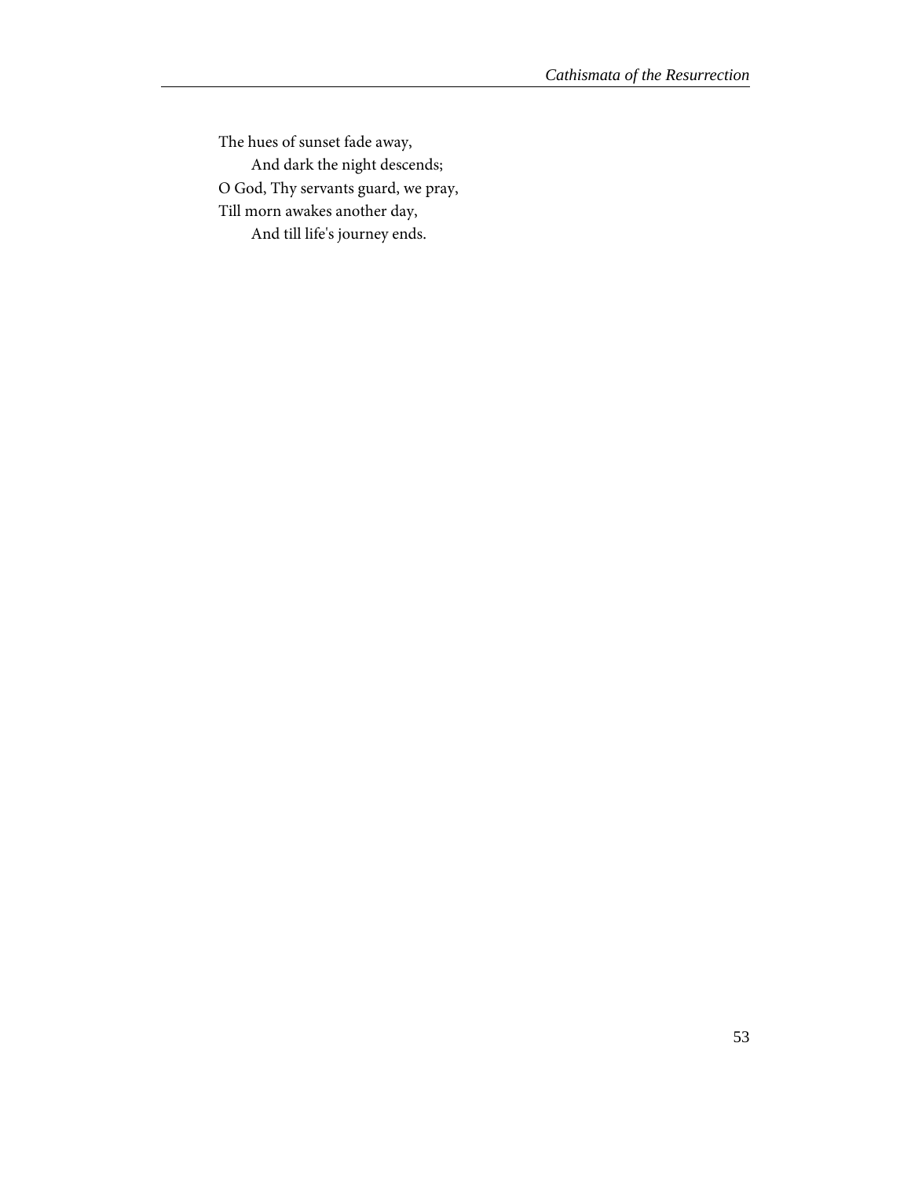The hues of sunset fade away,
    And dark the night descends;
O God, Thy servants guard, we pray,
Till morn awakes another day,
    And till life's journey ends.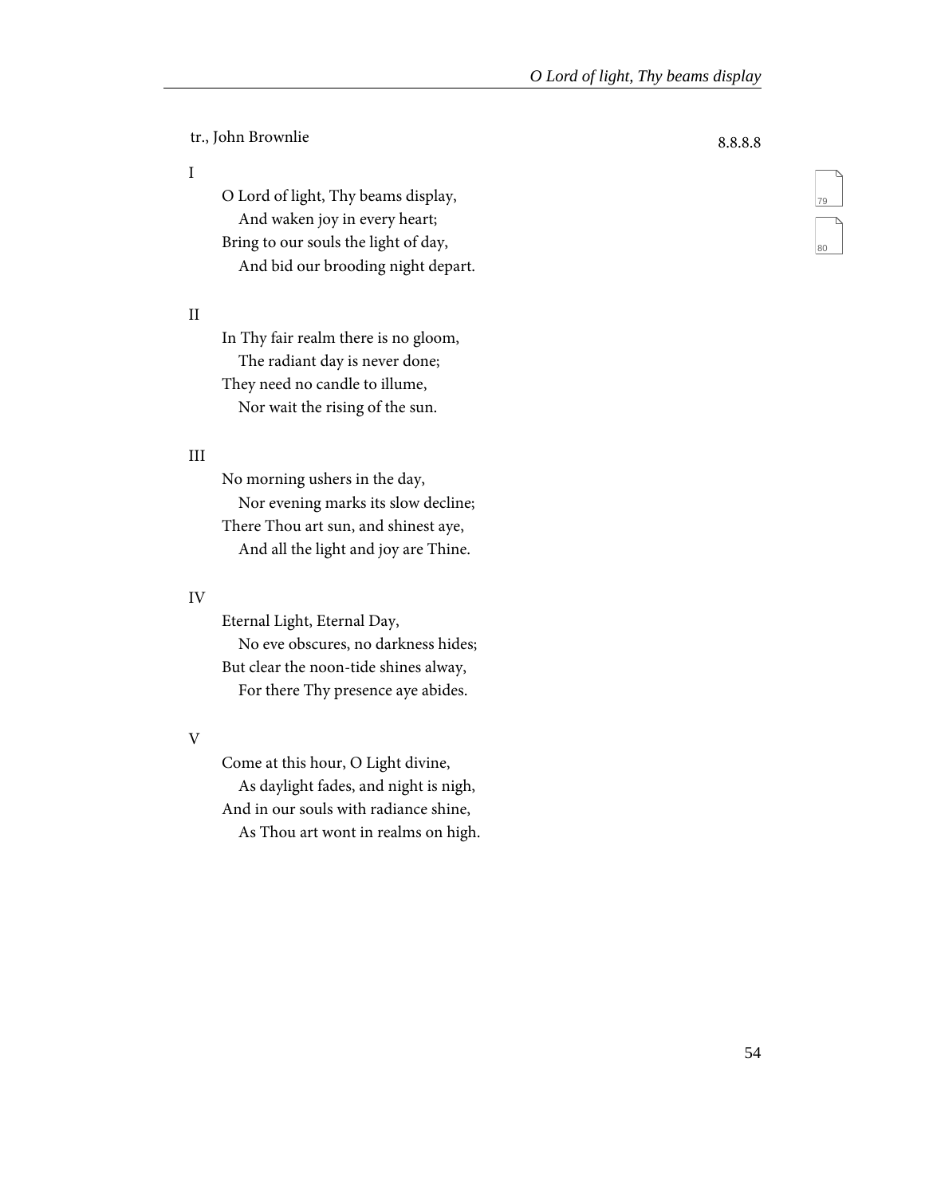tr., John Brownlie

8.8.8.8

I

O Lord of light, Thy beams display,
   And waken joy in every heart;
Bring to our souls the light of day,
   And bid our brooding night depart.

II

In Thy fair realm there is no gloom,
   The radiant day is never done;
They need no candle to illume,
   Nor wait the rising of the sun.

III

No morning ushers in the day,
   Nor evening marks its slow decline;
There Thou art sun, and shinest aye,
   And all the light and joy are Thine.

IV

Eternal Light, Eternal Day,
   No eve obscures, no darkness hides;
But clear the noon-tide shines alway,
   For there Thy presence aye abides.

V

Come at this hour, O Light divine,
   As daylight fades, and night is nigh,
And in our souls with radiance shine,
   As Thou art wont in realms on high.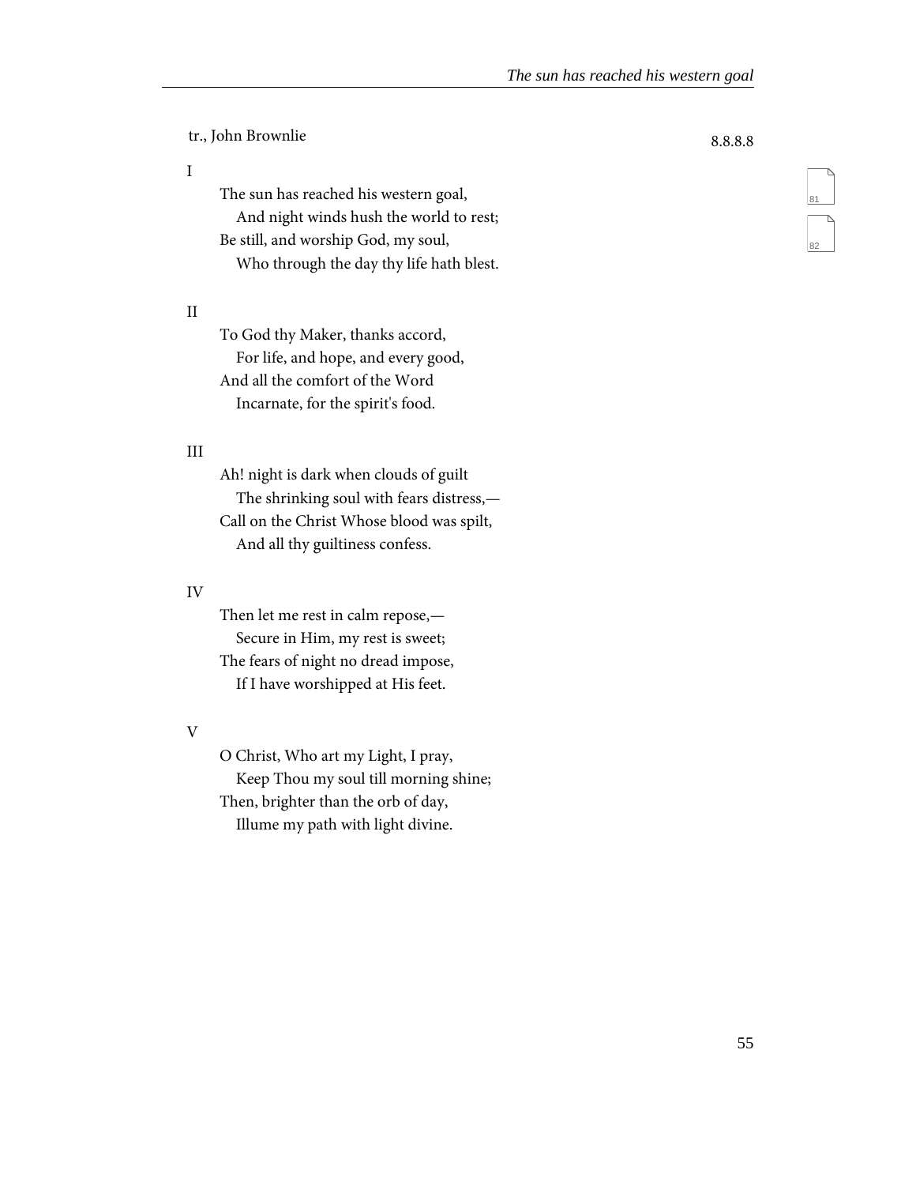tr., John Brownlie

8.8.8.8

I

The sun has reached his western goal,
&nbsp;&nbsp;&nbsp;&nbsp;And night winds hush the world to rest;
Be still, and worship God, my soul,
&nbsp;&nbsp;&nbsp;&nbsp;Who through the day thy life hath blest.

II

To God thy Maker, thanks accord,
&nbsp;&nbsp;&nbsp;&nbsp;For life, and hope, and every good,
And all the comfort of the Word
&nbsp;&nbsp;&nbsp;&nbsp;Incarnate, for the spirit's food.

III

Ah! night is dark when clouds of guilt
&nbsp;&nbsp;&nbsp;&nbsp;The shrinking soul with fears distress,—
Call on the Christ Whose blood was spilt,
&nbsp;&nbsp;&nbsp;&nbsp;And all thy guiltiness confess.

IV

Then let me rest in calm repose,—
&nbsp;&nbsp;&nbsp;&nbsp;Secure in Him, my rest is sweet;
The fears of night no dread impose,
&nbsp;&nbsp;&nbsp;&nbsp;If I have worshipped at His feet.

V

O Christ, Who art my Light, I pray,
&nbsp;&nbsp;&nbsp;&nbsp;Keep Thou my soul till morning shine;
Then, brighter than the orb of day,
&nbsp;&nbsp;&nbsp;&nbsp;Illume my path with light divine.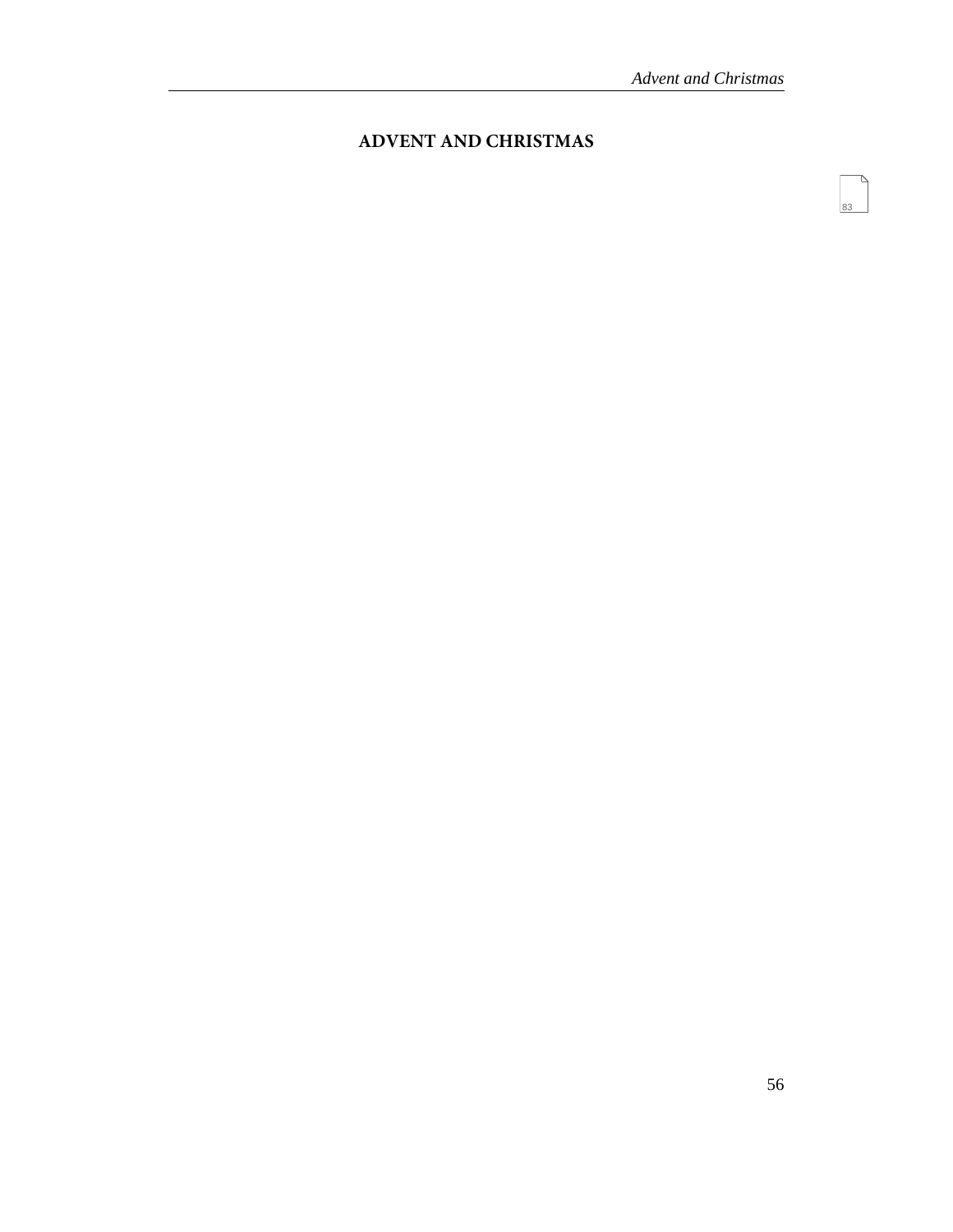# ADVENT AND CHRISTMAS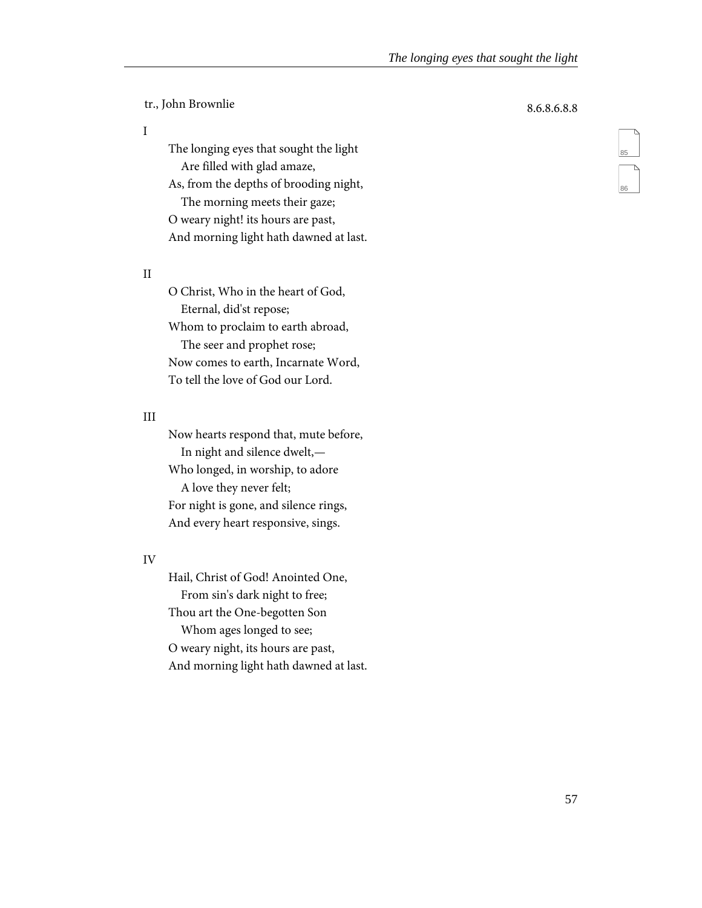tr., John Brownlie

8.6.8.6.8.8

I

The longing eyes that sought the light  
   Are filled with glad amaze,  
As, from the depths of brooding night,  
   The morning meets their gaze;  
O weary night! its hours are past,  
And morning light hath dawned at last.

II

O Christ, Who in the heart of God,  
   Eternal, did'st repose;  
Whom to proclaim to earth abroad,  
   The seer and prophet rose;  
Now comes to earth, Incarnate Word,  
To tell the love of God our Lord.

III

Now hearts respond that, mute before,  
   In night and silence dwelt,—  
Who longed, in worship, to adore  
   A love they never felt;  
For night is gone, and silence rings,  
And every heart responsive, sings.

IV

Hail, Christ of God! Anointed One,  
   From sin's dark night to free;  
Thou art the One-begotten Son  
   Whom ages longed to see;  
O weary night, its hours are past,  
And morning light hath dawned at last.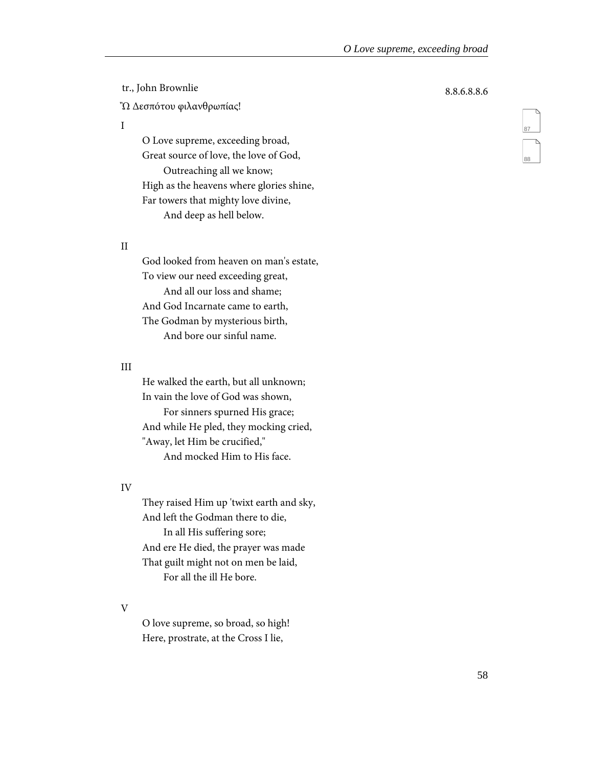tr., John Brownlie

8.8.6.8.8.6

Ὢ Δεσπότου φιλανθρωπίας!

I

O Love supreme, exceeding broad,  
Great source of love, the love of God,  
Outreaching all we know;  
High as the heavens where glories shine,  
Far towers that mighty love divine,  
And deep as hell below.

II

God looked from heaven on man's estate,  
To view our need exceeding great,  
And all our loss and shame;  
And God Incarnate came to earth,  
The Godman by mysterious birth,  
And bore our sinful name.

III

He walked the earth, but all unknown;  
In vain the love of God was shown,  
For sinners spurned His grace;  
And while He pled, they mocking cried,  
"Away, let Him be crucified,"  
And mocked Him to His face.

IV

They raised Him up 'twixt earth and sky,  
And left the Godman there to die,  
In all His suffering sore;  
And ere He died, the prayer was made  
That guilt might not on men be laid,  
For all the ill He bore.

V

O love supreme, so broad, so high!  
Here, prostrate, at the Cross I lie,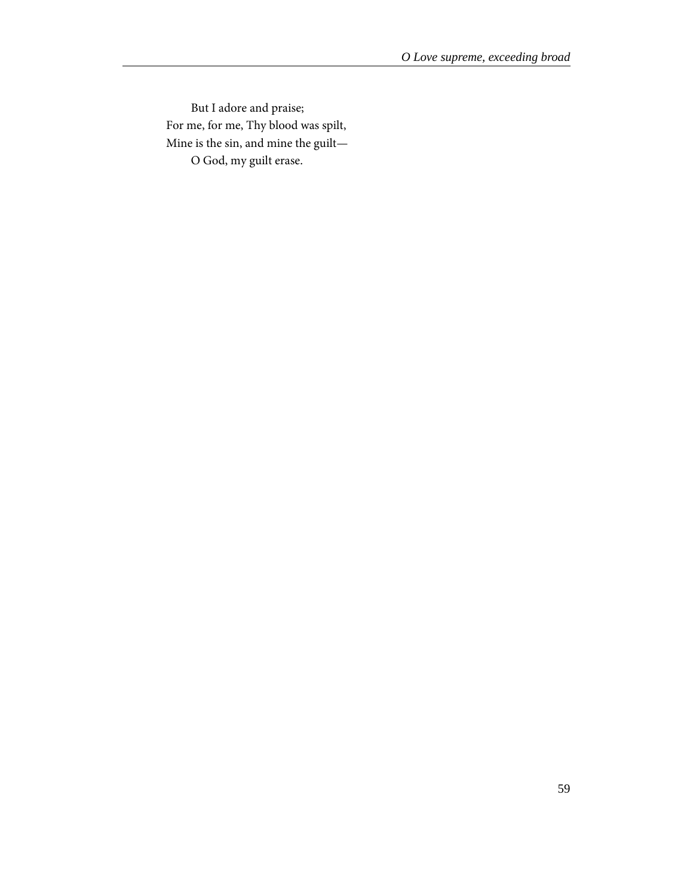But I adore and praise;  
For me, for me, Thy blood was spilt,  
Mine is the sin, and mine the guilt—  
O God, my guilt erase.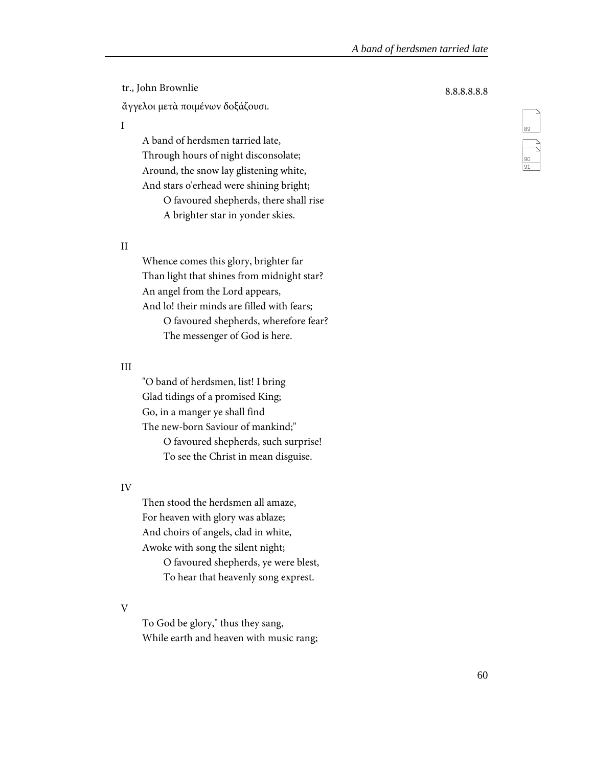tr., John Brownlie

8.8.8.8.8.8

ἄγγελοι μετὰ ποιμένων δοξάζουσι.

I

A band of herdsmen tarried late,  
Through hours of night disconsolate;  
Around, the snow lay glistening white,  
And stars o'erhead were shining bright;  
    O favoured shepherds, there shall rise  
    A brighter star in yonder skies.

II

Whence comes this glory, brighter far  
Than light that shines from midnight star?  
An angel from the Lord appears,  
And lo! their minds are filled with fears;  
    O favoured shepherds, wherefore fear?  
    The messenger of God is here.

III

"O band of herdsmen, list! I bring  
Glad tidings of a promised King;  
Go, in a manger ye shall find  
The new-born Saviour of mankind;"  
    O favoured shepherds, such surprise!  
    To see the Christ in mean disguise.

IV

Then stood the herdsmen all amaze,  
For heaven with glory was ablaze;  
And choirs of angels, clad in white,  
Awoke with song the silent night;  
    O favoured shepherds, ye were blest,  
    To hear that heavenly song exprest.

V

To God be glory," thus they sang,  
While earth and heaven with music rang;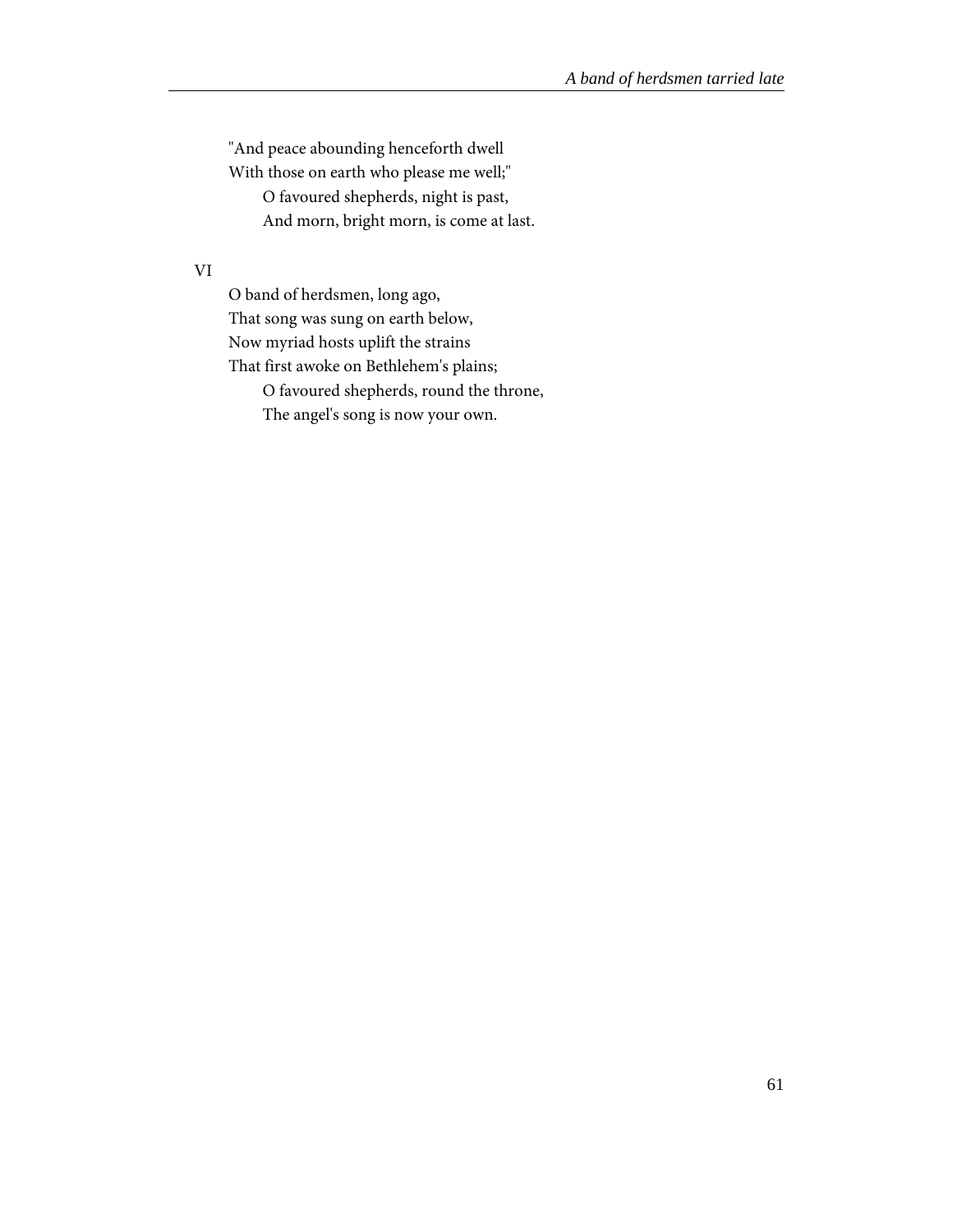"And peace abounding henceforth dwell  
With those on earth who please me well;"  
  O favoured shepherds, night is past,  
  And morn, bright morn, is come at last.

VI

O band of herdsmen, long ago,  
That song was sung on earth below,  
Now myriad hosts uplift the strains  
That first awoke on Bethlehem's plains;  
  O favoured shepherds, round the throne,  
  The angel's song is now your own.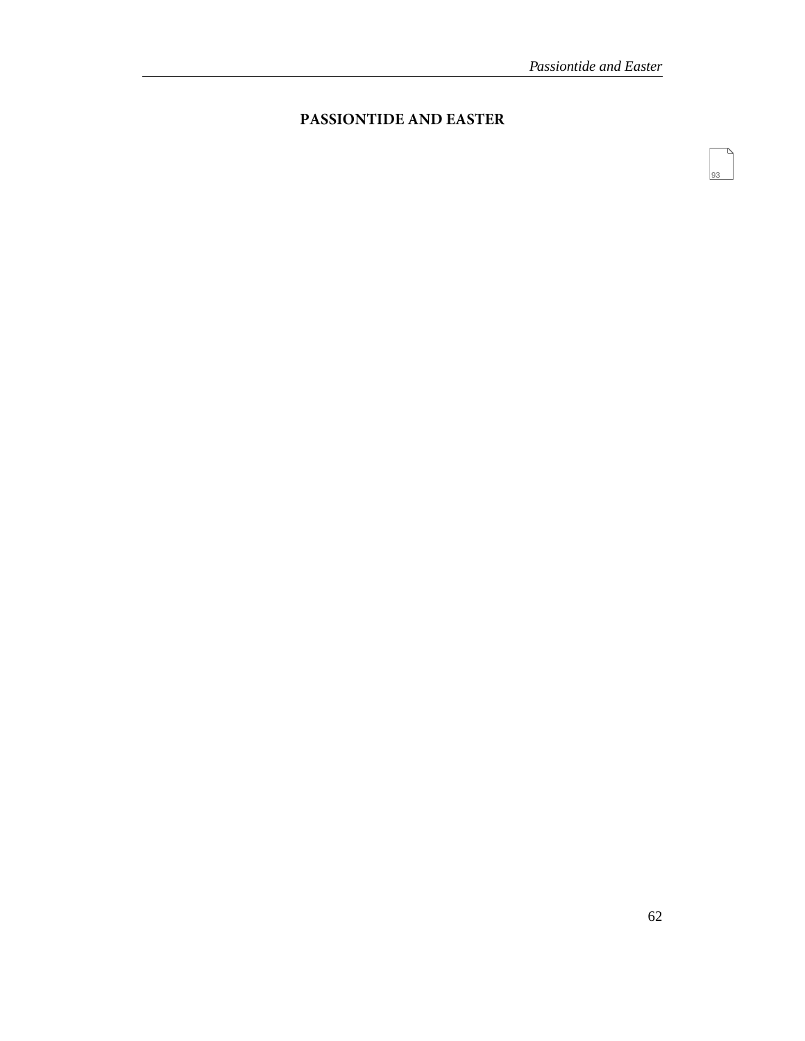# PASSIONTIDE AND EASTER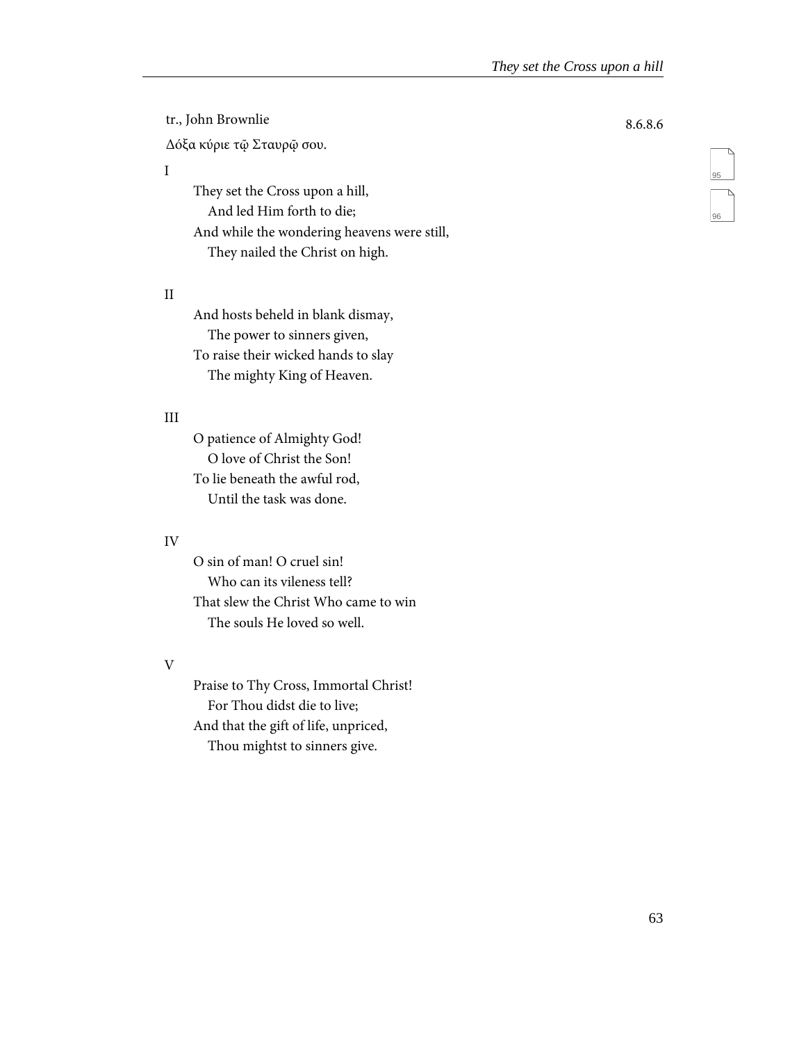tr., John Brownlie

8.6.8.6

Δόξα κύριε τῷ Σταυρῷ σου.

I

They set the Cross upon a hill,  
  And led Him forth to die;  
And while the wondering heavens were still,  
  They nailed the Christ on high.

II

And hosts beheld in blank dismay,  
  The power to sinners given,  
To raise their wicked hands to slay  
  The mighty King of Heaven.

III

O patience of Almighty God!  
  O love of Christ the Son!  
To lie beneath the awful rod,  
  Until the task was done.

IV

O sin of man! O cruel sin!  
  Who can its vileness tell?  
That slew the Christ Who came to win  
  The souls He loved so well.

V

Praise to Thy Cross, Immortal Christ!  
  For Thou didst die to live;  
And that the gift of life, unpriced,  
  Thou mightst to sinners give.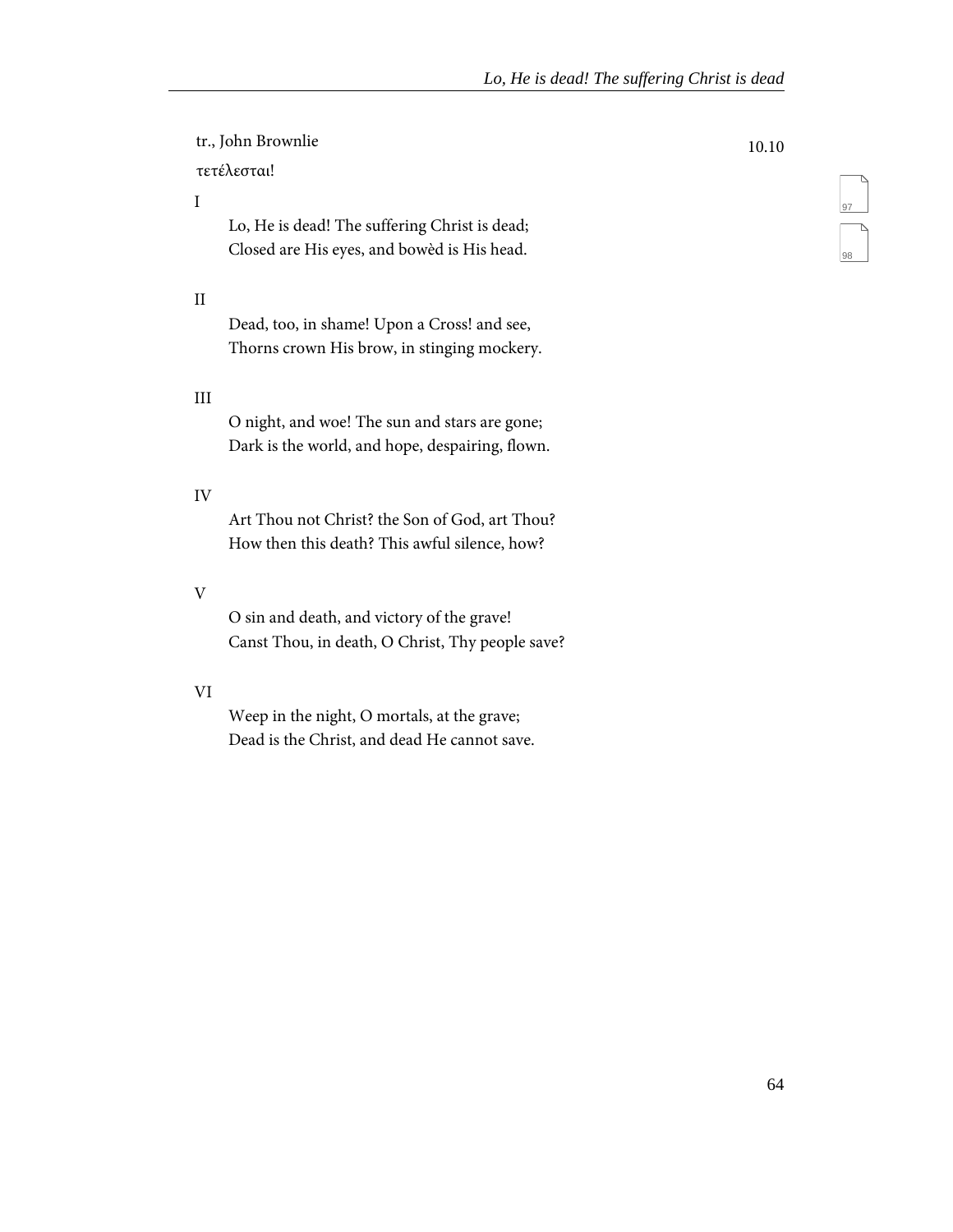tr., John Brownlie

10.10

τετέλεσται!

I

Lo, He is dead! The suffering Christ is dead;
Closed are His eyes, and bowèd is His head.

II

Dead, too, in shame! Upon a Cross! and see,
Thorns crown His brow, in stinging mockery.

III

O night, and woe! The sun and stars are gone;
Dark is the world, and hope, despairing, flown.

IV

Art Thou not Christ? the Son of God, art Thou?
How then this death? This awful silence, how?

V

O sin and death, and victory of the grave!
Canst Thou, in death, O Christ, Thy people save?

VI

Weep in the night, O mortals, at the grave;
Dead is the Christ, and dead He cannot save.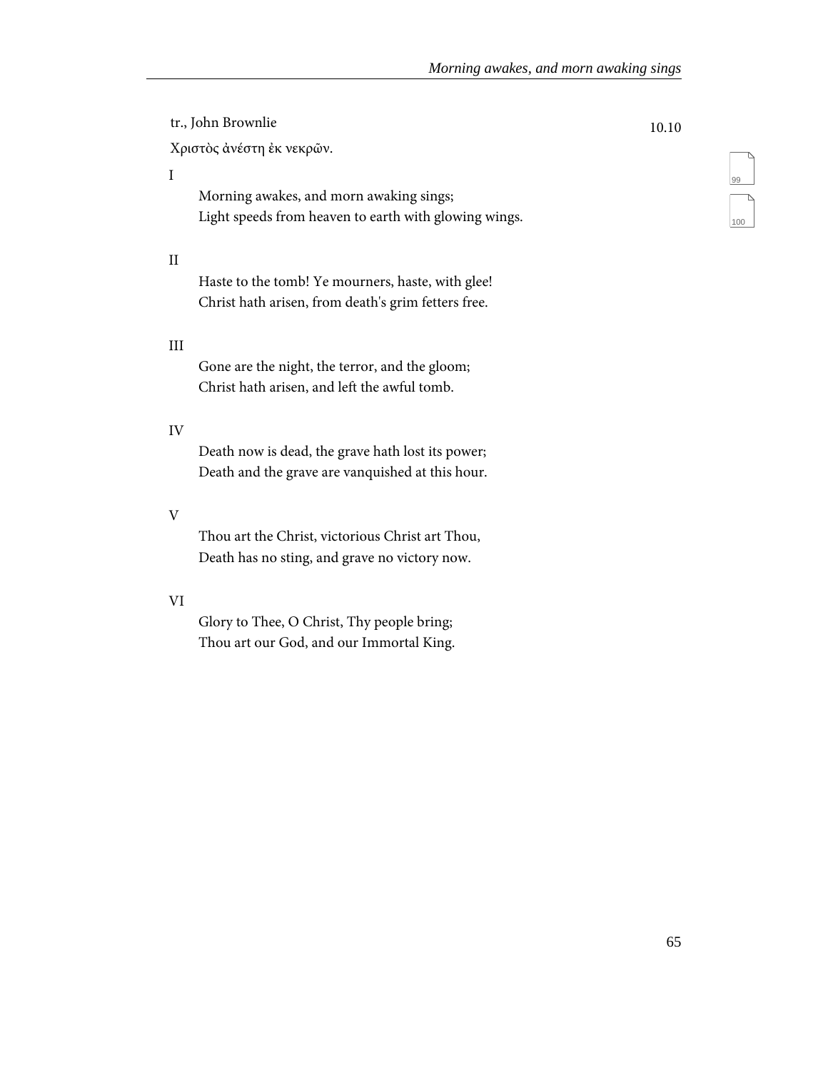tr., John Brownlie

10.10

Χριστὸς ἀνέστη ἐκ νεκρῶν.

I

Morning awakes, and morn awaking sings;
Light speeds from heaven to earth with glowing wings.

II

Haste to the tomb! Ye mourners, haste, with glee!
Christ hath arisen, from death's grim fetters free.

III

Gone are the night, the terror, and the gloom;
Christ hath arisen, and left the awful tomb.

IV

Death now is dead, the grave hath lost its power;
Death and the grave are vanquished at this hour.

V

Thou art the Christ, victorious Christ art Thou,
Death has no sting, and grave no victory now.

VI

Glory to Thee, O Christ, Thy people bring;
Thou art our God, and our Immortal King.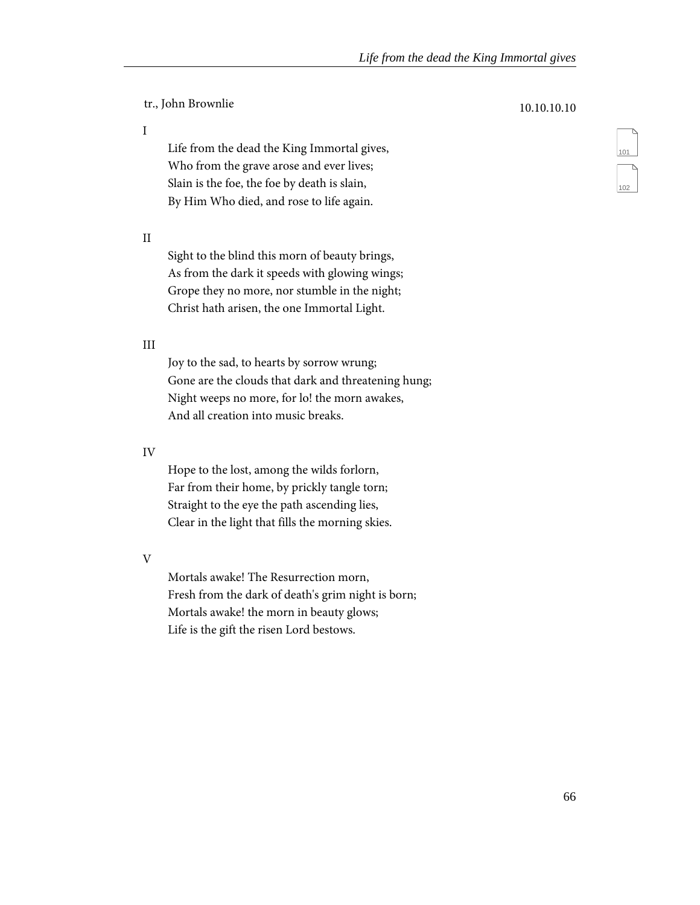tr., John Brownlie

10.10.10.10

I

Life from the dead the King Immortal gives,
Who from the grave arose and ever lives;
Slain is the foe, the foe by death is slain,
By Him Who died, and rose to life again.

II

Sight to the blind this morn of beauty brings,
As from the dark it speeds with glowing wings;
Grope they no more, nor stumble in the night;
Christ hath arisen, the one Immortal Light.

III

Joy to the sad, to hearts by sorrow wrung;
Gone are the clouds that dark and threatening hung;
Night weeps no more, for lo! the morn awakes,
And all creation into music breaks.

IV

Hope to the lost, among the wilds forlorn,
Far from their home, by prickly tangle torn;
Straight to the eye the path ascending lies,
Clear in the light that fills the morning skies.

V

Mortals awake! The Resurrection morn,
Fresh from the dark of death's grim night is born;
Mortals awake! the morn in beauty glows;
Life is the gift the risen Lord bestows.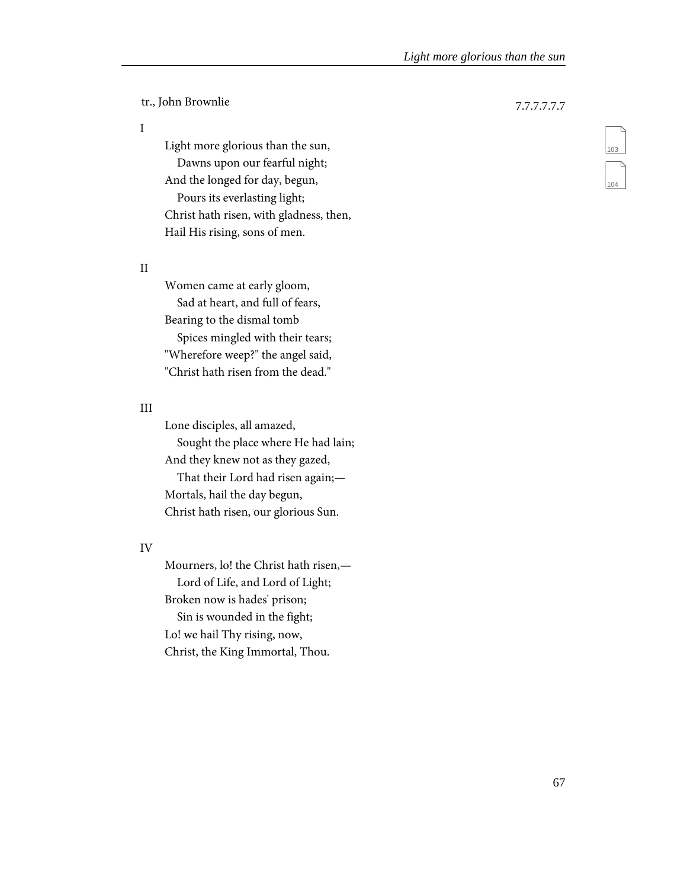tr., John Brownlie

7.7.7.7.7.7

I

Light more glorious than the sun,
   Dawns upon our fearful night;
And the longed for day, begun,
   Pours its everlasting light;
Christ hath risen, with gladness, then,
Hail His rising, sons of men.

II

Women came at early gloom,
   Sad at heart, and full of fears,
Bearing to the dismal tomb
   Spices mingled with their tears;
"Wherefore weep?" the angel said,
"Christ hath risen from the dead."

III

Lone disciples, all amazed,
   Sought the place where He had lain;
And they knew not as they gazed,
   That their Lord had risen again;—
Mortals, hail the day begun,
Christ hath risen, our glorious Sun.

IV

Mourners, lo! the Christ hath risen,—
   Lord of Life, and Lord of Light;
Broken now is hades' prison;
   Sin is wounded in the fight;
Lo! we hail Thy rising, now,
Christ, the King Immortal, Thou.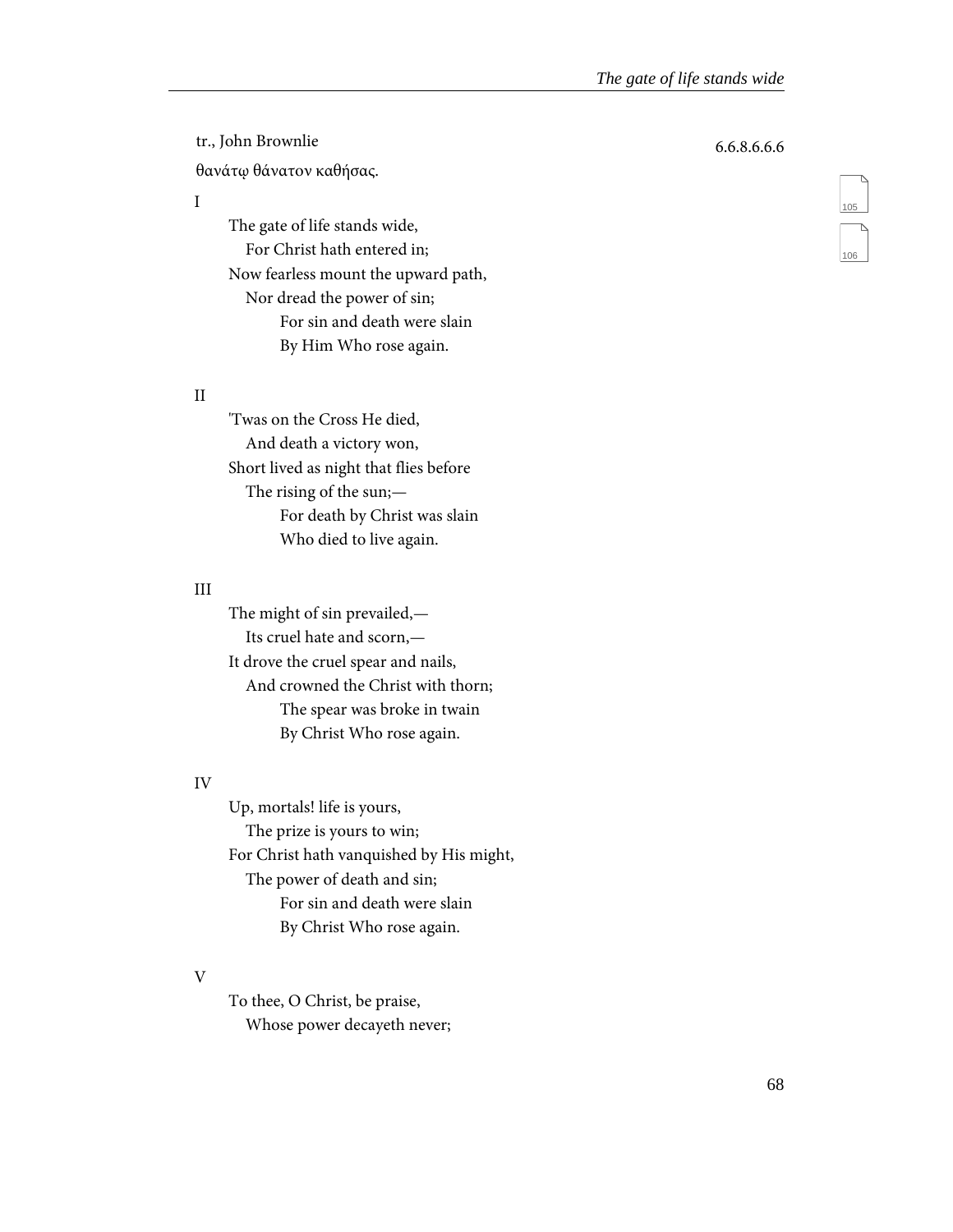tr., John Brownlie

6.6.8.6.6.6

θανάτῳ θάνατον καθήσας.

I

The gate of life stands wide,
  For Christ hath entered in;
Now fearless mount the upward path,
  Nor dread the power of sin;
    For sin and death were slain
    By Him Who rose again.

II

'Twas on the Cross He died,
  And death a victory won,
Short lived as night that flies before
  The rising of the sun;—
    For death by Christ was slain
    Who died to live again.

III

The might of sin prevailed,—
  Its cruel hate and scorn,—
It drove the cruel spear and nails,
  And crowned the Christ with thorn;
    The spear was broke in twain
    By Christ Who rose again.

IV

Up, mortals! life is yours,
  The prize is yours to win;
For Christ hath vanquished by His might,
  The power of death and sin;
    For sin and death were slain
    By Christ Who rose again.

V

To thee, O Christ, be praise,
  Whose power decayeth never;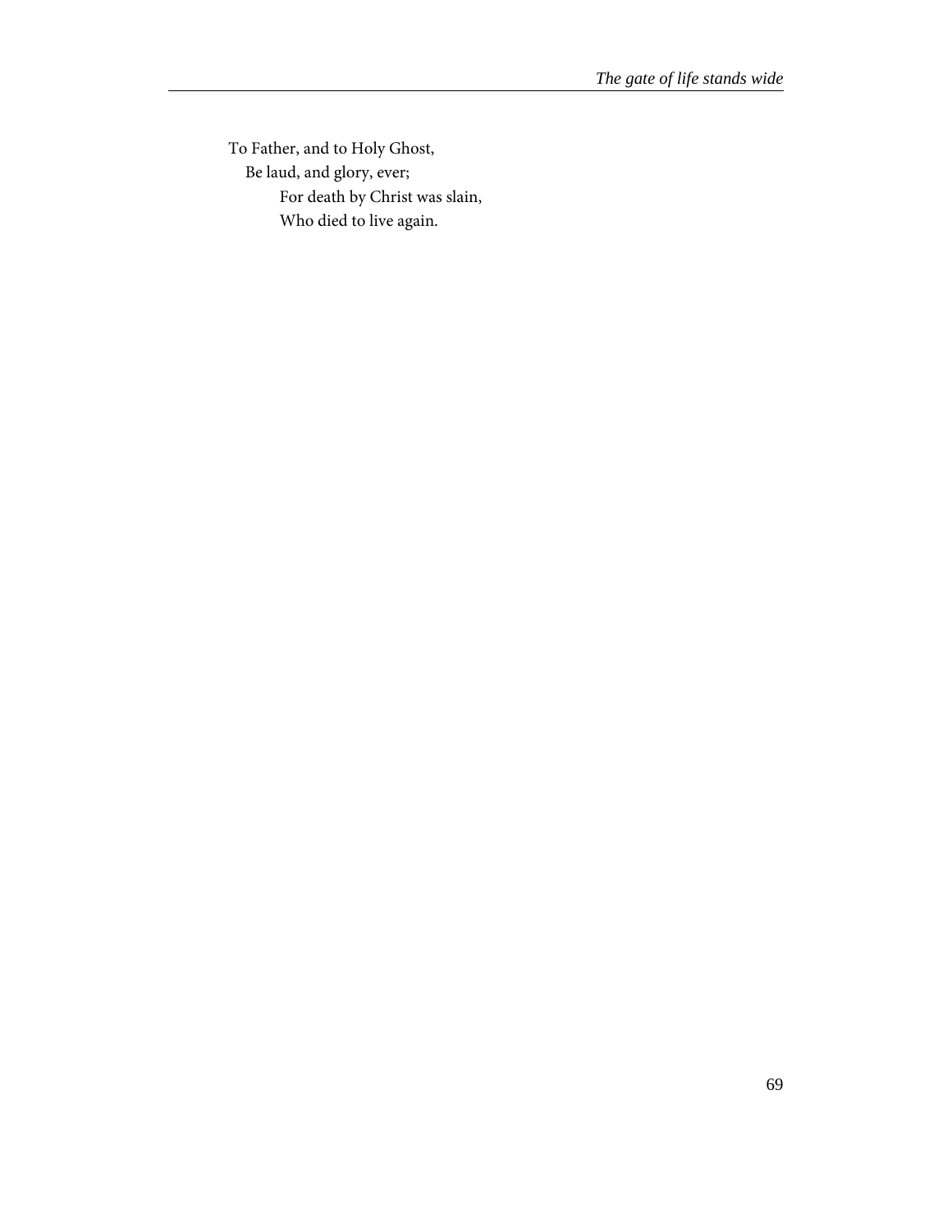To Father, and to Holy Ghost,
  Be laud, and glory, ever;
    For death by Christ was slain,
    Who died to live again.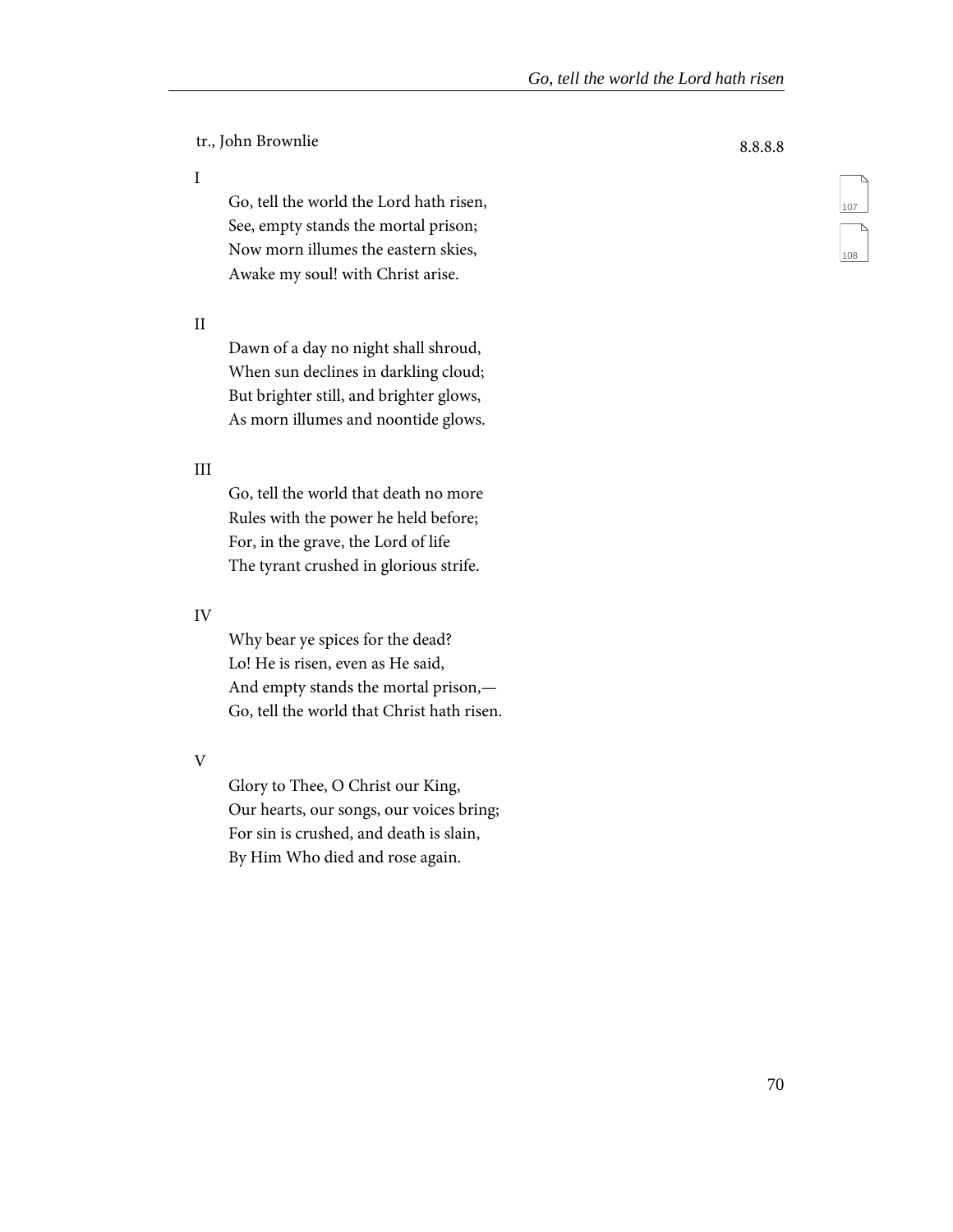tr., John Brownlie

8.8.8.8

I

Go, tell the world the Lord hath risen,
See, empty stands the mortal prison;
Now morn illumes the eastern skies,
Awake my soul! with Christ arise.

II

Dawn of a day no night shall shroud,
When sun declines in darkling cloud;
But brighter still, and brighter glows,
As morn illumes and noontide glows.

III

Go, tell the world that death no more
Rules with the power he held before;
For, in the grave, the Lord of life
The tyrant crushed in glorious strife.

IV

Why bear ye spices for the dead?
Lo! He is risen, even as He said,
And empty stands the mortal prison,—
Go, tell the world that Christ hath risen.

V

Glory to Thee, O Christ our King,
Our hearts, our songs, our voices bring;
For sin is crushed, and death is slain,
By Him Who died and rose again.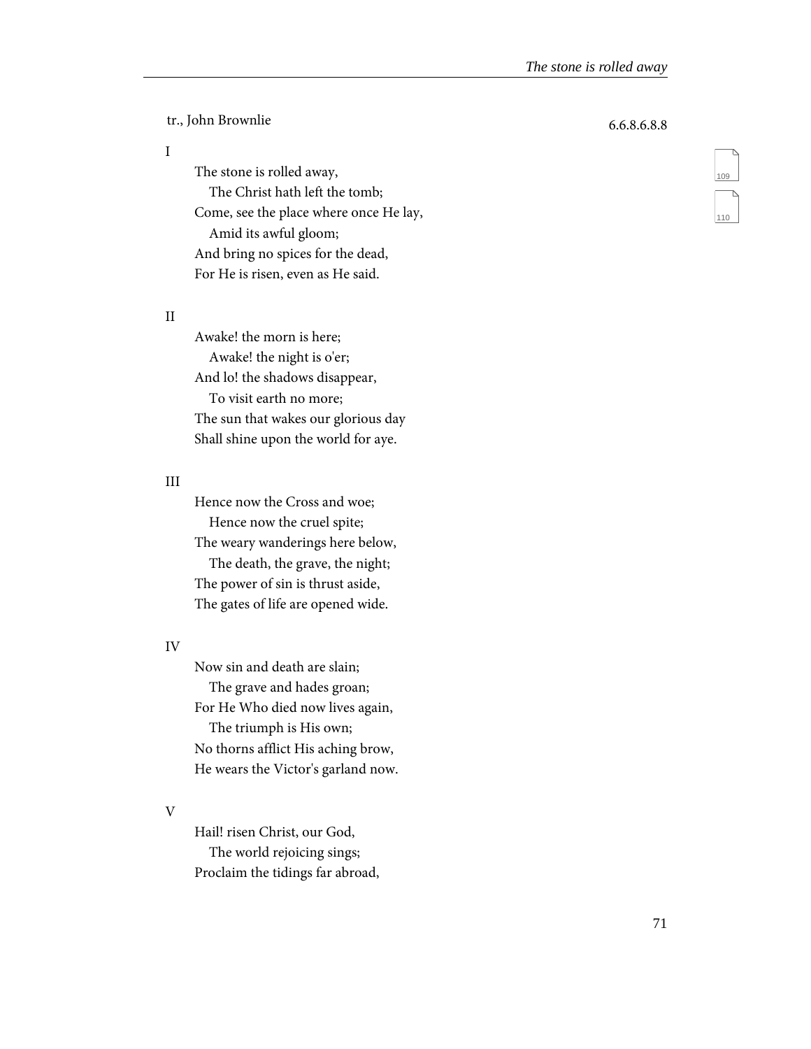tr., John Brownlie

6.6.8.6.8.8

I

The stone is rolled away,
   The Christ hath left the tomb;
Come, see the place where once He lay,
   Amid its awful gloom;
And bring no spices for the dead,
For He is risen, even as He said.

II

Awake! the morn is here;
   Awake! the night is o'er;
And lo! the shadows disappear,
   To visit earth no more;
The sun that wakes our glorious day
Shall shine upon the world for aye.

III

Hence now the Cross and woe;
   Hence now the cruel spite;
The weary wanderings here below,
   The death, the grave, the night;
The power of sin is thrust aside,
The gates of life are opened wide.

IV

Now sin and death are slain;
   The grave and hades groan;
For He Who died now lives again,
   The triumph is His own;
No thorns afflict His aching brow,
He wears the Victor's garland now.

V

Hail! risen Christ, our God,
   The world rejoicing sings;
Proclaim the tidings far abroad,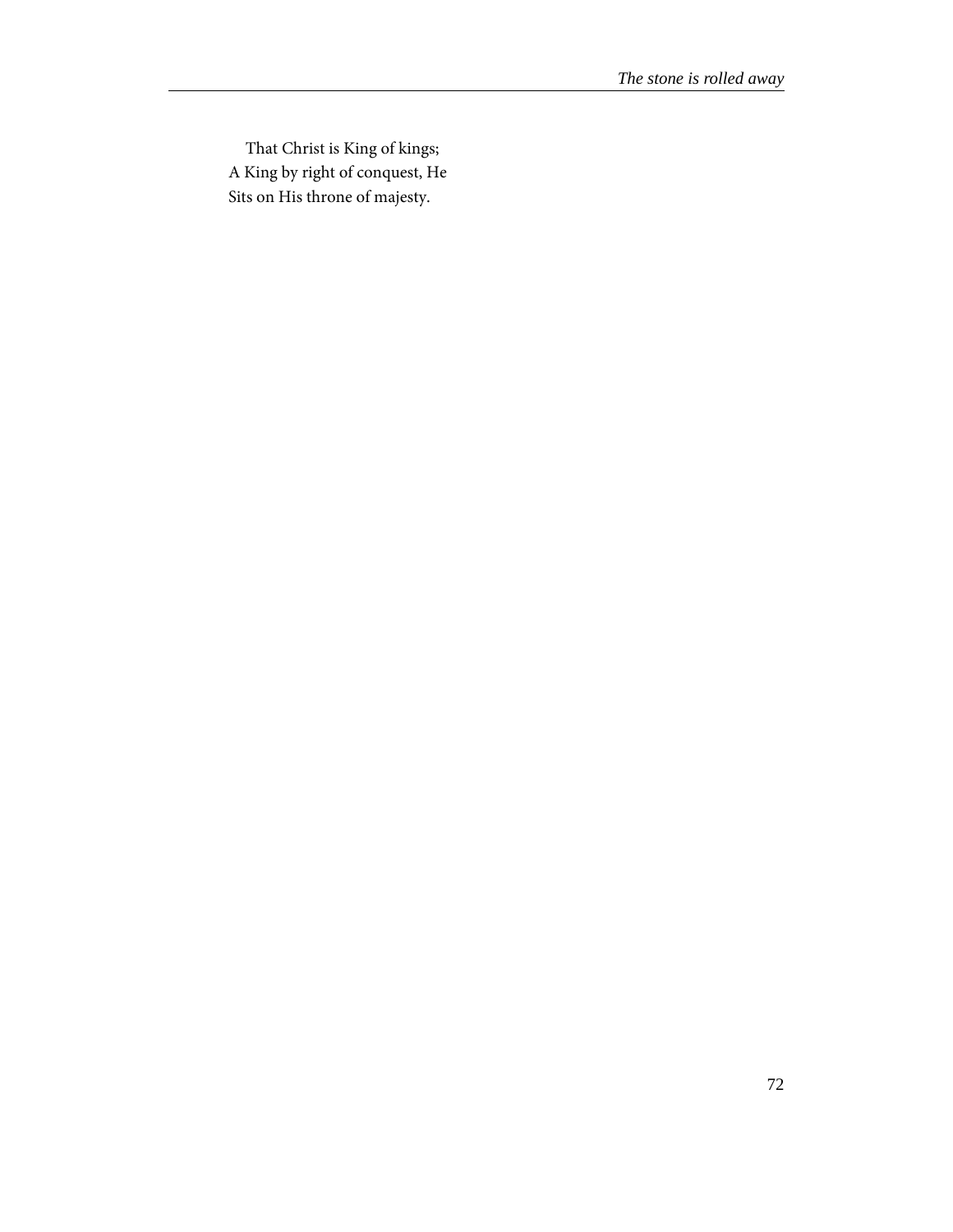That Christ is King of kings;  
A King by right of conquest, He  
Sits on His throne of majesty.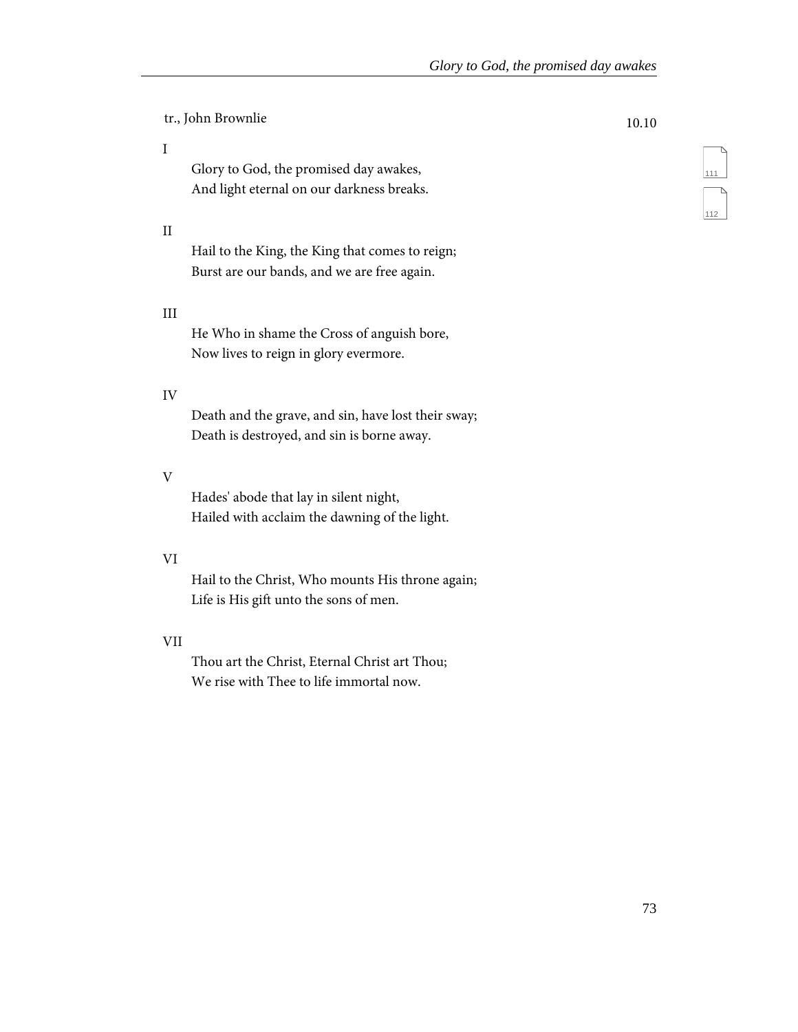tr., John Brownlie

10.10

I

Glory to God, the promised day awakes,
And light eternal on our darkness breaks.

II

Hail to the King, the King that comes to reign;
Burst are our bands, and we are free again.

III

He Who in shame the Cross of anguish bore,
Now lives to reign in glory evermore.

IV

Death and the grave, and sin, have lost their sway;
Death is destroyed, and sin is borne away.

V

Hades' abode that lay in silent night,
Hailed with acclaim the dawning of the light.

VI

Hail to the Christ, Who mounts His throne again;
Life is His gift unto the sons of men.

VII

Thou art the Christ, Eternal Christ art Thou;
We rise with Thee to life immortal now.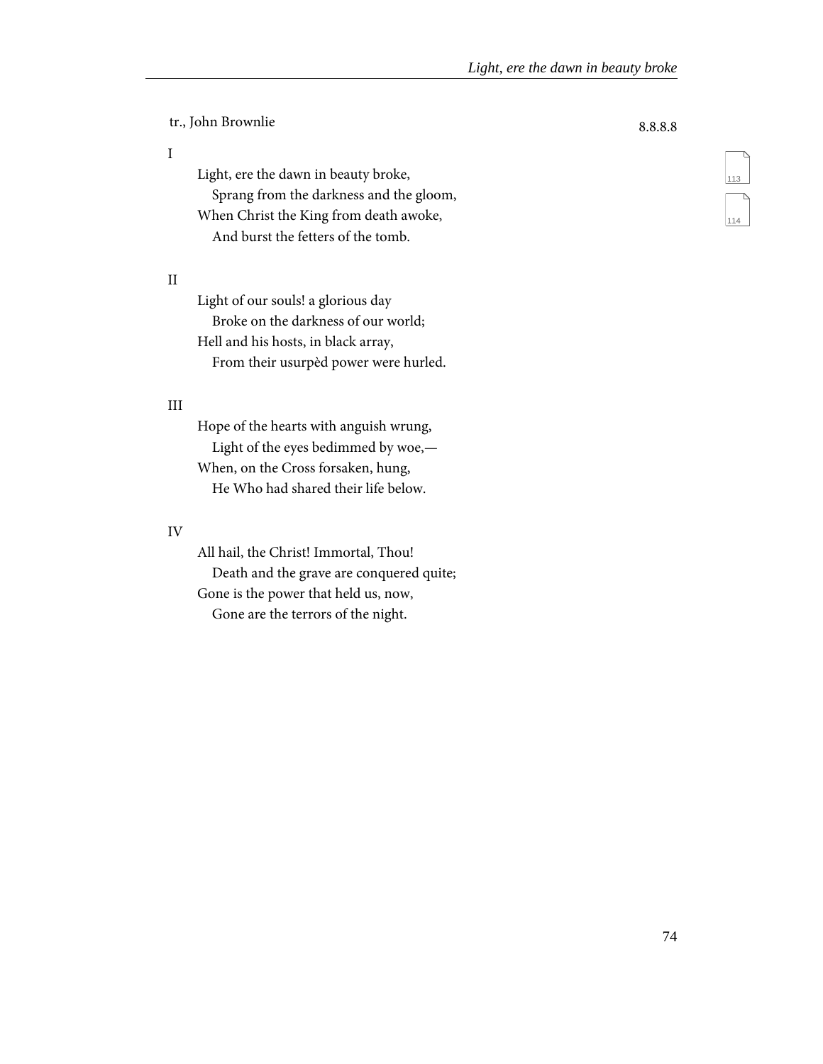tr., John Brownlie

8.8.8.8

I

Light, ere the dawn in beauty broke,
  Sprang from the darkness and the gloom,
When Christ the King from death awoke,
  And burst the fetters of the tomb.

II

Light of our souls! a glorious day
  Broke on the darkness of our world;
Hell and his hosts, in black array,
  From their usurpèd power were hurled.

III

Hope of the hearts with anguish wrung,
  Light of the eyes bedimmed by woe,—
When, on the Cross forsaken, hung,
  He Who had shared their life below.

IV

All hail, the Christ! Immortal, Thou!
  Death and the grave are conquered quite;
Gone is the power that held us, now,
  Gone are the terrors of the night.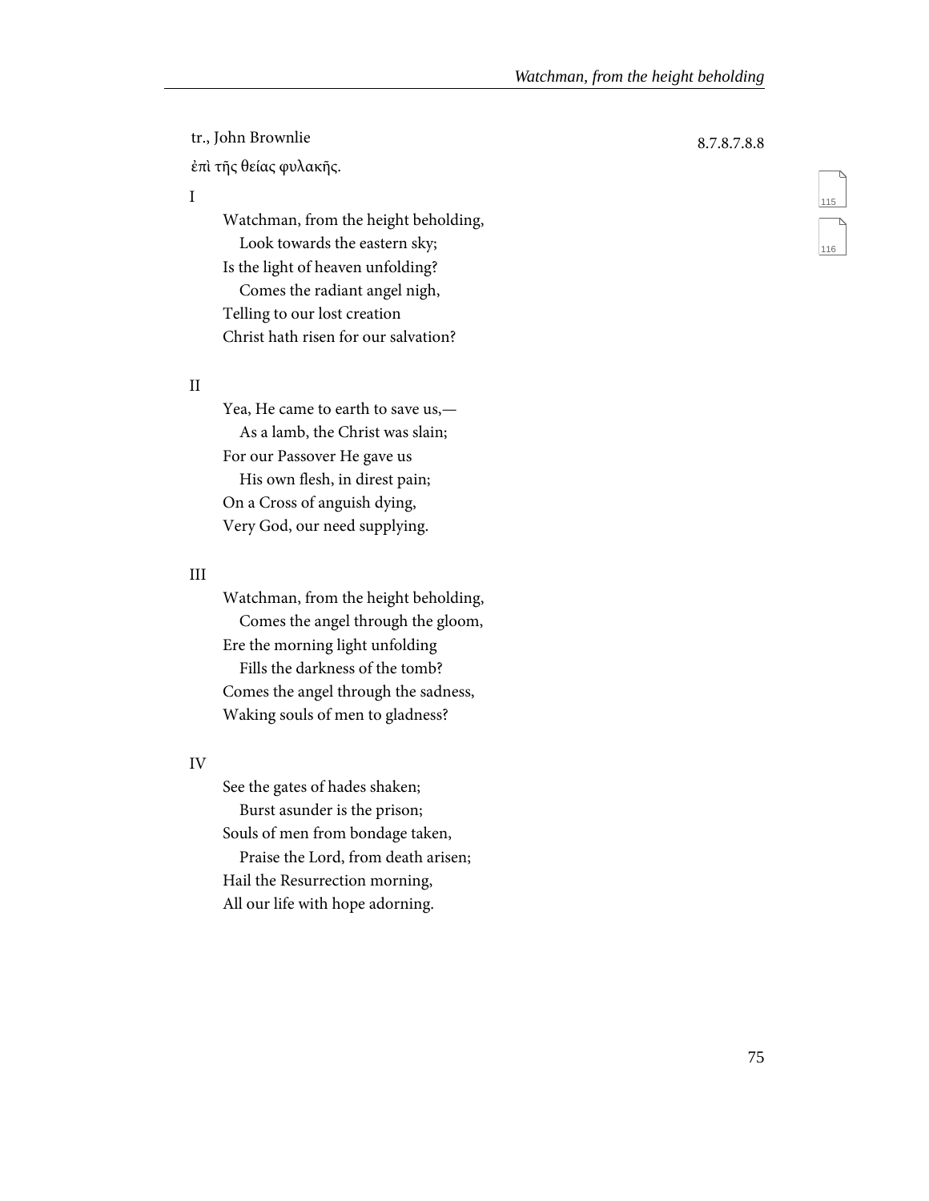tr., John Brownlie

8.7.8.7.8.8

ἐπὶ τῆς θείας φυλακῆς.

I

Watchman, from the height beholding,
  Look towards the eastern sky;
Is the light of heaven unfolding?
  Comes the radiant angel nigh,
Telling to our lost creation
Christ hath risen for our salvation?

II

Yea, He came to earth to save us,—
  As a lamb, the Christ was slain;
For our Passover He gave us
  His own flesh, in direst pain;
On a Cross of anguish dying,
Very God, our need supplying.

III

Watchman, from the height beholding,
  Comes the angel through the gloom,
Ere the morning light unfolding
  Fills the darkness of the tomb?
Comes the angel through the sadness,
Waking souls of men to gladness?

IV

See the gates of hades shaken;
  Burst asunder is the prison;
Souls of men from bondage taken,
  Praise the Lord, from death arisen;
Hail the Resurrection morning,
All our life with hope adorning.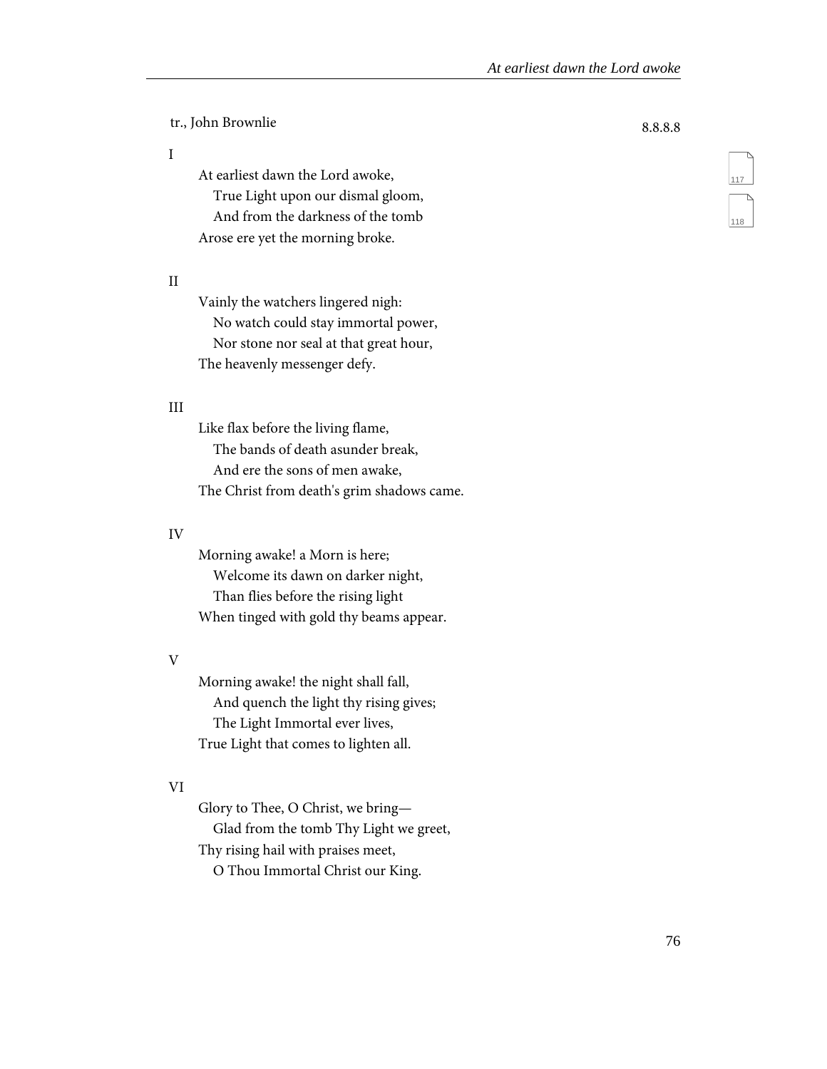tr., John Brownlie

8.8.8.8

I

At earliest dawn the Lord awoke,
   True Light upon our dismal gloom,
   And from the darkness of the tomb
Arose ere yet the morning broke.

II

Vainly the watchers lingered nigh:
   No watch could stay immortal power,
   Nor stone nor seal at that great hour,
The heavenly messenger defy.

III

Like flax before the living flame,
   The bands of death asunder break,
   And ere the sons of men awake,
The Christ from death's grim shadows came.

IV

Morning awake! a Morn is here;
   Welcome its dawn on darker night,
   Than flies before the rising light
When tinged with gold thy beams appear.

V

Morning awake! the night shall fall,
   And quench the light thy rising gives;
   The Light Immortal ever lives,
True Light that comes to lighten all.

VI

Glory to Thee, O Christ, we bring—
   Glad from the tomb Thy Light we greet,
Thy rising hail with praises meet,
   O Thou Immortal Christ our King.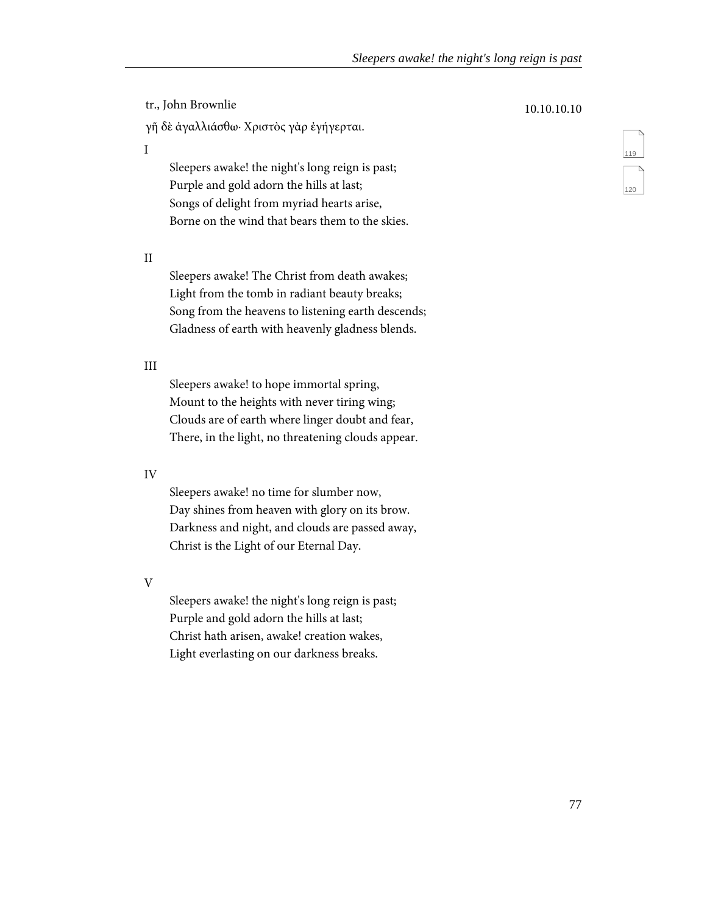tr., John Brownlie

10.10.10.10

γῆ δὲ ἀγαλλιάσθω· Χριστὸς γὰρ ἐγήγερται.

I

Sleepers awake! the night's long reign is past;
Purple and gold adorn the hills at last;
Songs of delight from myriad hearts arise,
Borne on the wind that bears them to the skies.

II

Sleepers awake! The Christ from death awakes;
Light from the tomb in radiant beauty breaks;
Song from the heavens to listening earth descends;
Gladness of earth with heavenly gladness blends.

III

Sleepers awake! to hope immortal spring,
Mount to the heights with never tiring wing;
Clouds are of earth where linger doubt and fear,
There, in the light, no threatening clouds appear.

IV

Sleepers awake! no time for slumber now,
Day shines from heaven with glory on its brow.
Darkness and night, and clouds are passed away,
Christ is the Light of our Eternal Day.

V

Sleepers awake! the night's long reign is past;
Purple and gold adorn the hills at last;
Christ hath arisen, awake! creation wakes,
Light everlasting on our darkness breaks.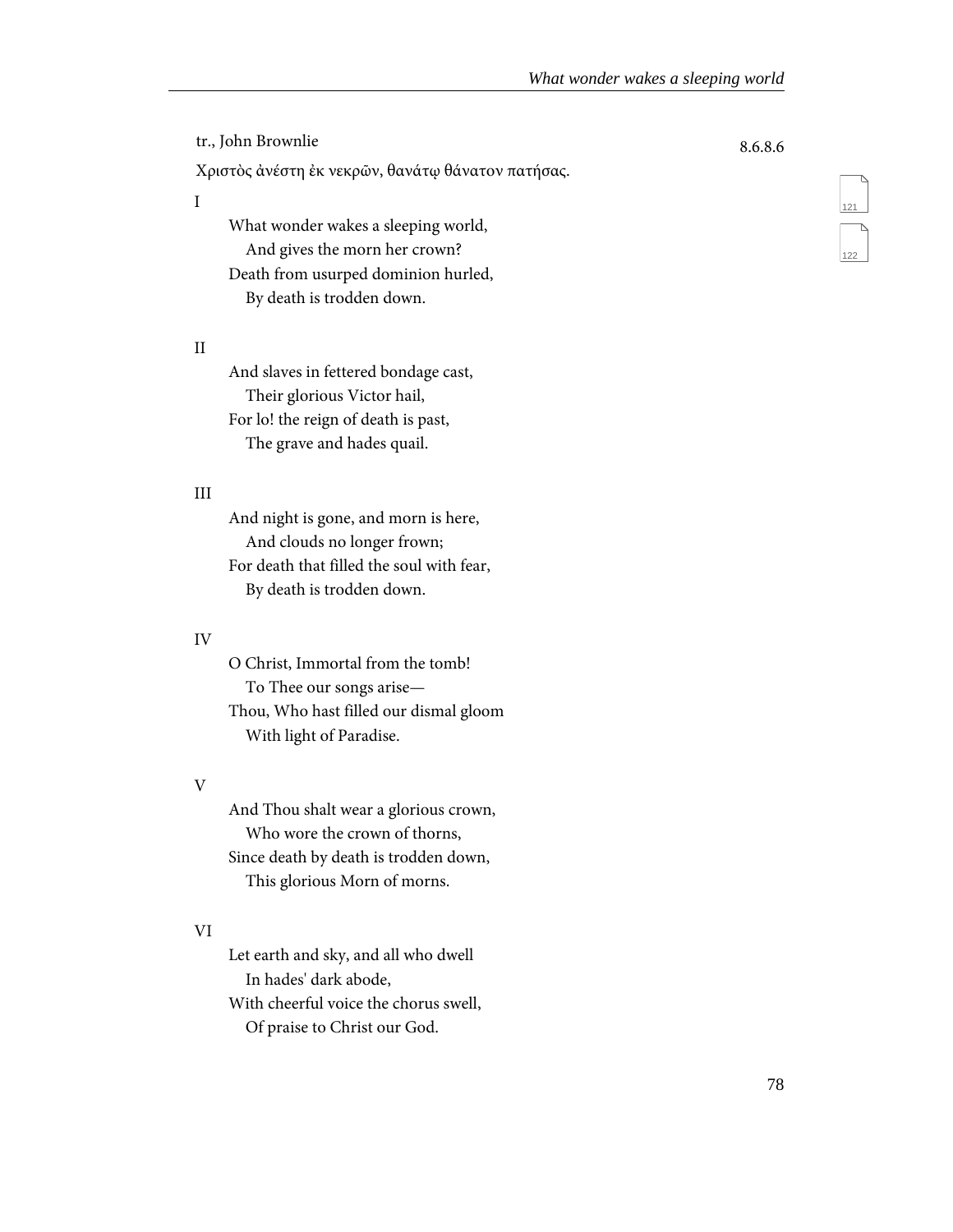tr., John Brownlie

8.6.8.6

Χριστὸς ἀνέστη ἐκ νεκρῶν, θανάτῳ θάνατον πατήσας.

I

What wonder wakes a sleeping world,
  And gives the morn her crown?
Death from usurped dominion hurled,
  By death is trodden down.

II

And slaves in fettered bondage cast,
  Their glorious Victor hail,
For lo! the reign of death is past,
  The grave and hades quail.

III

And night is gone, and morn is here,
  And clouds no longer frown;
For death that filled the soul with fear,
  By death is trodden down.

IV

O Christ, Immortal from the tomb!
  To Thee our songs arise—
Thou, Who hast filled our dismal gloom
  With light of Paradise.

V

And Thou shalt wear a glorious crown,
  Who wore the crown of thorns,
Since death by death is trodden down,
  This glorious Morn of morns.

VI

Let earth and sky, and all who dwell
  In hades' dark abode,
With cheerful voice the chorus swell,
  Of praise to Christ our God.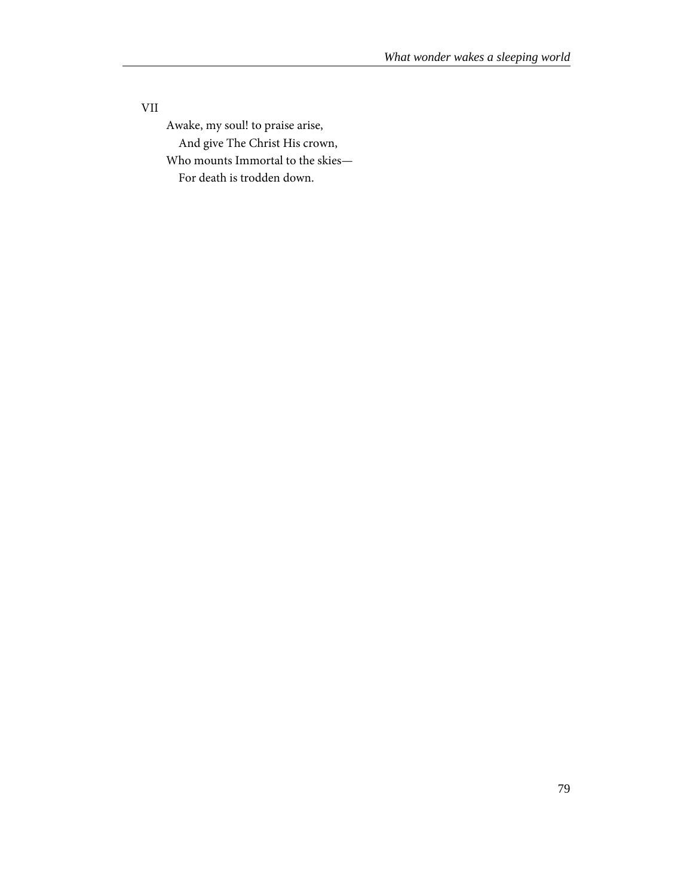VII

Awake, my soul! to praise arise,  
&nbsp;&nbsp;&nbsp;&nbsp;And give The Christ His crown,  
Who mounts Immortal to the skies—  
&nbsp;&nbsp;&nbsp;&nbsp;For death is trodden down.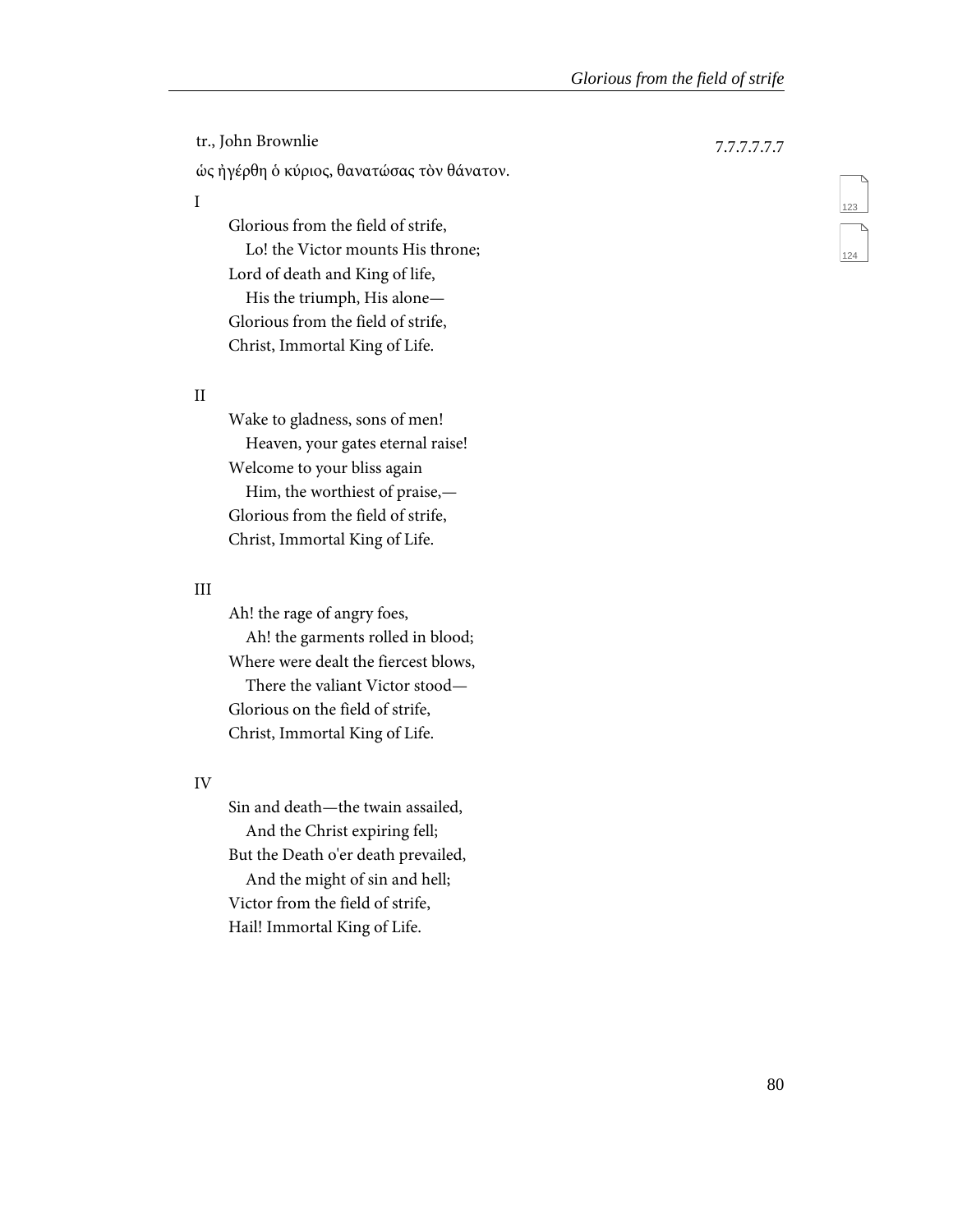tr., John Brownlie

7.7.7.7.7.7

ὡς ἠγέρθη ὁ κύριος, θανατώσας τὸν θάνατον.

I

Glorious from the field of strife,
   Lo! the Victor mounts His throne;
Lord of death and King of life,
   His the triumph, His alone—
Glorious from the field of strife,
Christ, Immortal King of Life.

II

Wake to gladness, sons of men!
   Heaven, your gates eternal raise!
Welcome to your bliss again
   Him, the worthiest of praise,—
Glorious from the field of strife,
Christ, Immortal King of Life.

III

Ah! the rage of angry foes,
   Ah! the garments rolled in blood;
Where were dealt the fiercest blows,
   There the valiant Victor stood—
Glorious on the field of strife,
Christ, Immortal King of Life.

IV

Sin and death—the twain assailed,
   And the Christ expiring fell;
But the Death o'er death prevailed,
   And the might of sin and hell;
Victor from the field of strife,
Hail! Immortal King of Life.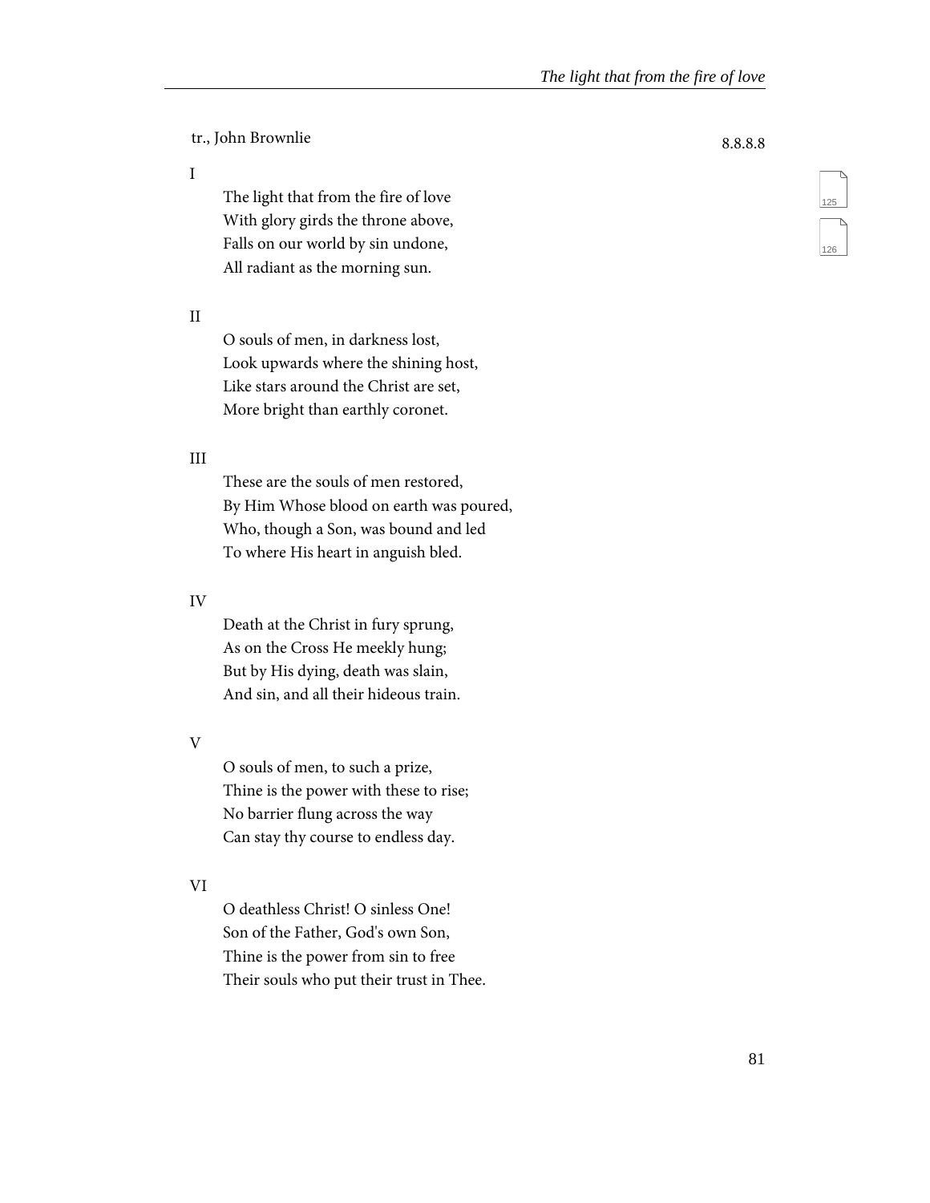tr., John Brownlie

8.8.8.8

I

The light that from the fire of love
With glory girds the throne above,
Falls on our world by sin undone,
All radiant as the morning sun.

II

O souls of men, in darkness lost,
Look upwards where the shining host,
Like stars around the Christ are set,
More bright than earthly coronet.

III

These are the souls of men restored,
By Him Whose blood on earth was poured,
Who, though a Son, was bound and led
To where His heart in anguish bled.

IV

Death at the Christ in fury sprung,
As on the Cross He meekly hung;
But by His dying, death was slain,
And sin, and all their hideous train.

V

O souls of men, to such a prize,
Thine is the power with these to rise;
No barrier flung across the way
Can stay thy course to endless day.

VI

O deathless Christ! O sinless One!
Son of the Father, God's own Son,
Thine is the power from sin to free
Their souls who put their trust in Thee.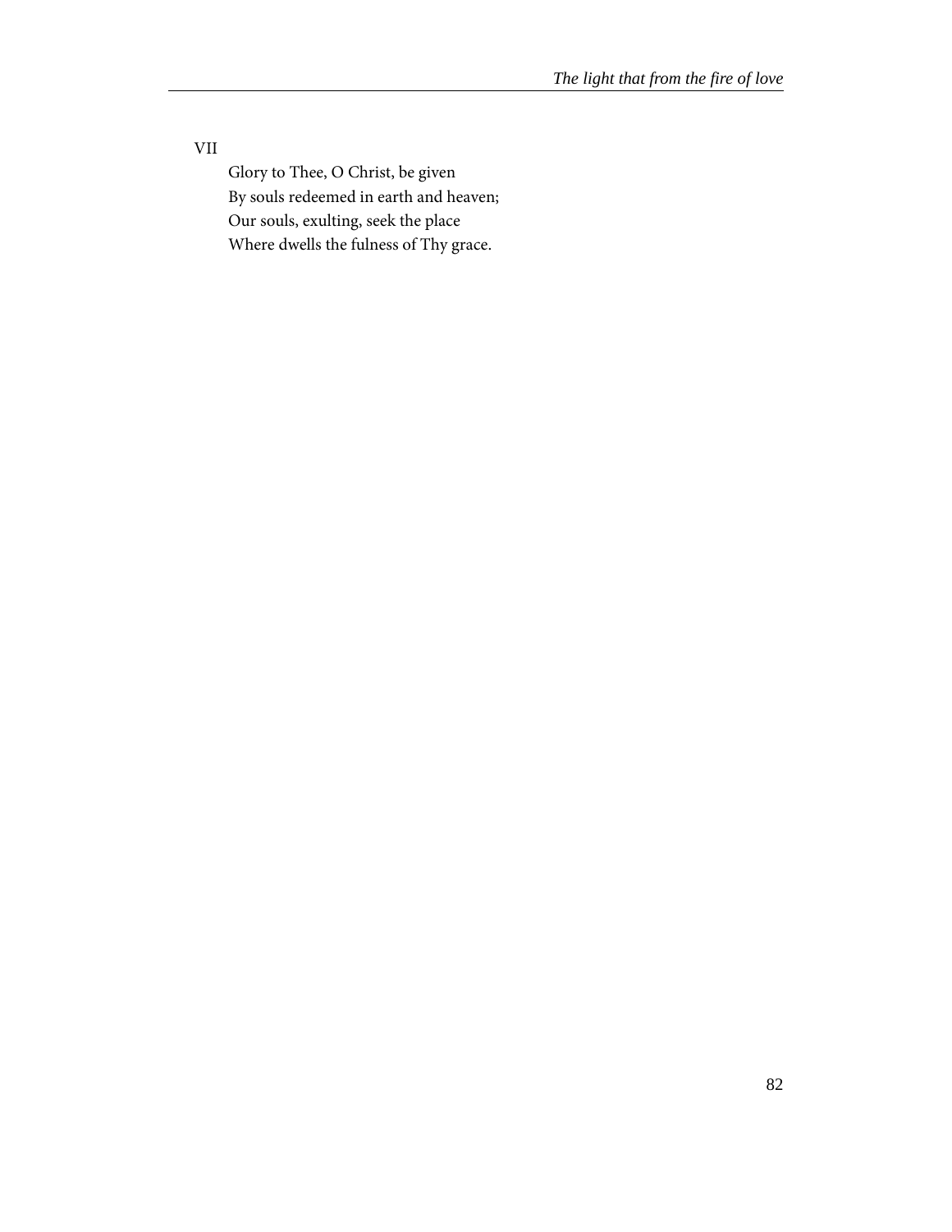VII

Glory to Thee, O Christ, be given  
By souls redeemed in earth and heaven;  
Our souls, exulting, seek the place  
Where dwells the fulness of Thy grace.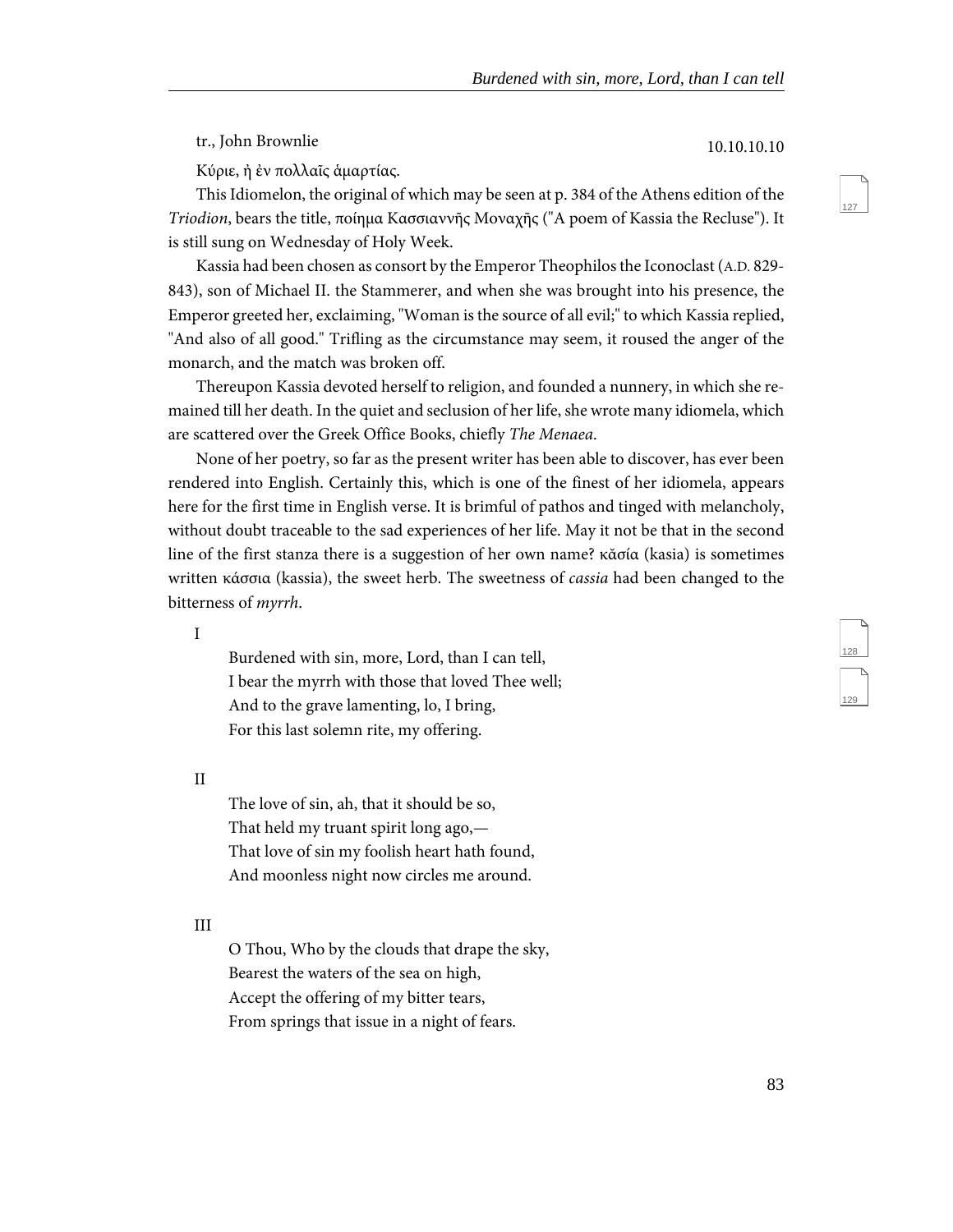tr., John Brownlie

10.10.10.10

Κύριε, ἡ ἐν πολλαῖς ἁμαρτίας.

This Idiomelon, the original of which may be seen at p. 384 of the Athens edition of the *Triodion*, bears the title, ποίημα Κασσιαννῆς Μοναχῆς ("A poem of Kassia the Recluse"). It is still sung on Wednesday of Holy Week.

Kassia had been chosen as consort by the Emperor Theophilos the Iconoclast (A.D. 829-843), son of Michael II. the Stammerer, and when she was brought into his presence, the Emperor greeted her, exclaiming, "Woman is the source of all evil;" to which Kassia replied, "And also of all good." Trifling as the circumstance may seem, it roused the anger of the monarch, and the match was broken off.

Thereupon Kassia devoted herself to religion, and founded a nunnery, in which she remained till her death. In the quiet and seclusion of her life, she wrote many idiomela, which are scattered over the Greek Office Books, chiefly *The Menaea*.

None of her poetry, so far as the present writer has been able to discover, has ever been rendered into English. Certainly this, which is one of the finest of her idiomela, appears here for the first time in English verse. It is brimful of pathos and tinged with melancholy, without doubt traceable to the sad experiences of her life. May it not be that in the second line of the first stanza there is a suggestion of her own name? κἄσία (kasia) is sometimes written κάσσια (kassia), the sweet herb. The sweetness of *cassia* had been changed to the bitterness of *myrrh*.

I

Burdened with sin, more, Lord, than I can tell,
I bear the myrrh with those that loved Thee well;
And to the grave lamenting, lo, I bring,
For this last solemn rite, my offering.

II

The love of sin, ah, that it should be so,
That held my truant spirit long ago,—
That love of sin my foolish heart hath found,
And moonless night now circles me around.

III

O Thou, Who by the clouds that drape the sky,
Bearest the waters of the sea on high,
Accept the offering of my bitter tears,
From springs that issue in a night of fears.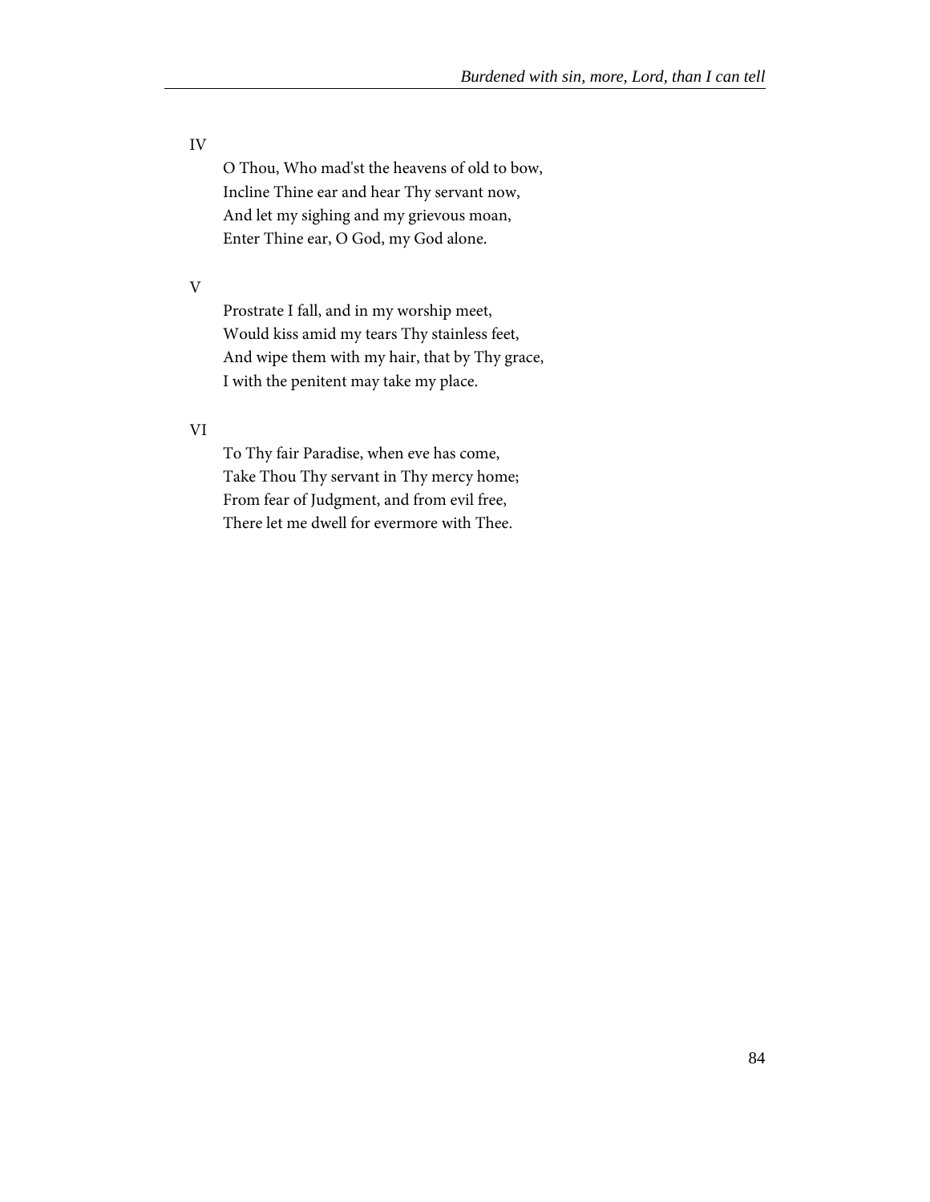IV

O Thou, Who mad'st the heavens of old to bow,
Incline Thine ear and hear Thy servant now,
And let my sighing and my grievous moan,
Enter Thine ear, O God, my God alone.

V

Prostrate I fall, and in my worship meet,
Would kiss amid my tears Thy stainless feet,
And wipe them with my hair, that by Thy grace,
I with the penitent may take my place.

VI

To Thy fair Paradise, when eve has come,
Take Thou Thy servant in Thy mercy home;
From fear of Judgment, and from evil free,
There let me dwell for evermore with Thee.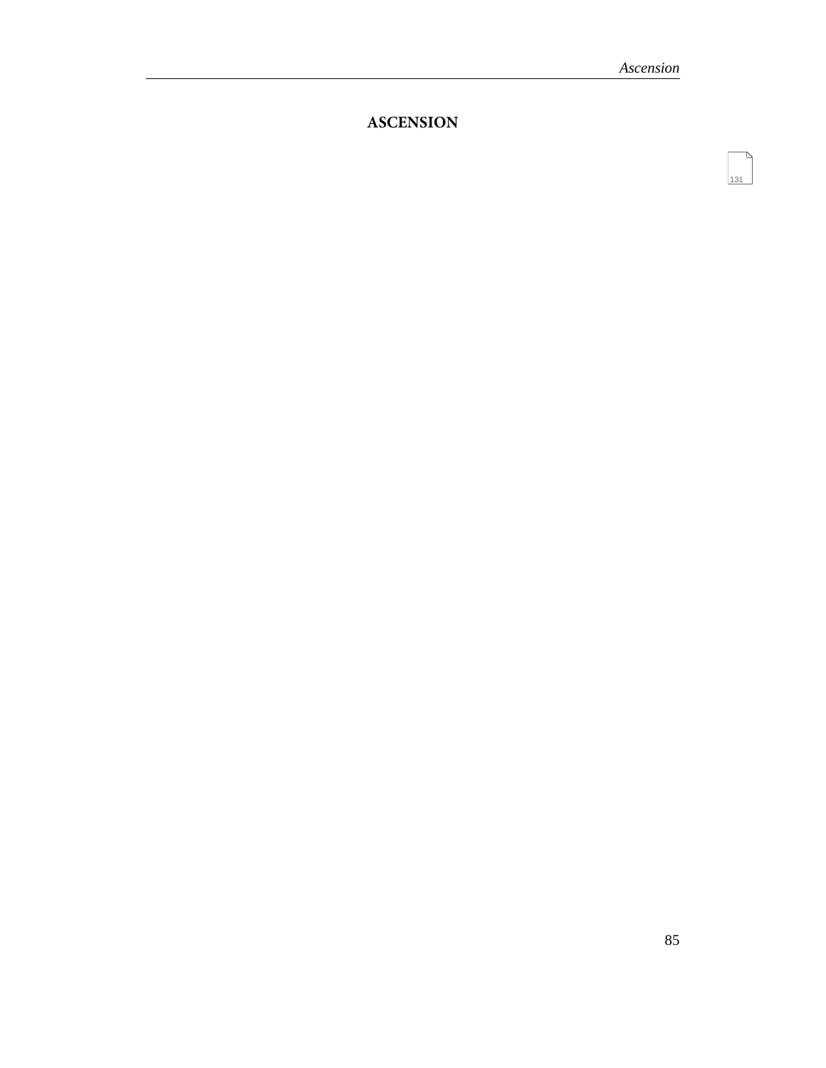# ASCENSION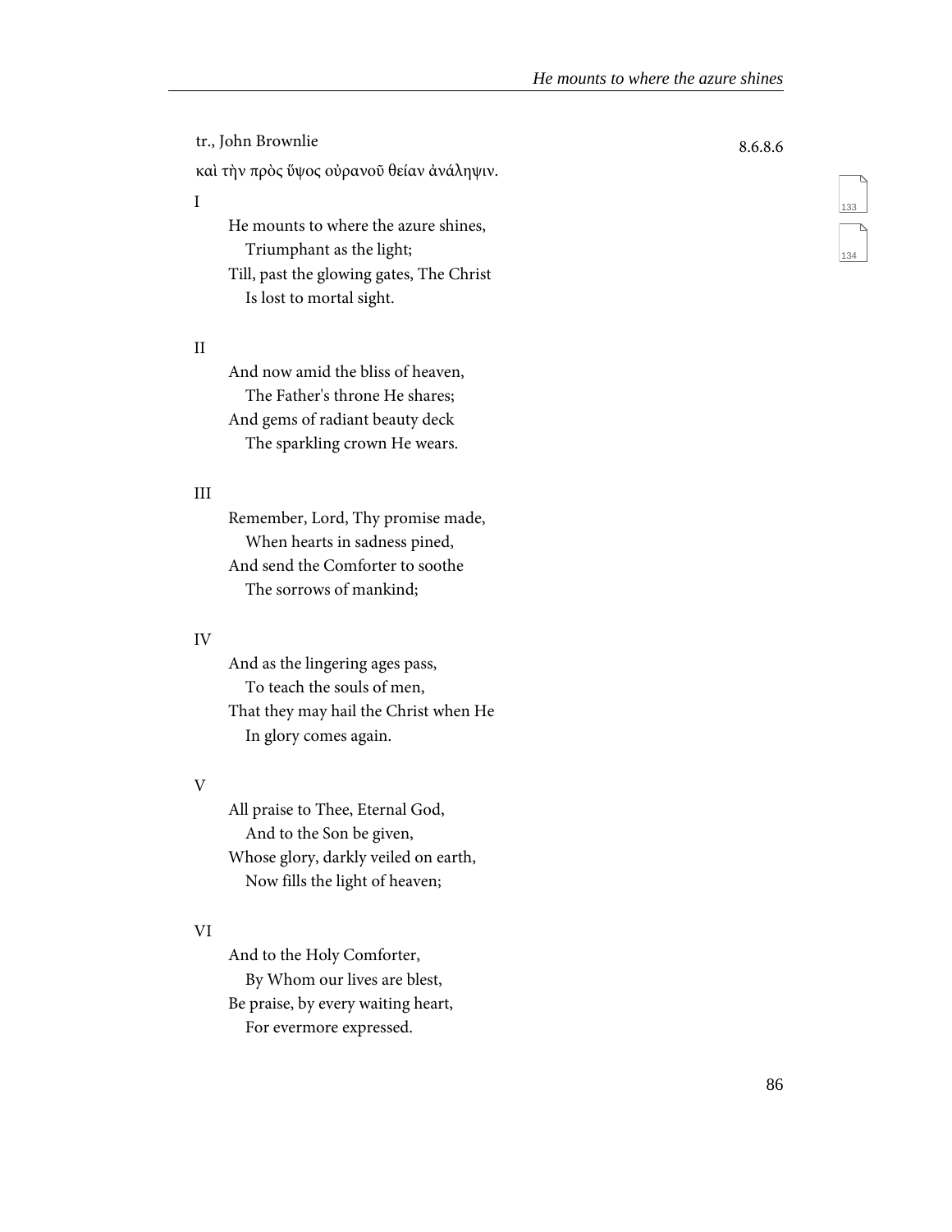tr., John Brownlie

8.6.8.6

καὶ τὴν πρὸς ὕψος οὐρανοῦ θείαν ἀνάληψιν.

I

He mounts to where the azure shines,  
Triumphant as the light;  
Till, past the glowing gates, The Christ  
Is lost to mortal sight.

II

And now amid the bliss of heaven,  
The Father's throne He shares;  
And gems of radiant beauty deck  
The sparkling crown He wears.

III

Remember, Lord, Thy promise made,  
When hearts in sadness pined,  
And send the Comforter to soothe  
The sorrows of mankind;

IV

And as the lingering ages pass,  
To teach the souls of men,  
That they may hail the Christ when He  
In glory comes again.

V

All praise to Thee, Eternal God,  
And to the Son be given,  
Whose glory, darkly veiled on earth,  
Now fills the light of heaven;

VI

And to the Holy Comforter,  
By Whom our lives are blest,  
Be praise, by every waiting heart,  
For evermore expressed.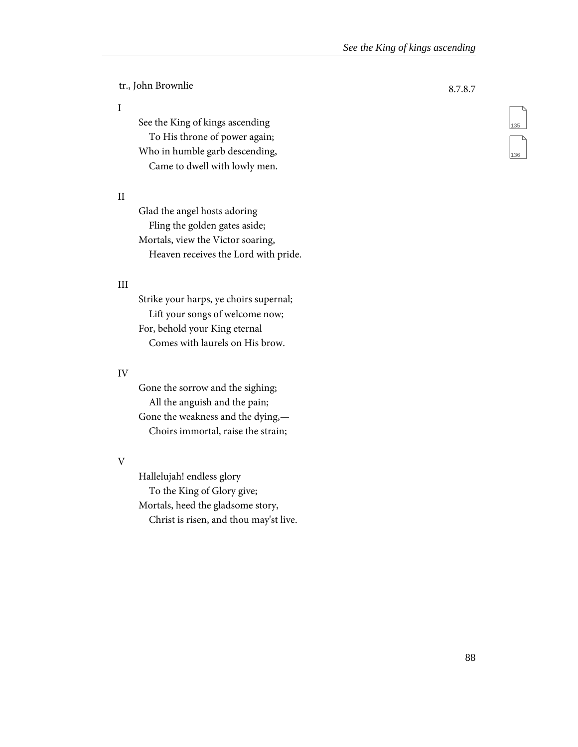tr., John Brownlie

8.7.8.7

I

See the King of kings ascending  
  To His throne of power again;  
Who in humble garb descending,  
  Came to dwell with lowly men.

II

Glad the angel hosts adoring  
  Fling the golden gates aside;  
Mortals, view the Victor soaring,  
  Heaven receives the Lord with pride.

III

Strike your harps, ye choirs supernal;  
  Lift your songs of welcome now;  
For, behold your King eternal  
  Comes with laurels on His brow.

IV

Gone the sorrow and the sighing;  
  All the anguish and the pain;  
Gone the weakness and the dying,—  
  Choirs immortal, raise the strain;

V

Hallelujah! endless glory  
  To the King of Glory give;  
Mortals, heed the gladsome story,  
  Christ is risen, and thou may'st live.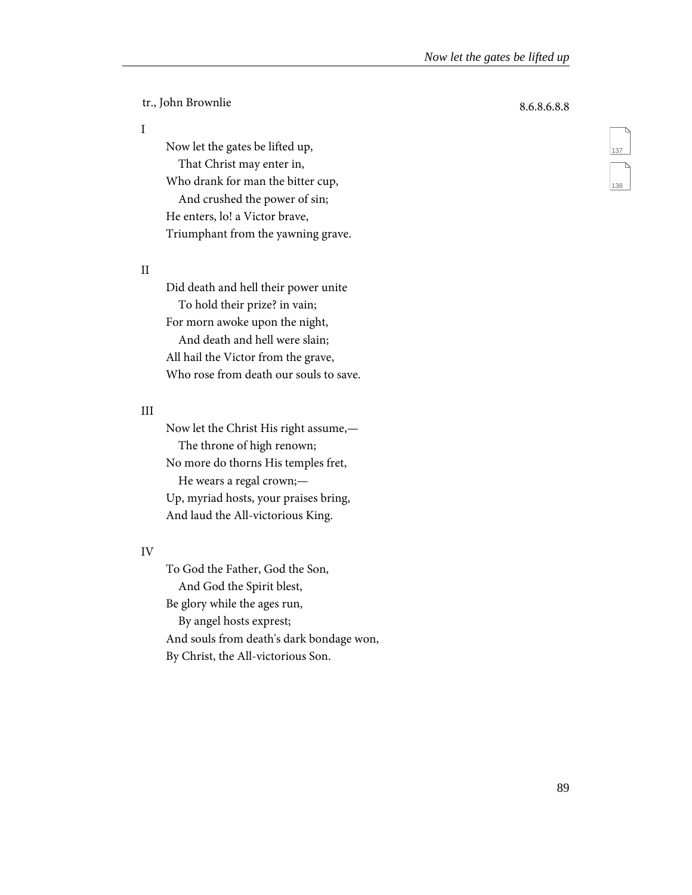tr., John Brownlie

8.6.8.6.8.8

I

Now let the gates be lifted up,
  That Christ may enter in,
Who drank for man the bitter cup,
  And crushed the power of sin;
He enters, lo! a Victor brave,
Triumphant from the yawning grave.

II

Did death and hell their power unite
  To hold their prize? in vain;
For morn awoke upon the night,
  And death and hell were slain;
All hail the Victor from the grave,
Who rose from death our souls to save.

III

Now let the Christ His right assume,—
  The throne of high renown;
No more do thorns His temples fret,
  He wears a regal crown;—
Up, myriad hosts, your praises bring,
And laud the All-victorious King.

IV

To God the Father, God the Son,
  And God the Spirit blest,
Be glory while the ages run,
  By angel hosts exprest;
And souls from death's dark bondage won,
By Christ, the All-victorious Son.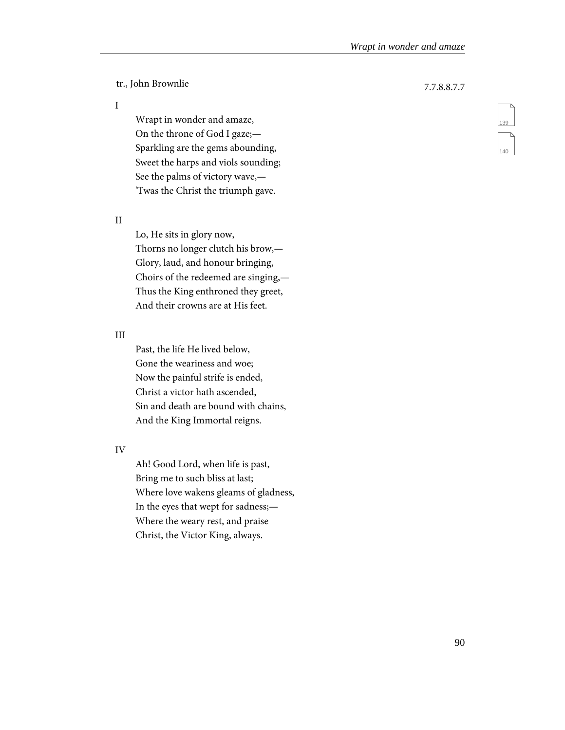tr., John Brownlie

7.7.8.8.7.7

I

Wrapt in wonder and amaze,  
On the throne of God I gaze;—  
Sparkling are the gems abounding,  
Sweet the harps and viols sounding;  
See the palms of victory wave,—  
'Twas the Christ the triumph gave.

II

Lo, He sits in glory now,  
Thorns no longer clutch his brow,—  
Glory, laud, and honour bringing,  
Choirs of the redeemed are singing,—  
Thus the King enthroned they greet,  
And their crowns are at His feet.

III

Past, the life He lived below,  
Gone the weariness and woe;  
Now the painful strife is ended,  
Christ a victor hath ascended,  
Sin and death are bound with chains,  
And the King Immortal reigns.

IV

Ah! Good Lord, when life is past,  
Bring me to such bliss at last;  
Where love wakens gleams of gladness,  
In the eyes that wept for sadness;—  
Where the weary rest, and praise  
Christ, the Victor King, always.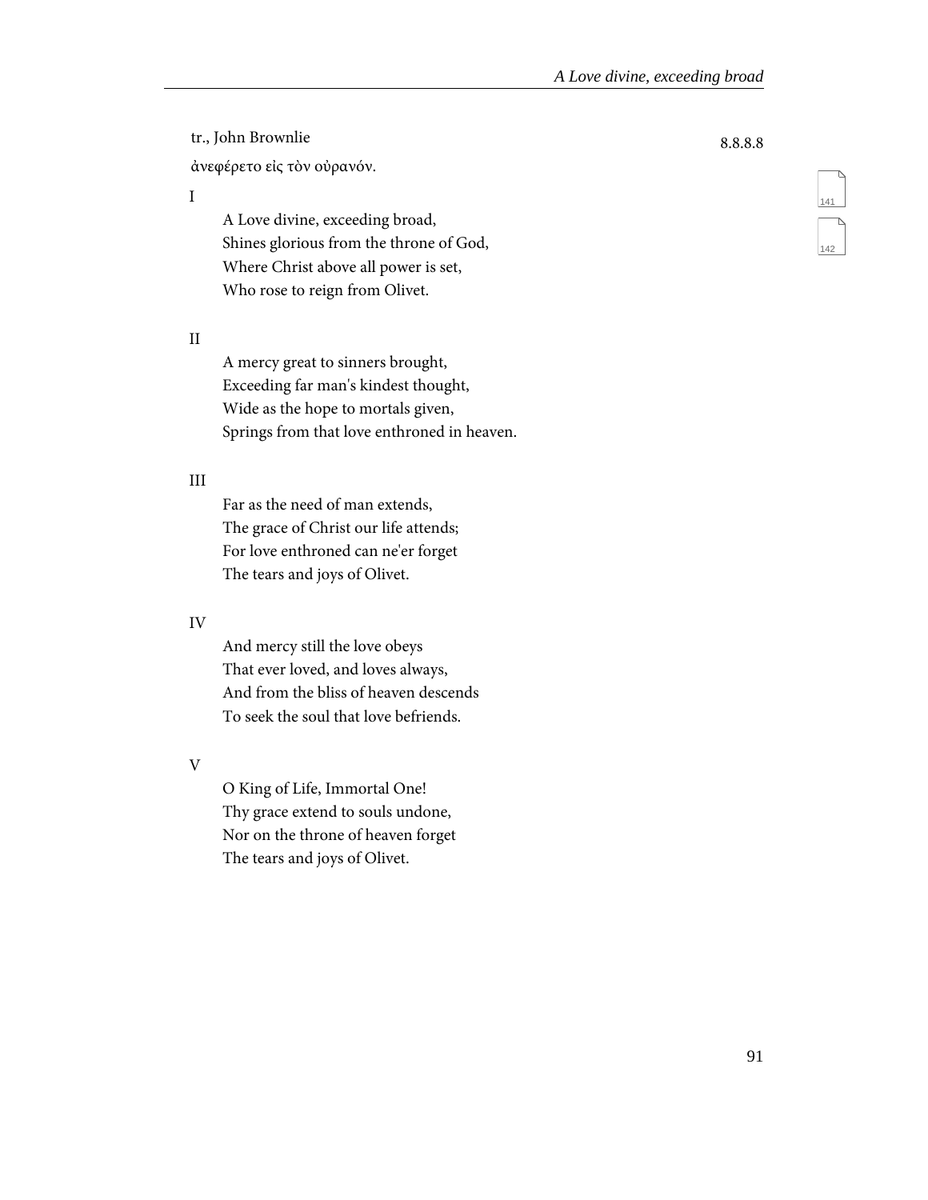tr., John Brownlie

8.8.8.8

ἀνεφέρετο εἰς τὸν οὐρανόν.

I

A Love divine, exceeding broad,  
Shines glorious from the throne of God,  
Where Christ above all power is set,  
Who rose to reign from Olivet.

II

A mercy great to sinners brought,  
Exceeding far man's kindest thought,  
Wide as the hope to mortals given,  
Springs from that love enthroned in heaven.

III

Far as the need of man extends,  
The grace of Christ our life attends;  
For love enthroned can ne'er forget  
The tears and joys of Olivet.

IV

And mercy still the love obeys  
That ever loved, and loves always,  
And from the bliss of heaven descends  
To seek the soul that love befriends.

V

O King of Life, Immortal One!  
Thy grace extend to souls undone,  
Nor on the throne of heaven forget  
The tears and joys of Olivet.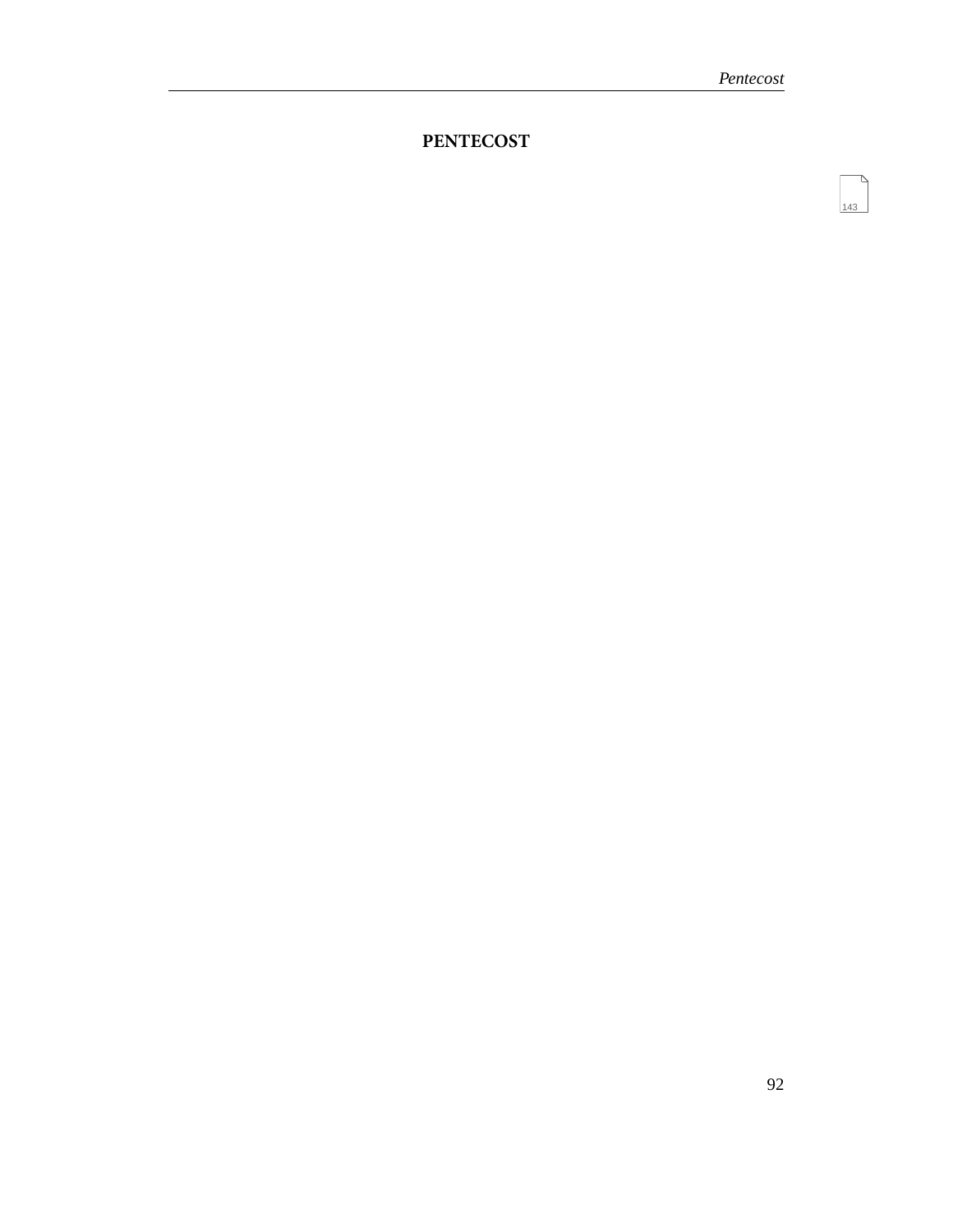# PENTECOST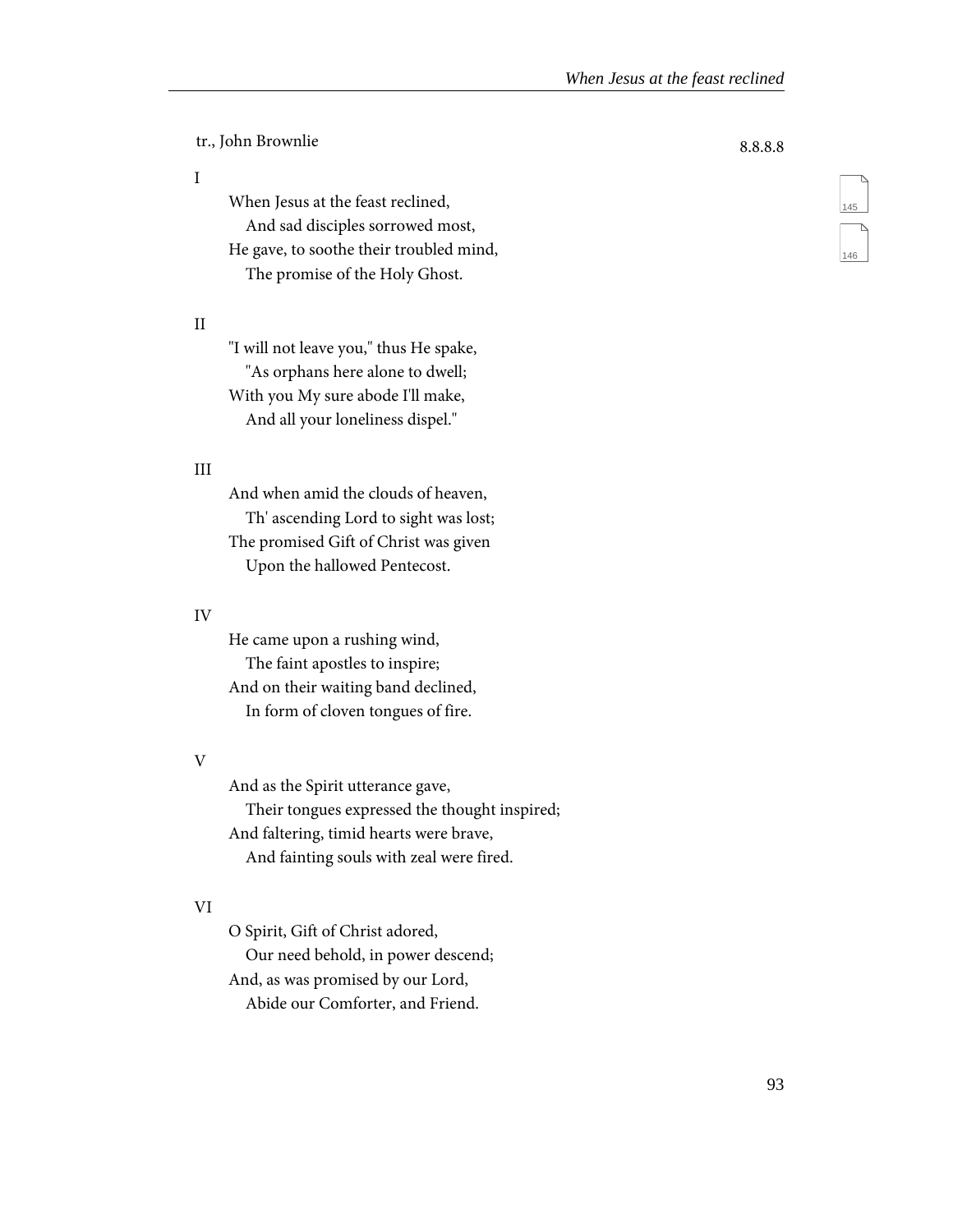tr., John Brownlie

8.8.8.8

I

When Jesus at the feast reclined,  
And sad disciples sorrowed most,  
He gave, to soothe their troubled mind,  
The promise of the Holy Ghost.

II

"I will not leave you," thus He spake,  
"As orphans here alone to dwell;  
With you My sure abode I'll make,  
And all your loneliness dispel."

III

And when amid the clouds of heaven,  
Th' ascending Lord to sight was lost;  
The promised Gift of Christ was given  
Upon the hallowed Pentecost.

IV

He came upon a rushing wind,  
The faint apostles to inspire;  
And on their waiting band declined,  
In form of cloven tongues of fire.

V

And as the Spirit utterance gave,  
Their tongues expressed the thought inspired;  
And faltering, timid hearts were brave,  
And fainting souls with zeal were fired.

VI

O Spirit, Gift of Christ adored,  
Our need behold, in power descend;  
And, as was promised by our Lord,  
Abide our Comforter, and Friend.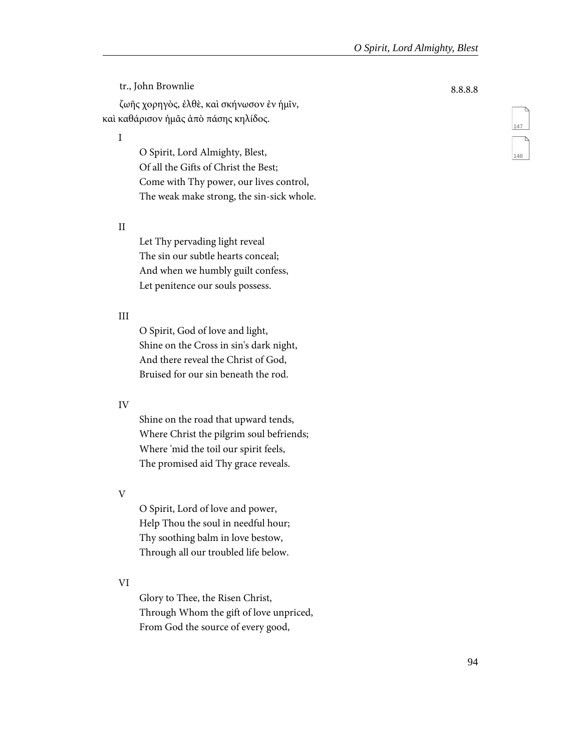tr., John Brownlie

8.8.8.8

ζωῆς χορηγὸς, ἐλθὲ, καὶ σκήνωσον ἐν ἡμῖν, καὶ καθάρισον ἡμᾶς ἀπὸ πάσης κηλίδος.

I

O Spirit, Lord Almighty, Blest,
Of all the Gifts of Christ the Best;
Come with Thy power, our lives control,
The weak make strong, the sin-sick whole.

II

Let Thy pervading light reveal
The sin our subtle hearts conceal;
And when we humbly guilt confess,
Let penitence our souls possess.

III

O Spirit, God of love and light,
Shine on the Cross in sin's dark night,
And there reveal the Christ of God,
Bruised for our sin beneath the rod.

IV

Shine on the road that upward tends,
Where Christ the pilgrim soul befriends;
Where 'mid the toil our spirit feels,
The promised aid Thy grace reveals.

V

O Spirit, Lord of love and power,
Help Thou the soul in needful hour;
Thy soothing balm in love bestow,
Through all our troubled life below.

VI

Glory to Thee, the Risen Christ,
Through Whom the gift of love unpriced,
From God the source of every good,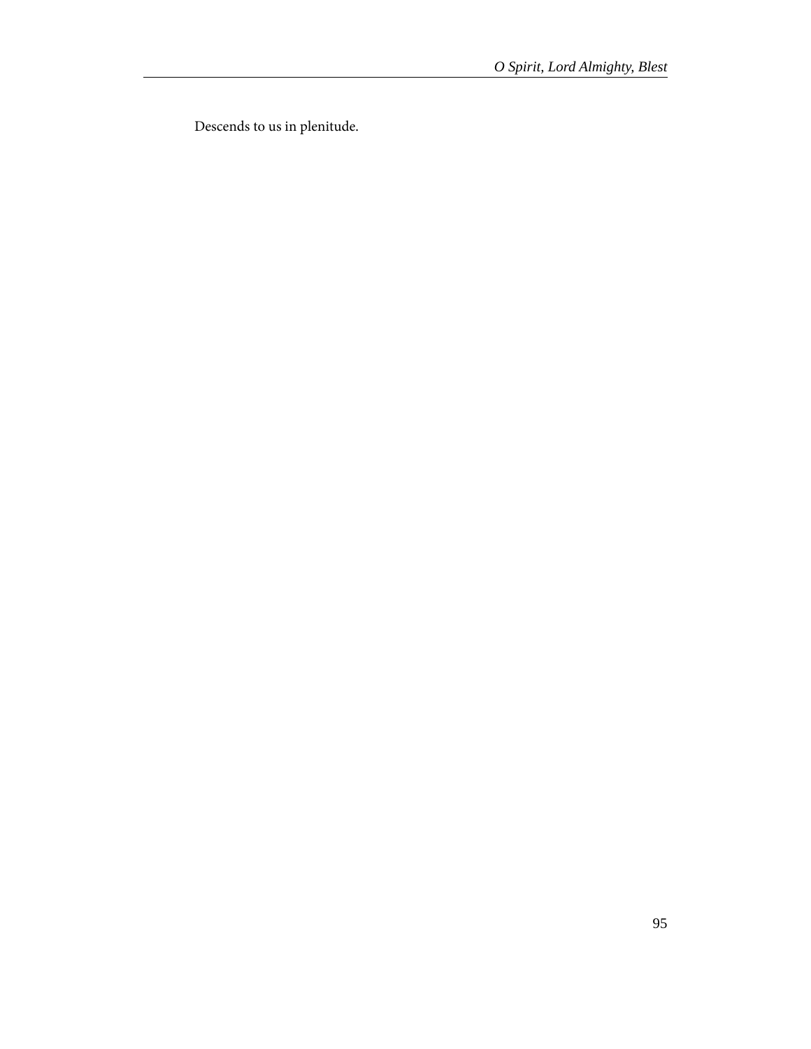Descends to us in plenitude.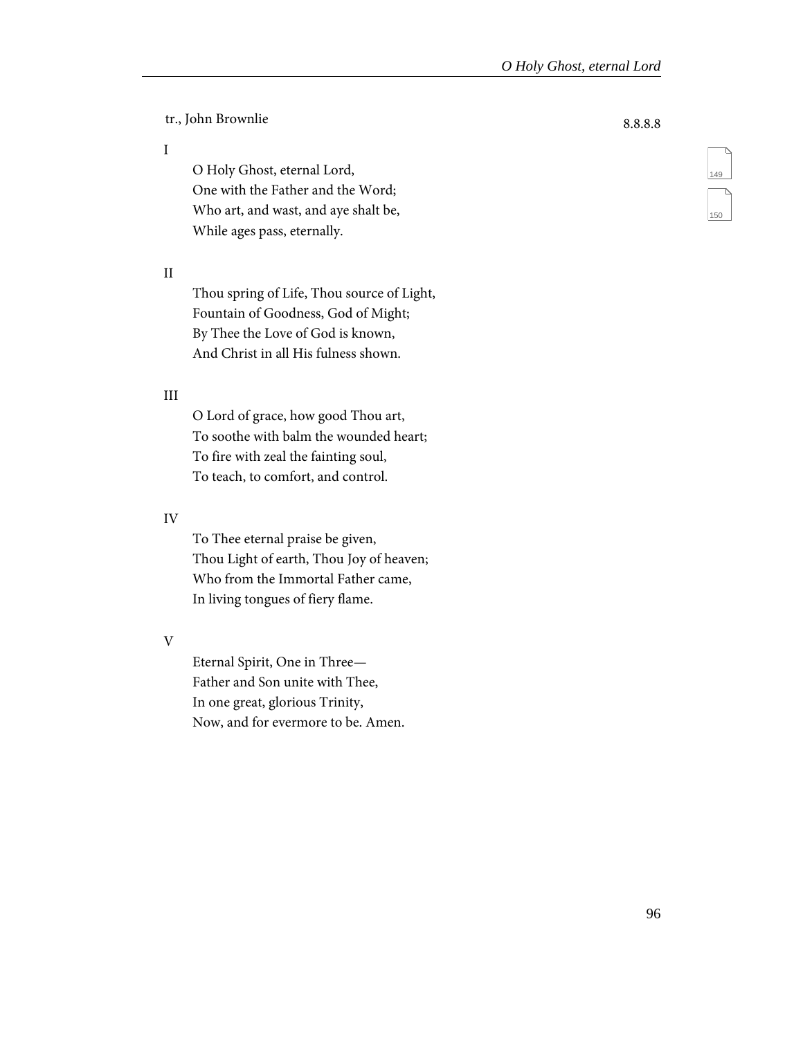tr., John Brownlie

8.8.8.8

I

O Holy Ghost, eternal Lord,
One with the Father and the Word;
Who art, and wast, and aye shalt be,
While ages pass, eternally.

II

Thou spring of Life, Thou source of Light,
Fountain of Goodness, God of Might;
By Thee the Love of God is known,
And Christ in all His fulness shown.

III

O Lord of grace, how good Thou art,
To soothe with balm the wounded heart;
To fire with zeal the fainting soul,
To teach, to comfort, and control.

IV

To Thee eternal praise be given,
Thou Light of earth, Thou Joy of heaven;
Who from the Immortal Father came,
In living tongues of fiery flame.

V

Eternal Spirit, One in Three—
Father and Son unite with Thee,
In one great, glorious Trinity,
Now, and for evermore to be. Amen.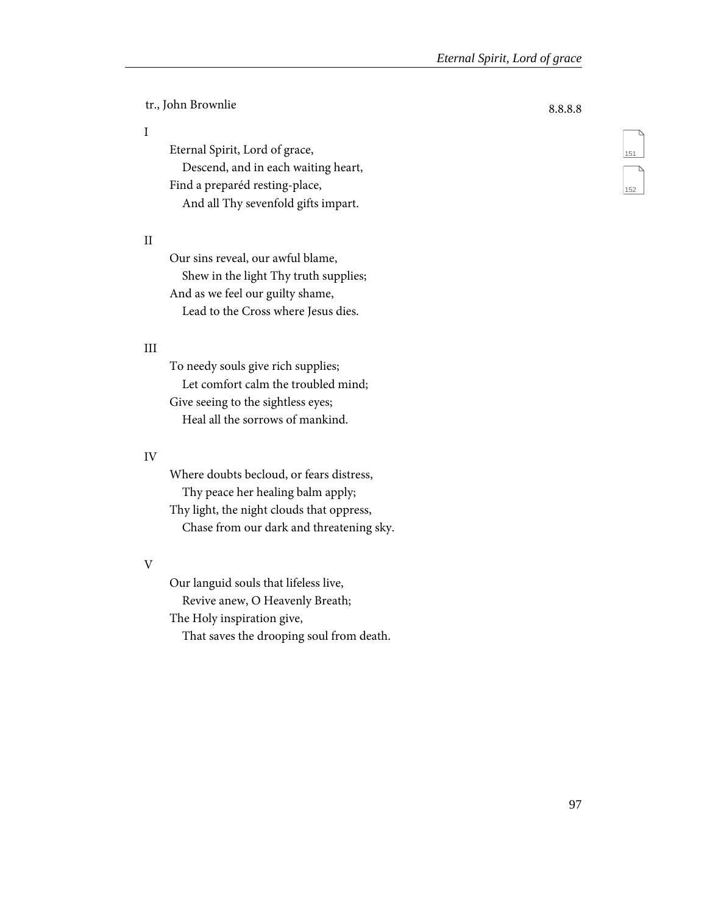tr., John Brownlie

8.8.8.8

I

Eternal Spirit, Lord of grace,
  Descend, and in each waiting heart,
Find a preparéd resting-place,
  And all Thy sevenfold gifts impart.

II

Our sins reveal, our awful blame,
  Shew in the light Thy truth supplies;
And as we feel our guilty shame,
  Lead to the Cross where Jesus dies.

III

To needy souls give rich supplies;
  Let comfort calm the troubled mind;
Give seeing to the sightless eyes;
  Heal all the sorrows of mankind.

IV

Where doubts becloud, or fears distress,
  Thy peace her healing balm apply;
Thy light, the night clouds that oppress,
  Chase from our dark and threatening sky.

V

Our languid souls that lifeless live,
  Revive anew, O Heavenly Breath;
The Holy inspiration give,
  That saves the drooping soul from death.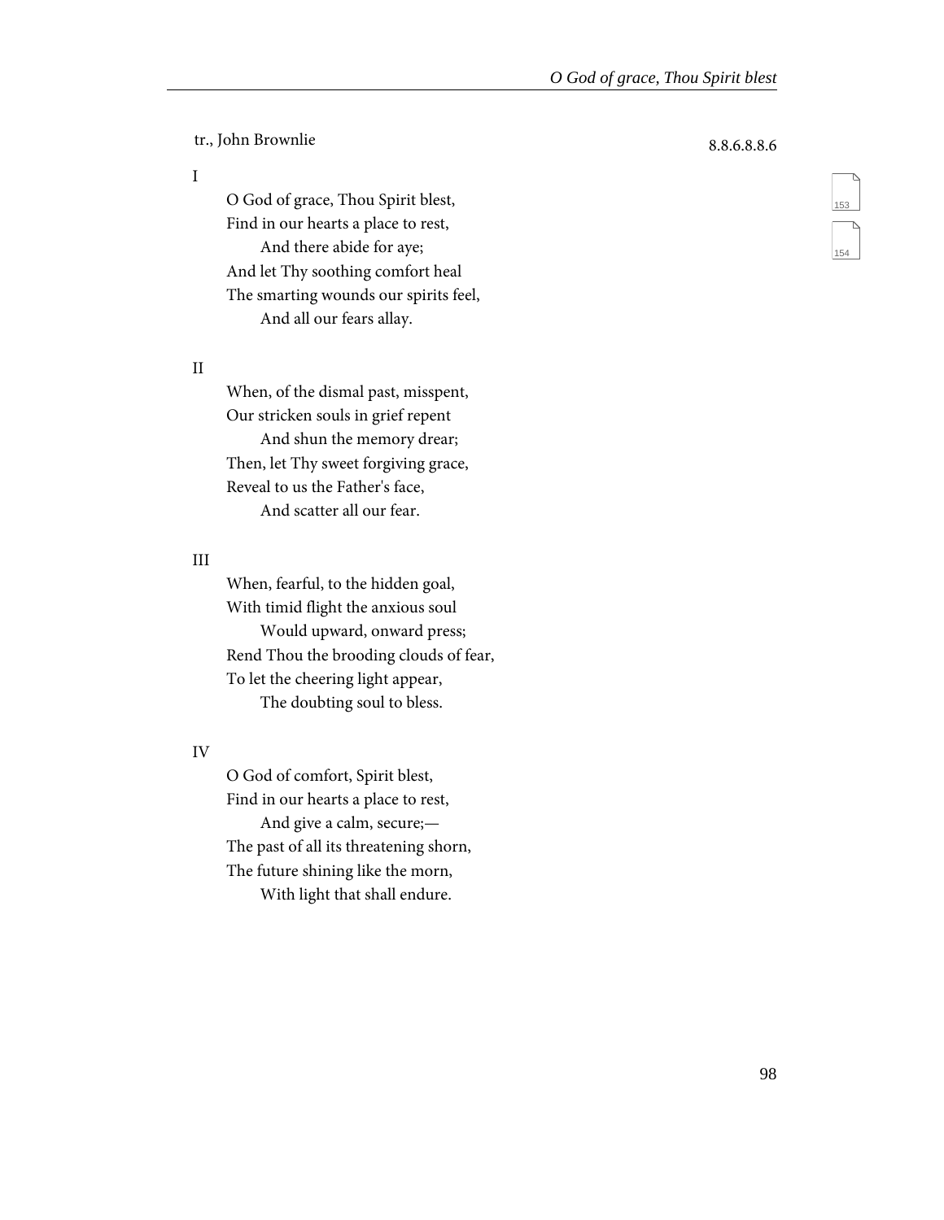tr., John Brownlie

8.8.6.8.8.6

I

O God of grace, Thou Spirit blest,
Find in our hearts a place to rest,
And there abide for aye;
And let Thy soothing comfort heal
The smarting wounds our spirits feel,
And all our fears allay.

II

When, of the dismal past, misspent,
Our stricken souls in grief repent
And shun the memory drear;
Then, let Thy sweet forgiving grace,
Reveal to us the Father's face,
And scatter all our fear.

III

When, fearful, to the hidden goal,
With timid flight the anxious soul
Would upward, onward press;
Rend Thou the brooding clouds of fear,
To let the cheering light appear,
The doubting soul to bless.

IV

O God of comfort, Spirit blest,
Find in our hearts a place to rest,
And give a calm, secure;—
The past of all its threatening shorn,
The future shining like the morn,
With light that shall endure.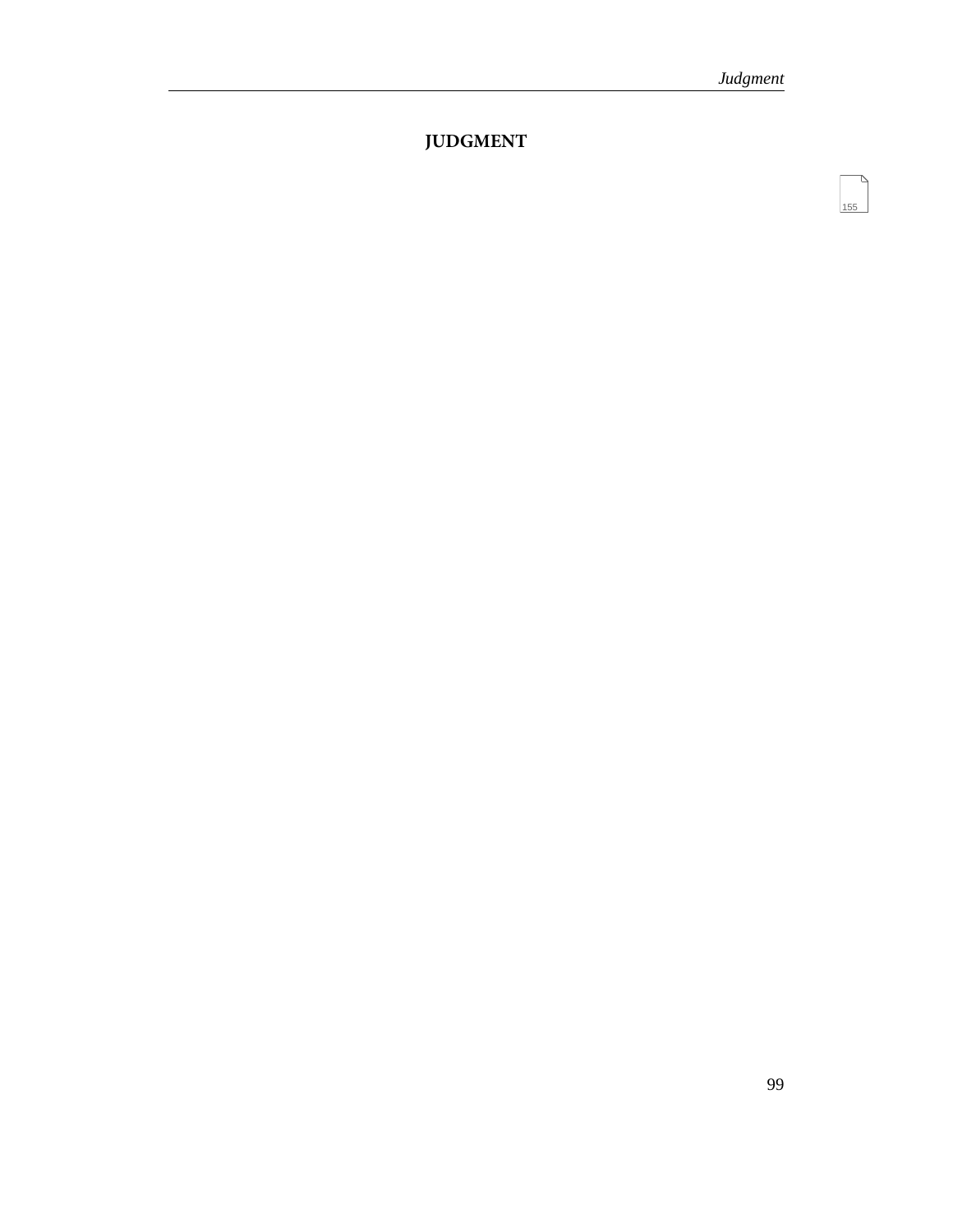# JUDGMENT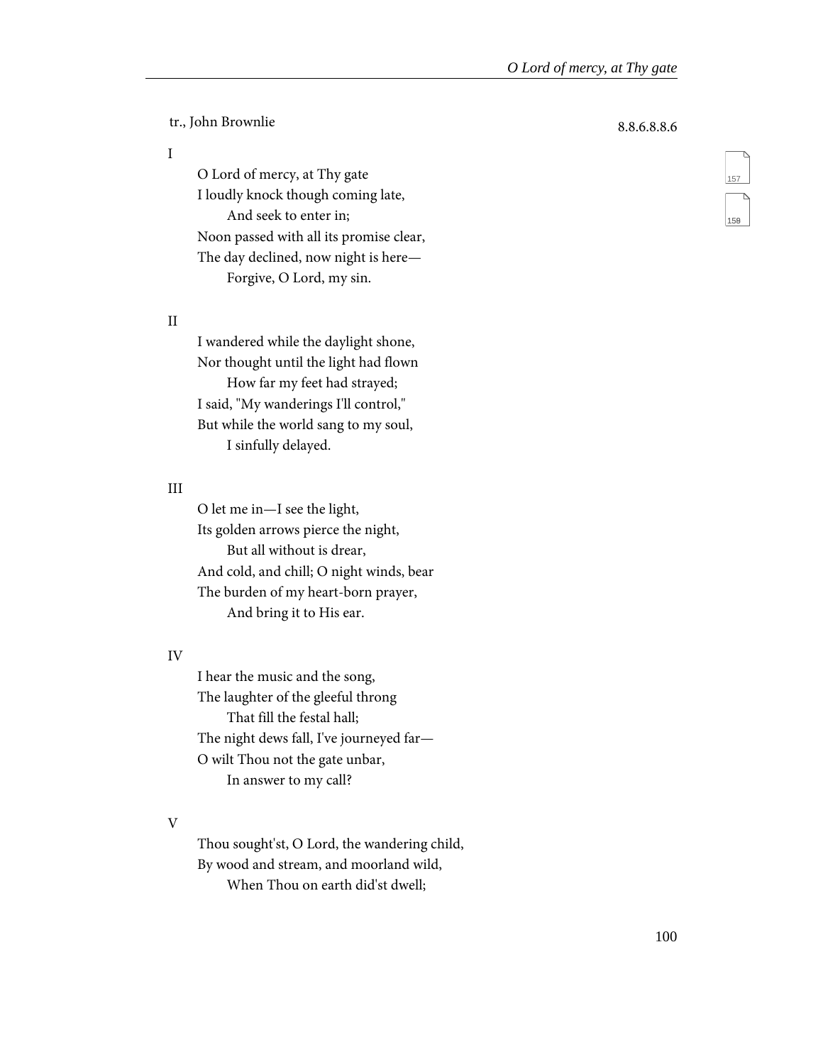tr., John Brownlie

8.8.6.8.8.6

I

O Lord of mercy, at Thy gate  
I loudly knock though coming late,  
  And seek to enter in;  
Noon passed with all its promise clear,  
The day declined, now night is here—  
  Forgive, O Lord, my sin.

II

I wandered while the daylight shone,  
Nor thought until the light had flown  
  How far my feet had strayed;  
I said, "My wanderings I'll control,"  
But while the world sang to my soul,  
  I sinfully delayed.

III

O let me in—I see the light,  
Its golden arrows pierce the night,  
  But all without is drear,  
And cold, and chill; O night winds, bear  
The burden of my heart-born prayer,  
  And bring it to His ear.

IV

I hear the music and the song,  
The laughter of the gleeful throng  
  That fill the festal hall;  
The night dews fall, I've journeyed far—  
O wilt Thou not the gate unbar,  
  In answer to my call?

V

Thou sought'st, O Lord, the wandering child,  
By wood and stream, and moorland wild,  
  When Thou on earth did'st dwell;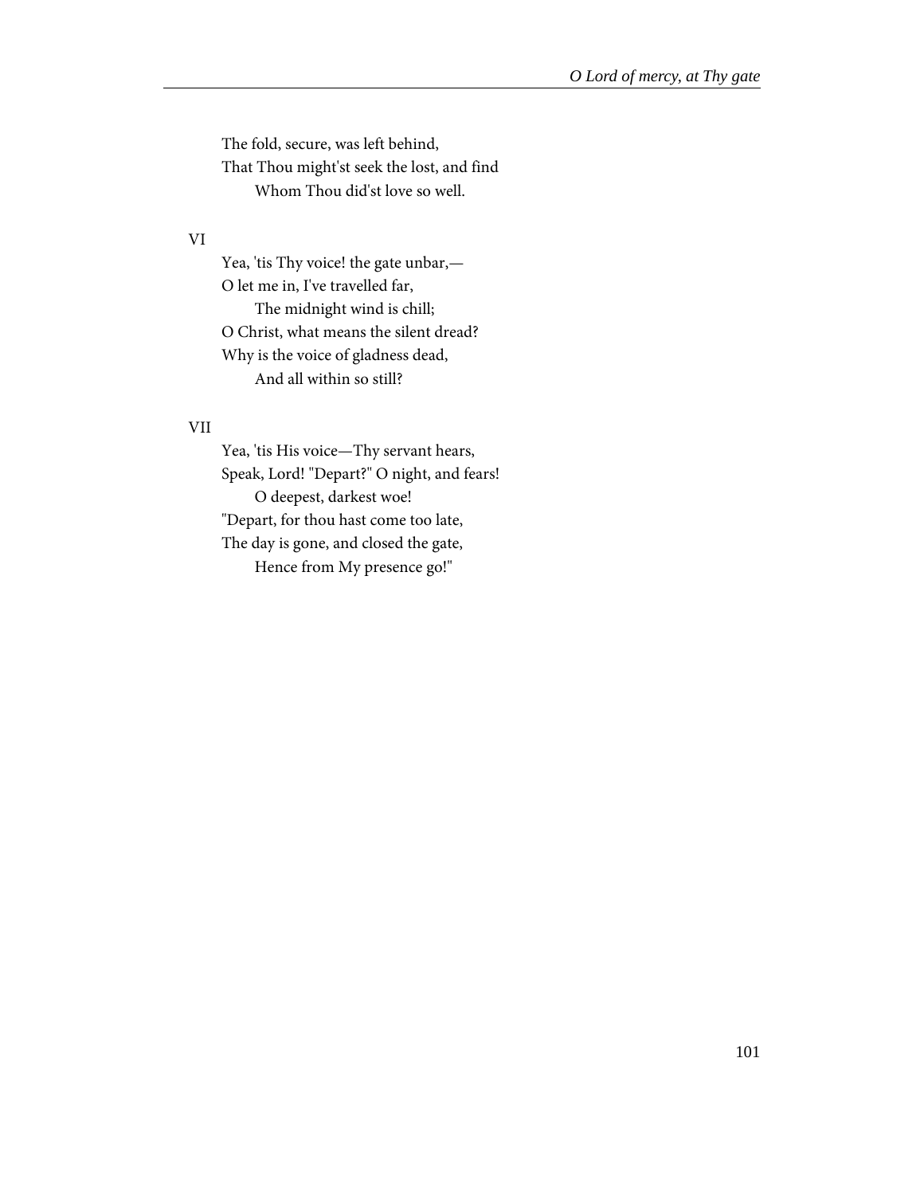The fold, secure, was left behind,  
That Thou might'st seek the lost, and find  
  Whom Thou did'st love so well.

VI

Yea, 'tis Thy voice! the gate unbar,—  
O let me in, I've travelled far,  
  The midnight wind is chill;  
O Christ, what means the silent dread?  
Why is the voice of gladness dead,  
  And all within so still?

VII

Yea, 'tis His voice—Thy servant hears,  
Speak, Lord! "Depart?" O night, and fears!  
  O deepest, darkest woe!  
"Depart, for thou hast come too late,  
The day is gone, and closed the gate,  
  Hence from My presence go!"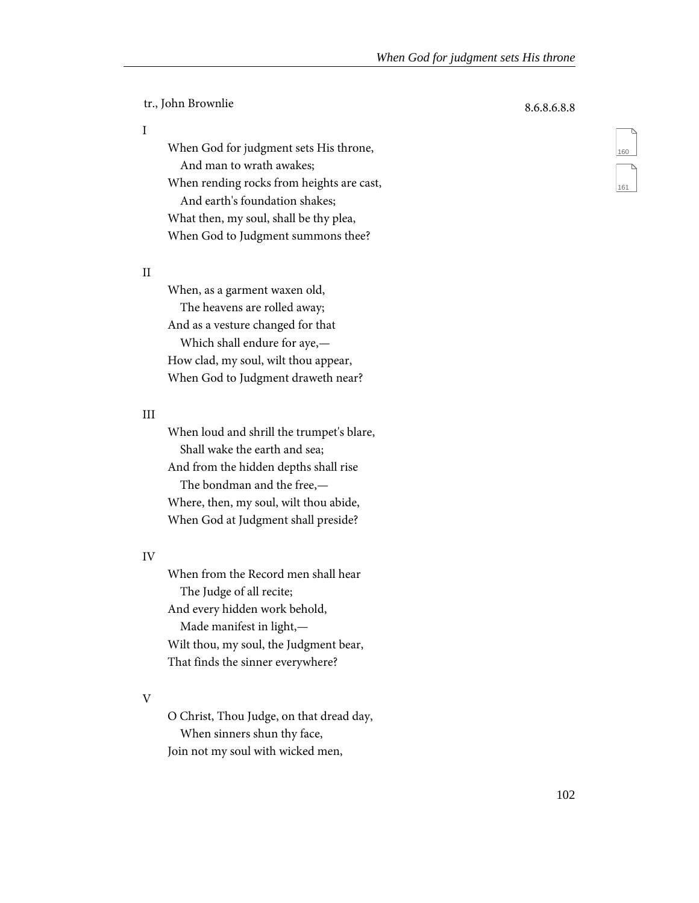tr., John Brownlie

8.6.8.6.8.8

I

When God for judgment sets His throne,
  And man to wrath awakes;
When rending rocks from heights are cast,
  And earth's foundation shakes;
What then, my soul, shall be thy plea,
When God to Judgment summons thee?

II

When, as a garment waxen old,
  The heavens are rolled away;
And as a vesture changed for that
  Which shall endure for aye,—
How clad, my soul, wilt thou appear,
When God to Judgment draweth near?

III

When loud and shrill the trumpet's blare,
  Shall wake the earth and sea;
And from the hidden depths shall rise
  The bondman and the free,—
Where, then, my soul, wilt thou abide,
When God at Judgment shall preside?

IV

When from the Record men shall hear
  The Judge of all recite;
And every hidden work behold,
  Made manifest in light,—
Wilt thou, my soul, the Judgment bear,
That finds the sinner everywhere?

V

O Christ, Thou Judge, on that dread day,
  When sinners shun thy face,
Join not my soul with wicked men,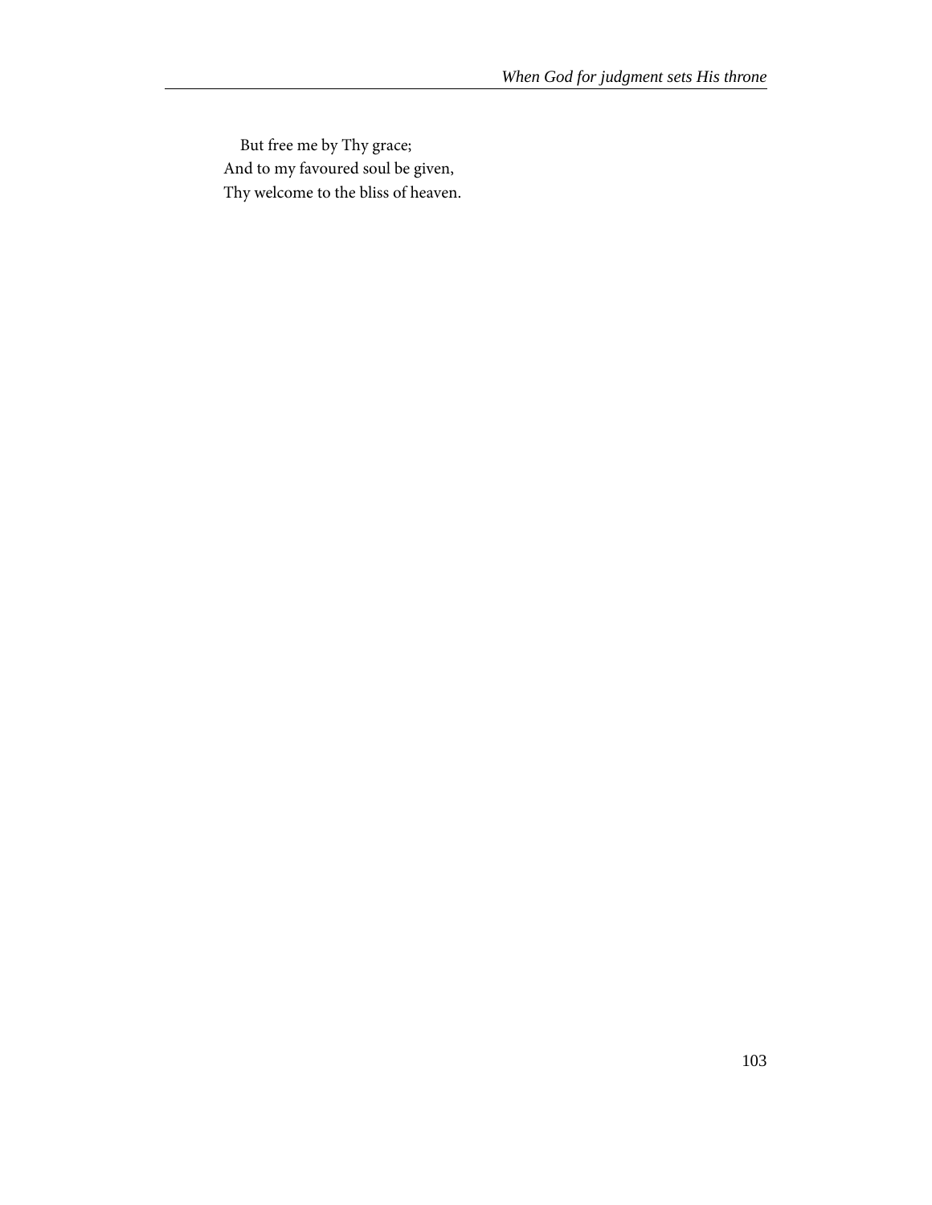But free me by Thy grace;
And to my favoured soul be given,
Thy welcome to the bliss of heaven.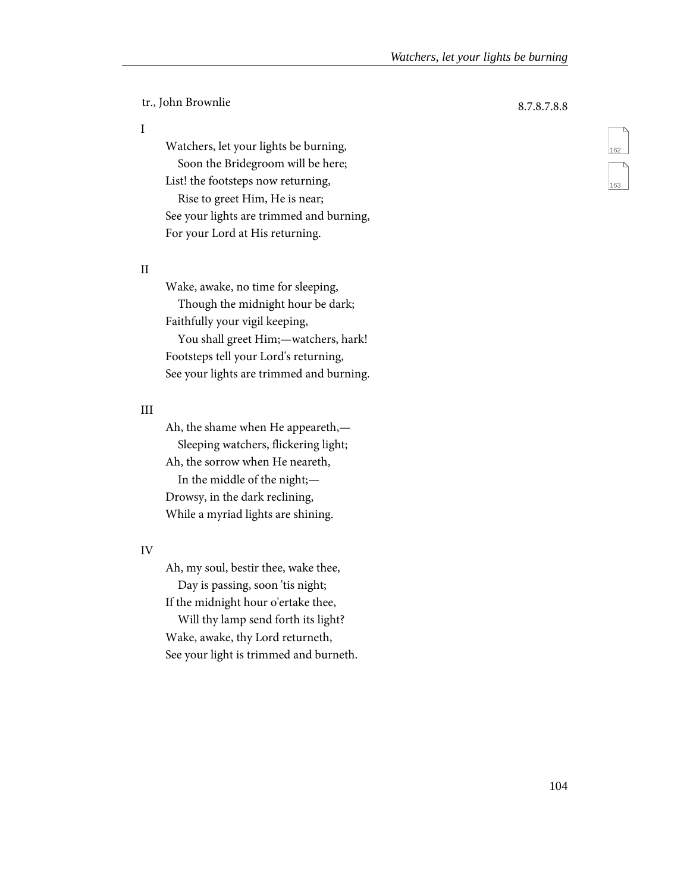tr., John Brownlie

8.7.8.7.8.8

I

Watchers, let your lights be burning,  
   Soon the Bridegroom will be here;  
List! the footsteps now returning,  
   Rise to greet Him, He is near;  
See your lights are trimmed and burning,  
For your Lord at His returning.

II

Wake, awake, no time for sleeping,  
   Though the midnight hour be dark;  
Faithfully your vigil keeping,  
   You shall greet Him;—watchers, hark!  
Footsteps tell your Lord's returning,  
See your lights are trimmed and burning.

III

Ah, the shame when He appeareth,—  
   Sleeping watchers, flickering light;  
Ah, the sorrow when He neareth,  
   In the middle of the night;—  
Drowsy, in the dark reclining,  
While a myriad lights are shining.

IV

Ah, my soul, bestir thee, wake thee,  
   Day is passing, soon 'tis night;  
If the midnight hour o'ertake thee,  
   Will thy lamp send forth its light?  
Wake, awake, thy Lord returneth,  
See your light is trimmed and burneth.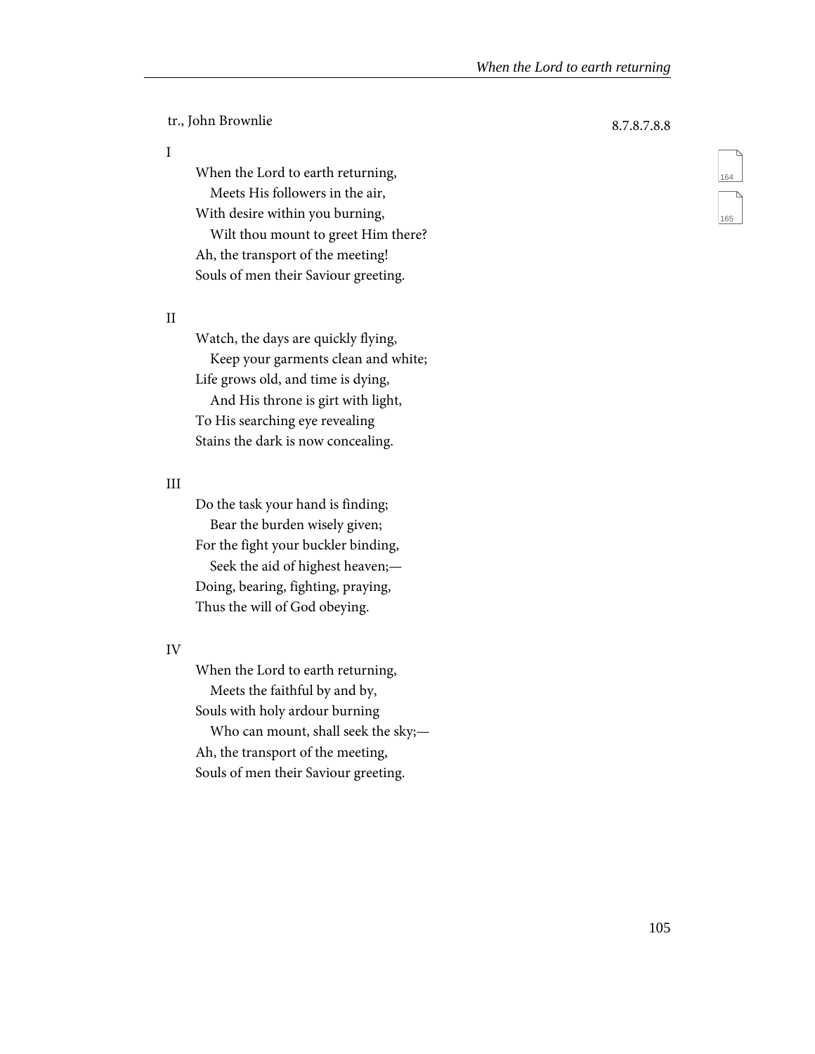tr., John Brownlie

8.7.8.7.8.8

I

When the Lord to earth returning,
   Meets His followers in the air,
With desire within you burning,
   Wilt thou mount to greet Him there?
Ah, the transport of the meeting!
Souls of men their Saviour greeting.

II

Watch, the days are quickly flying,
   Keep your garments clean and white;
Life grows old, and time is dying,
   And His throne is girt with light,
To His searching eye revealing
Stains the dark is now concealing.

III

Do the task your hand is finding;
   Bear the burden wisely given;
For the fight your buckler binding,
   Seek the aid of highest heaven;—
Doing, bearing, fighting, praying,
Thus the will of God obeying.

IV

When the Lord to earth returning,
   Meets the faithful by and by,
Souls with holy ardour burning
   Who can mount, shall seek the sky;—
Ah, the transport of the meeting,
Souls of men their Saviour greeting.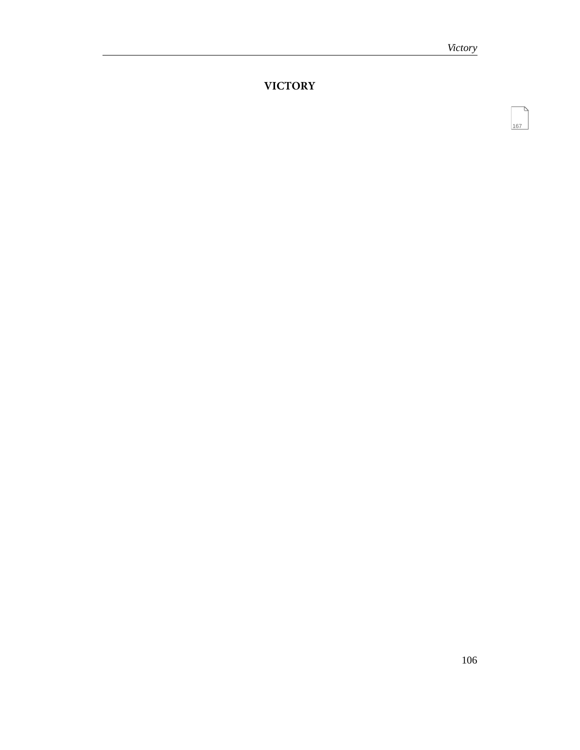# VICTORY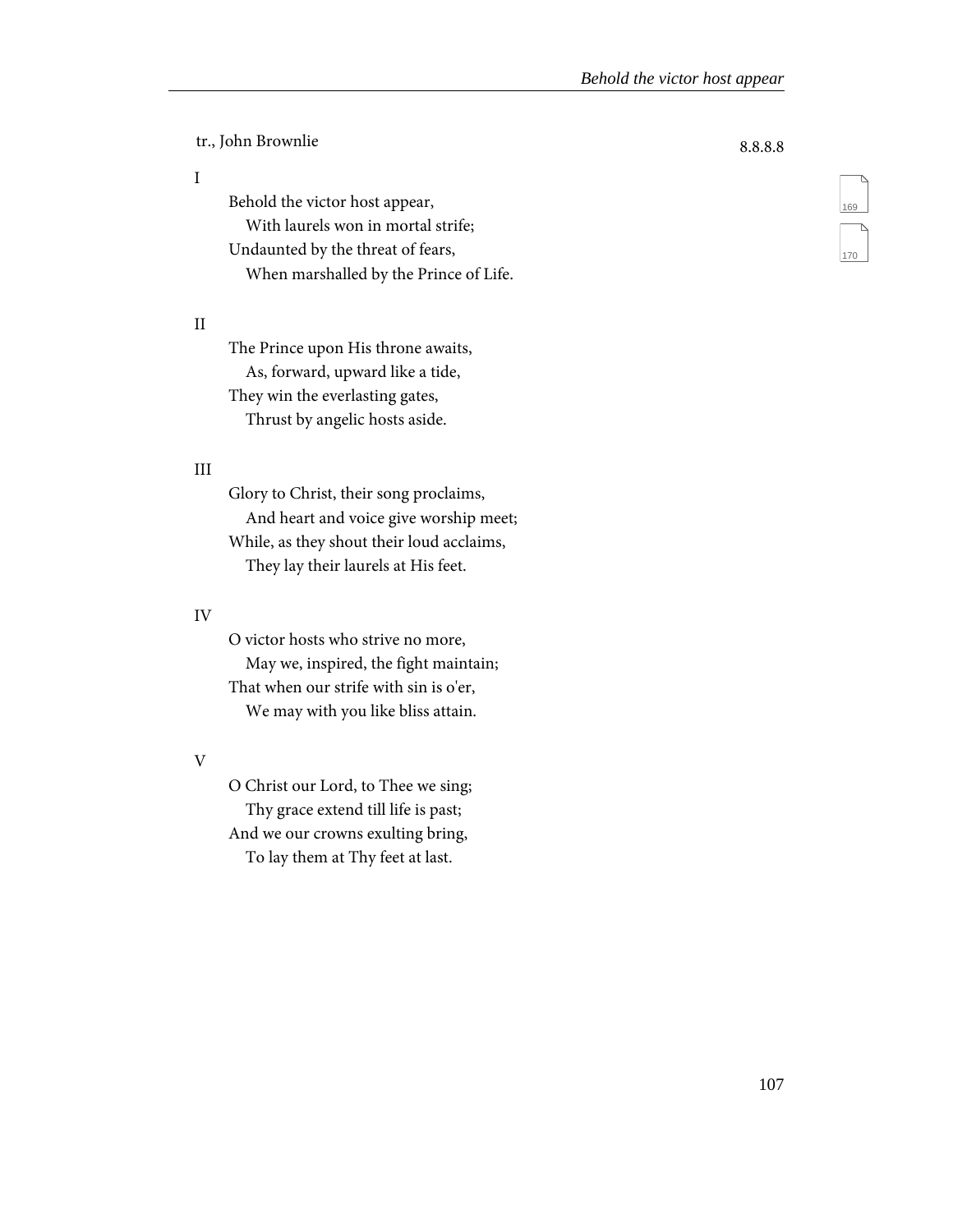tr., John Brownlie

8.8.8.8

I

Behold the victor host appear,  
With laurels won in mortal strife;  
Undaunted by the threat of fears,  
When marshalled by the Prince of Life.

II

The Prince upon His throne awaits,  
As, forward, upward like a tide,  
They win the everlasting gates,  
Thrust by angelic hosts aside.

III

Glory to Christ, their song proclaims,  
And heart and voice give worship meet;  
While, as they shout their loud acclaims,  
They lay their laurels at His feet.

IV

O victor hosts who strive no more,  
May we, inspired, the fight maintain;  
That when our strife with sin is o'er,  
We may with you like bliss attain.

V

O Christ our Lord, to Thee we sing;  
Thy grace extend till life is past;  
And we our crowns exulting bring,  
To lay them at Thy feet at last.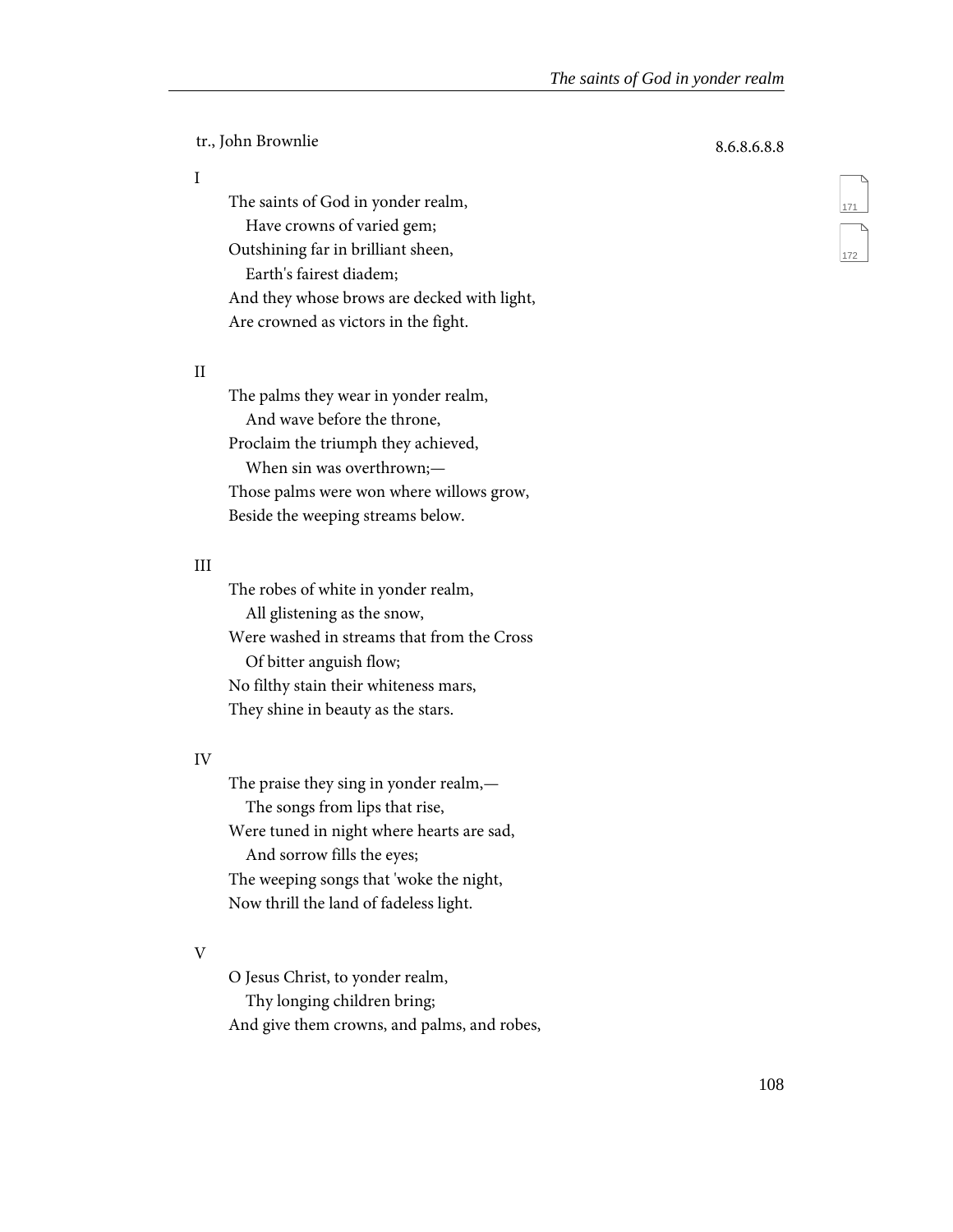tr., John Brownlie

8.6.8.6.8.8

I

The saints of God in yonder realm,
  Have crowns of varied gem;
Outshining far in brilliant sheen,
  Earth's fairest diadem;
And they whose brows are decked with light,
Are crowned as victors in the fight.

II

The palms they wear in yonder realm,
  And wave before the throne,
Proclaim the triumph they achieved,
  When sin was overthrown;—
Those palms were won where willows grow,
Beside the weeping streams below.

III

The robes of white in yonder realm,
  All glistening as the snow,
Were washed in streams that from the Cross
  Of bitter anguish flow;
No filthy stain their whiteness mars,
They shine in beauty as the stars.

IV

The praise they sing in yonder realm,—
  The songs from lips that rise,
Were tuned in night where hearts are sad,
  And sorrow fills the eyes;
The weeping songs that 'woke the night,
Now thrill the land of fadeless light.

V

O Jesus Christ, to yonder realm,
  Thy longing children bring;
And give them crowns, and palms, and robes,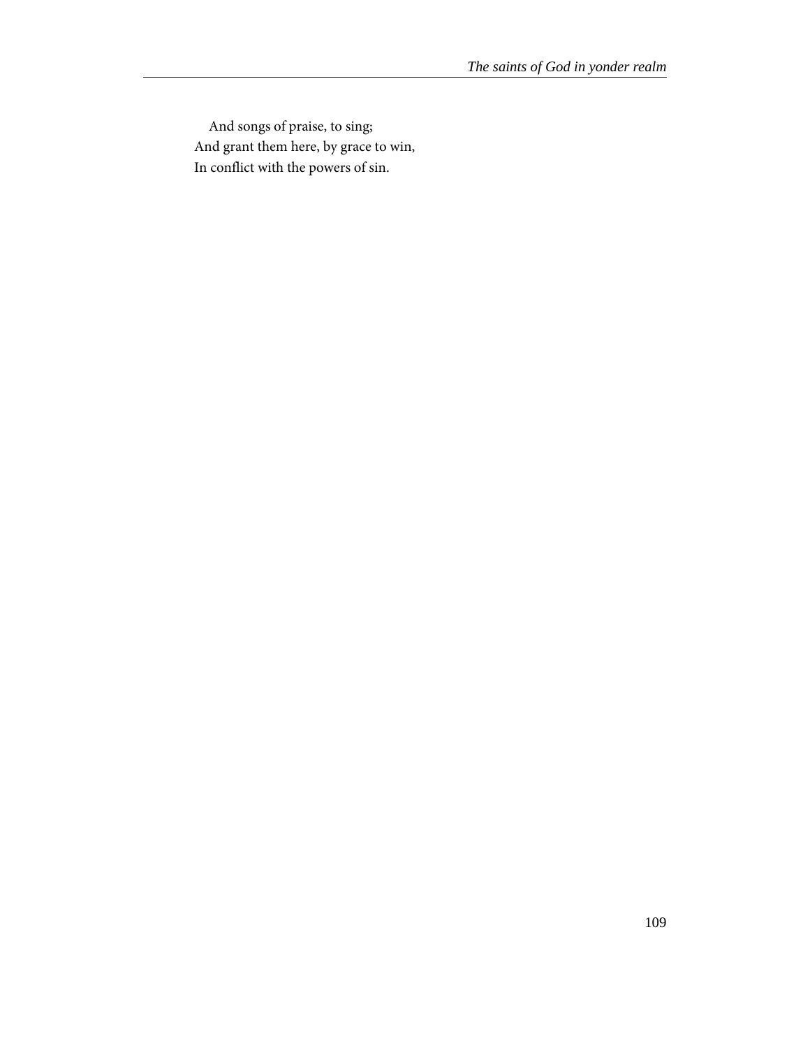And songs of praise, to sing;  
And grant them here, by grace to win,  
In conflict with the powers of sin.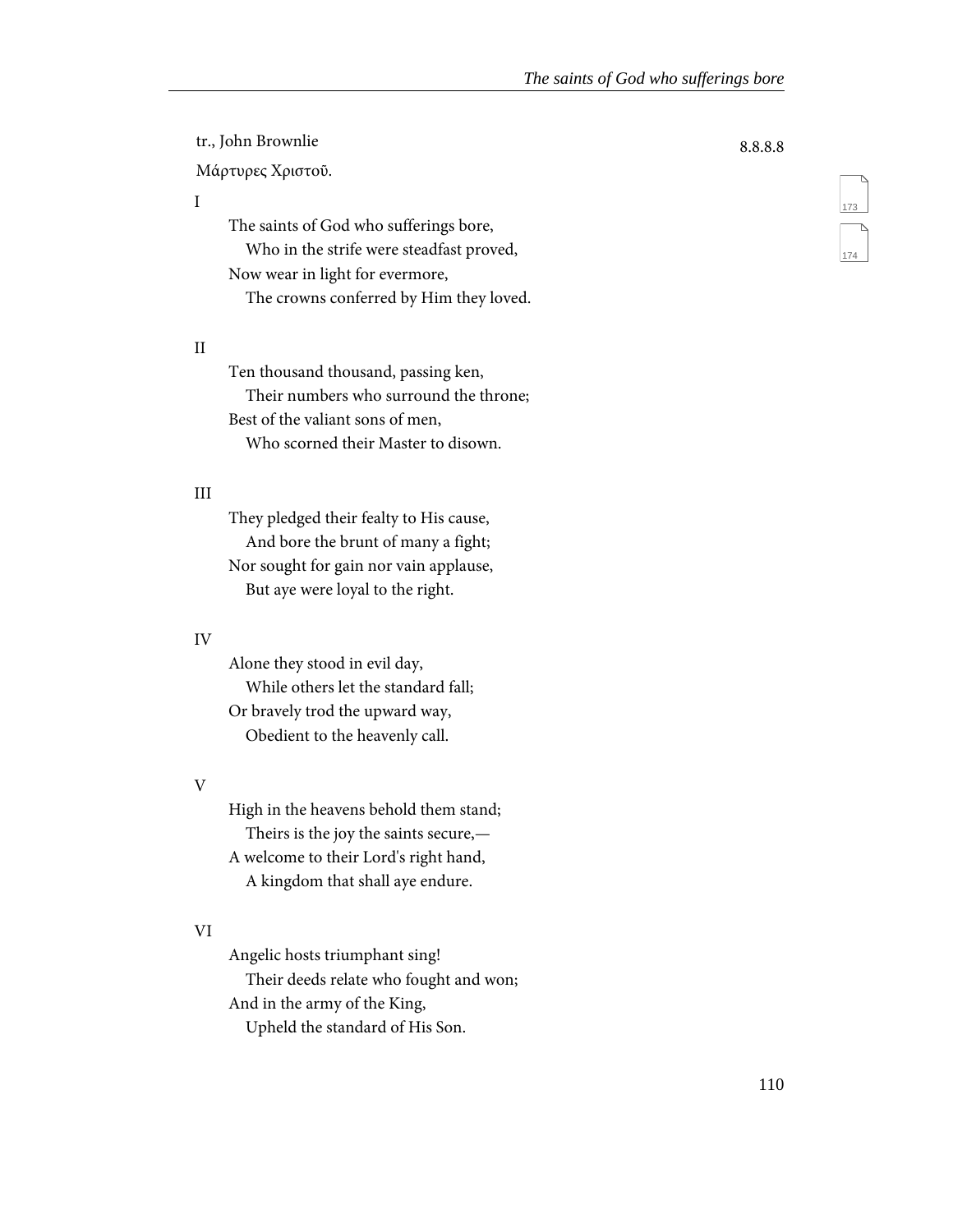tr., John Brownlie

8.8.8.8

Μάρτυρες Χριστοῦ.

I

The saints of God who sufferings bore,
  Who in the strife were steadfast proved,
Now wear in light for evermore,
  The crowns conferred by Him they loved.

II

Ten thousand thousand, passing ken,
  Their numbers who surround the throne;
Best of the valiant sons of men,
  Who scorned their Master to disown.

III

They pledged their fealty to His cause,
  And bore the brunt of many a fight;
Nor sought for gain nor vain applause,
  But aye were loyal to the right.

IV

Alone they stood in evil day,
  While others let the standard fall;
Or bravely trod the upward way,
  Obedient to the heavenly call.

V

High in the heavens behold them stand;
  Theirs is the joy the saints secure,—
A welcome to their Lord's right hand,
  A kingdom that shall aye endure.

VI

Angelic hosts triumphant sing!
  Their deeds relate who fought and won;
And in the army of the King,
  Upheld the standard of His Son.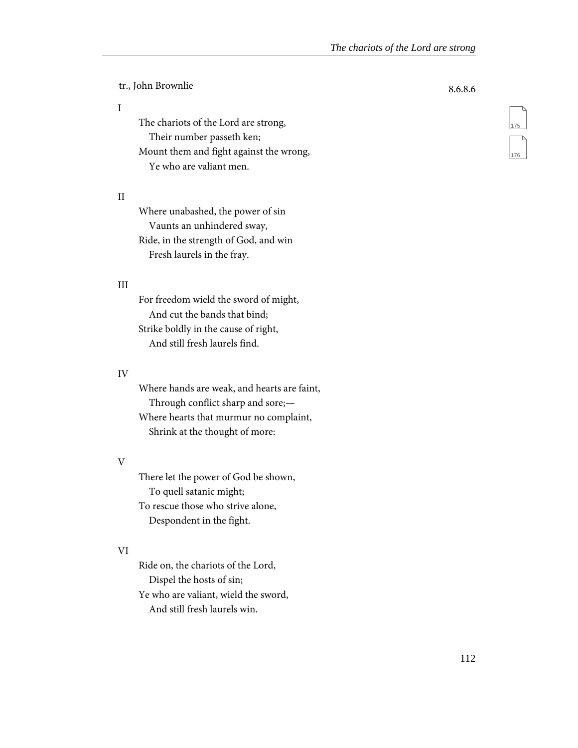tr., John Brownlie

8.6.8.6

I

The chariots of the Lord are strong,
  Their number passeth ken;
Mount them and fight against the wrong,
  Ye who are valiant men.

II

Where unabashed, the power of sin
  Vaunts an unhindered sway,
Ride, in the strength of God, and win
  Fresh laurels in the fray.

III

For freedom wield the sword of might,
  And cut the bands that bind;
Strike boldly in the cause of right,
  And still fresh laurels find.

IV

Where hands are weak, and hearts are faint,
  Through conflict sharp and sore;—
Where hearts that murmur no complaint,
  Shrink at the thought of more:

V

There let the power of God be shown,
  To quell satanic might;
To rescue those who strive alone,
  Despondent in the fight.

VI

Ride on, the chariots of the Lord,
  Dispel the hosts of sin;
Ye who are valiant, wield the sword,
  And still fresh laurels win.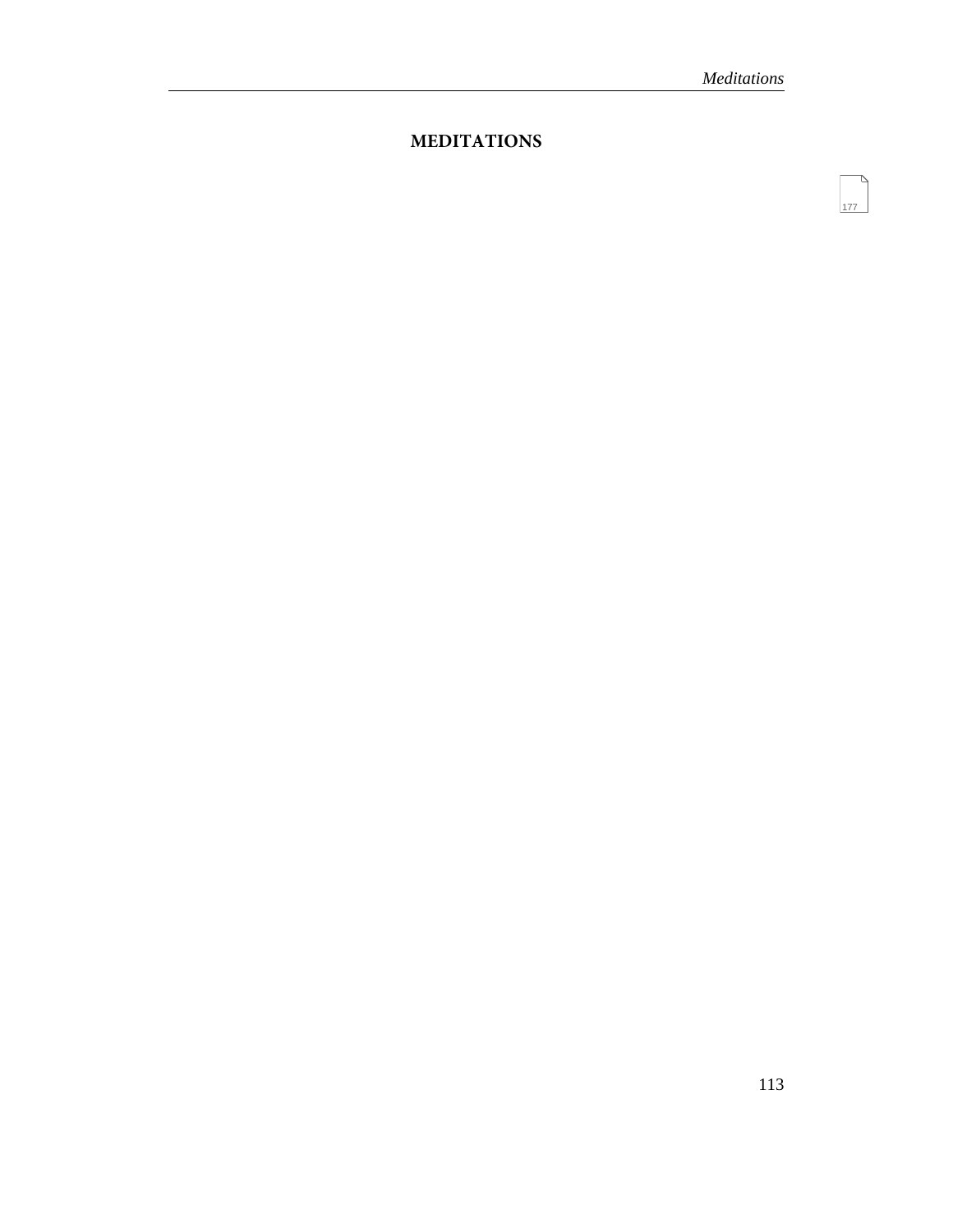# MEDITATIONS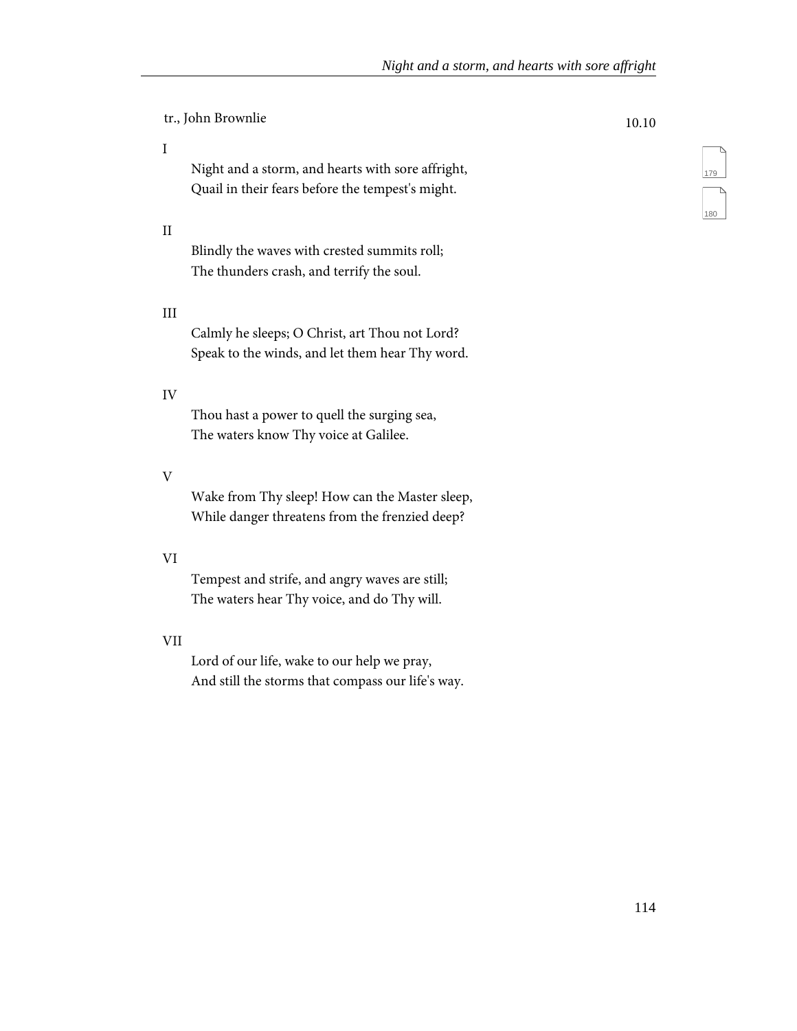tr., John Brownlie

10.10

I

Night and a storm, and hearts with sore affright,
Quail in their fears before the tempest's might.

II

Blindly the waves with crested summits roll;
The thunders crash, and terrify the soul.

III

Calmly he sleeps; O Christ, art Thou not Lord?
Speak to the winds, and let them hear Thy word.

IV

Thou hast a power to quell the surging sea,
The waters know Thy voice at Galilee.

V

Wake from Thy sleep! How can the Master sleep,
While danger threatens from the frenzied deep?

VI

Tempest and strife, and angry waves are still;
The waters hear Thy voice, and do Thy will.

VII

Lord of our life, wake to our help we pray,
And still the storms that compass our life's way.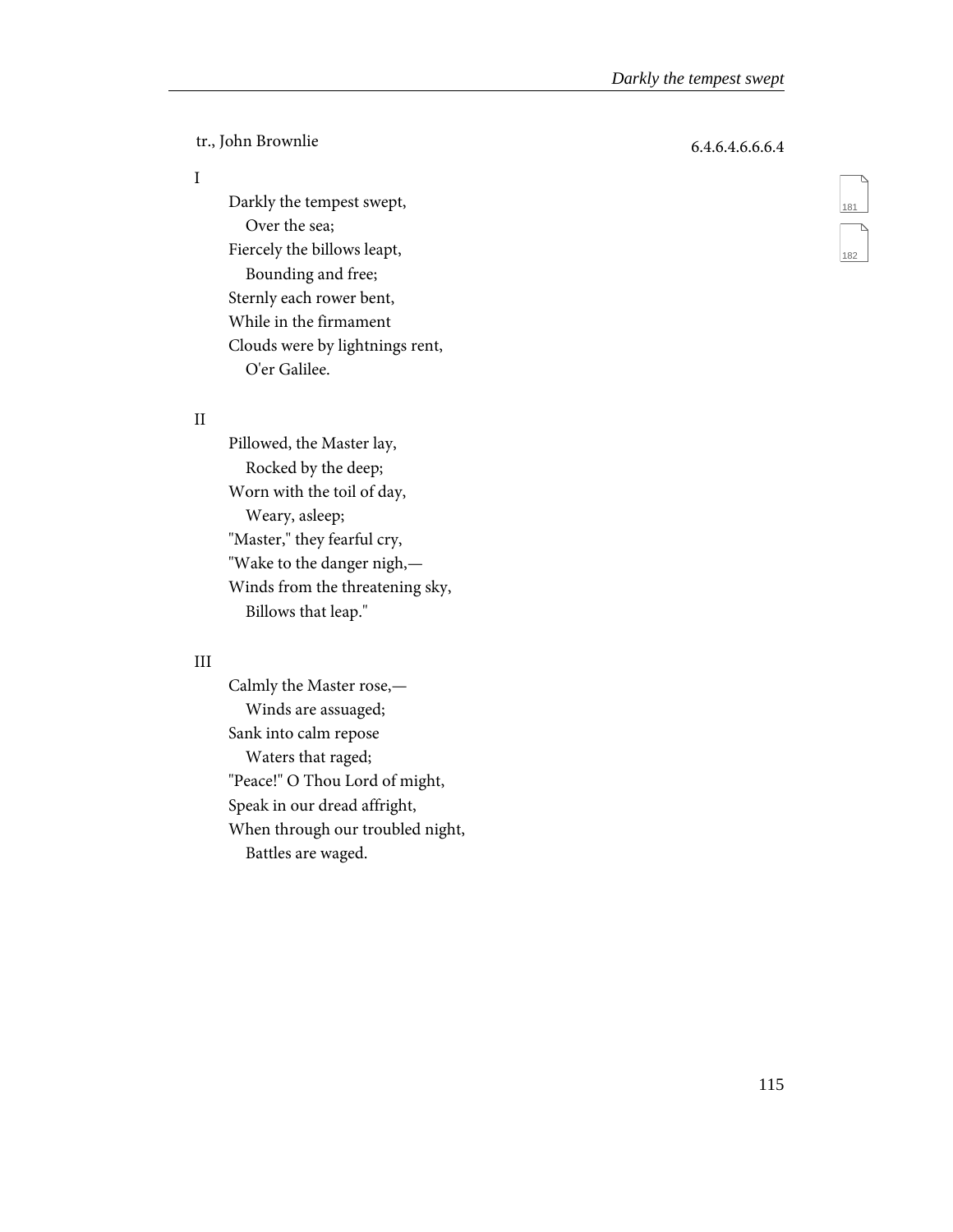tr., John Brownlie

6.4.6.4.6.6.6.4

I

Darkly the tempest swept,
  Over the sea;
Fiercely the billows leapt,
  Bounding and free;
Sternly each rower bent,
While in the firmament
Clouds were by lightnings rent,
  O'er Galilee.

II

Pillowed, the Master lay,
  Rocked by the deep;
Worn with the toil of day,
  Weary, asleep;
"Master," they fearful cry,
"Wake to the danger nigh,—
Winds from the threatening sky,
  Billows that leap."

III

Calmly the Master rose,—
  Winds are assuaged;
Sank into calm repose
  Waters that raged;
"Peace!" O Thou Lord of might,
Speak in our dread affright,
When through our troubled night,
  Battles are waged.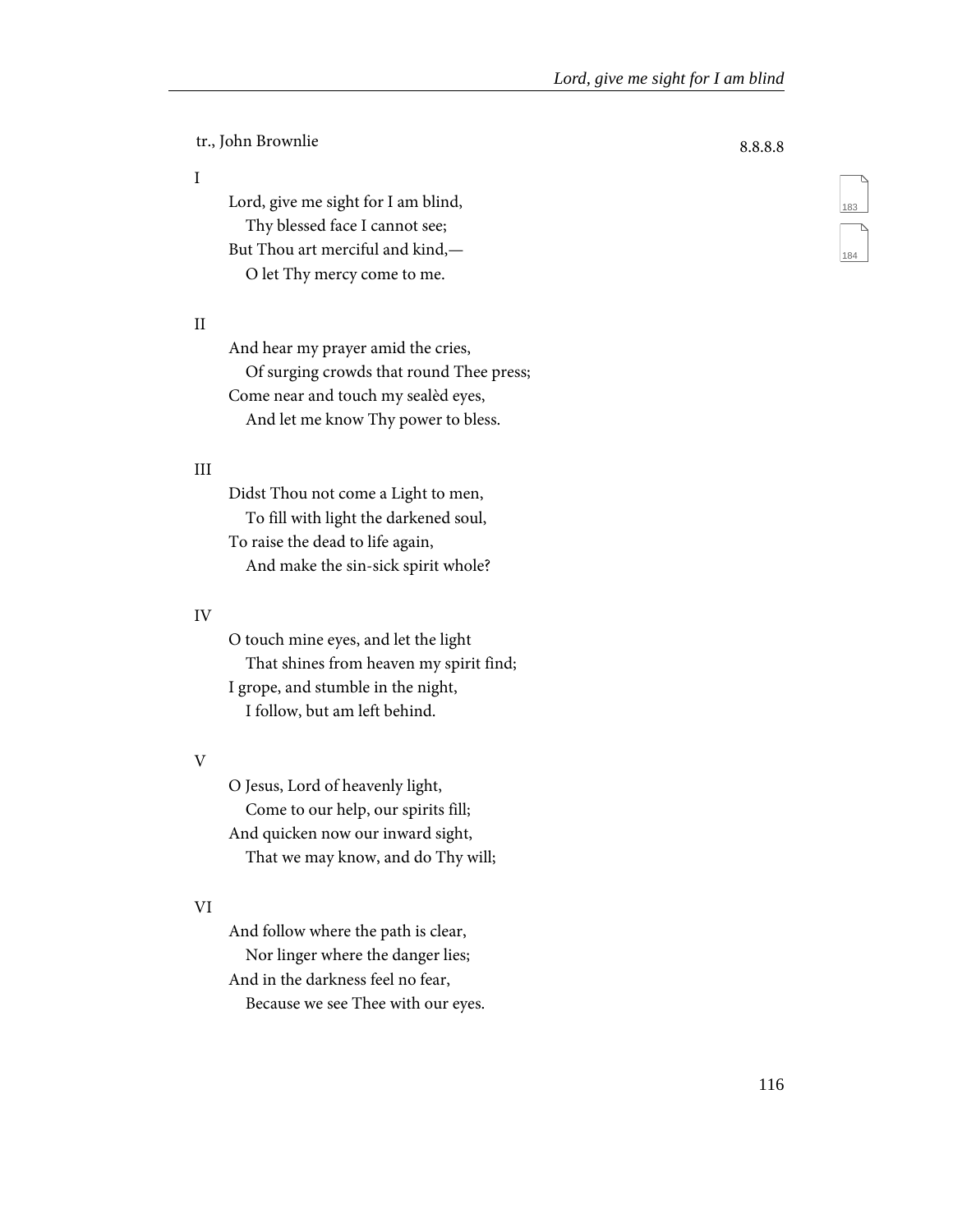tr., John Brownlie

8.8.8.8

I

Lord, give me sight for I am blind,  
  Thy blessed face I cannot see;  
But Thou art merciful and kind,—  
  O let Thy mercy come to me.

II

And hear my prayer amid the cries,  
  Of surging crowds that round Thee press;  
Come near and touch my sealèd eyes,  
  And let me know Thy power to bless.

III

Didst Thou not come a Light to men,  
  To fill with light the darkened soul,  
To raise the dead to life again,  
  And make the sin-sick spirit whole?

IV

O touch mine eyes, and let the light  
  That shines from heaven my spirit find;  
I grope, and stumble in the night,  
  I follow, but am left behind.

V

O Jesus, Lord of heavenly light,  
  Come to our help, our spirits fill;  
And quicken now our inward sight,  
  That we may know, and do Thy will;

VI

And follow where the path is clear,  
  Nor linger where the danger lies;  
And in the darkness feel no fear,  
  Because we see Thee with our eyes.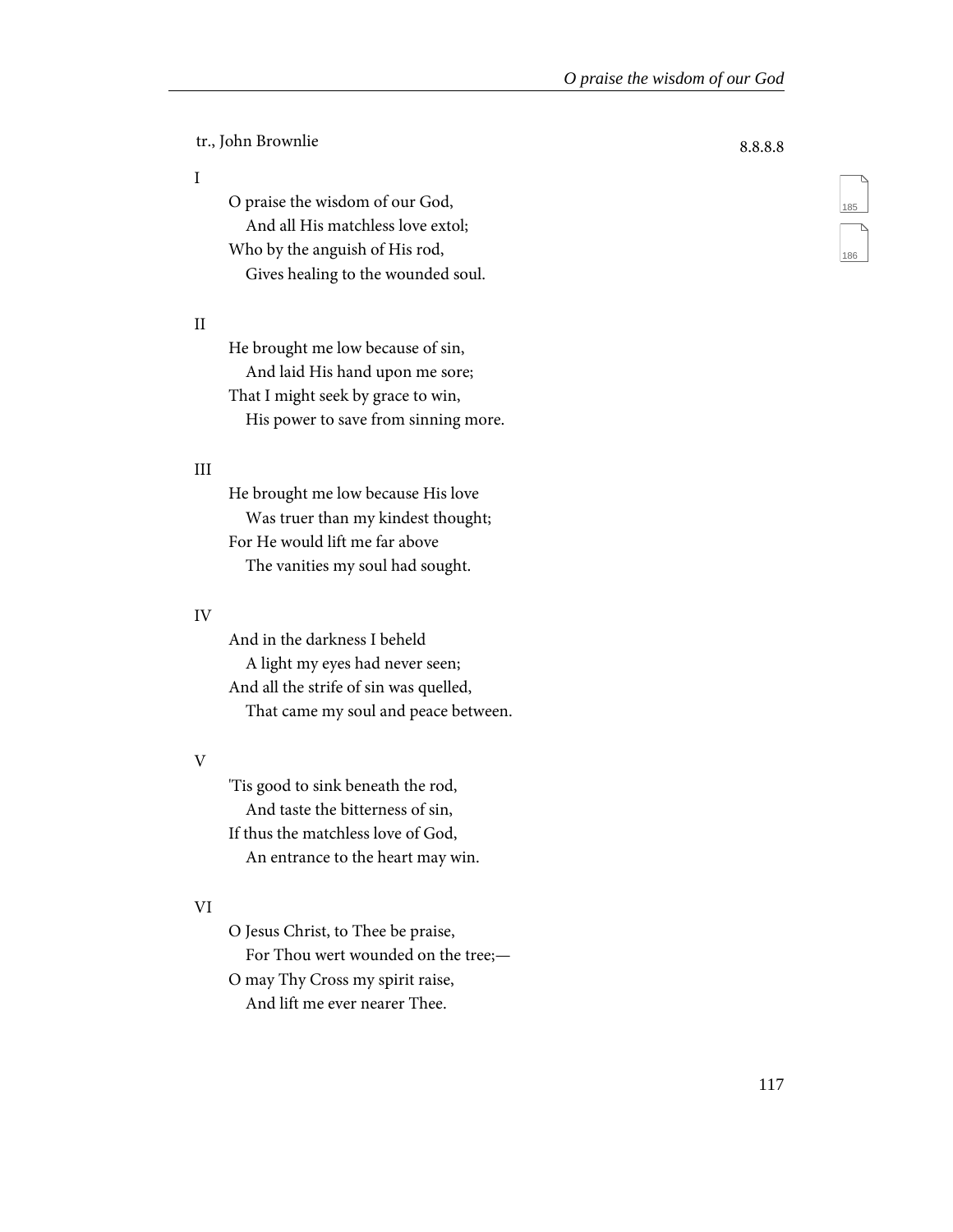tr., John Brownlie

8.8.8.8

I

O praise the wisdom of our God,  
  And all His matchless love extol;  
Who by the anguish of His rod,  
  Gives healing to the wounded soul.

II

He brought me low because of sin,  
  And laid His hand upon me sore;  
That I might seek by grace to win,  
  His power to save from sinning more.

III

He brought me low because His love  
  Was truer than my kindest thought;  
For He would lift me far above  
  The vanities my soul had sought.

IV

And in the darkness I beheld  
  A light my eyes had never seen;  
And all the strife of sin was quelled,  
  That came my soul and peace between.

V

'Tis good to sink beneath the rod,  
  And taste the bitterness of sin,  
If thus the matchless love of God,  
  An entrance to the heart may win.

VI

O Jesus Christ, to Thee be praise,  
  For Thou wert wounded on the tree;—  
O may Thy Cross my spirit raise,  
  And lift me ever nearer Thee.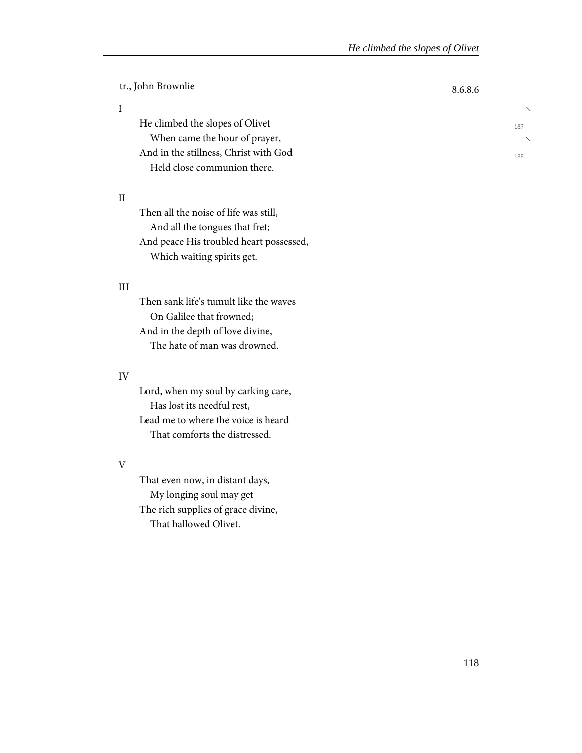tr., John Brownlie

8.6.8.6

I

He climbed the slopes of Olivet
  When came the hour of prayer,
And in the stillness, Christ with God
  Held close communion there.

II

Then all the noise of life was still,
  And all the tongues that fret;
And peace His troubled heart possessed,
  Which waiting spirits get.

III

Then sank life's tumult like the waves
  On Galilee that frowned;
And in the depth of love divine,
  The hate of man was drowned.

IV

Lord, when my soul by carking care,
  Has lost its needful rest,
Lead me to where the voice is heard
  That comforts the distressed.

V

That even now, in distant days,
  My longing soul may get
The rich supplies of grace divine,
  That hallowed Olivet.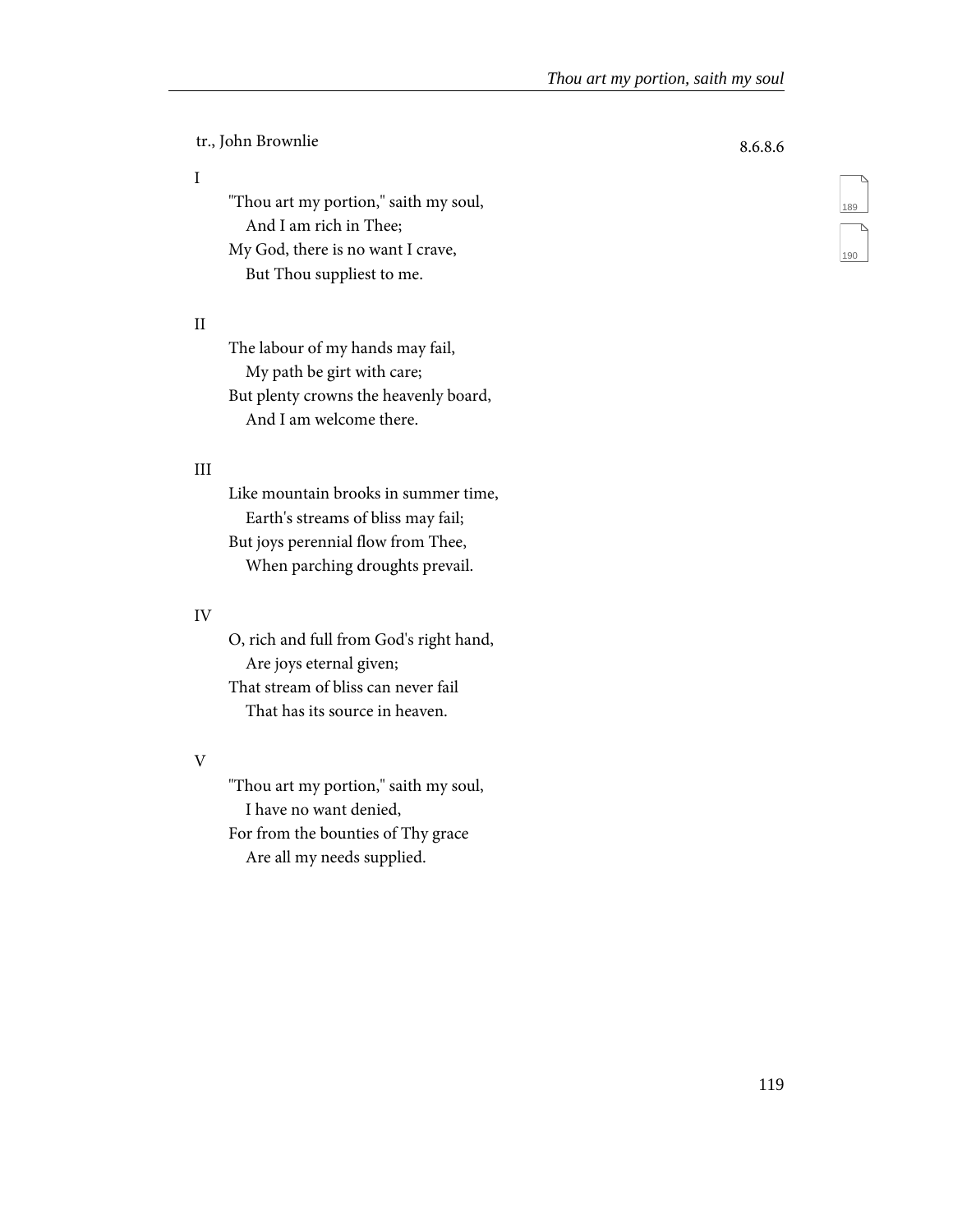tr., John Brownlie

8.6.8.6

I

"Thou art my portion," saith my soul,
And I am rich in Thee;
My God, there is no want I crave,
But Thou suppliest to me.

II

The labour of my hands may fail,
My path be girt with care;
But plenty crowns the heavenly board,
And I am welcome there.

III

Like mountain brooks in summer time,
Earth's streams of bliss may fail;
But joys perennial flow from Thee,
When parching droughts prevail.

IV

O, rich and full from God's right hand,
Are joys eternal given;
That stream of bliss can never fail
That has its source in heaven.

V

"Thou art my portion," saith my soul,
I have no want denied,
For from the bounties of Thy grace
Are all my needs supplied.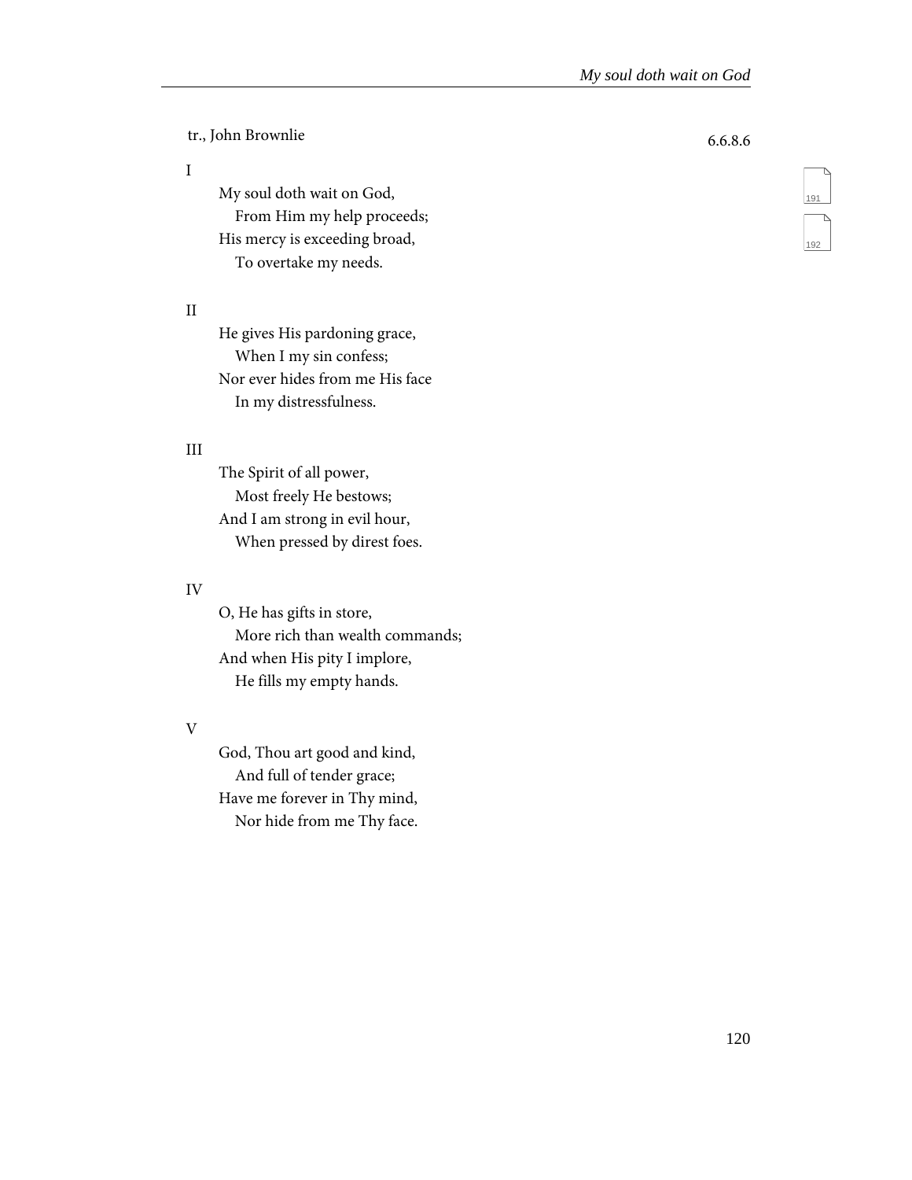tr., John Brownlie

6.6.8.6

I

My soul doth wait on God,
   From Him my help proceeds;
His mercy is exceeding broad,
   To overtake my needs.

II

He gives His pardoning grace,
   When I my sin confess;
Nor ever hides from me His face
   In my distressfulness.

III

The Spirit of all power,
   Most freely He bestows;
And I am strong in evil hour,
   When pressed by direst foes.

IV

O, He has gifts in store,
   More rich than wealth commands;
And when His pity I implore,
   He fills my empty hands.

V

God, Thou art good and kind,
   And full of tender grace;
Have me forever in Thy mind,
   Nor hide from me Thy face.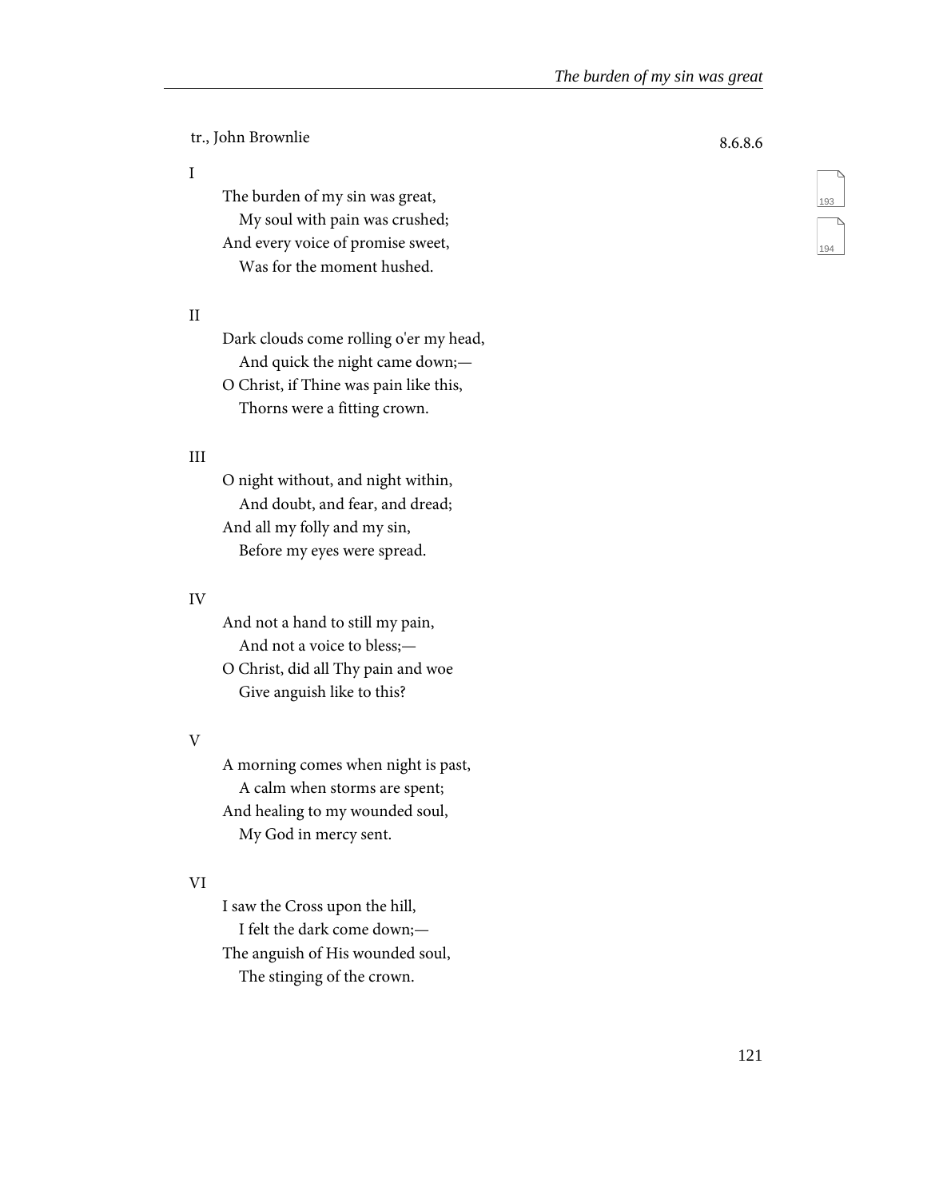tr., John Brownlie

8.6.8.6

I

The burden of my sin was great,  
   My soul with pain was crushed;  
And every voice of promise sweet,  
   Was for the moment hushed.

II

Dark clouds come rolling o'er my head,  
   And quick the night came down;—  
O Christ, if Thine was pain like this,  
   Thorns were a fitting crown.

III

O night without, and night within,  
   And doubt, and fear, and dread;  
And all my folly and my sin,  
   Before my eyes were spread.

IV

And not a hand to still my pain,  
   And not a voice to bless;—  
O Christ, did all Thy pain and woe  
   Give anguish like to this?

V

A morning comes when night is past,  
   A calm when storms are spent;  
And healing to my wounded soul,  
   My God in mercy sent.

VI

I saw the Cross upon the hill,  
   I felt the dark come down;—  
The anguish of His wounded soul,  
   The stinging of the crown.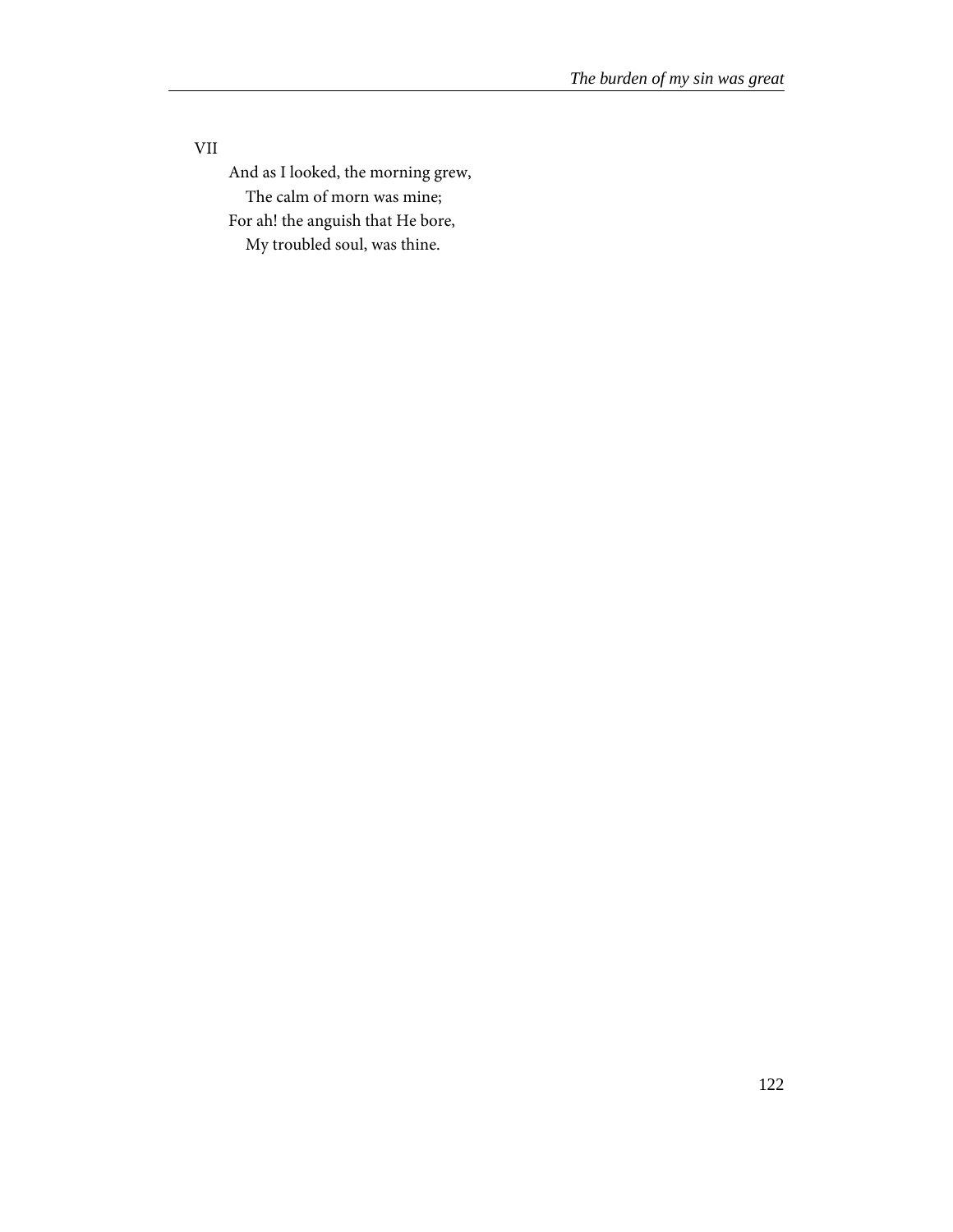VII

And as I looked, the morning grew,  
The calm of morn was mine;  
For ah! the anguish that He bore,  
My troubled soul, was thine.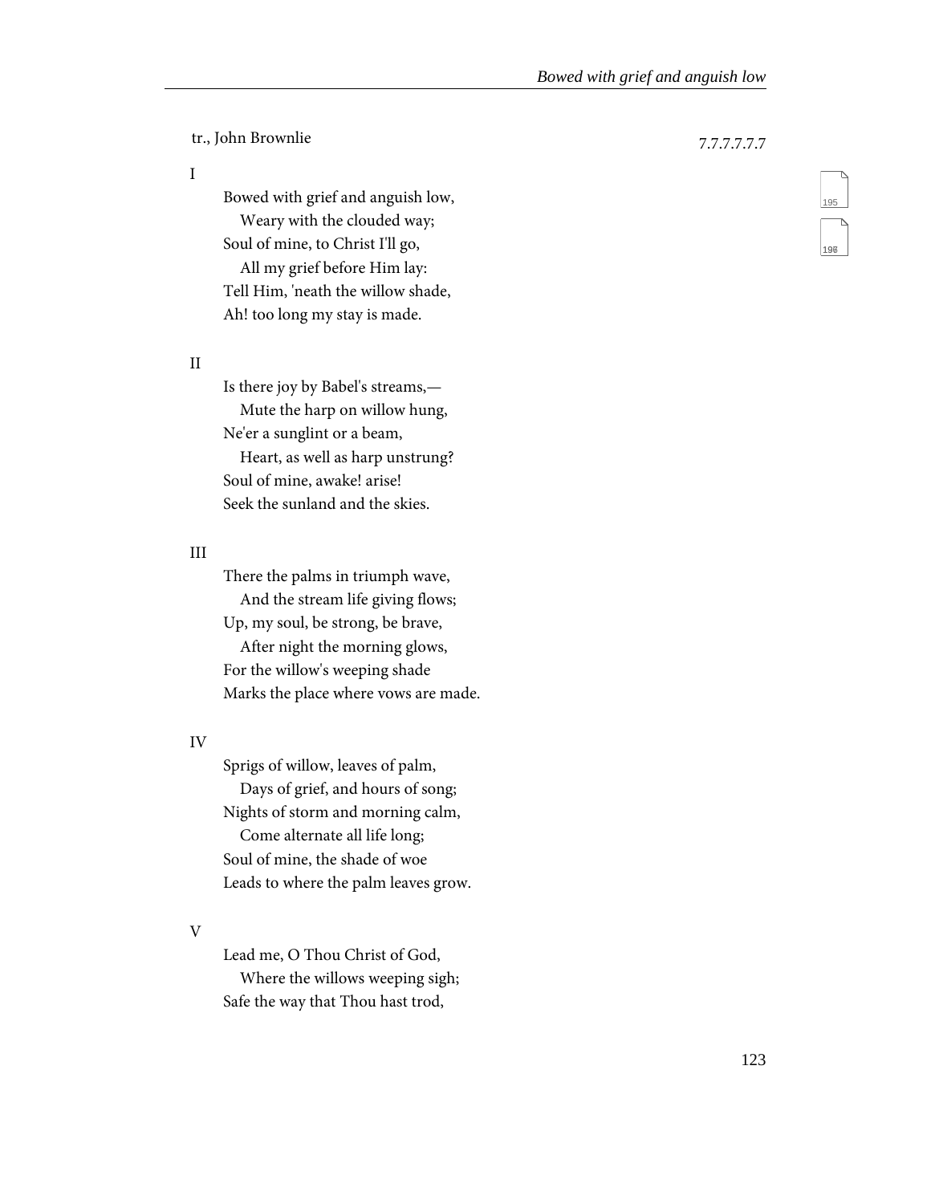tr., John Brownlie

7.7.7.7.7.7

I

Bowed with grief and anguish low,
   Weary with the clouded way;
Soul of mine, to Christ I'll go,
   All my grief before Him lay:
Tell Him, 'neath the willow shade,
Ah! too long my stay is made.

II

Is there joy by Babel's streams,—
   Mute the harp on willow hung,
Ne'er a sunglint or a beam,
   Heart, as well as harp unstrung?
Soul of mine, awake! arise!
Seek the sunland and the skies.

III

There the palms in triumph wave,
   And the stream life giving flows;
Up, my soul, be strong, be brave,
   After night the morning glows,
For the willow's weeping shade
Marks the place where vows are made.

IV

Sprigs of willow, leaves of palm,
   Days of grief, and hours of song;
Nights of storm and morning calm,
   Come alternate all life long;
Soul of mine, the shade of woe
Leads to where the palm leaves grow.

V

Lead me, O Thou Christ of God,
   Where the willows weeping sigh;
Safe the way that Thou hast trod,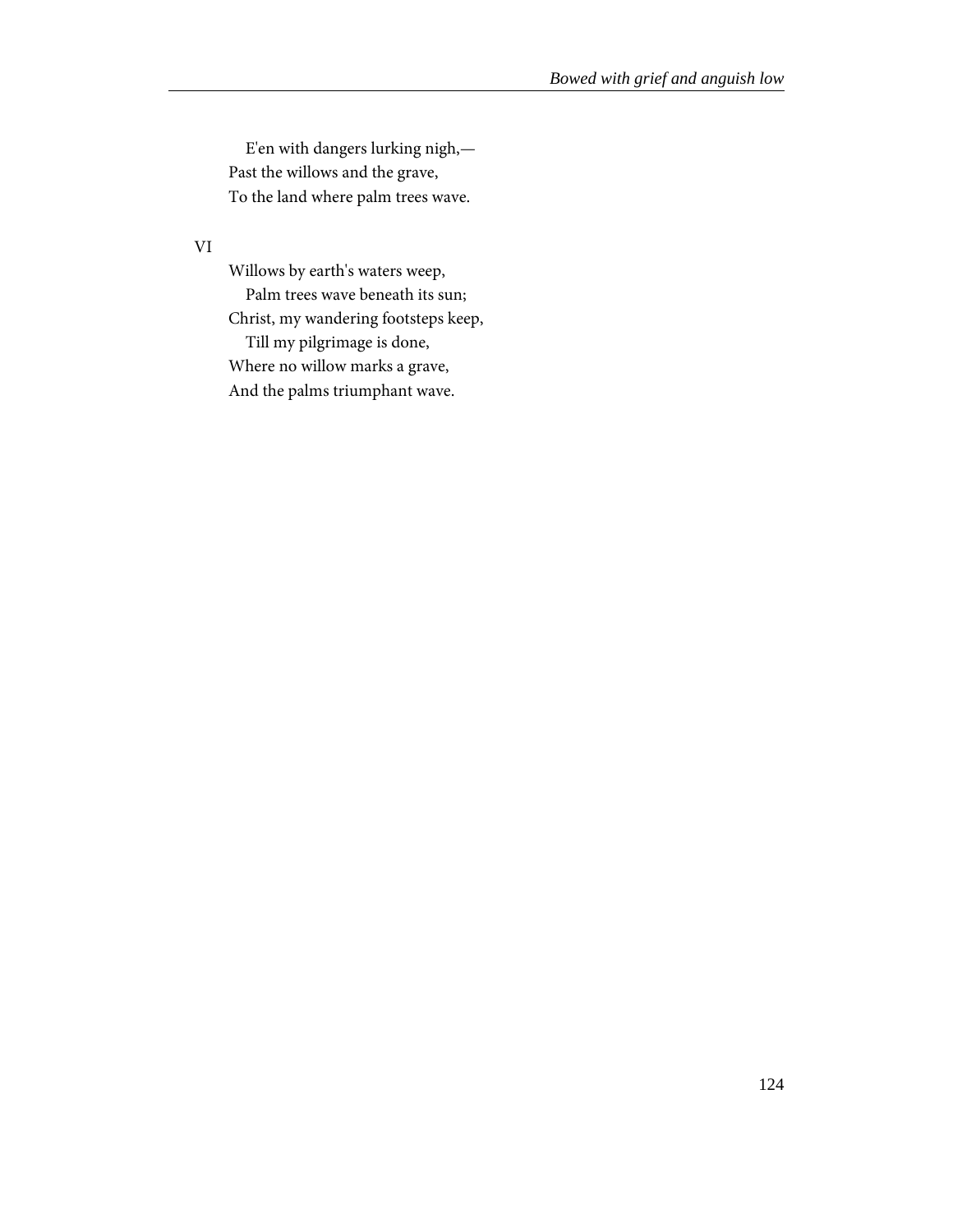E'en with dangers lurking nigh,—  
Past the willows and the grave,  
To the land where palm trees wave.

VI

Willows by earth's waters weep,  
Palm trees wave beneath its sun;  
Christ, my wandering footsteps keep,  
Till my pilgrimage is done,  
Where no willow marks a grave,  
And the palms triumphant wave.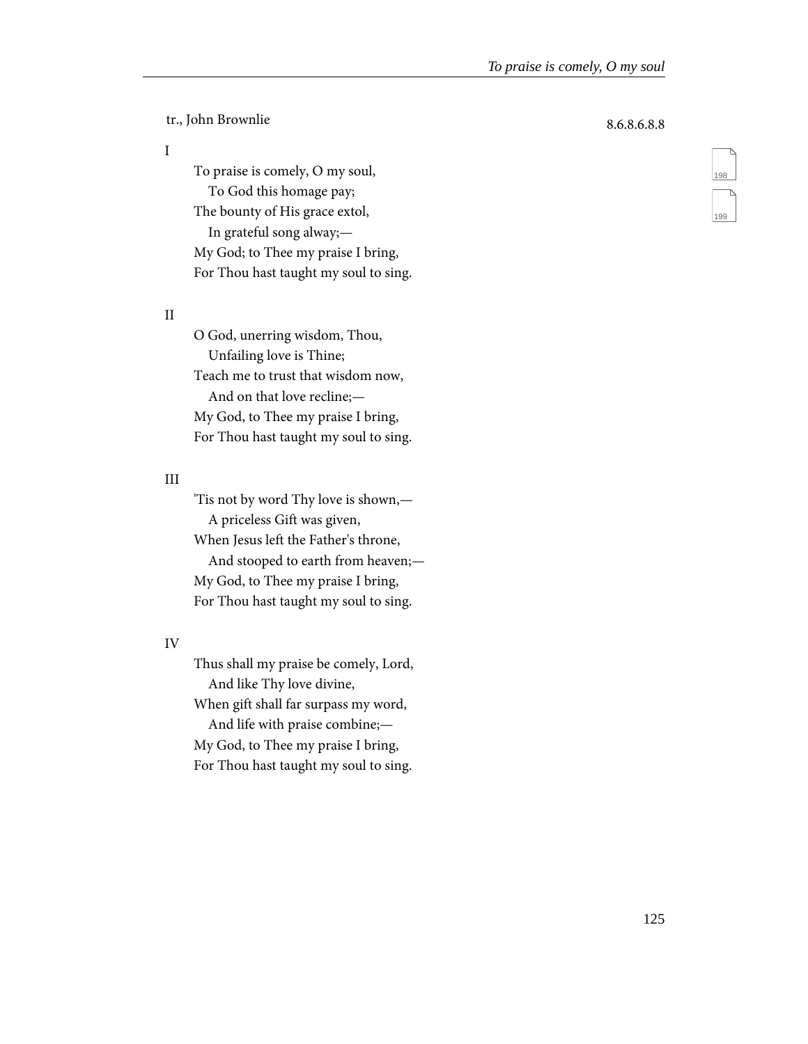tr., John Brownlie

8.6.8.6.8.8

I

To praise is comely, O my soul,  
  To God this homage pay;  
The bounty of His grace extol,  
  In grateful song alway;—  
My God; to Thee my praise I bring,  
For Thou hast taught my soul to sing.

II

O God, unerring wisdom, Thou,  
  Unfailing love is Thine;  
Teach me to trust that wisdom now,  
  And on that love recline;—  
My God, to Thee my praise I bring,  
For Thou hast taught my soul to sing.

III

'Tis not by word Thy love is shown,—  
  A priceless Gift was given,  
When Jesus left the Father's throne,  
  And stooped to earth from heaven;—  
My God, to Thee my praise I bring,  
For Thou hast taught my soul to sing.

IV

Thus shall my praise be comely, Lord,  
  And like Thy love divine,  
When gift shall far surpass my word,  
  And life with praise combine;—  
My God, to Thee my praise I bring,  
For Thou hast taught my soul to sing.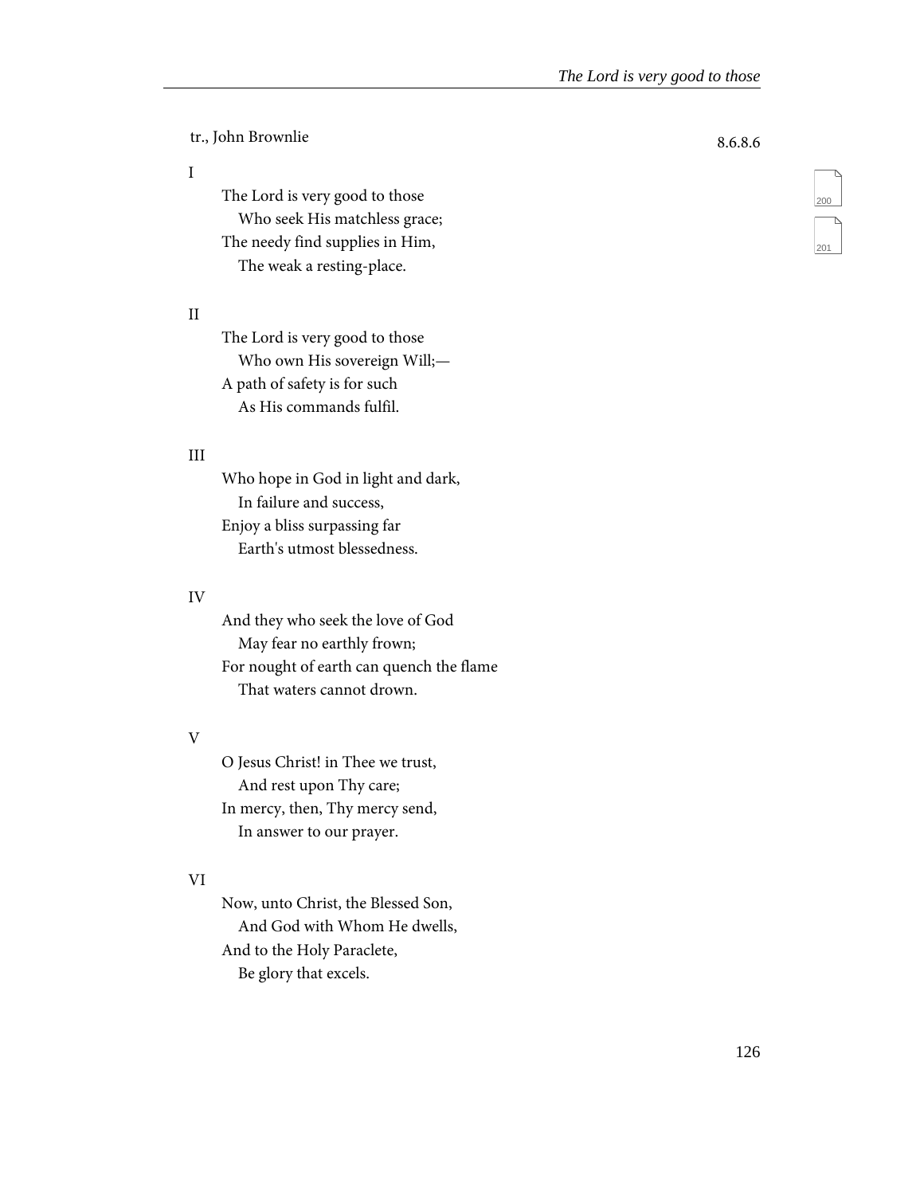tr., John Brownlie

8.6.8.6

I

The Lord is very good to those  
   Who seek His matchless grace;  
The needy find supplies in Him,  
   The weak a resting-place.

II

The Lord is very good to those  
   Who own His sovereign Will;—  
A path of safety is for such  
   As His commands fulfil.

III

Who hope in God in light and dark,  
   In failure and success,  
Enjoy a bliss surpassing far  
   Earth's utmost blessedness.

IV

And they who seek the love of God  
   May fear no earthly frown;  
For nought of earth can quench the flame  
   That waters cannot drown.

V

O Jesus Christ! in Thee we trust,  
   And rest upon Thy care;  
In mercy, then, Thy mercy send,  
   In answer to our prayer.

VI

Now, unto Christ, the Blessed Son,  
   And God with Whom He dwells,  
And to the Holy Paraclete,  
   Be glory that excels.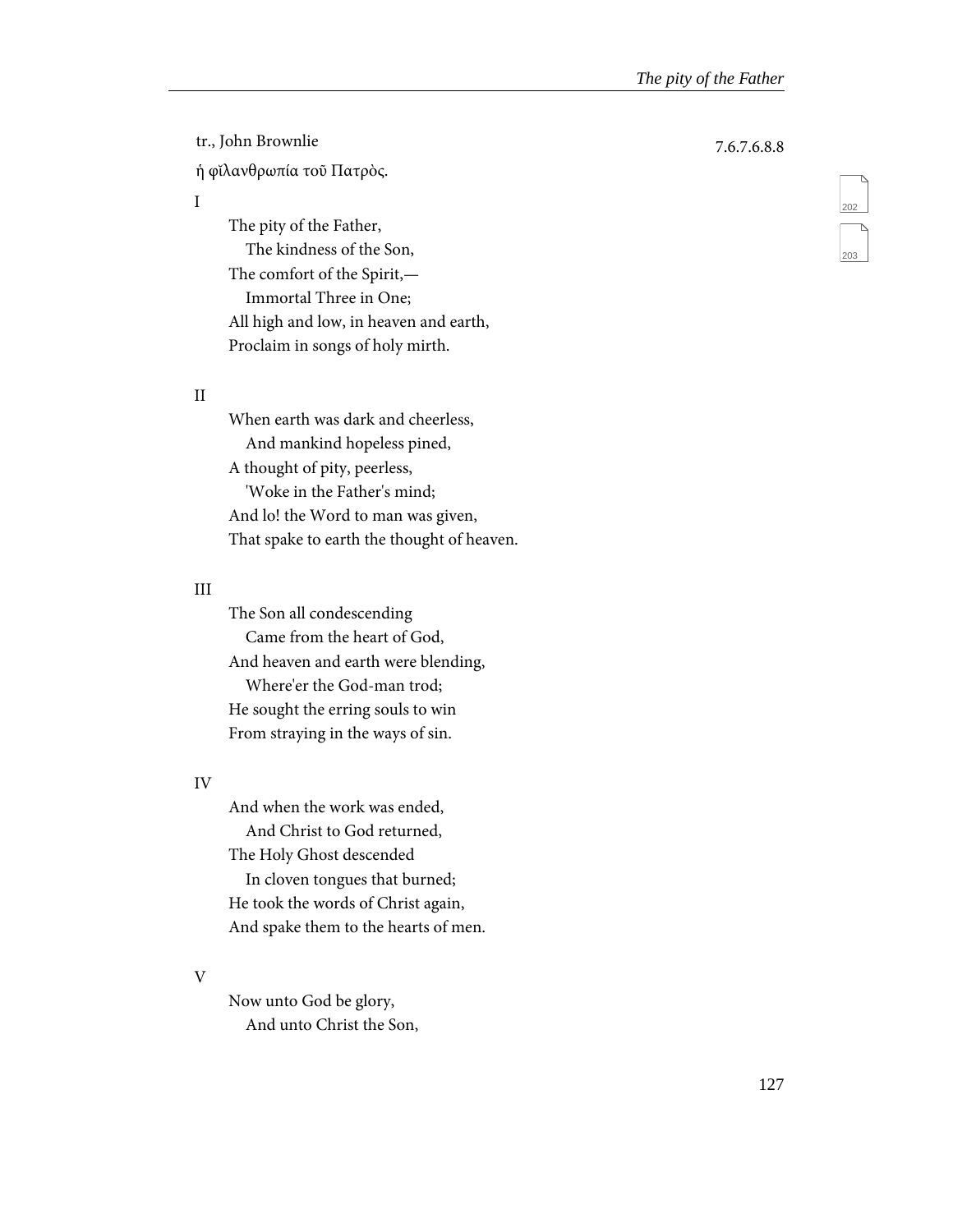tr., John Brownlie

7.6.7.6.8.8

ή φϊλανθρωπία τοῦ Πατρὸς.

I

The pity of the Father,  
  The kindness of the Son,  
The comfort of the Spirit,—  
  Immortal Three in One;  
All high and low, in heaven and earth,  
Proclaim in songs of holy mirth.

II

When earth was dark and cheerless,  
  And mankind hopeless pined,  
A thought of pity, peerless,  
  'Woke in the Father's mind;  
And lo! the Word to man was given,  
That spake to earth the thought of heaven.

III

The Son all condescending  
  Came from the heart of God,  
And heaven and earth were blending,  
  Where'er the God-man trod;  
He sought the erring souls to win  
From straying in the ways of sin.

IV

And when the work was ended,  
  And Christ to God returned,  
The Holy Ghost descended  
  In cloven tongues that burned;  
He took the words of Christ again,  
And spake them to the hearts of men.

V

Now unto God be glory,  
  And unto Christ the Son,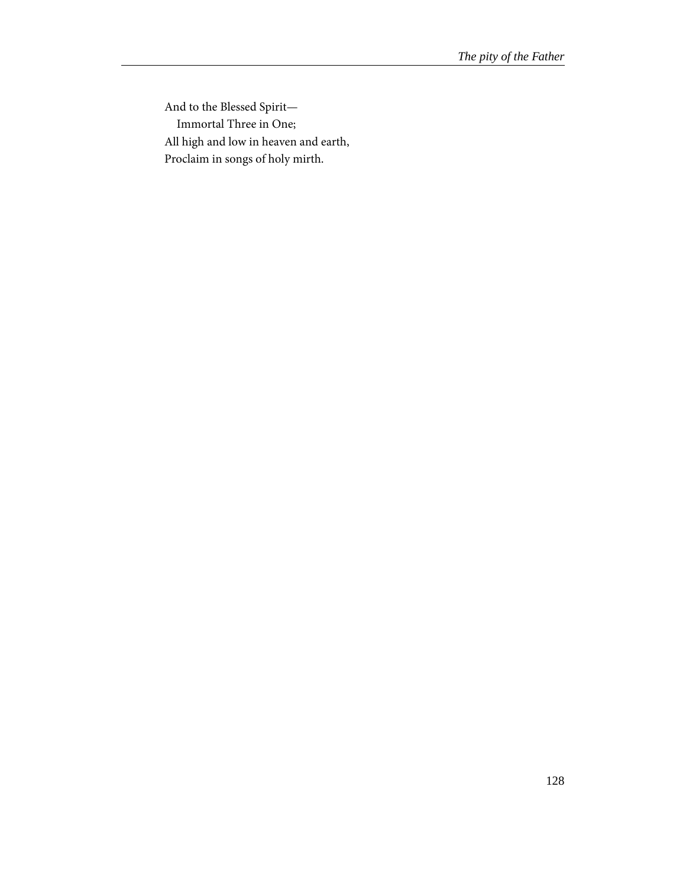And to the Blessed Spirit—  
  Immortal Three in One;  
All high and low in heaven and earth,  
Proclaim in songs of holy mirth.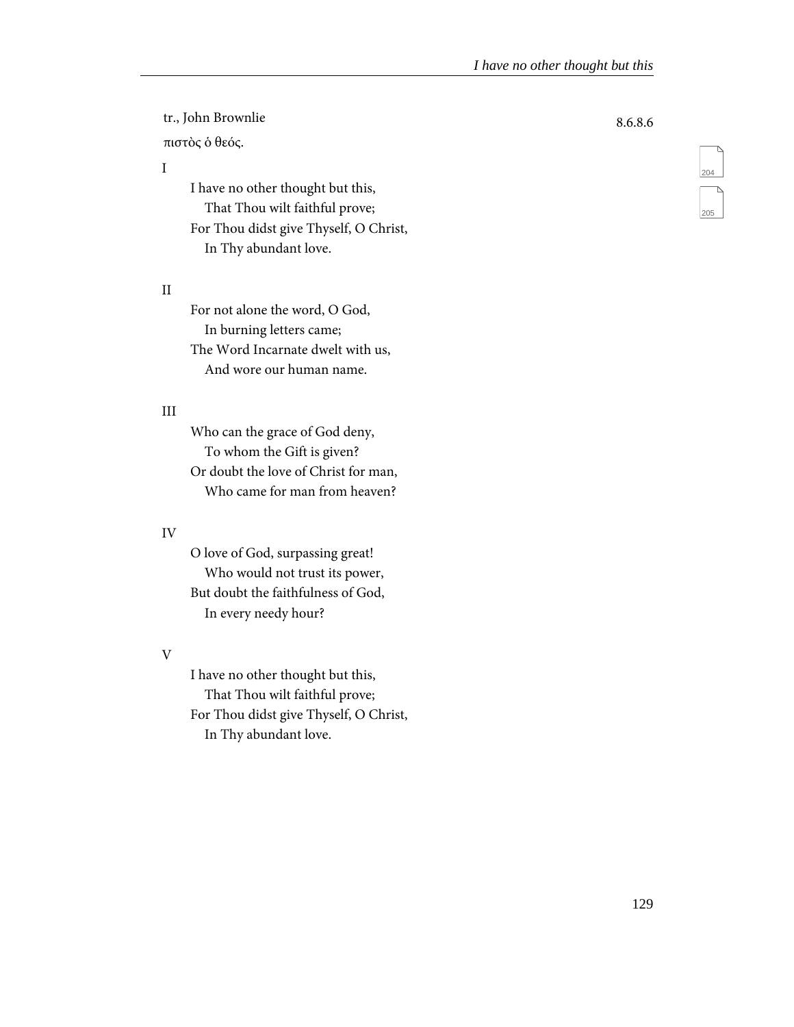tr., John Brownlie

8.6.8.6

πιστὸς ὁ θεός.

I

I have no other thought but this,
  That Thou wilt faithful prove;
For Thou didst give Thyself, O Christ,
  In Thy abundant love.

II

For not alone the word, O God,
  In burning letters came;
The Word Incarnate dwelt with us,
  And wore our human name.

III

Who can the grace of God deny,
  To whom the Gift is given?
Or doubt the love of Christ for man,
  Who came for man from heaven?

IV

O love of God, surpassing great!
  Who would not trust its power,
But doubt the faithfulness of God,
  In every needy hour?

V

I have no other thought but this,
  That Thou wilt faithful prove;
For Thou didst give Thyself, O Christ,
  In Thy abundant love.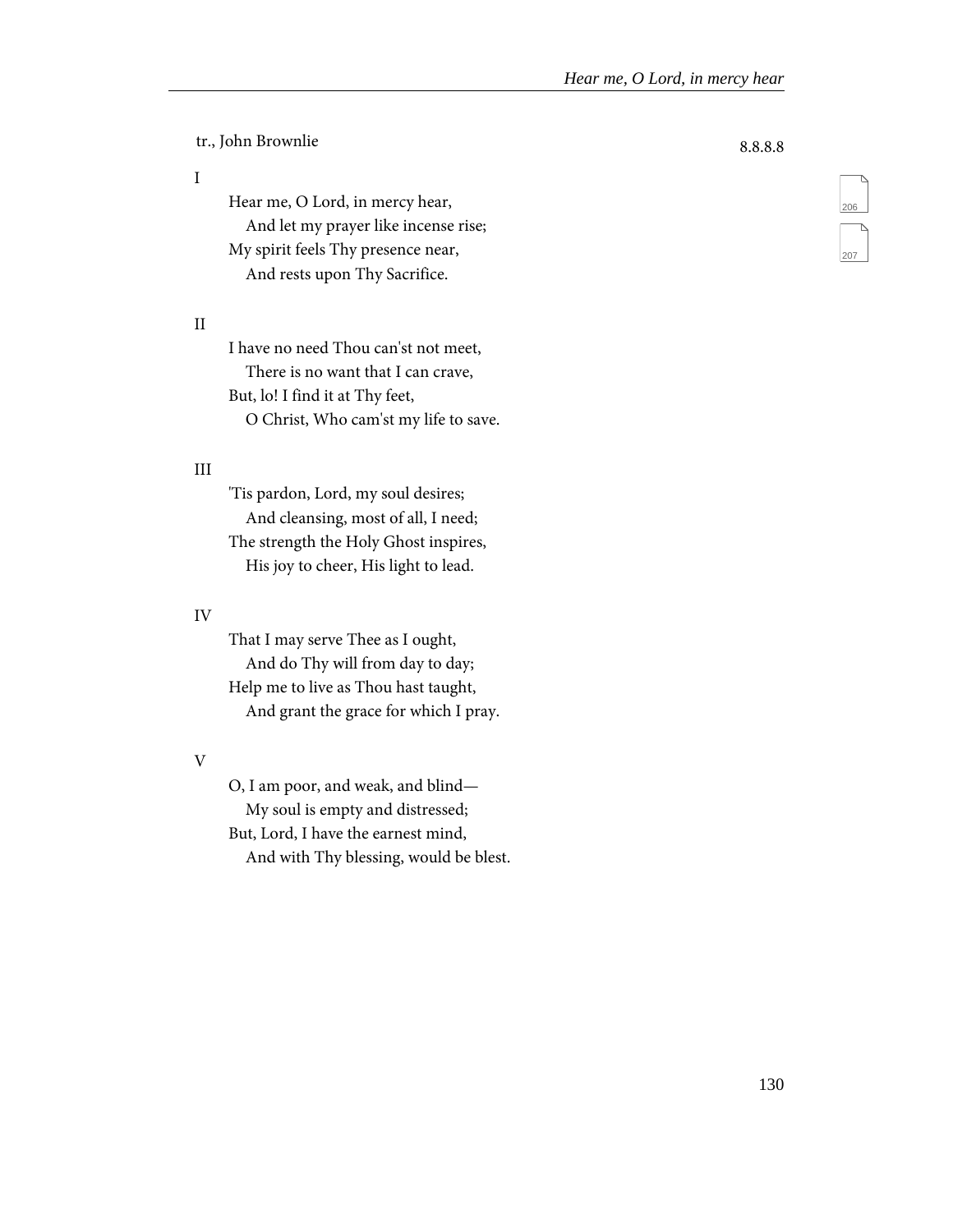tr., John Brownlie

8.8.8.8

I

Hear me, O Lord, in mercy hear,
And let my prayer like incense rise;
My spirit feels Thy presence near,
And rests upon Thy Sacrifice.

II

I have no need Thou can'st not meet,
There is no want that I can crave,
But, lo! I find it at Thy feet,
O Christ, Who cam'st my life to save.

III

'Tis pardon, Lord, my soul desires;
And cleansing, most of all, I need;
The strength the Holy Ghost inspires,
His joy to cheer, His light to lead.

IV

That I may serve Thee as I ought,
And do Thy will from day to day;
Help me to live as Thou hast taught,
And grant the grace for which I pray.

V

O, I am poor, and weak, and blind—
My soul is empty and distressed;
But, Lord, I have the earnest mind,
And with Thy blessing, would be blest.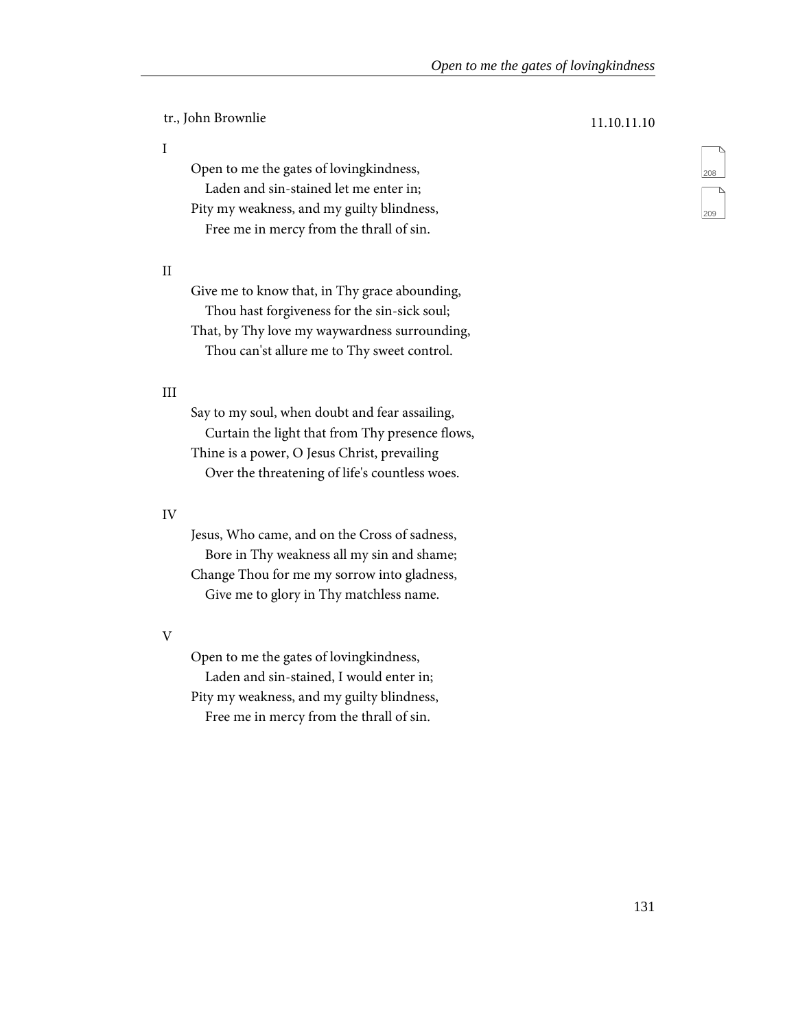tr., John Brownlie

11.10.11.10

I

Open to me the gates of lovingkindness,  
   Laden and sin-stained let me enter in;  
Pity my weakness, and my guilty blindness,  
   Free me in mercy from the thrall of sin.

II

Give me to know that, in Thy grace abounding,  
   Thou hast forgiveness for the sin-sick soul;  
That, by Thy love my waywardness surrounding,  
   Thou can'st allure me to Thy sweet control.

III

Say to my soul, when doubt and fear assailing,  
   Curtain the light that from Thy presence flows,  
Thine is a power, O Jesus Christ, prevailing  
   Over the threatening of life's countless woes.

IV

Jesus, Who came, and on the Cross of sadness,  
   Bore in Thy weakness all my sin and shame;  
Change Thou for me my sorrow into gladness,  
   Give me to glory in Thy matchless name.

V

Open to me the gates of lovingkindness,  
   Laden and sin-stained, I would enter in;  
Pity my weakness, and my guilty blindness,  
   Free me in mercy from the thrall of sin.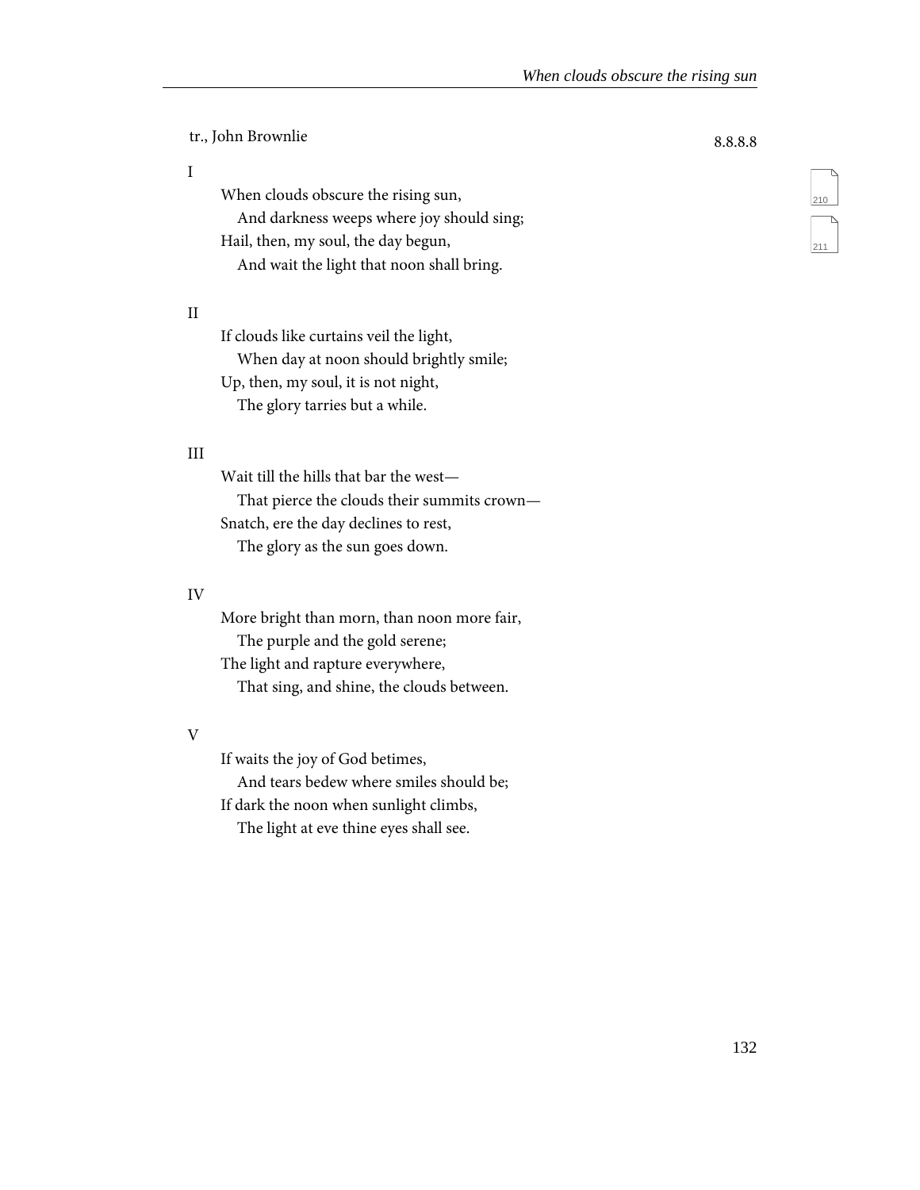tr., John Brownlie

8.8.8.8

I

When clouds obscure the rising sun,
   And darkness weeps where joy should sing;
Hail, then, my soul, the day begun,
   And wait the light that noon shall bring.

II

If clouds like curtains veil the light,
   When day at noon should brightly smile;
Up, then, my soul, it is not night,
   The glory tarries but a while.

III

Wait till the hills that bar the west—
   That pierce the clouds their summits crown—
Snatch, ere the day declines to rest,
   The glory as the sun goes down.

IV

More bright than morn, than noon more fair,
   The purple and the gold serene;
The light and rapture everywhere,
   That sing, and shine, the clouds between.

V

If waits the joy of God betimes,
   And tears bedew where smiles should be;
If dark the noon when sunlight climbs,
   The light at eve thine eyes shall see.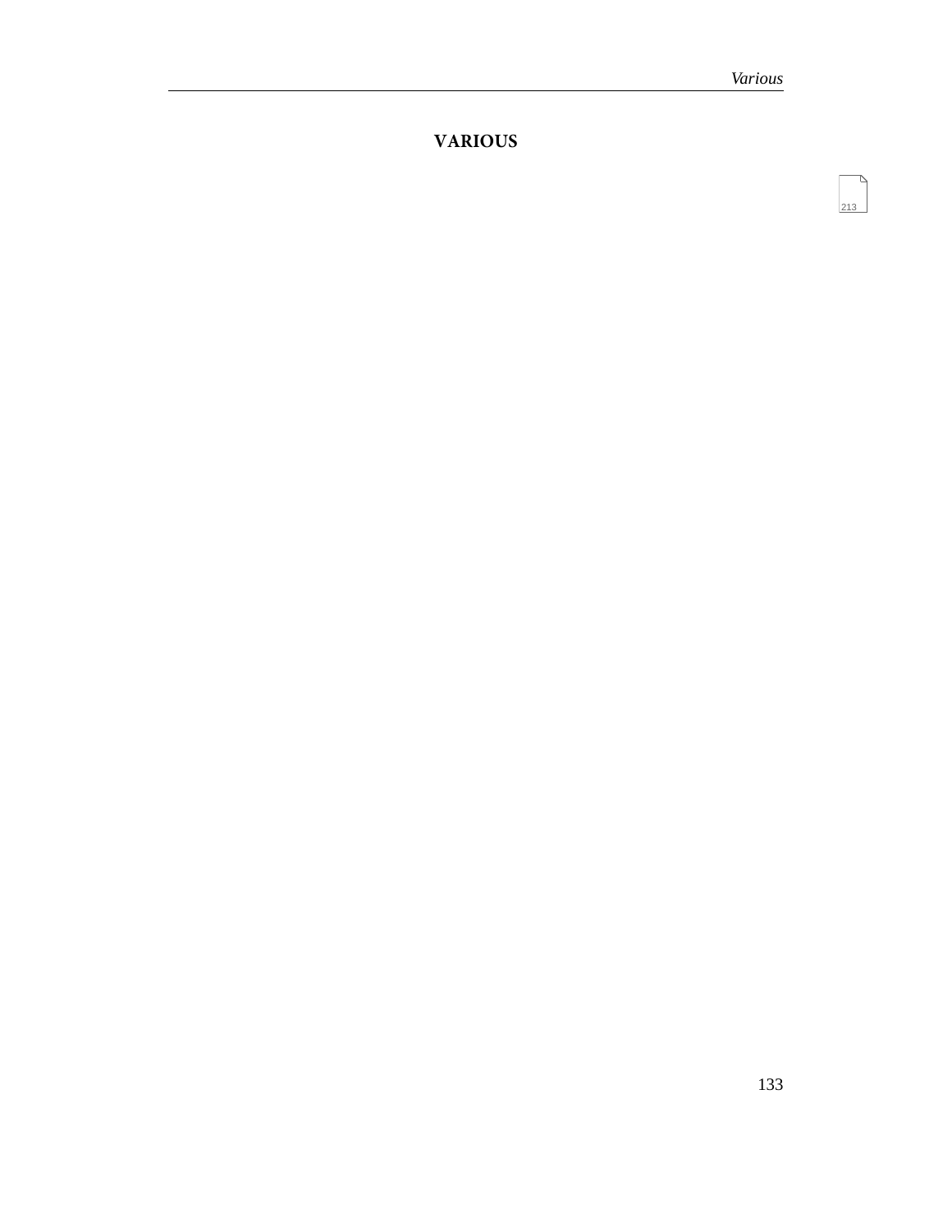# VARIOUS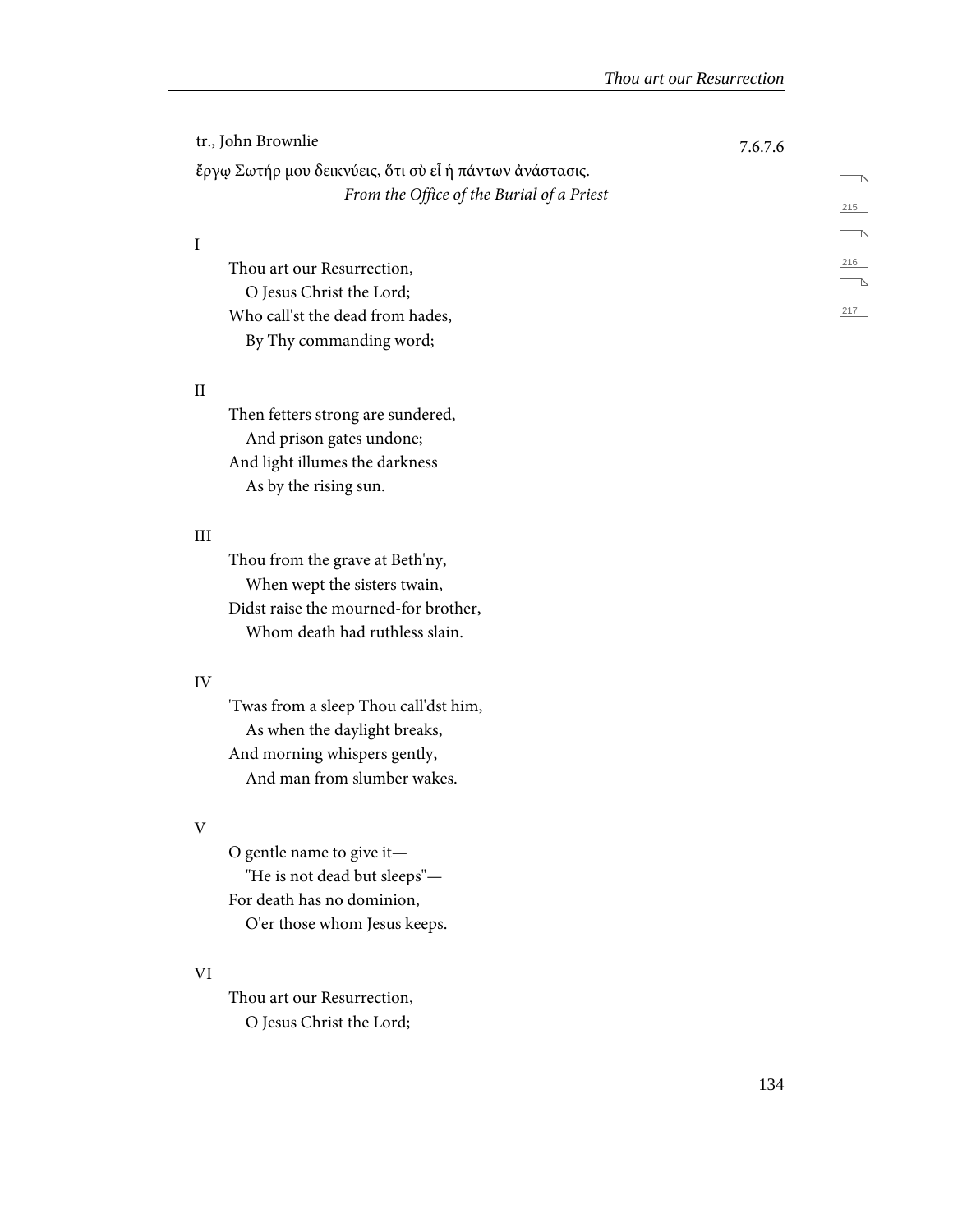tr., John Brownlie

7.6.7.6

ἔργῳ Σωτήρ μου δεικνύεις, ὅτι σὺ εἶ ἡ πάντων ἀνάστασις.

*From the Office of the Burial of a Priest*

I

Thou art our Resurrection,
   O Jesus Christ the Lord;
Who call'st the dead from hades,
   By Thy commanding word;

II

Then fetters strong are sundered,
   And prison gates undone;
And light illumes the darkness
   As by the rising sun.

III

Thou from the grave at Beth'ny,
   When wept the sisters twain,
Didst raise the mourned-for brother,
   Whom death had ruthless slain.

IV

'Twas from a sleep Thou call'dst him,
   As when the daylight breaks,
And morning whispers gently,
   And man from slumber wakes.

V

O gentle name to give it—
   "He is not dead but sleeps"—
For death has no dominion,
   O'er those whom Jesus keeps.

VI

Thou art our Resurrection,
   O Jesus Christ the Lord;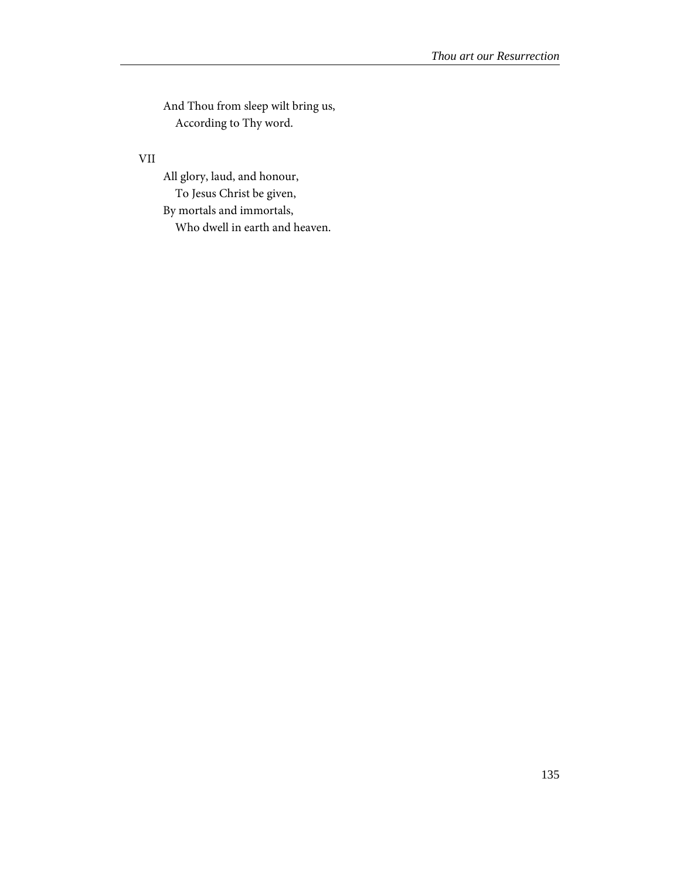And Thou from sleep wilt bring us,
   According to Thy word.

VII

All glory, laud, and honour,
   To Jesus Christ be given,
By mortals and immortals,
   Who dwell in earth and heaven.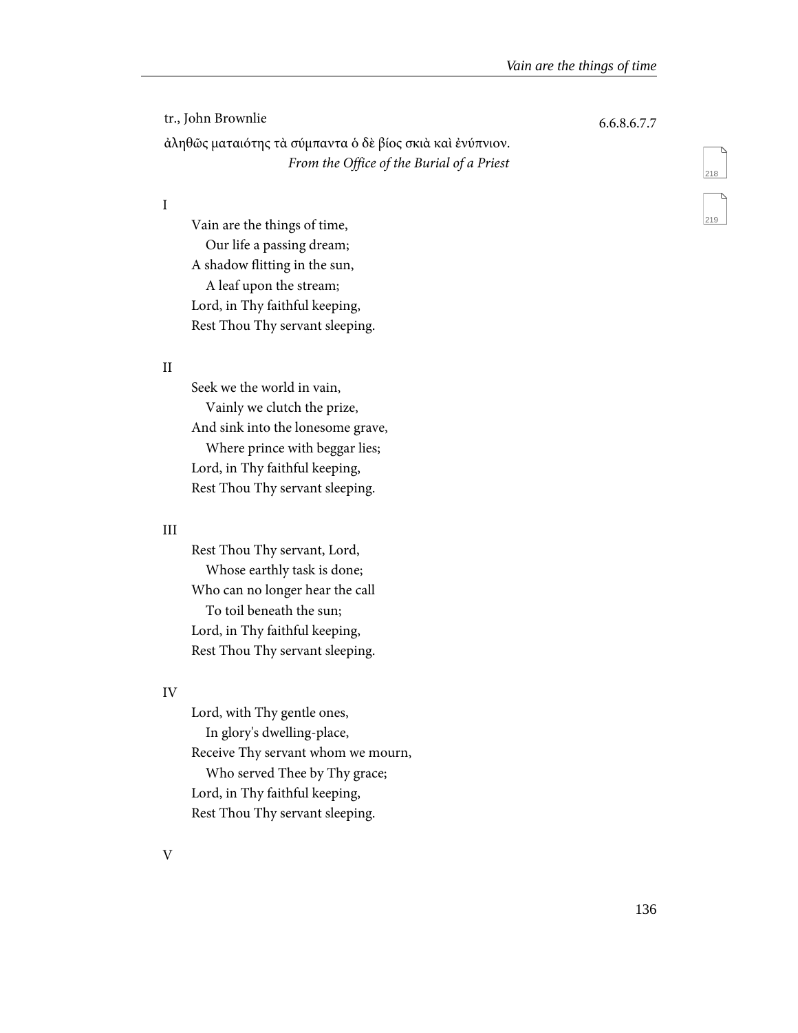tr., John Brownlie

6.6.8.6.7.7

ἀληθῶς ματαιότης τὰ σύμπαντα ὁ δὲ βίος σκιὰ καὶ ἐνύπνιον.
*From the Office of the Burial of a Priest*

I

Vain are the things of time,
  Our life a passing dream;
A shadow flitting in the sun,
  A leaf upon the stream;
Lord, in Thy faithful keeping,
Rest Thou Thy servant sleeping.

II

Seek we the world in vain,
  Vainly we clutch the prize,
And sink into the lonesome grave,
  Where prince with beggar lies;
Lord, in Thy faithful keeping,
Rest Thou Thy servant sleeping.

III

Rest Thou Thy servant, Lord,
  Whose earthly task is done;
Who can no longer hear the call
  To toil beneath the sun;
Lord, in Thy faithful keeping,
Rest Thou Thy servant sleeping.

IV

Lord, with Thy gentle ones,
  In glory's dwelling-place,
Receive Thy servant whom we mourn,
  Who served Thee by Thy grace;
Lord, in Thy faithful keeping,
Rest Thou Thy servant sleeping.

V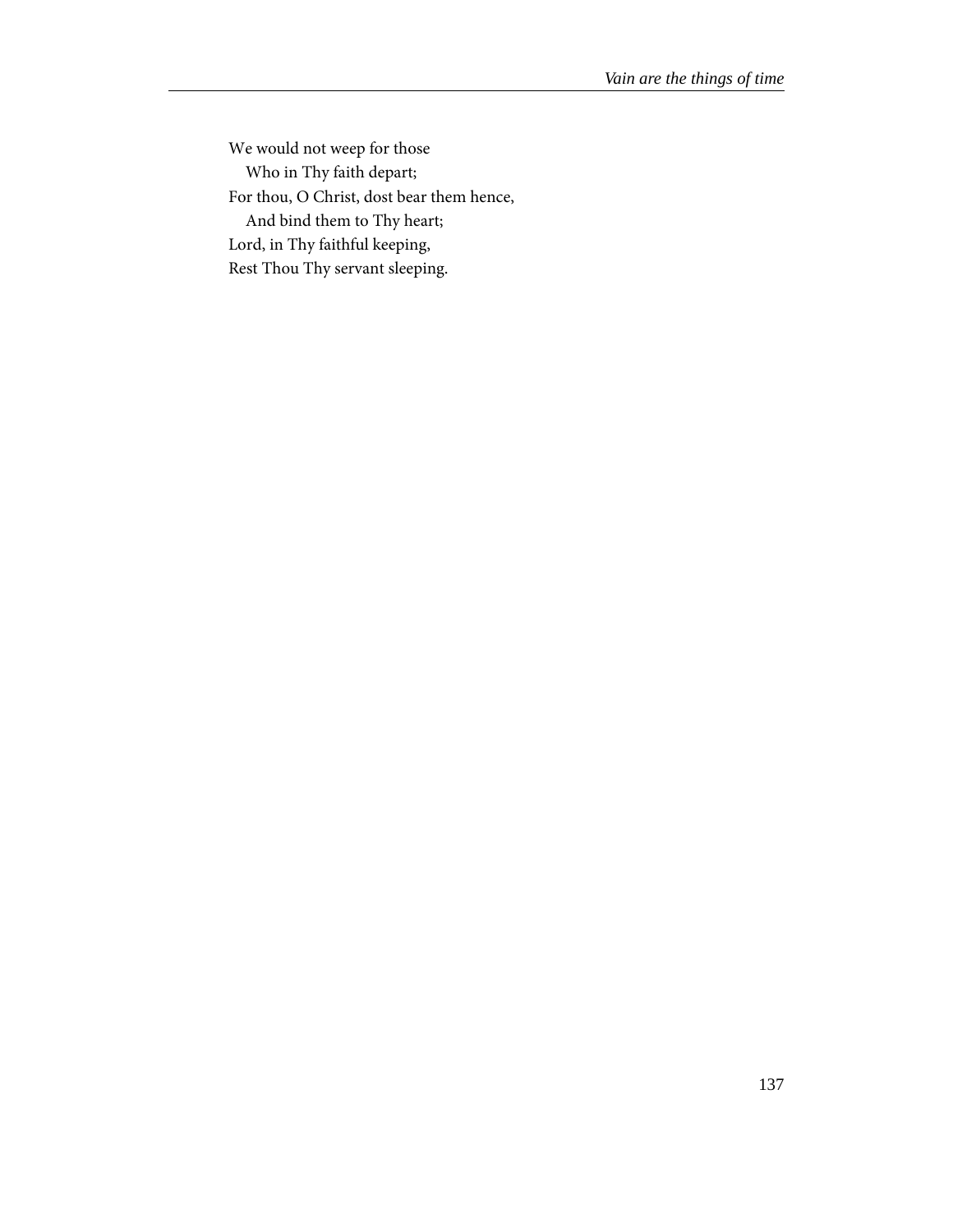We would not weep for those  
&nbsp;&nbsp;&nbsp;Who in Thy faith depart;  
For thou, O Christ, dost bear them hence,  
&nbsp;&nbsp;&nbsp;And bind them to Thy heart;  
Lord, in Thy faithful keeping,  
Rest Thou Thy servant sleeping.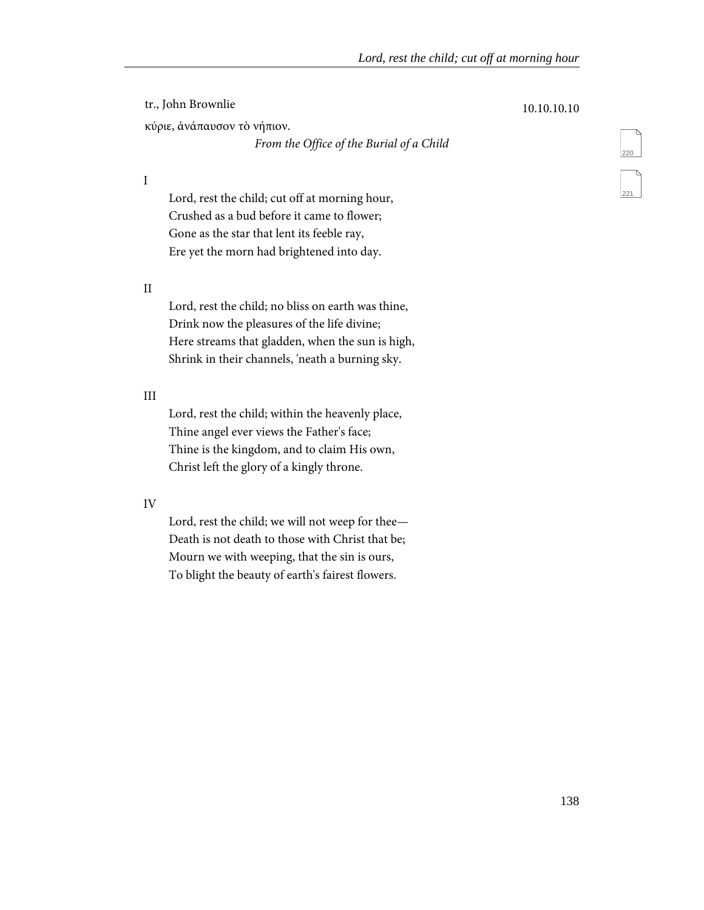tr., John Brownlie

10.10.10.10

κύριε, ἀνάπαυσον τὸ νήπιον.

*From the Office of the Burial of a Child*

I

Lord, rest the child; cut off at morning hour,
Crushed as a bud before it came to flower;
Gone as the star that lent its feeble ray,
Ere yet the morn had brightened into day.

II

Lord, rest the child; no bliss on earth was thine,
Drink now the pleasures of the life divine;
Here streams that gladden, when the sun is high,
Shrink in their channels, 'neath a burning sky.

III

Lord, rest the child; within the heavenly place,
Thine angel ever views the Father's face;
Thine is the kingdom, and to claim His own,
Christ left the glory of a kingly throne.

IV

Lord, rest the child; we will not weep for thee—
Death is not death to those with Christ that be;
Mourn we with weeping, that the sin is ours,
To blight the beauty of earth's fairest flowers.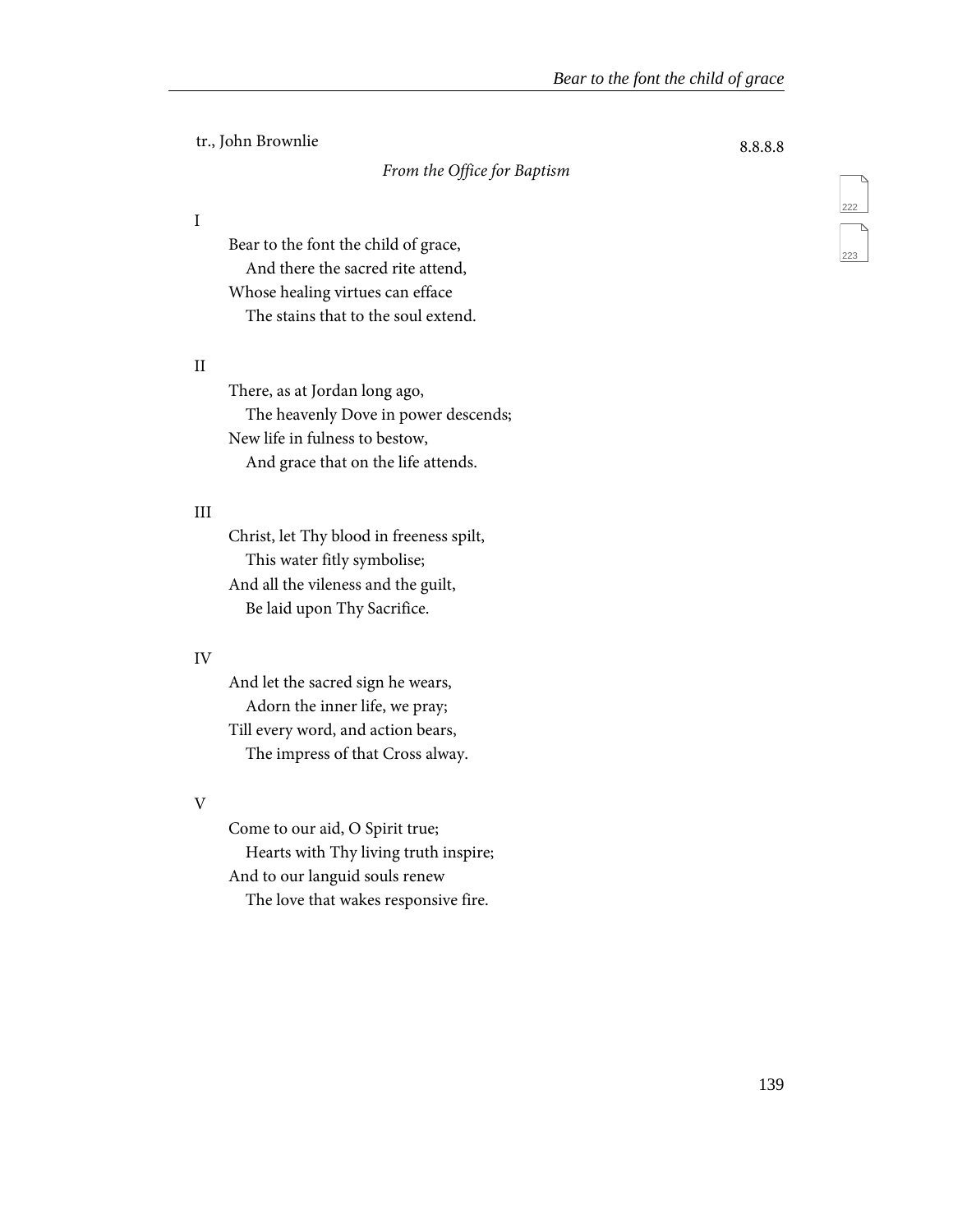tr., John Brownlie

8.8.8.8

*From the Office for Baptism*

I

Bear to the font the child of grace,
  And there the sacred rite attend,
Whose healing virtues can efface
  The stains that to the soul extend.

II

There, as at Jordan long ago,
  The heavenly Dove in power descends;
New life in fulness to bestow,
  And grace that on the life attends.

III

Christ, let Thy blood in freeness spilt,
  This water fitly symbolise;
And all the vileness and the guilt,
  Be laid upon Thy Sacrifice.

IV

And let the sacred sign he wears,
  Adorn the inner life, we pray;
Till every word, and action bears,
  The impress of that Cross alway.

V

Come to our aid, O Spirit true;
  Hearts with Thy living truth inspire;
And to our languid souls renew
  The love that wakes responsive fire.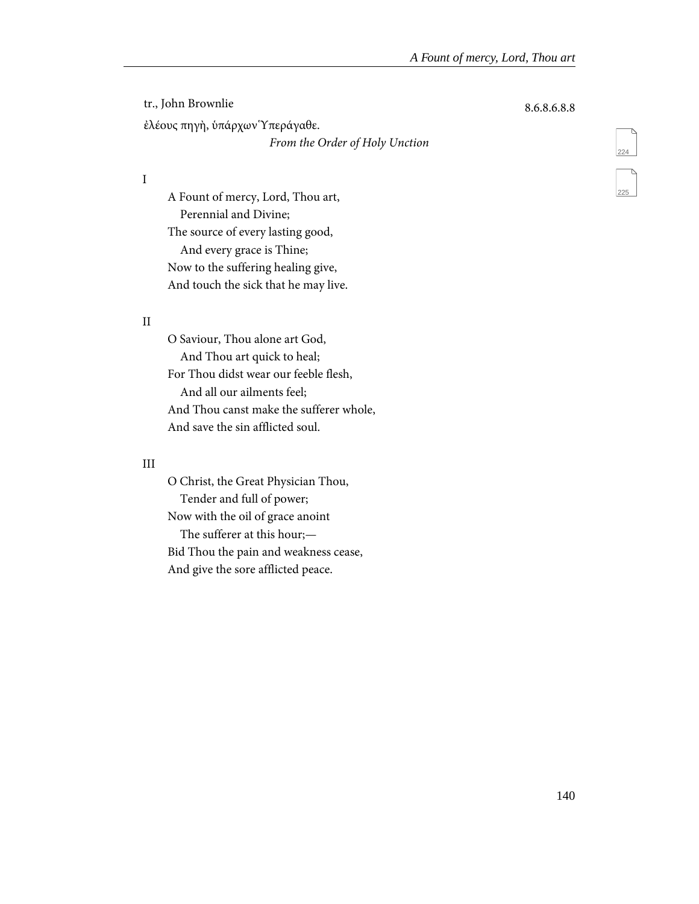tr., John Brownlie

8.6.8.6.8.8

ἐλέους πηγὴ, ὑπάρχων Ὑπεράγαθε.

*From the Order of Holy Unction*

I

A Fount of mercy, Lord, Thou art,
  Perennial and Divine;
The source of every lasting good,
  And every grace is Thine;
Now to the suffering healing give,
And touch the sick that he may live.

II

O Saviour, Thou alone art God,
  And Thou art quick to heal;
For Thou didst wear our feeble flesh,
  And all our ailments feel;
And Thou canst make the sufferer whole,
And save the sin afflicted soul.

III

O Christ, the Great Physician Thou,
  Tender and full of power;
Now with the oil of grace anoint
  The sufferer at this hour;—
Bid Thou the pain and weakness cease,
And give the sore afflicted peace.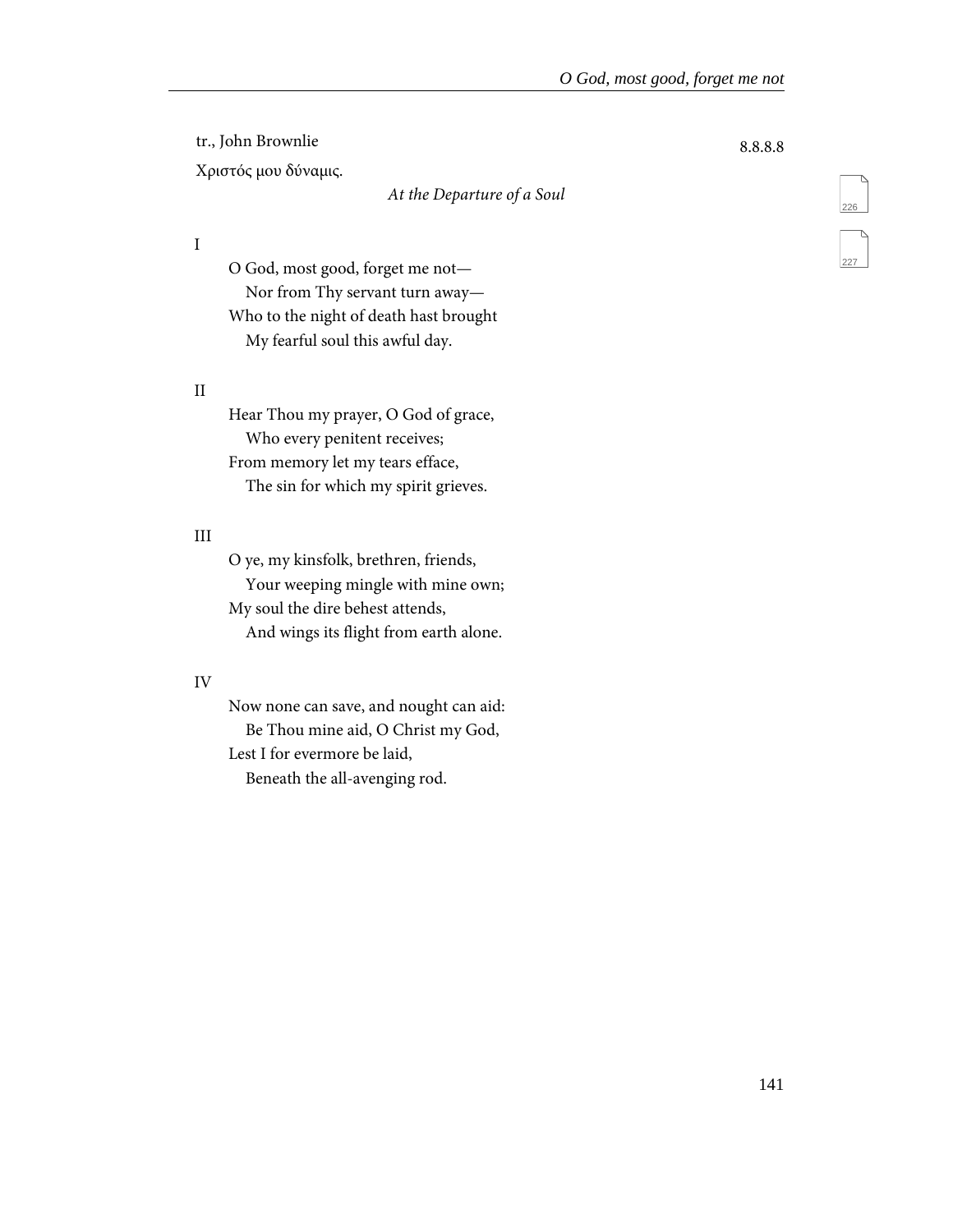tr., John Brownlie

8.8.8.8

Χριστός μου δύναμις.

*At the Departure of a Soul*

I

O God, most good, forget me not—  
Nor from Thy servant turn away—  
Who to the night of death hast brought  
My fearful soul this awful day.

II

Hear Thou my prayer, O God of grace,  
Who every penitent receives;  
From memory let my tears efface,  
The sin for which my spirit grieves.

III

O ye, my kinsfolk, brethren, friends,  
Your weeping mingle with mine own;  
My soul the dire behest attends,  
And wings its flight from earth alone.

IV

Now none can save, and nought can aid:  
Be Thou mine aid, O Christ my God,  
Lest I for evermore be laid,  
Beneath the all-avenging rod.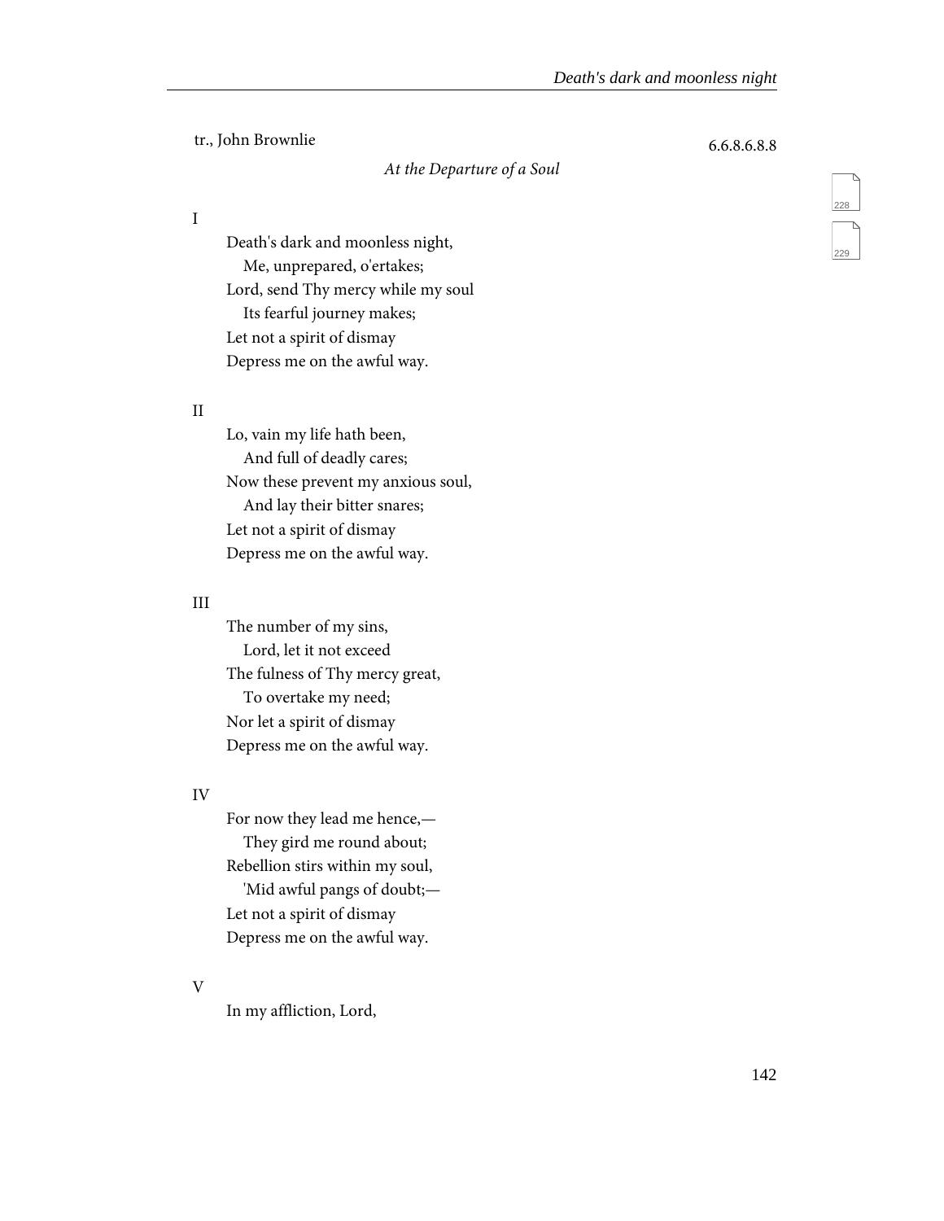tr., John Brownlie

6.6.8.6.8.8

*At the Departure of a Soul*

I

Death's dark and moonless night,
Me, unprepared, o'ertakes;
Lord, send Thy mercy while my soul
Its fearful journey makes;
Let not a spirit of dismay
Depress me on the awful way.

II

Lo, vain my life hath been,
And full of deadly cares;
Now these prevent my anxious soul,
And lay their bitter snares;
Let not a spirit of dismay
Depress me on the awful way.

III

The number of my sins,
Lord, let it not exceed
The fulness of Thy mercy great,
To overtake my need;
Nor let a spirit of dismay
Depress me on the awful way.

IV

For now they lead me hence,—
They gird me round about;
Rebellion stirs within my soul,
'Mid awful pangs of doubt;—
Let not a spirit of dismay
Depress me on the awful way.

V

In my affliction, Lord,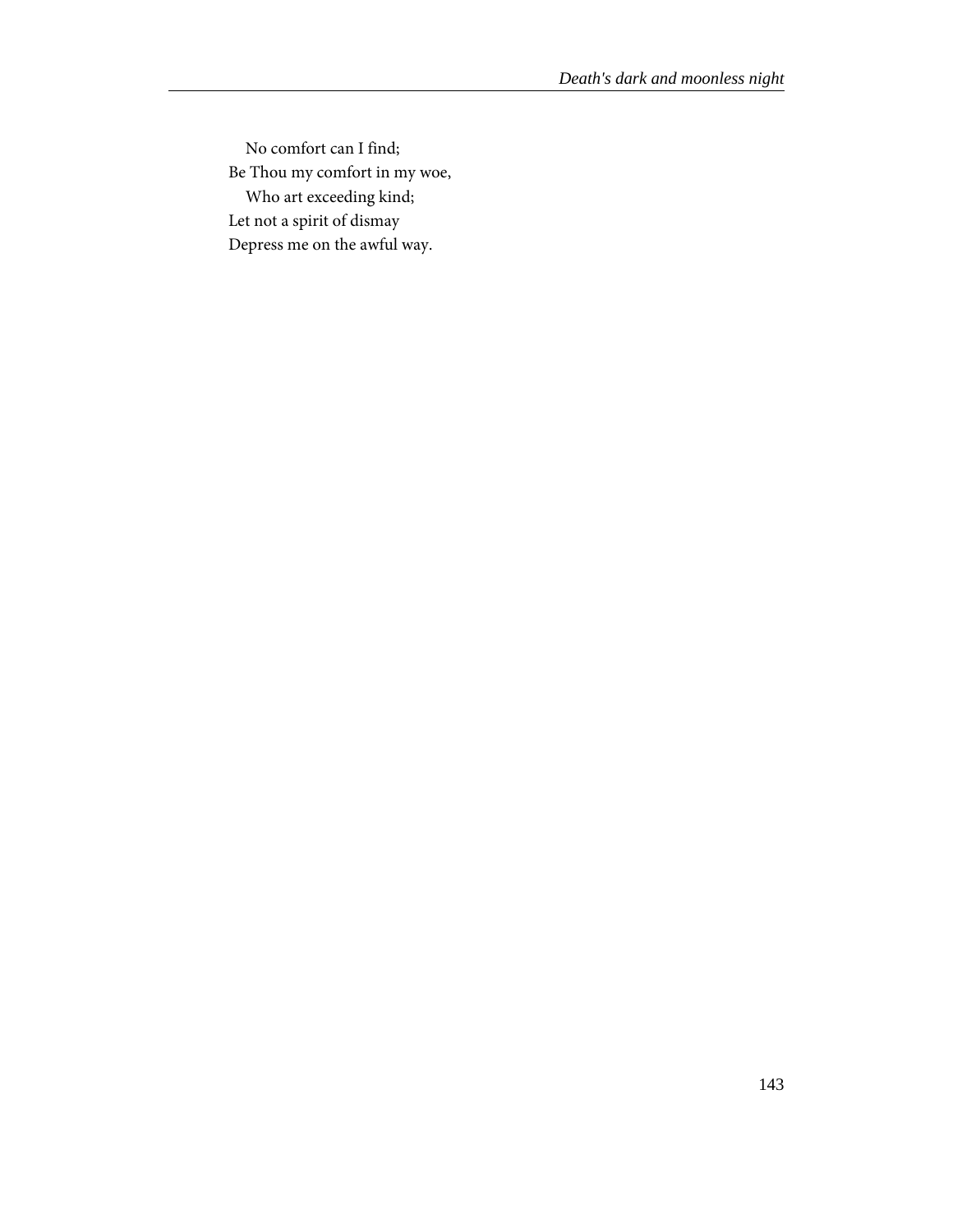No comfort can I find;  
Be Thou my comfort in my woe,  
Who art exceeding kind;  
Let not a spirit of dismay  
Depress me on the awful way.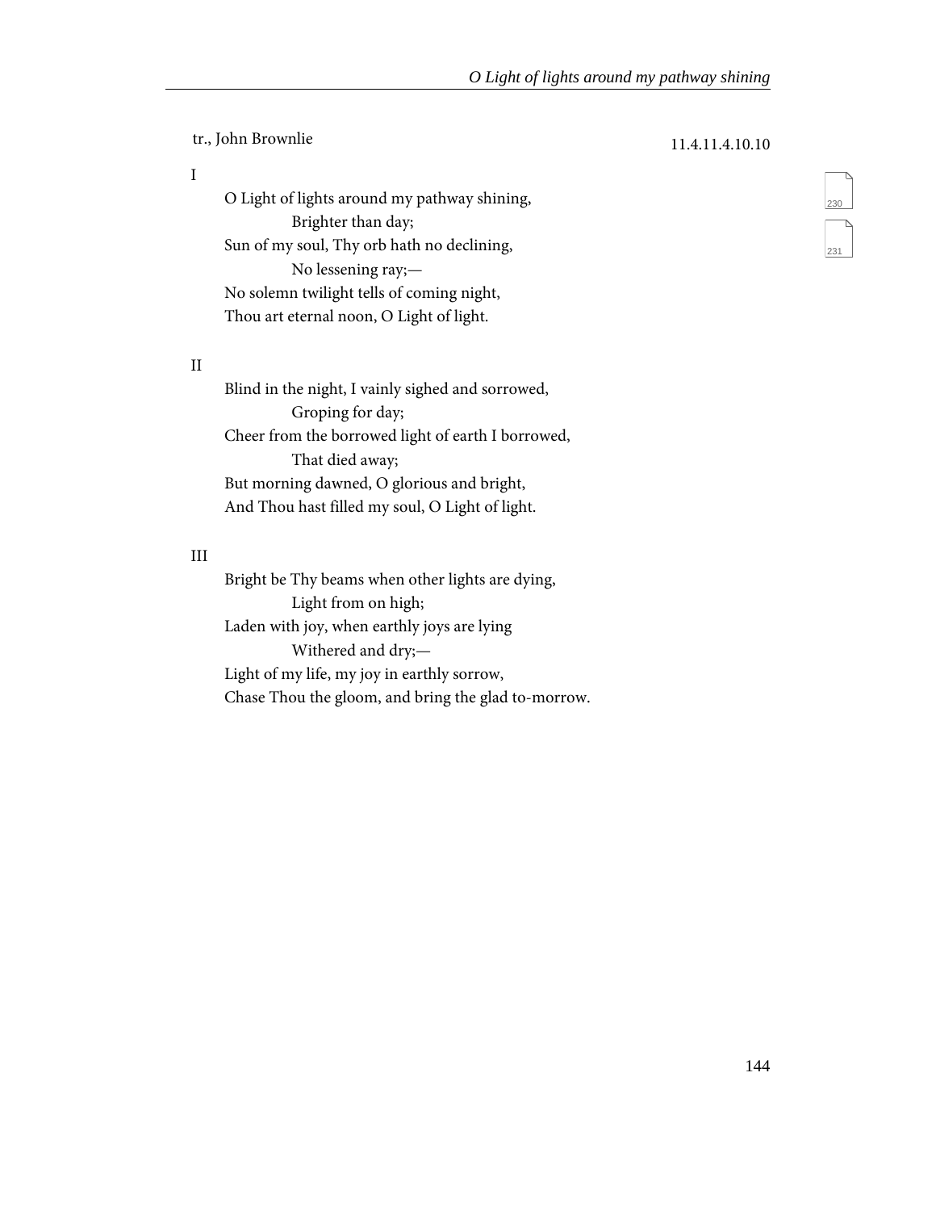tr., John Brownlie

11.4.11.4.10.10

I

O Light of lights around my pathway shining,
    Brighter than day;
Sun of my soul, Thy orb hath no declining,
    No lessening ray;—
No solemn twilight tells of coming night,
Thou art eternal noon, O Light of light.

II

Blind in the night, I vainly sighed and sorrowed,
    Groping for day;
Cheer from the borrowed light of earth I borrowed,
    That died away;
But morning dawned, O glorious and bright,
And Thou hast filled my soul, O Light of light.

III

Bright be Thy beams when other lights are dying,
    Light from on high;
Laden with joy, when earthly joys are lying
    Withered and dry;—
Light of my life, my joy in earthly sorrow,
Chase Thou the gloom, and bring the glad to-morrow.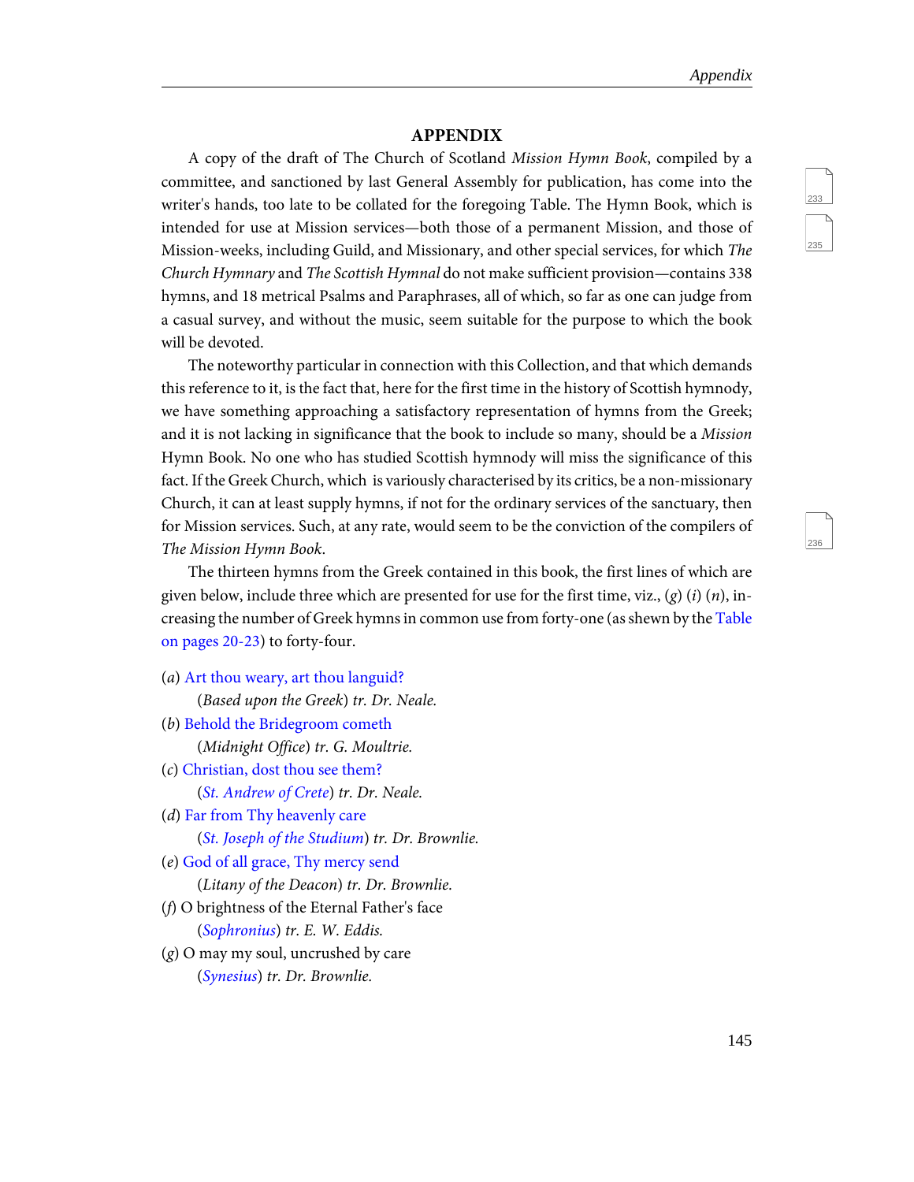## APPENDIX

A copy of the draft of The Church of Scotland *Mission Hymn Book*, compiled by a committee, and sanctioned by last General Assembly for publication, has come into the writer's hands, too late to be collated for the foregoing Table. The Hymn Book, which is intended for use at Mission services—both those of a permanent Mission, and those of Mission-weeks, including Guild, and Missionary, and other special services, for which *The Church Hymnary* and *The Scottish Hymnal* do not make sufficient provision—contains 338 hymns, and 18 metrical Psalms and Paraphrases, all of which, so far as one can judge from a casual survey, and without the music, seem suitable for the purpose to which the book will be devoted.

The noteworthy particular in connection with this Collection, and that which demands this reference to it, is the fact that, here for the first time in the history of Scottish hymnody, we have something approaching a satisfactory representation of hymns from the Greek; and it is not lacking in significance that the book to include so many, should be a *Mission* Hymn Book. No one who has studied Scottish hymnody will miss the significance of this fact. If the Greek Church, which is variously characterised by its critics, be a non-missionary Church, it can at least supply hymns, if not for the ordinary services of the sanctuary, then for Mission services. Such, at any rate, would seem to be the conviction of the compilers of *The Mission Hymn Book*.

The thirteen hymns from the Greek contained in this book, the first lines of which are given below, include three which are presented for use for the first time, viz., (*g*) (*i*) (*n*), increasing the number of Greek hymns in common use from forty-one (as shewn by the Table on pages 20-23) to forty-four.

(*a*) Art thou weary, art thou languid?
*(Based upon the Greek) tr. Dr. Neale.*

(*b*) Behold the Bridegroom cometh
*(Midnight Office) tr. G. Moultrie.*

(*c*) Christian, dost thou see them?
*(St. Andrew of Crete) tr. Dr. Neale.*

(*d*) Far from Thy heavenly care
*(St. Joseph of the Studium) tr. Dr. Brownlie.*

(*e*) God of all grace, Thy mercy send
*(Litany of the Deacon) tr. Dr. Brownlie.*

(*f*) O brightness of the Eternal Father's face
*(Sophronius) tr. E. W. Eddis.*

(*g*) O may my soul, uncrushed by care
*(Synesius) tr. Dr. Brownlie.*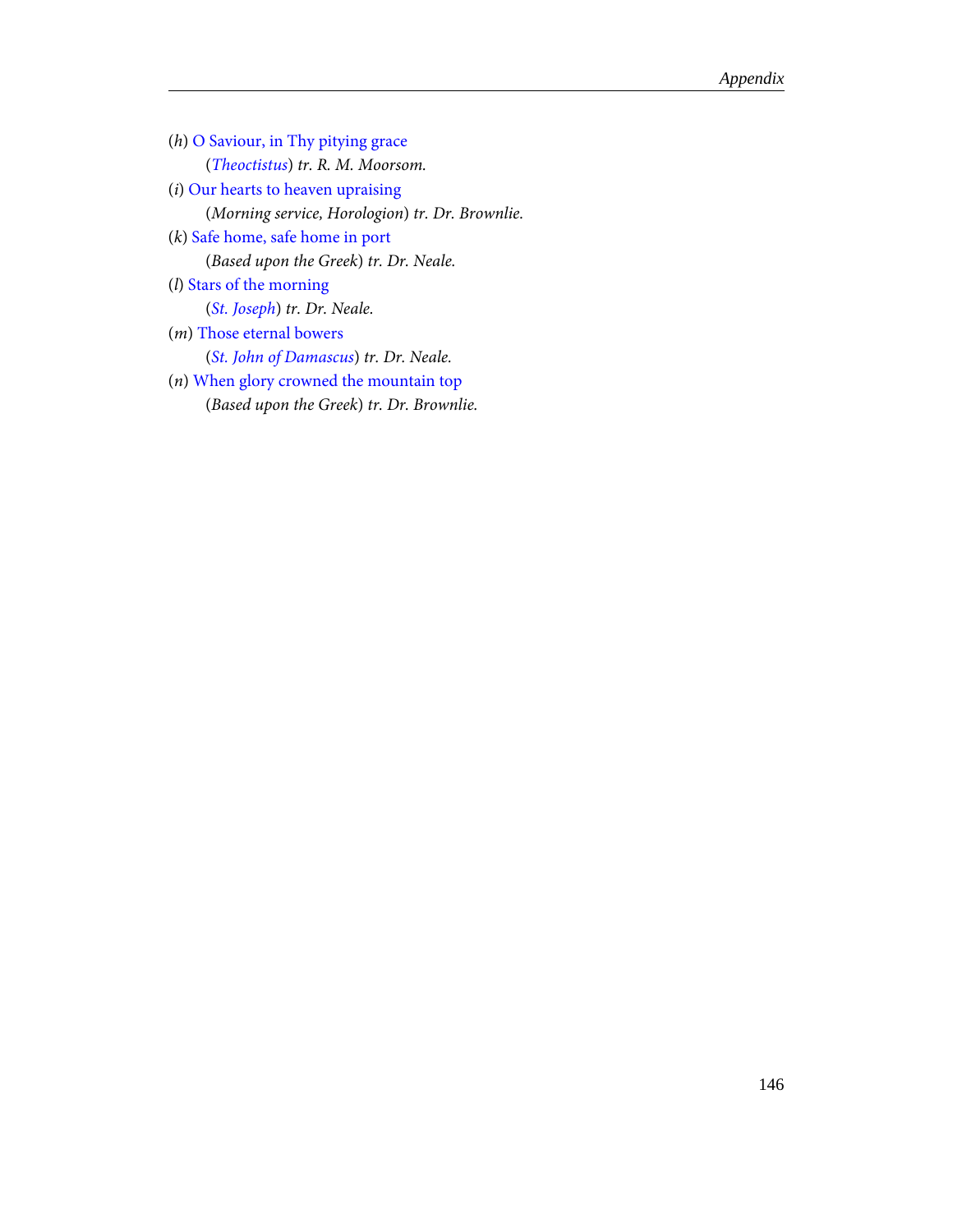(*h*) O Saviour, in Thy pitying grace
    (*Theoctistus*) *tr. R. M. Moorsom.*

(*i*) Our hearts to heaven upraising
    (*Morning service, Horologion*) *tr. Dr. Brownlie.*

(*k*) Safe home, safe home in port
    (*Based upon the Greek*) *tr. Dr. Neale.*

(*l*) Stars of the morning
    (*St. Joseph*) *tr. Dr. Neale.*

(*m*) Those eternal bowers
    (*St. John of Damascus*) *tr. Dr. Neale.*

(*n*) When glory crowned the mountain top
    (*Based upon the Greek*) *tr. Dr. Brownlie.*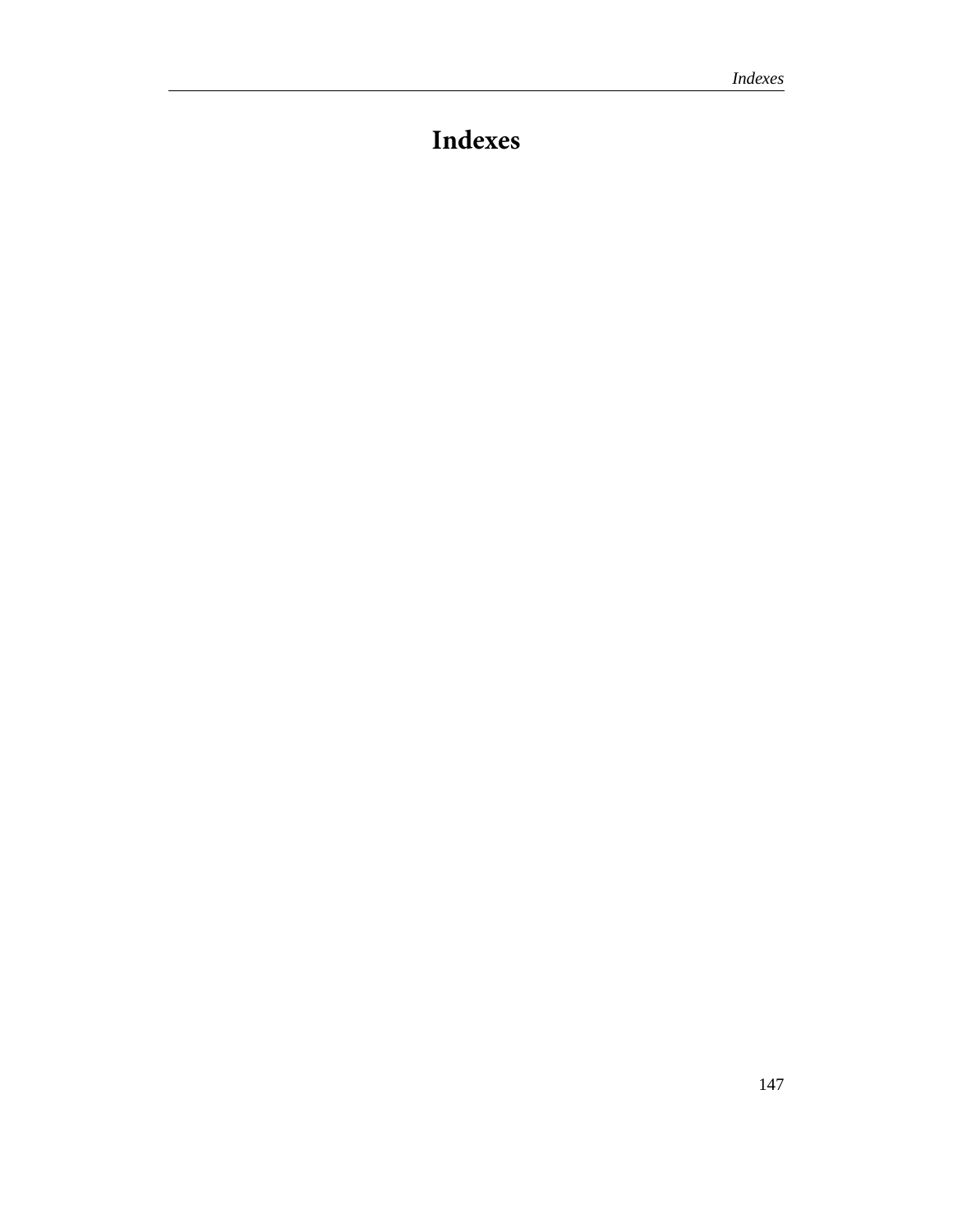# Indexes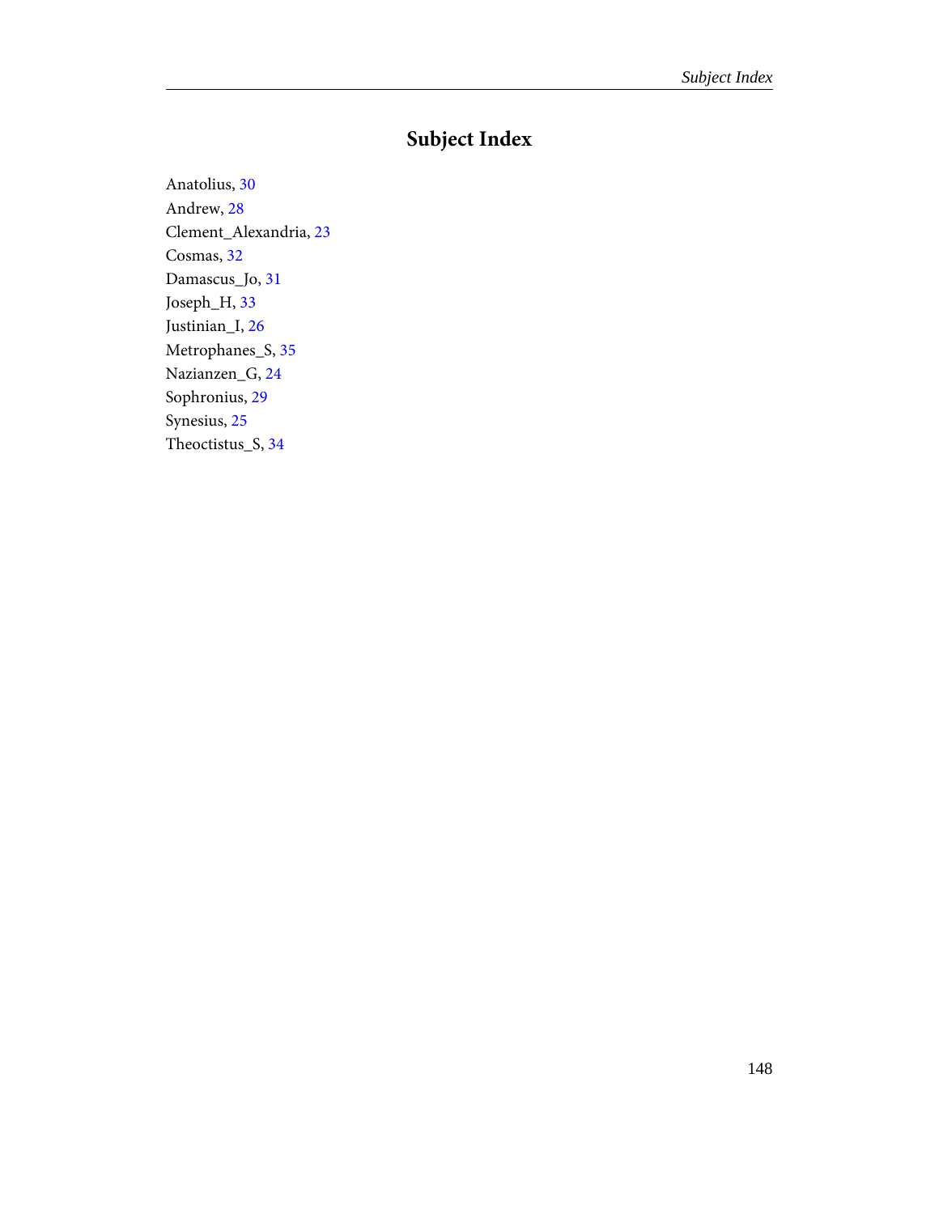# Subject Index

Anatolius, 30
Andrew, 28
Clement_Alexandria, 23
Cosmas, 32
Damascus_Jo, 31
Joseph_H, 33
Justinian_I, 26
Metrophanes_S, 35
Nazianzen_G, 24
Sophronius, 29
Synesius, 25
Theoctistus_S, 34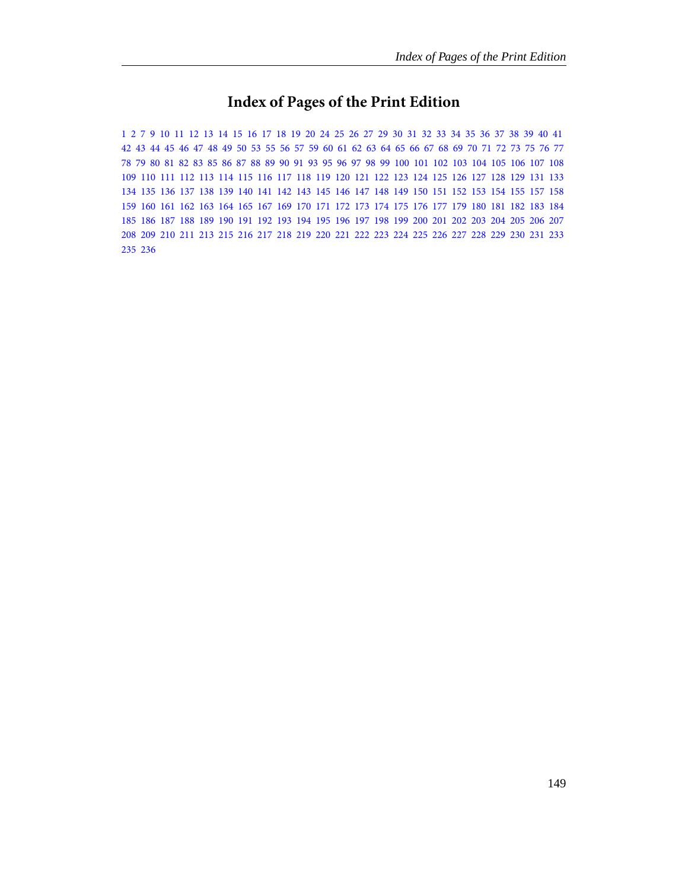# Index of Pages of the Print Edition

1 2 7 9 10 11 12 13 14 15 16 17 18 19 20 24 25 26 27 29 30 31 32 33 34 35 36 37 38 39 40 41 42 43 44 45 46 47 48 49 50 53 55 56 57 59 60 61 62 63 64 65 66 67 68 69 70 71 72 73 75 76 77 78 79 80 81 82 83 85 86 87 88 89 90 91 93 95 96 97 98 99 100 101 102 103 104 105 106 107 108 109 110 111 112 113 114 115 116 117 118 119 120 121 122 123 124 125 126 127 128 129 131 133 134 135 136 137 138 139 140 141 142 143 145 146 147 148 149 150 151 152 153 154 155 157 158 159 160 161 162 163 164 165 167 169 170 171 172 173 174 175 176 177 179 180 181 182 183 184 185 186 187 188 189 190 191 192 193 194 195 196 197 198 199 200 201 202 203 204 205 206 207 208 209 210 211 213 215 216 217 218 219 220 221 222 223 224 225 226 227 228 229 230 231 233 235 236